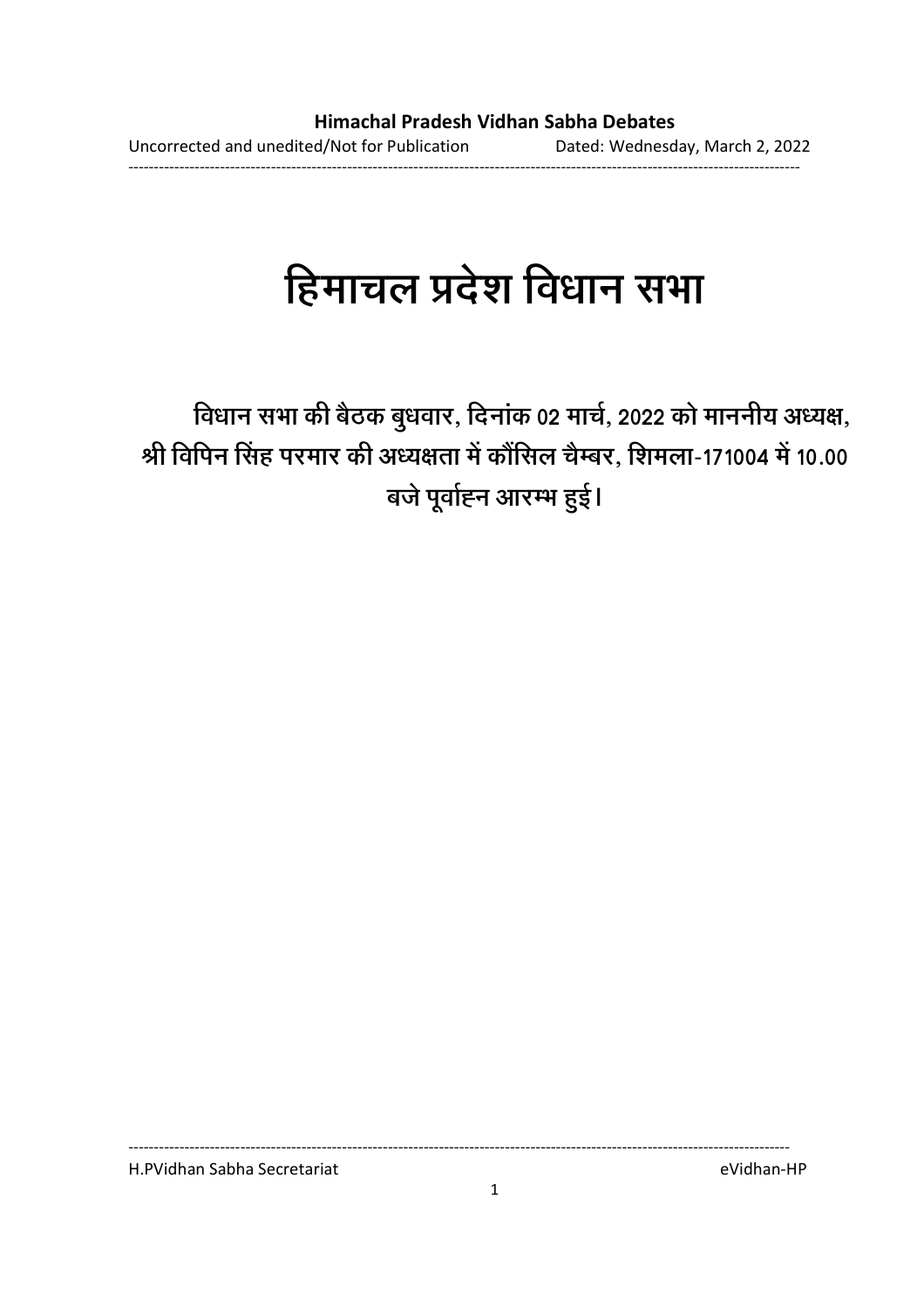# हिमाचल प्रदेश विधान सभा

**विधान सभा की बैठक बुधवार, दिनांक 02 मार्च, 2022 को माननीय अध्यक्ष, श्री विपिन सिंह परमार की अध्यक्षता में कौंसिल चैम्बर, शिमला-171004 में 10.00 बजे पूर्वाह्न आरम्भ हुई।**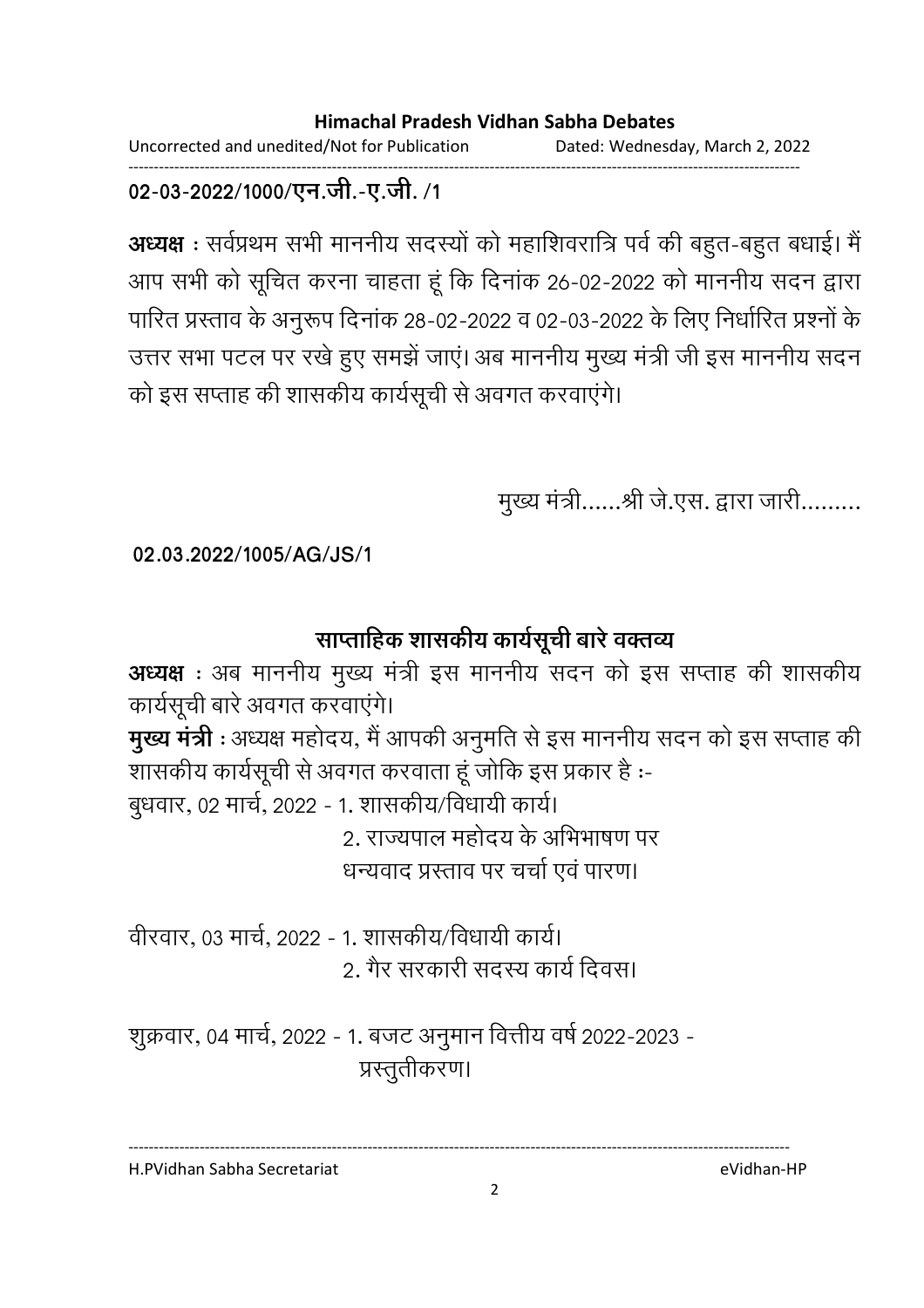02-03-2022/1000/एन.जी.-ए.जी. /1

**अध्यक्ष** : सर्वप्रथम सभी माननीय सदस्यों को महाशिवरात्रि पर्व की बहुत-बहुत बधाई। मैं आप सभी को सूचित करना चाहता हूं कि दिनांक 26-02-2022 को माननीय सदन द्वारा पारित प्रस्ताव के अनुरूप दिनांक 28-02-2022 व 02-03-2022 के लिए निर्धारित प्रश्नों के उत्तर सभा पटल पर रखे हुए समझें जाएं। अब माननीय मुख्य मंत्री जी इस माननीय सदन को इस सप्ताह की शासकीय कार्यसूची से अवगत करवाएंगे।

मुख्य मंत्री......श्री जे.एस. द्वारा जारी.........

02.03.2022/1005/AG/JS/1

## साप्ताहिक शासकीय कार्यसूची बारे वक्तव्य

**अध्यक्ष** : अब माननीय मुख्य मंत्री इस माननीय सदन को इस सप्ताह की शासकीय कार्यसूची बारे अवगत करवाएंगे।

**मुख्य मंत्री** : अध्यक्ष महोदय, मैं आपकी अनुमति से इस माननीय सदन को इस सप्ताह की शासकीय कार्यसूची से अवगत करवाता हूं जोकि इस प्रकार है :-

बुधवार, 02 मार्च, 2022 - 1. शासकीय/विधायी कार्य।
2. राज्यपाल महोदय के अभिभाषण पर धन्यवाद प्रस्ताव पर चर्चा एवं पारण।

वीरवार, 03 मार्च, 2022 - 1. शासकीय/विधायी कार्य।
2. गैर सरकारी सदस्य कार्य दिवस।

शुक्रवार, 04 मार्च, 2022 - 1. बजट अनुमान वित्तीय वर्ष 2022-2023 - प्रस्तुतीकरण।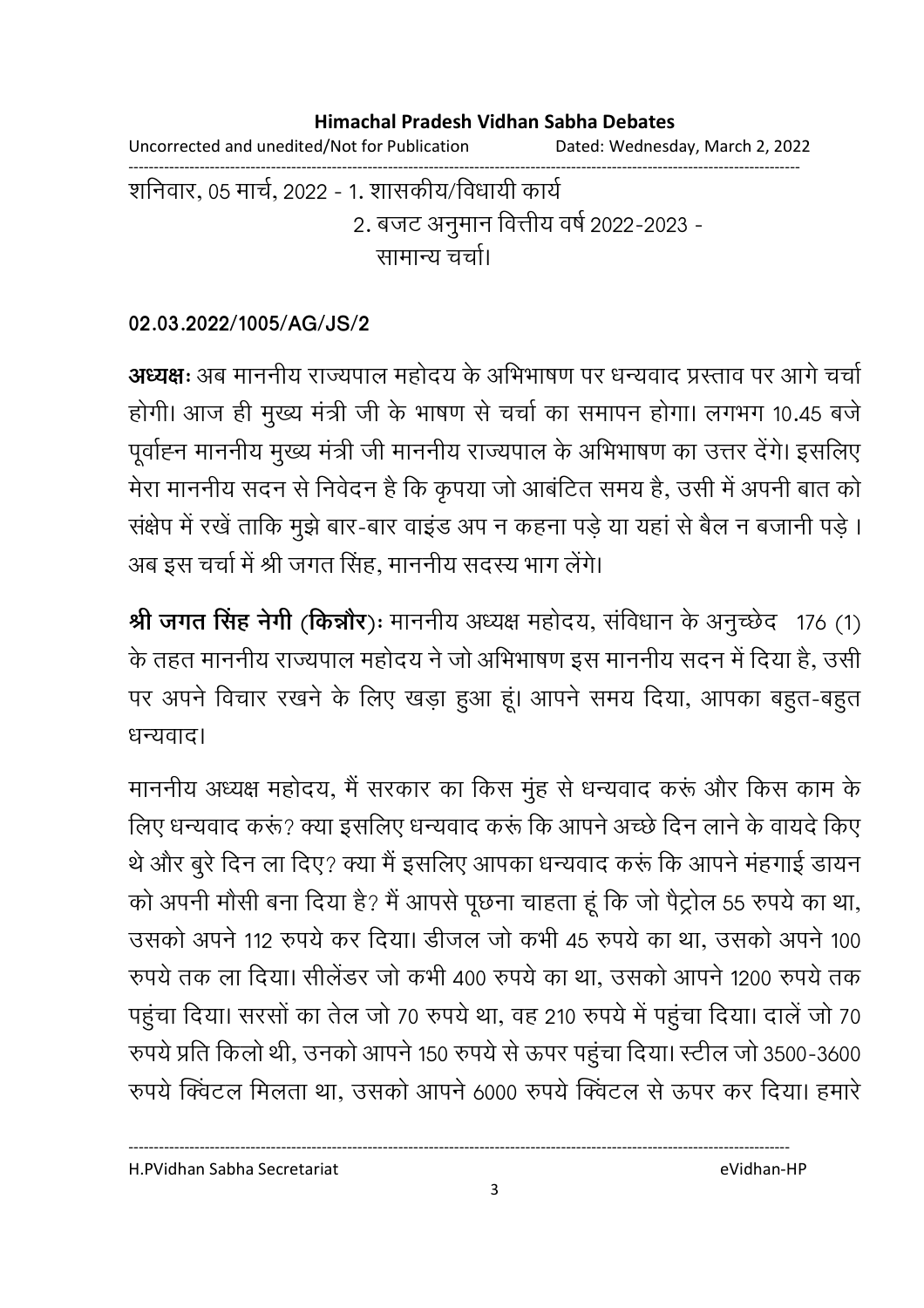शनिवार, 05 मार्च, 2022 - 1. शासकीय/विधायी कार्य
2. बजट अनुमान वित्तीय वर्ष 2022-2023 - सामान्य चर्चा।

**02.03.2022/1005/AG/JS/2**

**अध्यक्षः** अब माननीय राज्यपाल महोदय के अभिभाषण पर धन्यवाद प्रस्ताव पर आगे चर्चा होगी। आज ही मुख्य मंत्री जी के भाषण से चर्चा का समापन होगा। लगभग 10.45 बजे पूर्वाह्न माननीय मुख्य मंत्री जी माननीय राज्यपाल के अभिभाषण का उत्तर देंगे। इसलिए मेरा माननीय सदन से निवेदन है कि कृपया जो आबंटित समय है, उसी में अपनी बात को संक्षेप में रखें ताकि मुझे बार-बार वाइंड अप न कहना पड़े या यहां से बैल न बजानी पड़े। अब इस चर्चा में श्री जगत सिंह, माननीय सदस्य भाग लेंगे।

**श्री जगत सिंह नेगी (किन्नौर)ः** माननीय अध्यक्ष महोदय, संविधान के अनुच्छेद 176 (1) के तहत माननीय राज्यपाल महोदय ने जो अभिभाषण इस माननीय सदन में दिया है, उसी पर अपने विचार रखने के लिए खड़ा हुआ हूं। आपने समय दिया, आपका बहुत-बहुत धन्यवाद।

माननीय अध्यक्ष महोदय, मैं सरकार का किस मुंह से धन्यवाद करूं और किस काम के लिए धन्यवाद करूं? क्या इसलिए धन्यवाद करूं कि आपने अच्छे दिन लाने के वायदे किए थे और बुरे दिन ला दिए? क्या मैं इसलिए आपका धन्यवाद करूं कि आपने मंहगाई डायन को अपनी मौसी बना दिया है? मैं आपसे पूछना चाहता हूं कि जो पैट्रोल 55 रुपये का था, उसको अपने 112 रुपये कर दिया। डीजल जो कभी 45 रुपये का था, उसको अपने 100 रुपये तक ला दिया। सीलेंडर जो कभी 400 रुपये का था, उसको आपने 1200 रुपये तक पहुंचा दिया। सरसों का तेल जो 70 रुपये था, वह 210 रुपये में पहुंचा दिया। दालें जो 70 रुपये प्रति किलो थी, उनको आपने 150 रुपये से ऊपर पहुंचा दिया। स्टील जो 3500-3600 रुपये क्विंटल मिलता था, उसको आपने 6000 रुपये क्विंटल से ऊपर कर दिया। हमारे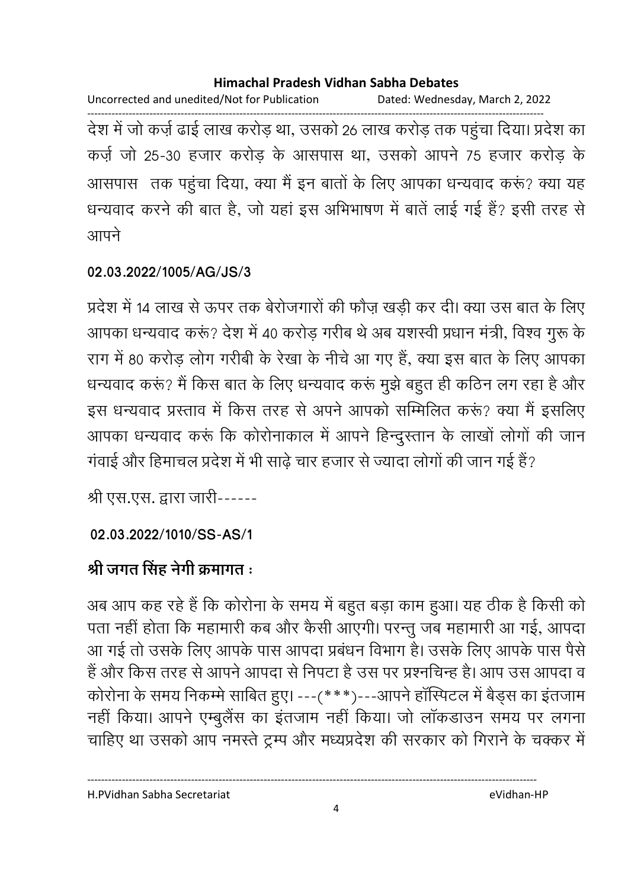देश में जो कर्ज़ ढाई लाख करोड़ था, उसको 26 लाख करोड़ तक पहुंचा दिया। प्रदेश का कर्ज़ जो 25-30 हजार करोड़ के आसपास था, उसको आपने 75 हजार करोड़ के आसपास  तक पहुंचा दिया, क्या मैं इन बातों के लिए आपका धन्यवाद करूं? क्या यह धन्यवाद करने की बात है, जो यहां इस अभिभाषण में बातें लाई गई हैं? इसी तरह से आपने

**02.03.2022/1005/AG/JS/3**

प्रदेश में 14 लाख से ऊपर तक बेरोजगारों की फौज़ खड़ी कर दी। क्या उस बात के लिए आपका धन्यवाद करूं? देश में 40 करोड़ गरीब थे अब यशस्वी प्रधान मंत्री, विश्व गुरू के राग में 80 करोड़ लोग गरीबी के रेखा के नीचे आ गए हैं, क्या इस बात के लिए आपका धन्यवाद करूं? मैं किस बात के लिए धन्यवाद करूं मुझे बहुत ही कठिन लग रहा है और इस धन्यवाद प्रस्ताव में किस तरह से अपने आपको सम्मिलित करूं? क्या मैं इसलिए आपका धन्यवाद करूं कि कोरोनाकाल में आपने हिन्दुस्तान के लाखों लोगों की जान गंवाई और हिमाचल प्रदेश में भी साढ़े चार हजार से ज्यादा लोगों की जान गई हैं?

श्री एस.एस. द्वारा जारी------

**02.03.2022/1010/SS-AS/1**

**श्री जगत सिंह नेगी क्रमागत :**

अब आप कह रहे हैं कि कोरोना के समय में बहुत बड़ा काम हुआ। यह ठीक है किसी को पता नहीं होता कि महामारी कब और कैसी आएगी। परन्तु जब महामारी आ गई, आपदा आ गई तो उसके लिए आपके पास आपदा प्रबंधन विभाग है। उसके लिए आपके पास पैसे हैं और किस तरह से आपने आपदा से निपटा है उस पर प्रश्नचिन्ह है। आप उस आपदा व कोरोना के समय निकम्मे साबित हुए। ---(***)---आपने हॉस्पिटल में बैड्स का इंतजाम नहीं किया। आपने एम्बुलैंस का इंतजाम नहीं किया। जो लॉकडाउन समय पर लगना चाहिए था उसको आप नमस्ते ट्रम्प और मध्यप्रदेश की सरकार को गिराने के चक्कर में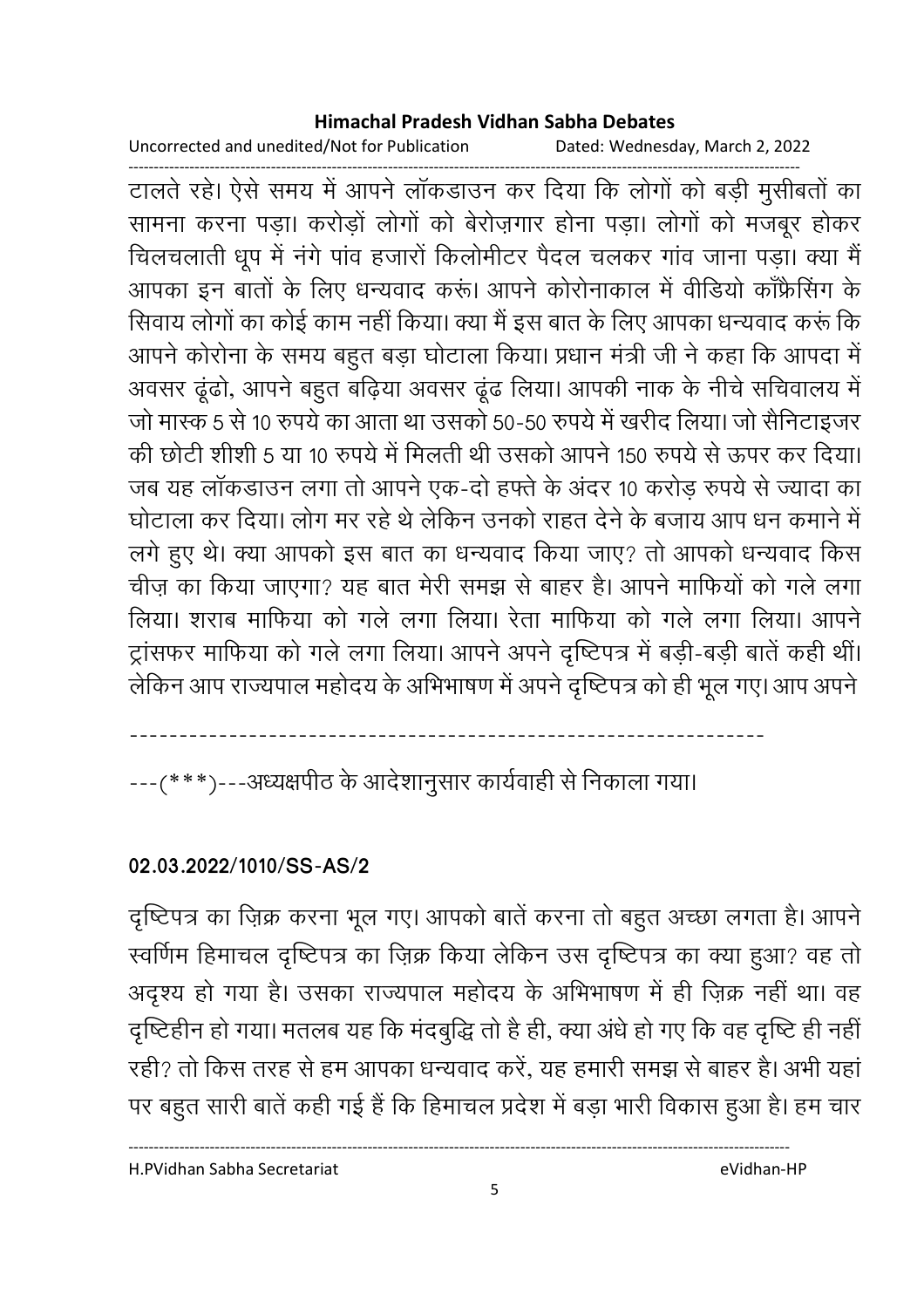टालते रहे। ऐसे समय में आपने लॉकडाउन कर दिया कि लोगों को बड़ी मुसीबतों का सामना करना पड़ा। करोड़ों लोगों को बेरोज़गार होना पड़ा। लोगों को मजबूर होकर चिलचलाती धूप में नंगे पांव हजारों किलोमीटर पैदल चलकर गांव जाना पड़ा। क्या मैं आपका इन बातों के लिए धन्यवाद करूं। आपने कोरोनाकाल में वीडियो कॉंफ्रैंसिंग के सिवाय लोगों का कोई काम नहीं किया। क्या मैं इस बात के लिए आपका धन्यवाद करूं कि आपने कोरोना के समय बहुत बड़ा घोटाला किया। प्रधान मंत्री जी ने कहा कि आपदा में अवसर ढूंढो, आपने बहुत बढ़िया अवसर ढूंढ लिया। आपकी नाक के नीचे सचिवालय में जो मास्क 5 से 10 रुपये का आता था उसको 50-50 रुपये में खरीद लिया। जो सैनिटाइजर की छोटी शीशी 5 या 10 रुपये में मिलती थी उसको आपने 150 रुपये से ऊपर कर दिया। जब यह लॉकडाउन लगा तो आपने एक-दो हफ्ते के अंदर 10 करोड़ रुपये से ज्यादा का घोटाला कर दिया। लोग मर रहे थे लेकिन उनको राहत देने के बजाय आप धन कमाने में लगे हुए थे। क्या आपको इस बात का धन्यवाद किया जाए? तो आपको धन्यवाद किस चीज़ का किया जाएगा? यह बात मेरी समझ से बाहर है। आपने माफियों को गले लगा लिया। शराब माफिया को गले लगा लिया। रेता माफिया को गले लगा लिया। आपने ट्रांसफर माफिया को गले लगा लिया। आपने अपने दृष्टिपत्र में बड़ी-बड़ी बातें कही थीं। लेकिन आप राज्यपाल महोदय के अभिभाषण में अपने दृष्टिपत्र को ही भूल गए। आप अपने

---

---(***)---अध्यक्षपीठ के आदेशानुसार कार्यवाही से निकाला गया।

**02.03.2022/1010/SS-AS/2**

दृष्टिपत्र का ज़िक्र करना भूल गए। आपको बातें करना तो बहुत अच्छा लगता है। आपने स्वर्णिम हिमाचल दृष्टिपत्र का ज़िक्र किया लेकिन उस दृष्टिपत्र का क्या हुआ? वह तो अदृश्य हो गया है। उसका राज्यपाल महोदय के अभिभाषण में ही ज़िक्र नहीं था। वह दृष्टिहीन हो गया। मतलब यह कि मंदबुद्धि तो है ही, क्या अंधे हो गए कि वह दृष्टि ही नहीं रही? तो किस तरह से हम आपका धन्यवाद करें, यह हमारी समझ से बाहर है। अभी यहां पर बहुत सारी बातें कही गई हैं कि हिमाचल प्रदेश में बड़ा भारी विकास हुआ है। हम चार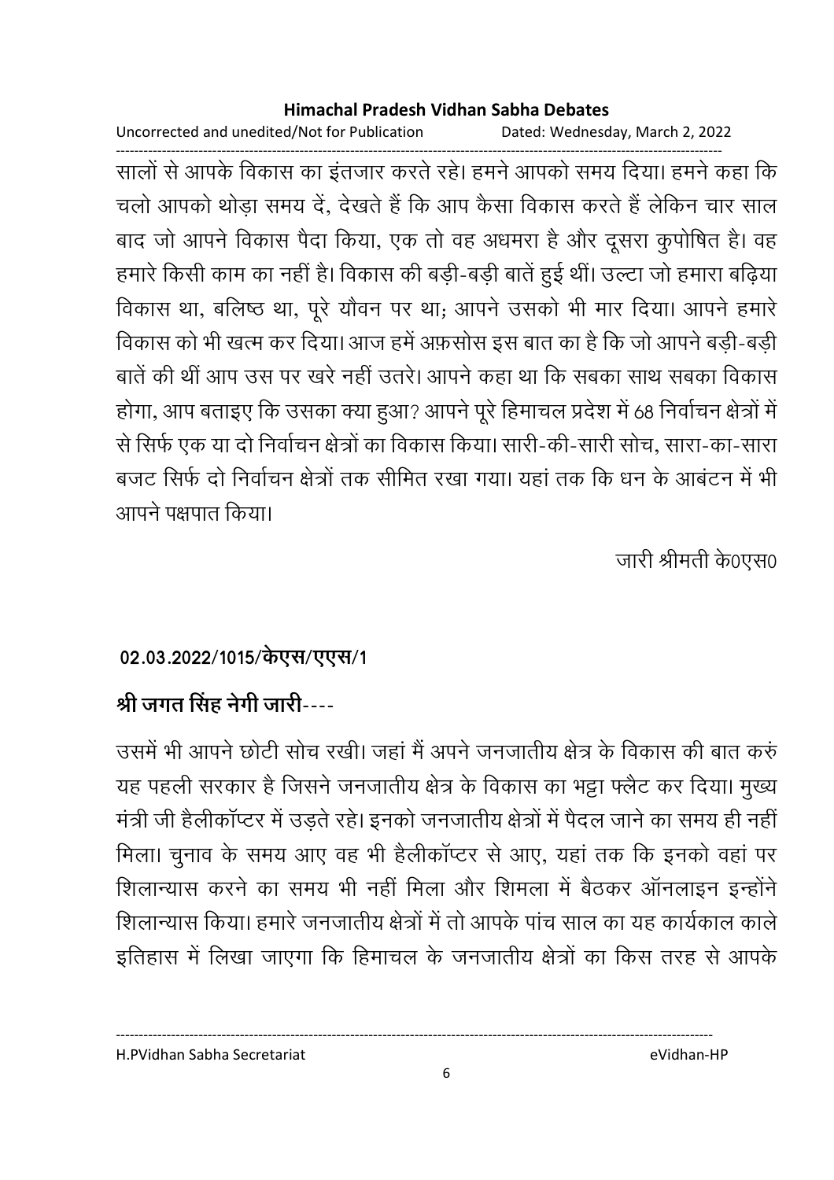सालों से आपके विकास का इंतजार करते रहे। हमने आपको समय दिया। हमने कहा कि चलो आपको थोड़ा समय दें, देखते हैं कि आप कैसा विकास करते हैं लेकिन चार साल बाद जो आपने विकास पैदा किया, एक तो वह अधमरा है और दूसरा कुपोषित है। वह हमारे किसी काम का नहीं है। विकास की बड़ी-बड़ी बातें हुई थीं। उल्टा जो हमारा बढ़िया विकास था, बलिष्ठ था, पूरे यौवन पर था; आपने उसको भी मार दिया। आपने हमारे विकास को भी खत्म कर दिया। आज हमें अफ़सोस इस बात का है कि जो आपने बड़ी-बड़ी बातें की थीं आप उस पर खरे नहीं उतरे। आपने कहा था कि सबका साथ सबका विकास होगा, आप बताइए कि उसका क्या हुआ? आपने पूरे हिमाचल प्रदेश में 68 निर्वाचन क्षेत्रों में से सिर्फ एक या दो निर्वाचन क्षेत्रों का विकास किया। सारी-की-सारी सोच, सारा-का-सारा बजट सिर्फ दो निर्वाचन क्षेत्रों तक सीमित रखा गया। यहां तक कि धन के आबंटन में भी आपने पक्षपात किया।

जारी श्रीमती के0एस0

**02.03.2022/1015/केएस/एएस/1**

**श्री जगत सिंह नेगी जारी----**

उसमें भी आपने छोटी सोच रखी। जहां मैं अपने जनजातीय क्षेत्र के विकास की बात करुं यह पहली सरकार है जिसने जनजातीय क्षेत्र के विकास का भट्टा फ्लैट कर दिया। मुख्य मंत्री जी हैलीकॉप्टर में उड़ते रहे। इनको जनजातीय क्षेत्रों में पैदल जाने का समय ही नहीं मिला। चुनाव के समय आए वह भी हैलीकॉप्टर से आए, यहां तक कि इनको वहां पर शिलान्यास करने का समय भी नहीं मिला और शिमला में बैठकर ऑनलाइन इन्होंने शिलान्यास किया। हमारे जनजातीय क्षेत्रों में तो आपके पांच साल का यह कार्यकाल काले इतिहास में लिखा जाएगा कि हिमाचल के जनजातीय क्षेत्रों का किस तरह से आपके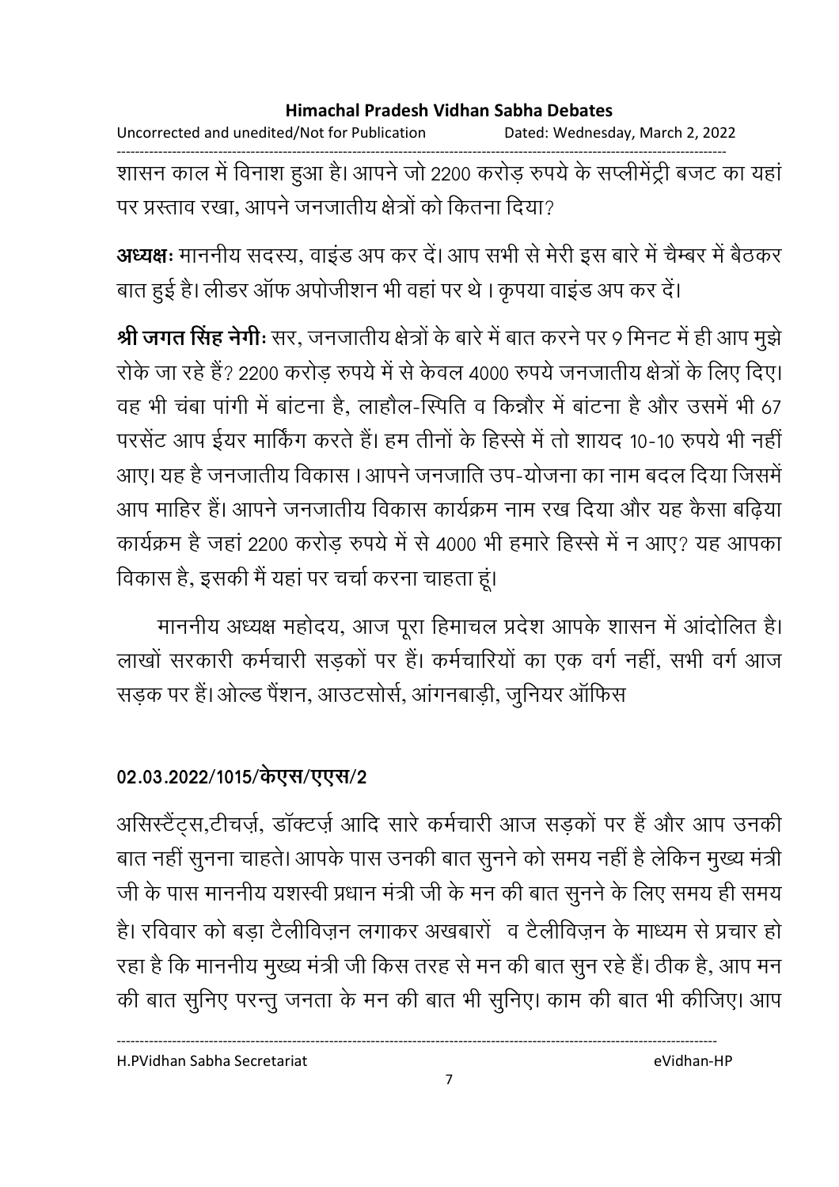शासन काल में विनाश हुआ है। आपने जो 2200 करोड़ रुपये के सप्लीमेंट्री बजट का यहां पर प्रस्ताव रखा, आपने जनजातीय क्षेत्रों को कितना दिया?

**अध्यक्षः** माननीय सदस्य, वाइंड अप कर दें। आप सभी से मेरी इस बारे में चैम्बर में बैठकर बात हुई है। लीडर ऑफ अपोजीशन भी वहां पर थे । कृपया वाइंड अप कर दें।

**श्री जगत सिंह नेगीः** सर, जनजातीय क्षेत्रों के बारे में बात करने पर 9 मिनट में ही आप मुझे रोके जा रहे हैं? 2200 करोड़ रुपये में से केवल 4000 रुपये जनजातीय क्षेत्रों के लिए दिए। वह भी चंबा पांगी में बांटना है, लाहौल-स्पिति व किन्नौर में बांटना है और उसमें भी 67 परसेंट आप ईयर मार्किंग करते हैं। हम तीनों के हिस्से में तो शायद 10-10 रुपये भी नहीं आए। यह है जनजातीय विकास । आपने जनजाति उप-योजना का नाम बदल दिया जिसमें आप माहिर हैं। आपने जनजातीय विकास कार्यक्रम नाम रख दिया और यह कैसा बढ़िया कार्यक्रम है जहां 2200 करोड़ रुपये में से 4000 भी हमारे हिस्से में न आए? यह आपका विकास है, इसकी मैं यहां पर चर्चा करना चाहता हूं।

माननीय अध्यक्ष महोदय, आज पूरा हिमाचल प्रदेश आपके शासन में आंदोलित है। लाखों सरकारी कर्मचारी सड़कों पर हैं। कर्मचारियों का एक वर्ग नहीं, सभी वर्ग आज सड़क पर हैं। ओल्ड पैंशन, आउटसोर्स, आंगनबाड़ी, जुनियर ऑफिस

**02.03.2022/1015/केएस/एएस/2**

असिस्टैंट्स,टीचर्ज़, डॉक्टर्ज़ आदि सारे कर्मचारी आज सड़कों पर हैं और आप उनकी बात नहीं सुनना चाहते। आपके पास उनकी बात सुनने को समय नहीं है लेकिन मुख्य मंत्री जी के पास माननीय यशस्वी प्रधान मंत्री जी के मन की बात सुनने के लिए समय ही समय है। रविवार को बड़ा टैलीविज़न लगाकर अखबारों व टैलीविज़न के माध्यम से प्रचार हो रहा है कि माननीय मुख्य मंत्री जी किस तरह से मन की बात सुन रहे हैं। ठीक है, आप मन की बात सुनिए परन्तु जनता के मन की बात भी सुनिए। काम की बात भी कीजिए। आप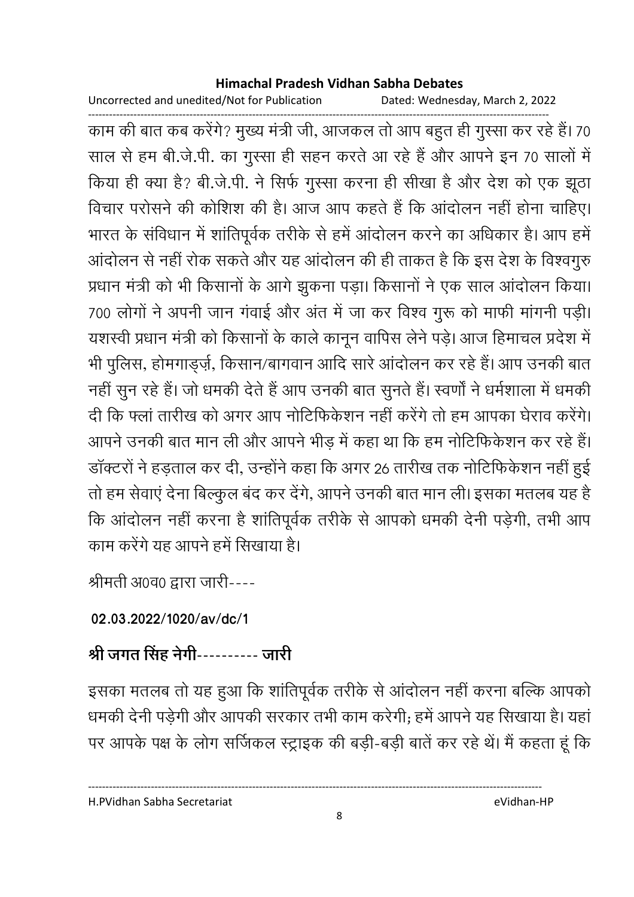काम की बात कब करेंगे? मुख्य मंत्री जी, आजकल तो आप बहुत ही गुस्सा कर रहे हैं। 70 साल से हम बी.जे.पी. का गुस्सा ही सहन करते आ रहे हैं और आपने इन 70 सालों में किया ही क्या है? बी.जे.पी. ने सिर्फ गुस्सा करना ही सीखा है और देश को एक झूठा विचार परोसने की कोशिश की है। आज आप कहते हैं कि आंदोलन नहीं होना चाहिए। भारत के संविधान में शांतिपूर्वक तरीके से हमें आंदोलन करने का अधिकार है। आप हमें आंदोलन से नहीं रोक सकते और यह आंदोलन की ही ताकत है कि इस देश के विश्वगुरु प्रधान मंत्री को भी किसानों के आगे झुकना पड़ा। किसानों ने एक साल आंदोलन किया। 700 लोगों ने अपनी जान गंवाई और अंत में जा कर विश्व गुरू को माफी मांगनी पड़ी। यशस्वी प्रधान मंत्री को किसानों के काले कानून वापिस लेने पड़े। आज हिमाचल प्रदेश में भी पुलिस, होमगाड्‌र्ज़, किसान/बागवान आदि सारे आंदोलन कर रहे हैं। आप उनकी बात नहीं सुन रहे हैं। जो धमकी देते हैं आप उनकी बात सुनते हैं। स्वर्णों ने धर्मशाला में धमकी दी कि फ्लां तारीख को अगर आप नोटिफिकेशन नहीं करेंगे तो हम आपका घेराव करेंगे। आपने उनकी बात मान ली और आपने भीड़ में कहा था कि हम नोटिफिकेशन कर रहे हैं। डॉक्टरों ने हड़ताल कर दी, उन्होंने कहा कि अगर 26 तारीख तक नोटिफिकेशन नहीं हुई तो हम सेवाएं देना बिल्कुल बंद कर देंगे, आपने उनकी बात मान ली। इसका मतलब यह है कि आंदोलन नहीं करना है शांतिपूर्वक तरीके से आपको धमकी देनी पड़ेगी, तभी आप काम करेंगे यह आपने हमें सिखाया है।

श्रीमती अ0व0 द्वारा जारी----

**02.03.2022/1020/av/dc/1**

**श्री जगत सिंह नेगी---------- जारी**

इसका मतलब तो यह हुआ कि शांतिपूर्वक तरीके से आंदोलन नहीं करना बल्कि आपको धमकी देनी पड़ेगी और आपकी सरकार तभी काम करेगी; हमें आपने यह सिखाया है। यहां पर आपके पक्ष के लोग सर्जिकल स्ट्राइक की बड़ी-बड़ी बातें कर रहे थें। मैं कहता हूं कि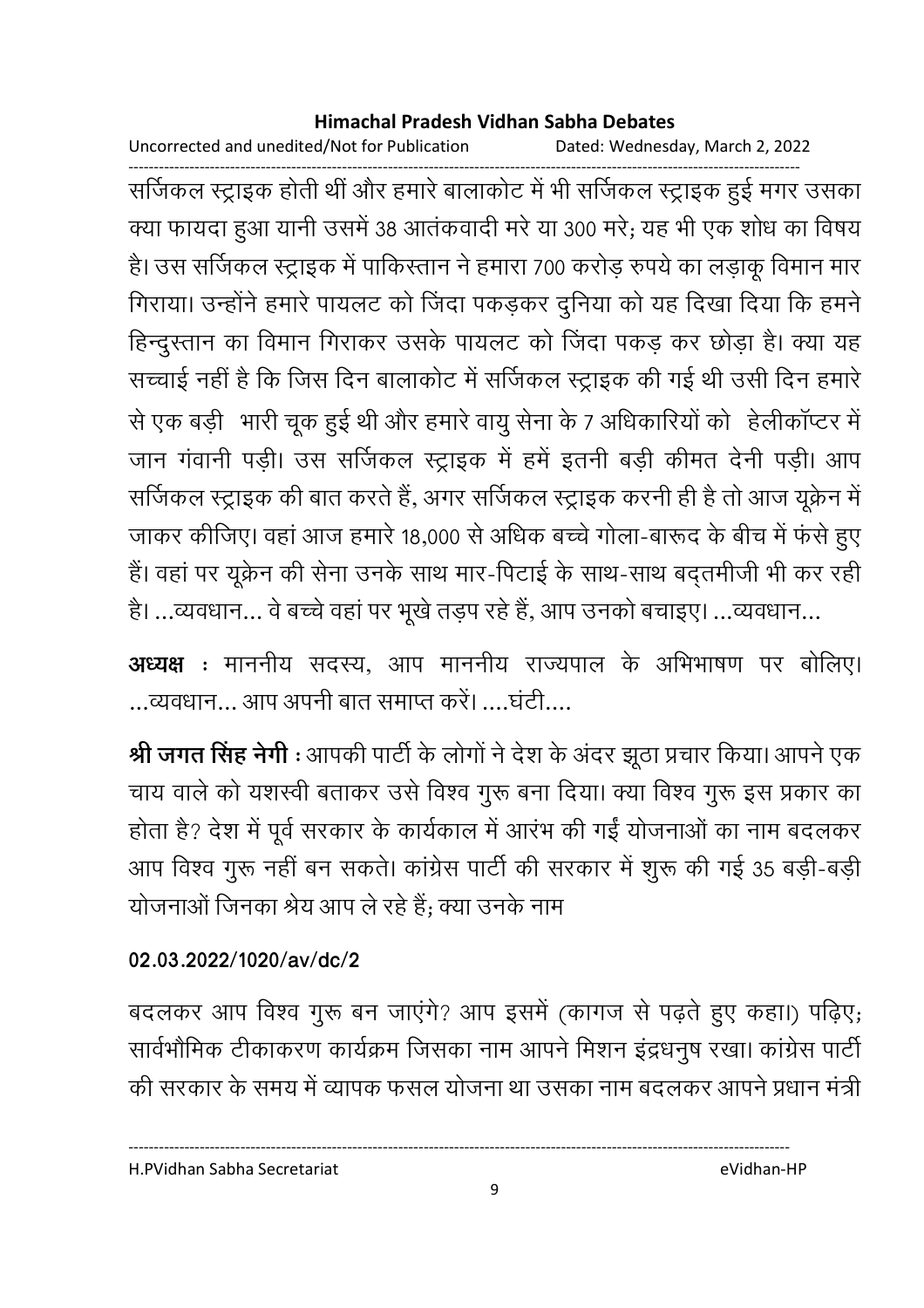सर्जिकल स्ट्राइक होती थीं और हमारे बालाकोट में भी सर्जिकल स्ट्राइक हुई मगर उसका क्या फायदा हुआ यानी उसमें 38 आतंकवादी मरे या 300 मरे; यह भी एक शोध का विषय है। उस सर्जिकल स्ट्राइक में पाकिस्तान ने हमारा 700 करोड़ रुपये का लड़ाकू विमान मार गिराया। उन्होंने हमारे पायलट को जिंदा पकड़कर दुनिया को यह दिखा दिया कि हमने हिन्दुस्तान का विमान गिराकर उसके पायलट को जिंदा पकड़ कर छोड़ा है। क्या यह सच्चाई नहीं है कि जिस दिन बालाकोट में सर्जिकल स्ट्राइक की गई थी उसी दिन हमारे से एक बड़ी भारी चूक हुई थी और हमारे वायु सेना के 7 अधिकारियों को हेलीकॉप्टर में जान गंवानी पड़ी। उस सर्जिकल स्ट्राइक में हमें इतनी बड़ी कीमत देनी पड़ी। आप सर्जिकल स्ट्राइक की बात करते हैं, अगर सर्जिकल स्ट्राइक करनी ही है तो आज यूक्रेन में जाकर कीजिए। वहां आज हमारे 18,000 से अधिक बच्चे गोला-बारूद के बीच में फंसे हुए हैं। वहां पर यूक्रेन की सेना उनके साथ मार-पिटाई के साथ-साथ बद्तमीजी भी कर रही है। ...व्यवधान... वे बच्चे वहां पर भूखे तड़प रहे हैं, आप उनको बचाइए। ...व्यवधान...

**अध्यक्ष** : माननीय सदस्य, आप माननीय राज्यपाल के अभिभाषण पर बोलिए। ...व्यवधान... आप अपनी बात समाप्त करें। ....घंटी....

**श्री जगत सिंह नेगी** : आपकी पार्टी के लोगों ने देश के अंदर झूठा प्रचार किया। आपने एक चाय वाले को यशस्वी बताकर उसे विश्व गुरू बना दिया। क्या विश्व गुरू इस प्रकार का होता है? देश में पूर्व सरकार के कार्यकाल में आरंभ की गईं योजनाओं का नाम बदलकर आप विश्व गुरू नहीं बन सकते। कांग्रेस पार्टी की सरकार में शुरू की गई 35 बड़ी-बड़ी योजनाओं जिनका श्रेय आप ले रहे हैं; क्या उनके नाम

**02.03.2022/1020/av/dc/2**

बदलकर आप विश्व गुरू बन जाएंगे? आप इसमें (कागज से पढ़ते हुए कहा।) पढ़िए; सार्वभौमिक टीकाकरण कार्यक्रम जिसका नाम आपने मिशन इंद्रधनुष रखा। कांग्रेस पार्टी की सरकार के समय में व्यापक फसल योजना था उसका नाम बदलकर आपने प्रधान मंत्री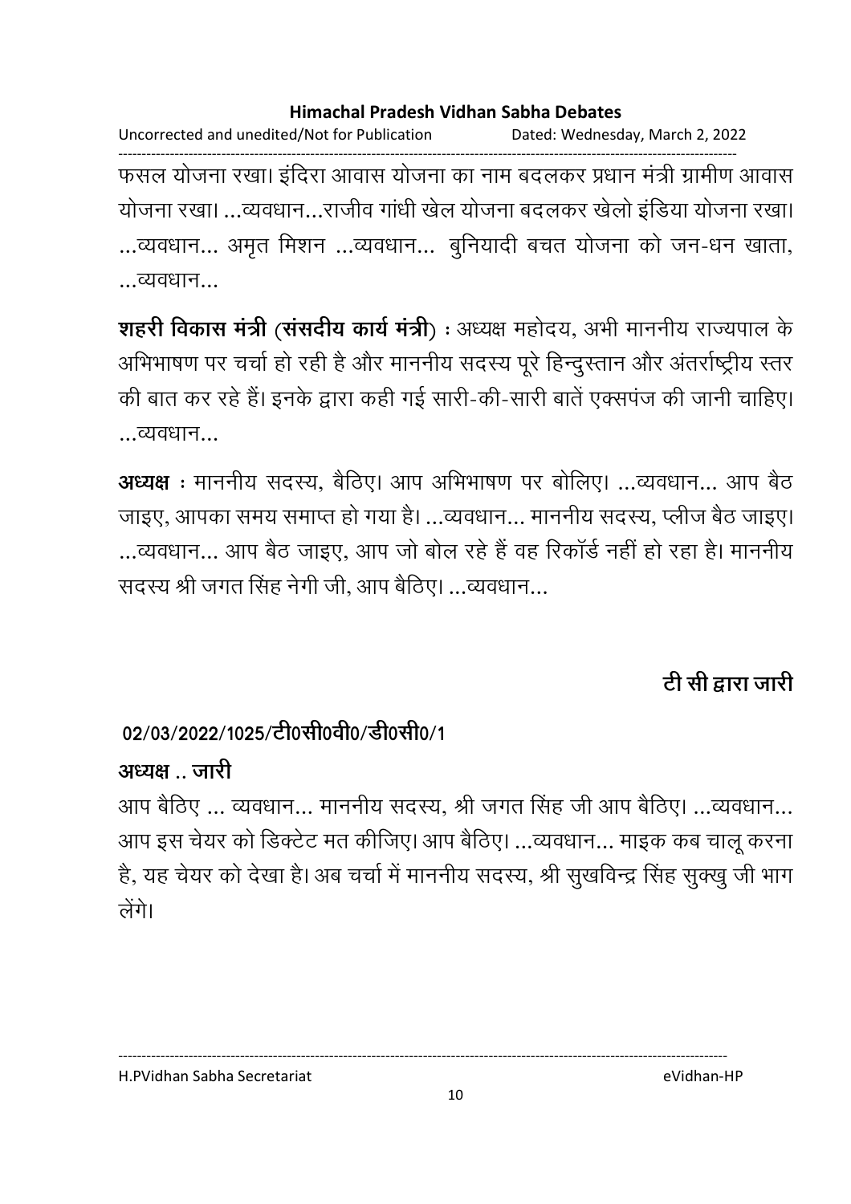फसल योजना रखा। इंदिरा आवास योजना का नाम बदलकर प्रधान मंत्री ग्रामीण आवास योजना रखा। ...व्यवधान...राजीव गांधी खेल योजना बदलकर खेलो इंडिया योजना रखा। ...व्यवधान... अमृत मिशन ...व्यवधान... बुनियादी बचत योजना को जन-धन खाता, ...व्यवधान...

**शहरी विकास मंत्री (संसदीय कार्य मंत्री)** : अध्यक्ष महोदय, अभी माननीय राज्यपाल के अभिभाषण पर चर्चा हो रही है और माननीय सदस्य पूरे हिन्दुस्तान और अंतर्राष्ट्रीय स्तर की बात कर रहे हैं। इनके द्वारा कही गई सारी-की-सारी बातें एक्सपंज की जानी चाहिए। ...व्यवधान...

**अध्यक्ष** : माननीय सदस्य, बैठिए। आप अभिभाषण पर बोलिए। ...व्यवधान... आप बैठ जाइए, आपका समय समाप्त हो गया है। ...व्यवधान... माननीय सदस्य, प्लीज बैठ जाइए। ...व्यवधान... आप बैठ जाइए, आप जो बोल रहे हैं वह रिकॉर्ड नहीं हो रहा है। माननीय सदस्य श्री जगत सिंह नेगी जी, आप बैठिए। ...व्यवधान...

**टी सी द्वारा जारी**

**02/03/2022/1025/टी0सी0वी0/डी0सी0/1**

**अध्यक्ष .. जारी**

आप बैठिए ... व्यवधान... माननीय सदस्य, श्री जगत सिंह जी आप बैठिए। ...व्यवधान... आप इस चेयर को डिक्टेट मत कीजिए। आप बैठिए। ...व्यवधान... माइक कब चालू करना है, यह चेयर को देखा है। अब चर्चा में माननीय सदस्य, श्री सुखविन्द्र सिंह सुक्खु जी भाग लेंगे।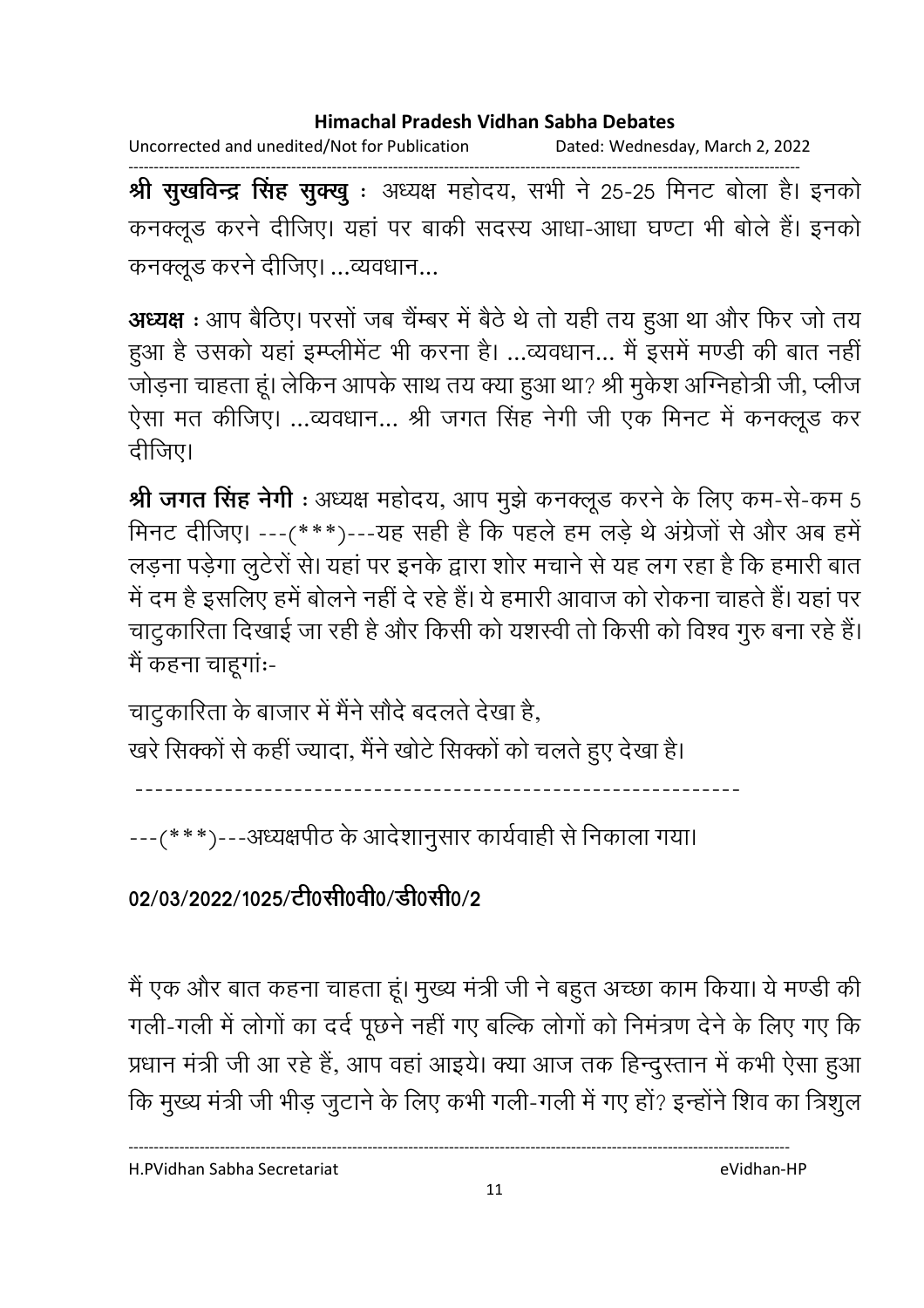**श्री सुखविन्द्र सिंह सुक्खु** : अध्यक्ष महोदय, सभी ने 25-25 मिनट बोला है। इनको कनक्लूड करने दीजिए। यहां पर बाकी सदस्य आधा-आधा घण्टा भी बोले हैं। इनको कनक्लूड करने दीजिए। ...व्यवधान...

**अध्यक्ष** : आप बैठिए। परसों जब चैंम्बर में बैठे थे तो यही तय हुआ था और फिर जो तय हुआ है उसको यहां इम्प्लीमेंट भी करना है। ...व्यवधान... मैं इसमें मण्डी की बात नहीं जोड़ना चाहता हूं। लेकिन आपके साथ तय क्या हुआ था? श्री मुकेश अग्निहोत्री जी, प्लीज ऐसा मत कीजिए। ...व्यवधान... श्री जगत सिंह नेगी जी एक मिनट में कनक्लूड कर दीजिए।

**श्री जगत सिंह नेगी** : अध्यक्ष महोदय, आप मुझे कनक्लूड करने के लिए कम-से-कम 5 मिनट दीजिए। ---(***)---यह सही है कि पहले हम लड़े थे अंग्रेजों से और अब हमें लड़ना पड़ेगा लुटेरों से। यहां पर इनके द्वारा शोर मचाने से यह लग रहा है कि हमारी बात में दम है इसलिए हमें बोलने नहीं दे रहे हैं। ये हमारी आवाज को रोकना चाहते हैं। यहां पर चाटुकारिता दिखाई जा रही है और किसी को यशस्वी तो किसी को विश्व गुरु बना रहे हैं। मैं कहना चाहूगांः-

चाटुकारिता के बाजार में मैंने सौदे बदलते देखा है,
खरे सिक्कों से कहीं ज्यादा, मैंने खोटे सिक्कों को चलते हुए देखा है।

---

---(***)---अध्यक्षपीठ के आदेशानुसार कार्यवाही से निकाला गया।

**02/03/2022/1025/टी0सी0वी0/डी0सी0/2**

मैं एक और बात कहना चाहता हूं। मुख्य मंत्री जी ने बहुत अच्छा काम किया। ये मण्डी की गली-गली में लोगों का दर्द पूछने नहीं गए बल्कि लोगों को निमंत्रण देने के लिए गए कि प्रधान मंत्री जी आ रहे हैं, आप वहां आइये। क्या आज तक हिन्दुस्तान में कभी ऐसा हुआ कि मुख्य मंत्री जी भीड़ जुटाने के लिए कभी गली-गली में गए हों? इन्होंने शिव का त्रिशुल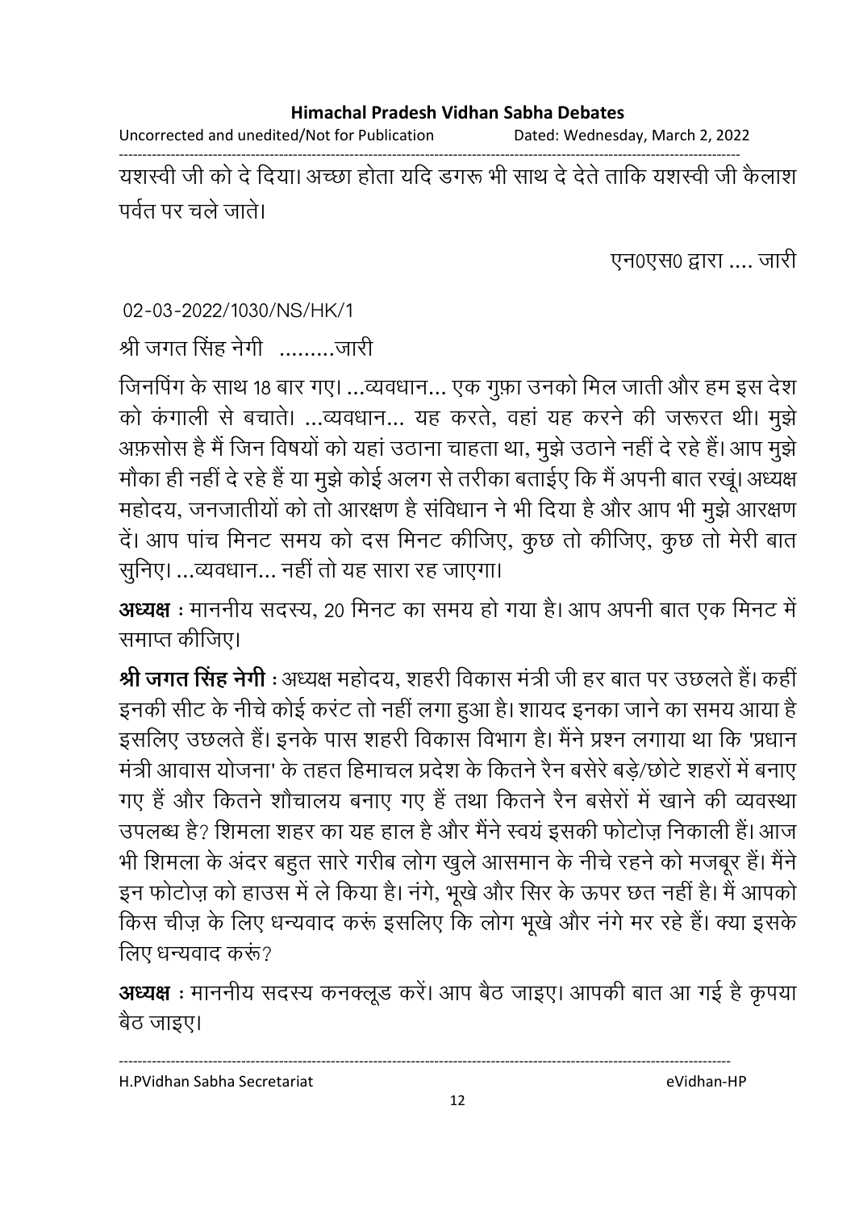यशस्वी जी को दे दिया। अच्छा होता यदि डगरू भी साथ दे देते ताकि यशस्वी जी कैलाश पर्वत पर चले जाते।

एन0एस0 द्वारा .... जारी

02-03-2022/1030/NS/HK/1

श्री जगत सिंह नेगी .........जारी

जिनपिंग के साथ 18 बार गए। ...व्यवधान... एक गुफ़ा उनको मिल जाती और हम इस देश को कंगाली से बचाते। ...व्यवधान... यह करते, वहां यह करने की जरूरत थी। मुझे अफ़सोस है मैं जिन विषयों को यहां उठाना चाहता था, मुझे उठाने नहीं दे रहे हैं। आप मुझे मौका ही नहीं दे रहे हैं या मुझे कोई अलग से तरीका बताईए कि मैं अपनी बात रखूं। अध्यक्ष महोदय, जनजातीयों को तो आरक्षण है संविधान ने भी दिया है और आप भी मुझे आरक्षण दें। आप पांच मिनट समय को दस मिनट कीजिए, कुछ तो कीजिए, कुछ तो मेरी बात सुनिए। ...व्यवधान... नहीं तो यह सारा रह जाएगा।

**अध्यक्ष** : माननीय सदस्य, 20 मिनट का समय हो गया है। आप अपनी बात एक मिनट में समाप्त कीजिए।

**श्री जगत सिंह नेगी** : अध्यक्ष महोदय, शहरी विकास मंत्री जी हर बात पर उछलते हैं। कहीं इनकी सीट के नीचे कोई करंट तो नहीं लगा हुआ है। शायद इनका जाने का समय आया है इसलिए उछलते हैं। इनके पास शहरी विकास विभाग है। मैंने प्रश्न लगाया था कि 'प्रधान मंत्री आवास योजना' के तहत हिमाचल प्रदेश के कितने रैन बसेरे बड़े/छोटे शहरों में बनाए गए हैं और कितने शौचालय बनाए गए हैं तथा कितने रैन बसेरों में खाने की व्यवस्था उपलब्ध है? शिमला शहर का यह हाल है और मैंने स्वयं इसकी फोटोज़ निकाली हैं। आज भी शिमला के अंदर बहुत सारे गरीब लोग खुले आसमान के नीचे रहने को मजबूर हैं। मैंने इन फोटोज़ को हाउस में ले किया है। नंगे, भूखे और सिर के ऊपर छत नहीं है। मैं आपको किस चीज़ के लिए धन्यवाद करूं इसलिए कि लोग भूखे और नंगे मर रहे हैं। क्या इसके लिए धन्यवाद करूं?

**अध्यक्ष** : माननीय सदस्य कनक्लूड करें। आप बैठ जाइए। आपकी बात आ गई है कृपया बैठ जाइए।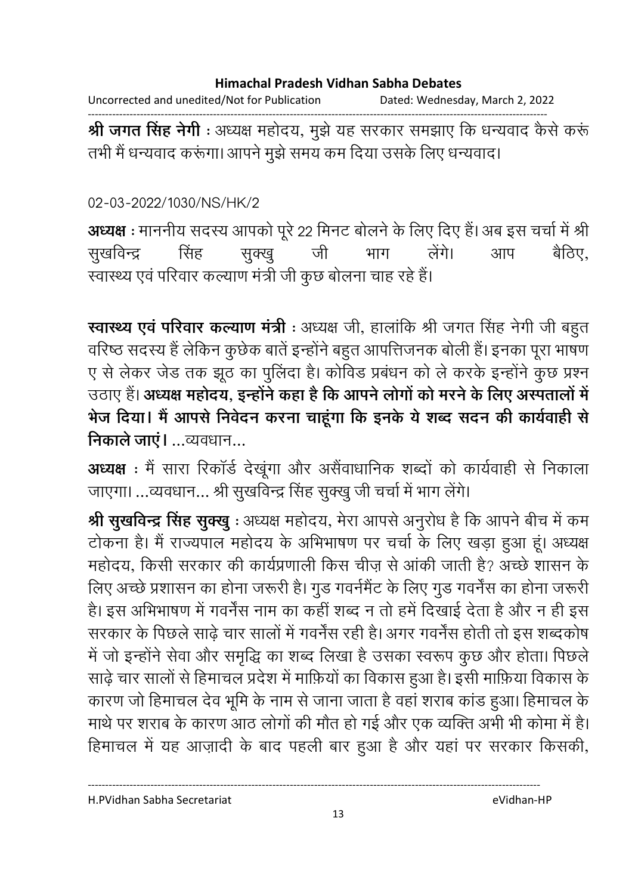**श्री जगत सिंह नेगी** : अध्यक्ष महोदय, मुझे यह सरकार समझाए कि धन्यवाद कैसे करूं तभी मैं धन्यवाद करूंगा। आपने मुझे समय कम दिया उसके लिए धन्यवाद।

02-03-2022/1030/NS/HK/2

**अध्यक्ष** : माननीय सदस्य आपको पूरे 22 मिनट बोलने के लिए दिए हैं। अब इस चर्चा में श्री सुखविन्द्र सिंह सुक्खु जी भाग लेंगे। आप बैठिए, स्वास्थ्य एवं परिवार कल्याण मंत्री जी कुछ बोलना चाह रहे हैं।

**स्वास्थ्य एवं परिवार कल्याण मंत्री** : अध्यक्ष जी, हालांकि श्री जगत सिंह नेगी जी बहुत वरिष्ठ सदस्य हैं लेकिन कुछेक बातें इन्होंने बहुत आपत्तिजनक बोली हैं। इनका पूरा भाषण ए से लेकर जेड तक झूठ का पुलिंदा है। कोविड प्रबंधन को ले करके इन्होंने कुछ प्रश्न उठाए हैं। **अध्यक्ष महोदय, इन्होंने कहा है कि आपने लोगों को मरने के लिए अस्पतालों में भेज दिया। मैं आपसे निवेदन करना चाहूंगा कि इनके ये शब्द सदन की कार्यवाही से निकाले जाएं।** ...व्यवधान...

**अध्यक्ष** : मैं सारा रिकॉर्ड देखूंगा और असैंवाधानिक शब्दों को कार्यवाही से निकाला जाएगा। ...व्यवधान... श्री सुखविन्द्र सिंह सुक्खु जी चर्चा में भाग लेंगे।

**श्री सुखविन्द्र सिंह सुक्खु** : अध्यक्ष महोदय, मेरा आपसे अनुरोध है कि आपने बीच में कम टोकना है। मैं राज्यपाल महोदय के अभिभाषण पर चर्चा के लिए खड़ा हुआ हूं। अध्यक्ष महोदय, किसी सरकार की कार्यप्रणाली किस चीज़ से आंकी जाती है? अच्छे शासन के लिए अच्छे प्रशासन का होना जरूरी है। गुड गवर्नमेंट के लिए गुड गवर्नेंस का होना जरूरी है। इस अभिभाषण में गवर्नेंस नाम का कहीं शब्द न तो हमें दिखाई देता है और न ही इस सरकार के पिछले साढ़े चार सालों में गवर्नेंस रही है। अगर गवर्नेंस होती तो इस शब्दकोष में जो इन्होंने सेवा और समृद्धि का शब्द लिखा है उसका स्वरूप कुछ और होता। पिछले साढ़े चार सालों से हिमाचल प्रदेश में माफ़ियों का विकास हुआ है। इसी माफ़िया विकास के कारण जो हिमाचल देव भूमि के नाम से जाना जाता है वहां शराब कांड हुआ। हिमाचल के माथे पर शराब के कारण आठ लोगों की मौत हो गई और एक व्यक्ति अभी भी कोमा में है। हिमाचल में यह आज़ादी के बाद पहली बार हुआ है और यहां पर सरकार किसकी,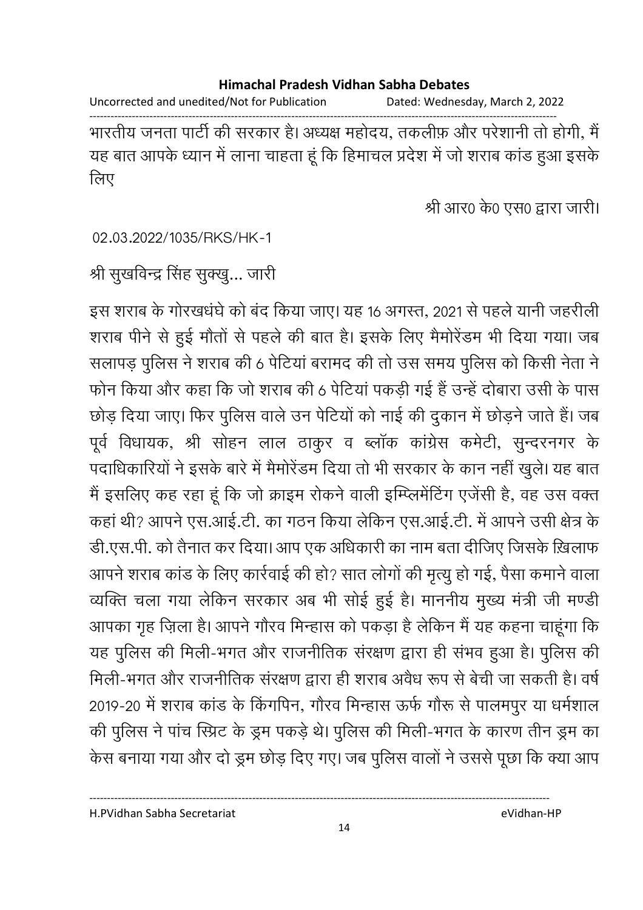भारतीय जनता पार्टी की सरकार है। अध्यक्ष महोदय, तकलीफ़ और परेशानी तो होगी, मैं यह बात आपके ध्यान में लाना चाहता हूं कि हिमाचल प्रदेश में जो शराब कांड हुआ इसके लिए

श्री आर0 के0 एस0 द्वारा जारी।

02.03.2022/1035/RKS/HK-1

श्री सुखविन्द्र सिंह सुक्खु... जारी

इस शराब के गोरखधंधे को बंद किया जाए। यह 16 अगस्त, 2021 से पहले यानी जहरीली शराब पीने से हुई मौतों से पहले की बात है। इसके लिए मैमोरेंडम भी दिया गया। जब सलापड़ पुलिस ने शराब की 6 पेटियां बरामद की तो उस समय पुलिस को किसी नेता ने फोन किया और कहा कि जो शराब की 6 पेटियां पकड़ी गई हैं उन्हें दोबारा उसी के पास छोड़ दिया जाए। फिर पुलिस वाले उन पेटियों को नाई की दुकान में छोड़ने जाते हैं। जब पूर्व विधायक, श्री सोहन लाल ठाकुर व ब्लॉक कांग्रेस कमेटी, सुन्दरनगर के पदाधिकारियों ने इसके बारे में मैमोरेंडम दिया तो भी सरकार के कान नहीं खुले। यह बात मैं इसलिए कह रहा हूं कि जो क्राइम रोकने वाली इम्प्लिमेंटिंग एजेंसी है, वह उस वक्त कहां थी? आपने एस.आई.टी. का गठन किया लेकिन एस.आई.टी. में आपने उसी क्षेत्र के डी.एस.पी. को तैनात कर दिया। आप एक अधिकारी का नाम बता दीजिए जिसके ख़िलाफ आपने शराब कांड के लिए कार्रवाई की हो? सात लोगों की मृत्यु हो गई, पैसा कमाने वाला व्यक्ति चला गया लेकिन सरकार अब भी सोई हुई है। माननीय मुख्य मंत्री जी मण्डी आपका गृह ज़िला है। आपने गौरव मिन्हास को पकड़ा है लेकिन मैं यह कहना चाहूंगा कि यह पुलिस की मिली-भगत और राजनीतिक संरक्षण द्वारा ही संभव हुआ है। पुलिस की मिली-भगत और राजनीतिक संरक्षण द्वारा ही शराब अवैध रूप से बेची जा सकती है। वर्ष 2019-20 में शराब कांड के किंगपिन, गौरव मिन्हास ऊर्फ गौरू से पालमपुर या धर्मशाल की पुलिस ने पांच स्प्रिट के ड्रम पकड़े थे। पुलिस की मिली-भगत के कारण तीन ड्रम का केस बनाया गया और दो ड्रम छोड़ दिए गए। जब पुलिस वालों ने उससे पूछा कि क्या आप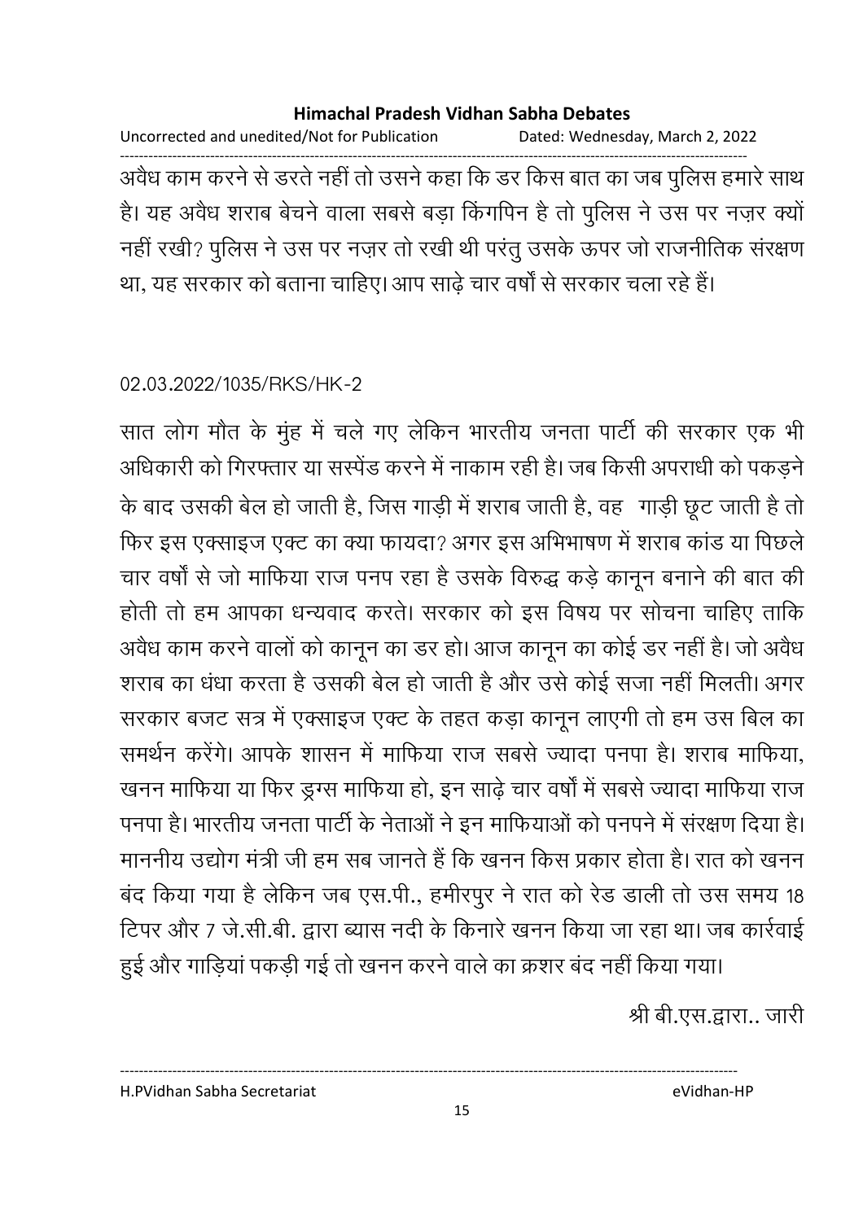अवैध काम करने से डरते नहीं तो उसने कहा कि डर किस बात का जब पुलिस हमारे साथ है। यह अवैध शराब बेचने वाला सबसे बड़ा किंगपिन है तो पुलिस ने उस पर नज़र क्यों नहीं रखी? पुलिस ने उस पर नज़र तो रखी थी परंतु उसके ऊपर जो राजनीतिक संरक्षण था, यह सरकार को बताना चाहिए। आप साढ़े चार वर्षों से सरकार चला रहे हैं।

02.03.2022/1035/RKS/HK-2

सात लोग मौत के मुंह में चले गए लेकिन भारतीय जनता पार्टी की सरकार एक भी अधिकारी को गिरफ्तार या सस्पेंड करने में नाकाम रही है। जब किसी अपराधी को पकड़ने के बाद उसकी बेल हो जाती है, जिस गाड़ी में शराब जाती है, वह गाड़ी छूट जाती है तो फिर इस एक्साइज एक्ट का क्या फायदा? अगर इस अभिभाषण में शराब कांड या पिछले चार वर्षों से जो माफिया राज पनप रहा है उसके विरुद्ध कड़े कानून बनाने की बात की होती तो हम आपका धन्यवाद करते। सरकार को इस विषय पर सोचना चाहिए ताकि अवैध काम करने वालों को कानून का डर हो। आज कानून का कोई डर नहीं है। जो अवैध शराब का धंधा करता है उसकी बेल हो जाती है और उसे कोई सजा नहीं मिलती। अगर सरकार बजट सत्र में एक्साइज एक्ट के तहत कड़ा कानून लाएगी तो हम उस बिल का समर्थन करेंगे। आपके शासन में माफिया राज सबसे ज्यादा पनपा है। शराब माफिया, खनन माफिया या फिर ड्रग्स माफिया हो, इन साढ़े चार वर्षों में सबसे ज्यादा माफिया राज पनपा है। भारतीय जनता पार्टी के नेताओं ने इन माफियाओं को पनपने में संरक्षण दिया है। माननीय उद्योग मंत्री जी हम सब जानते हैं कि खनन किस प्रकार होता है। रात को खनन बंद किया गया है लेकिन जब एस.पी., हमीरपुर ने रात को रेड डाली तो उस समय 18 टिपर और 7 जे.सी.बी. द्वारा ब्यास नदी के किनारे खनन किया जा रहा था। जब कार्रवाई हुई और गाड़ियां पकड़ी गई तो खनन करने वाले का क्रशर बंद नहीं किया गया।

श्री बी.एस.द्वारा.. जारी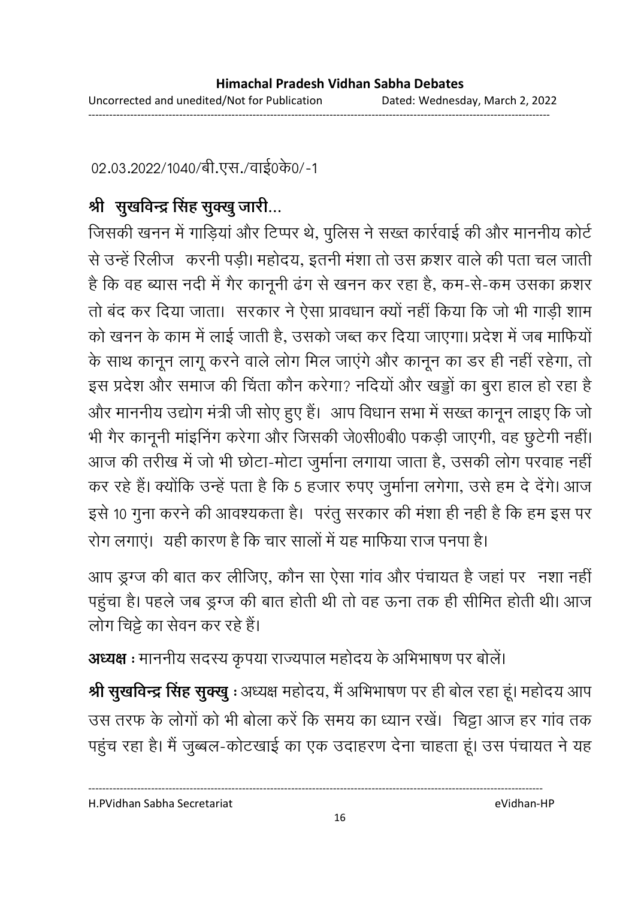02.03.2022/1040/बी.एस./वाई0के0/-1

**श्री सुखविन्द्र सिंह सुक्खु जारी...**

जिसकी खनन में गाड़ियां और टिप्पर थे, पुलिस ने सख्त कार्रवाई की और माननीय कोर्ट से उन्हें रिलीज करनी पड़ी। महोदय, इतनी मंशा तो उस क्रशर वाले की पता चल जाती है कि वह ब्यास नदी में गैर कानूनी ढंग से खनन कर रहा है, कम-से-कम उसका क्रशर तो बंद कर दिया जाता। सरकार ने ऐसा प्रावधान क्यों नहीं किया कि जो भी गाड़ी शाम को खनन के काम में लाई जाती है, उसको जब्त कर दिया जाएगा। प्रदेश में जब माफियों के साथ कानून लागू करने वाले लोग मिल जाएंगे और कानून का डर ही नहीं रहेगा, तो इस प्रदेश और समाज की चिंता कौन करेगा? नदियों और खड्डों का बुरा हाल हो रहा है और माननीय उद्योग मंत्री जी सोए हुए हैं। आप विधान सभा में सख्त कानून लाइए कि जो भी गैर कानूनी मांइनिंग करेगा और जिसकी जे0सी0बी0 पकड़ी जाएगी, वह छुटेगी नहीं। आज की तरीख में जो भी छोटा-मोटा जुर्माना लगाया जाता है, उसकी लोग परवाह नहीं कर रहे हैं। क्योंकि उन्हें पता है कि 5 हजार रुपए जुर्माना लगेगा, उसे हम दे देंगे। आज इसे 10 गुना करने की आवश्यकता है। परंतु सरकार की मंशा ही नही है कि हम इस पर रोग लगाएं। यही कारण है कि चार सालों में यह माफिया राज पनपा है।

आप ड्रग्ज की बात कर लीजिए, कौन सा ऐसा गांव और पंचायत है जहां पर नशा नहीं पहुंचा है। पहले जब ड्रग्ज की बात होती थी तो वह ऊना तक ही सीमित होती थी। आज लोग चिट्टे का सेवन कर रहे हैं।

**अध्यक्ष :** माननीय सदस्य कृपया राज्यपाल महोदय के अभिभाषण पर बोलें।

**श्री सुखविन्द्र सिंह सुक्खु :** अध्यक्ष महोदय, मैं अभिभाषण पर ही बोल रहा हूं। महोदय आप उस तरफ के लोगों को भी बोला करें कि समय का ध्यान रखें। चिट्टा आज हर गांव तक पहुंच रहा है। मैं जुब्बल-कोटखाई का एक उदाहरण देना चाहता हूं। उस पंचायत ने यह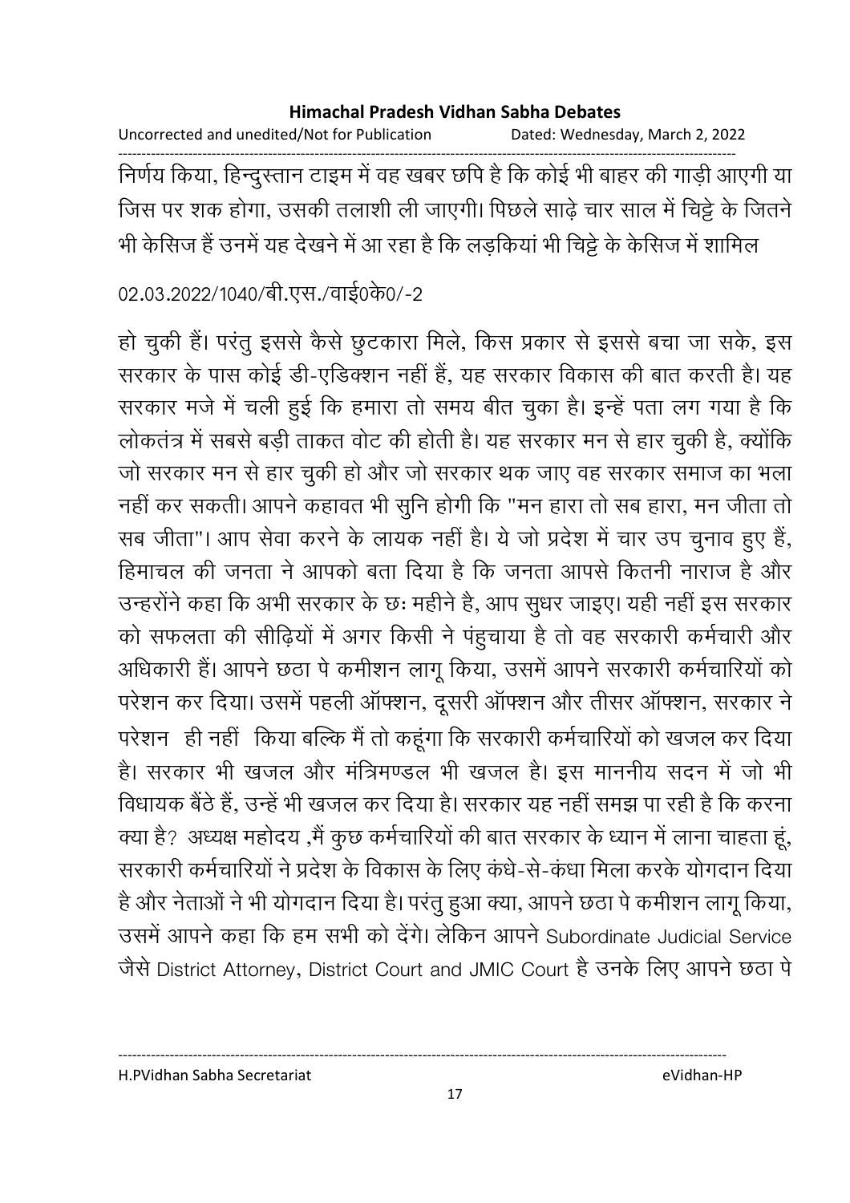निर्णय किया, हिन्दुस्तान टाइम में वह खबर छपि है कि कोई भी बाहर की गाड़ी आएगी या जिस पर शक होगा, उसकी तलाशी ली जाएगी। पिछले साढ़े चार साल में चिट्टे के जितने भी केसिज हैं उनमें यह देखने में आ रहा है कि लड़कियां भी चिट्टे के केसिज में शामिल

02.03.2022/1040/बी.एस./वाई0के0/-2

हो चुकी हैं। परंतु इससे कैसे छुटकारा मिले, किस प्रकार से इससे बचा जा सके, इस सरकार के पास कोई डी-एडिक्शन नहीं हैं, यह सरकार विकास की बात करती है। यह सरकार मजे में चली हुई कि हमारा तो समय बीत चुका है। इन्हें पता लग गया है कि लोकतंत्र में सबसे बड़ी ताकत वोट की होती है। यह सरकार मन से हार चुकी है, क्योंकि जो सरकार मन से हार चुकी हो और जो सरकार थक जाए वह सरकार समाज का भला नहीं कर सकती। आपने कहावत भी सुनि होगी कि "मन हारा तो सब हारा, मन जीता तो सब जीता"। आप सेवा करने के लायक नहीं है। ये जो प्रदेश में चार उप चुनाव हुए हैं, हिमाचल की जनता ने आपको बता दिया है कि जनता आपसे कितनी नाराज है और उन्हरोंने कहा कि अभी सरकार के छः महीने है, आप सुधर जाइए। यही नहीं इस सरकार को सफलता की सीढ़ियों में अगर किसी ने पंहुचाया है तो वह सरकारी कर्मचारी और अधिकारी हैं। आपने छठा पे कमीशन लागू किया, उसमें आपने सरकारी कर्मचारियों को परेशन कर दिया। उसमें पहली ऑफ्शन, दूसरी ऑफ्शन और तीसर ऑफ्शन, सरकार ने परेशन ही नहीं किया बल्कि मैं तो कहूंगा कि सरकारी कर्मचारियों को खजल कर दिया है। सरकार भी खजल और मंत्रिमण्डल भी खजल है। इस माननीय सदन में जो भी विधायक बैंठे हैं, उन्हें भी खजल कर दिया है। सरकार यह नहीं समझ पा रही है कि करना क्या है? अध्यक्ष महोदय ,मैं कुछ कर्मचारियों की बात सरकार के ध्यान में लाना चाहता हूं, सरकारी कर्मचारियों ने प्रदेश के विकास के लिए कंधे-से-कंधा मिला करके योगदान दिया है और नेताओं ने भी योगदान दिया है। परंतु हुआ क्या, आपने छठा पे कमीशन लागू किया, उसमें आपने कहा कि हम सभी को देंगे। लेकिन आपने Subordinate Judicial Service जैसे District Attorney, District Court and JMIC Court है उनके लिए आपने छठा पे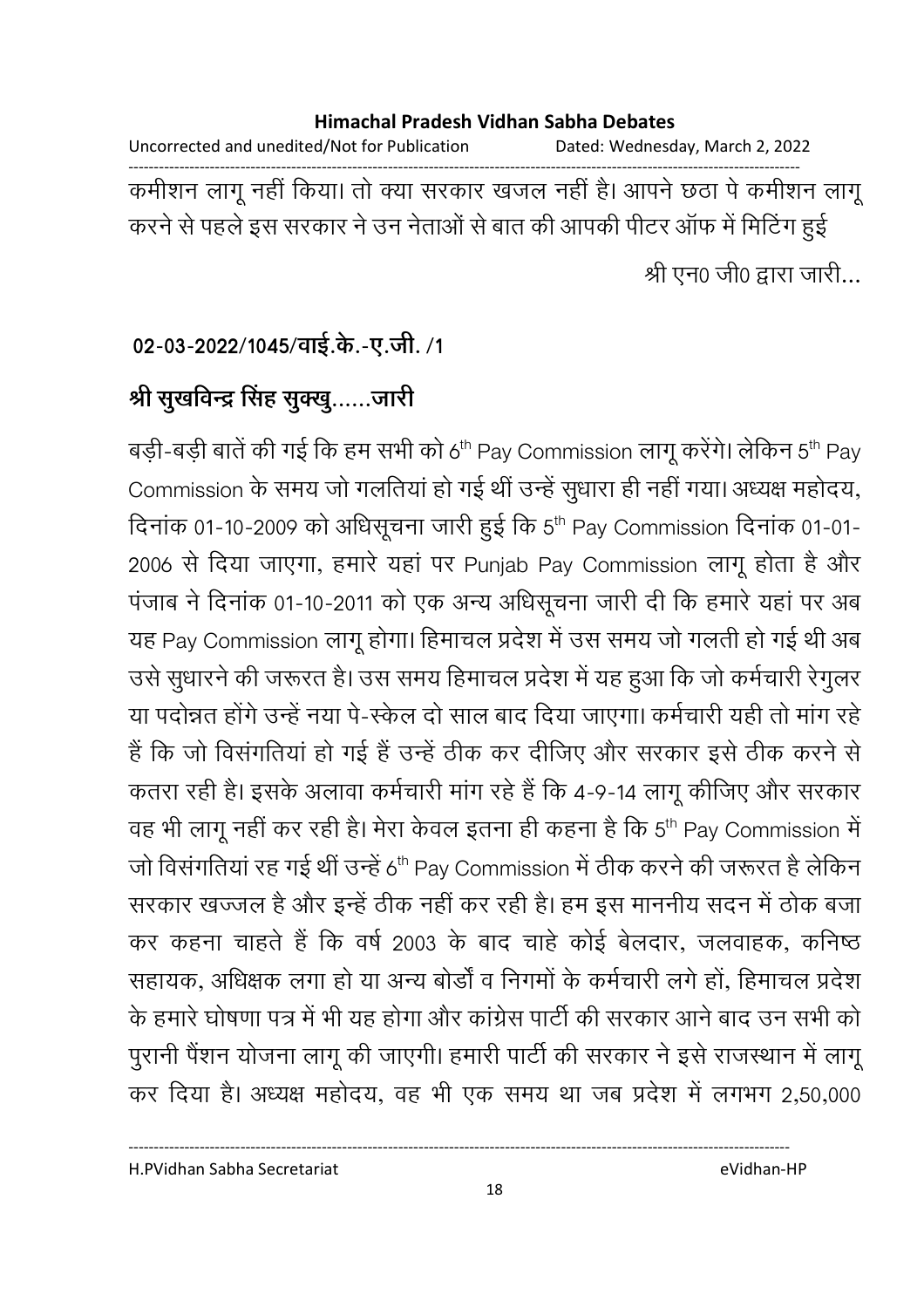कमीशन लागू नहीं किया। तो क्या सरकार खजल नहीं है। आपने छठा पे कमीशन लागू करने से पहले इस सरकार ने उन नेताओं से बात की आपकी पीटर ऑफ में मिटिंग हुई

श्री एन0 जी0 द्वारा जारी...

**02-03-2022/1045/वाई.के.-ए.जी. /1**

**श्री सुखविन्द्र सिंह सुक्खु......जारी**

बड़ी-बड़ी बातें की गई कि हम सभी को 6th Pay Commission लागू करेंगे। लेकिन 5th Pay Commission के समय जो गलतियां हो गई थीं उन्हें सुधारा ही नहीं गया। अध्यक्ष महोदय, दिनांक 01-10-2009 को अधिसूचना जारी हुई कि 5th Pay Commission दिनांक 01-01-2006 से दिया जाएगा, हमारे यहां पर Punjab Pay Commission लागू होता है और पंजाब ने दिनांक 01-10-2011 को एक अन्य अधिसूचना जारी दी कि हमारे यहां पर अब यह Pay Commission लागू होगा। हिमाचल प्रदेश में उस समय जो गलती हो गई थी अब उसे सुधारने की जरूरत है। उस समय हिमाचल प्रदेश में यह हुआ कि जो कर्मचारी रेगुलर या पदोन्नत होंगे उन्हें नया पे-स्केल दो साल बाद दिया जाएगा। कर्मचारी यही तो मांग रहे हैं कि जो विसंगतियां हो गई हैं उन्हें ठीक कर दीजिए और सरकार इसे ठीक करने से कतरा रही है। इसके अलावा कर्मचारी मांग रहे हैं कि 4-9-14 लागू कीजिए और सरकार वह भी लागू नहीं कर रही है। मेरा केवल इतना ही कहना है कि 5th Pay Commission में जो विसंगतियां रह गई थीं उन्हें 6th Pay Commission में ठीक करने की जरूरत है लेकिन सरकार खज्जल है और इन्हें ठीक नहीं कर रही है। हम इस माननीय सदन में ठोक बजा कर कहना चाहते हैं कि वर्ष 2003 के बाद चाहे कोई बेलदार, जलवाहक, कनिष्ठ सहायक, अधिक्षक लगा हो या अन्य बोर्डों व निगमों के कर्मचारी लगे हों, हिमाचल प्रदेश के हमारे घोषणा पत्र में भी यह होगा और कांग्रेस पार्टी की सरकार आने बाद उन सभी को पुरानी पैंशन योजना लागू की जाएगी। हमारी पार्टी की सरकार ने इसे राजस्थान में लागू कर दिया है। अध्यक्ष महोदय, वह भी एक समय था जब प्रदेश में लगभग 2,50,000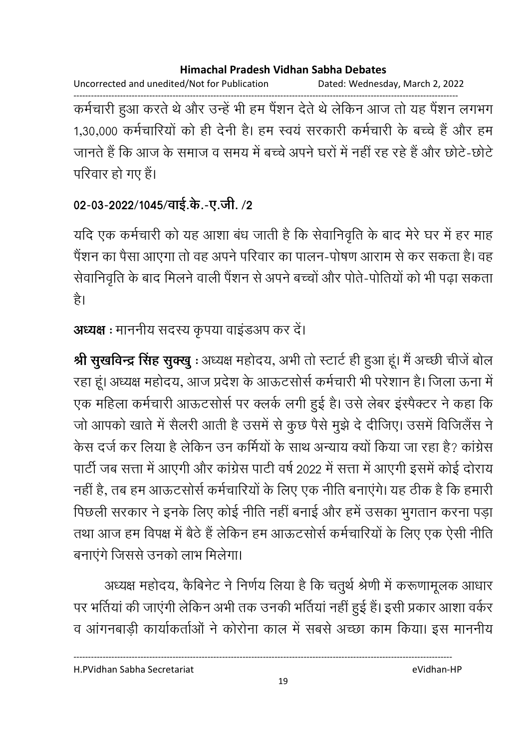कर्मचारी हुआ करते थे और उन्हें भी हम पैंशन देते थे लेकिन आज तो यह पैंशन लगभग 1,30,000 कर्मचारियों को ही देनी है। हम स्वयं सरकारी कर्मचारी के बच्चे हैं और हम जानते हैं कि आज के समाज व समय में बच्चे अपने घरों में नहीं रह रहे हैं और छोटे-छोटे परिवार हो गए हैं।

**02-03-2022/1045/वाई.के.-ए.जी. /2**

यदि एक कर्मचारी को यह आशा बंध जाती है कि सेवानिवृति के बाद मेरे घर में हर माह पैंशन का पैसा आएगा तो वह अपने परिवार का पालन-पोषण आराम से कर सकता है। वह सेवानिवृति के बाद मिलने वाली पैंशन से अपने बच्चों और पोते-पोतियों को भी पढ़ा सकता है।

**अध्यक्ष** : माननीय सदस्य कृपया वाइंडअप कर दें।

**श्री सुखविन्द्र सिंह सुक्खु** : अध्यक्ष महोदय, अभी तो स्टार्ट ही हुआ हूं। मैं अच्छी चीजें बोल रहा हूं। अध्यक्ष महोदय, आज प्रदेश के आऊटसोर्स कर्मचारी भी परेशान है। जिला ऊना में एक महिला कर्मचारी आऊटसोर्स पर क्लर्क लगी हुई है। उसे लेबर इंस्पैक्टर ने कहा कि जो आपको खाते में सैलरी आती है उसमें से कुछ पैसे मुझे दे दीजिए। उसमें विजिलैंस ने केस दर्ज कर लिया है लेकिन उन कर्मियों के साथ अन्याय क्यों किया जा रहा है? कांग्रेस पार्टी जब सत्ता में आएगी और कांग्रेस पाटी वर्ष 2022 में सत्ता में आएगी इसमें कोई दोराय नहीं है, तब हम आऊटसोर्स कर्मचारियों के लिए एक नीति बनाएंगे। यह ठीक है कि हमारी पिछली सरकार ने इनके लिए कोई नीति नहीं बनाई और हमें उसका भुगतान करना पड़ा तथा आज हम विपक्ष में बैठे हैं लेकिन हम आऊटसोर्स कर्मचारियों के लिए एक ऐसी नीति बनाएंगे जिससे उनको लाभ मिलेगा।

अध्यक्ष महोदय, कैबिनेट ने निर्णय लिया है कि चतुर्थ श्रेणी में करूणामूलक आधार पर भर्तियां की जाएंगी लेकिन अभी तक उनकी भर्तियां नहीं हुई हैं। इसी प्रकार आशा वर्कर व आंगनबाड़ी कार्याकर्ताओं ने कोरोना काल में सबसे अच्छा काम किया। इस माननीय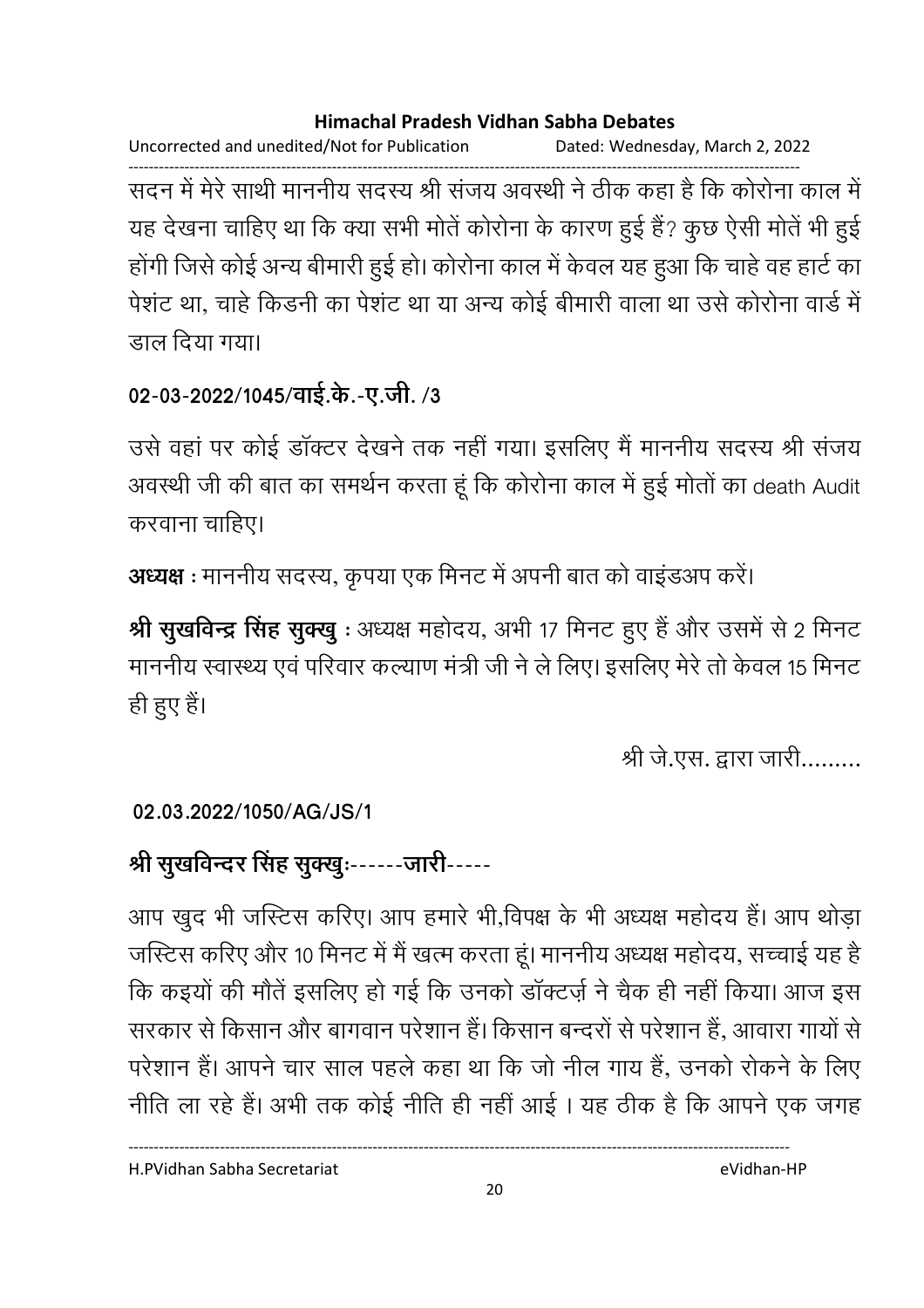सदन में मेरे साथी माननीय सदस्य श्री संजय अवस्थी ने ठीक कहा है कि कोरोना काल में यह देखना चाहिए था कि क्या सभी मोतें कोरोना के कारण हुई हैं? कुछ ऐसी मोतें भी हुई होंगी जिसे कोई अन्य बीमारी हुई हो। कोरोना काल में केवल यह हुआ कि चाहे वह हार्ट का पेशंट था, चाहे किडनी का पेशंट था या अन्य कोई बीमारी वाला था उसे कोरोना वार्ड में डाल दिया गया।

**02-03-2022/1045/वाई.के.-ए.जी. /3**

उसे वहां पर कोई डॉक्टर देखने तक नहीं गया। इसलिए मैं माननीय सदस्य श्री संजय अवस्थी जी की बात का समर्थन करता हूं कि कोरोना काल में हुई मोतों का death Audit करवाना चाहिए।

**अध्यक्ष** : माननीय सदस्य, कृपया एक मिनट में अपनी बात को वाइंडअप करें।

**श्री सुखविन्द्र सिंह सुक्खु** : अध्यक्ष महोदय, अभी 17 मिनट हुए हैं और उसमें से 2 मिनट माननीय स्वास्थ्य एवं परिवार कल्याण मंत्री जी ने ले लिए। इसलिए मेरे तो केवल 15 मिनट ही हुए हैं।

श्री जे.एस. द्वारा जारी.........

**02.03.2022/1050/AG/JS/1**

**श्री सुखविन्दर सिंह सुक्खुः------जारी-----**

आप खुद भी जस्टिस करिए। आप हमारे भी,विपक्ष के भी अध्यक्ष महोदय हैं। आप थोड़ा जस्टिस करिए और 10 मिनट में मैं खत्म करता हूं। माननीय अध्यक्ष महोदय, सच्चाई यह है कि कइयों की मौतें इसलिए हो गई कि उनको डॉक्टर्ज़ ने चैक ही नहीं किया। आज इस सरकार से किसान और बागवान परेशान हैं। किसान बन्दरों से परेशान हैं, आवारा गायों से परेशान हैं। आपने चार साल पहले कहा था कि जो नील गाय हैं, उनको रोकने के लिए नीति ला रहे हैं। अभी तक कोई नीति ही नहीं आई । यह ठीक है कि आपने एक जगह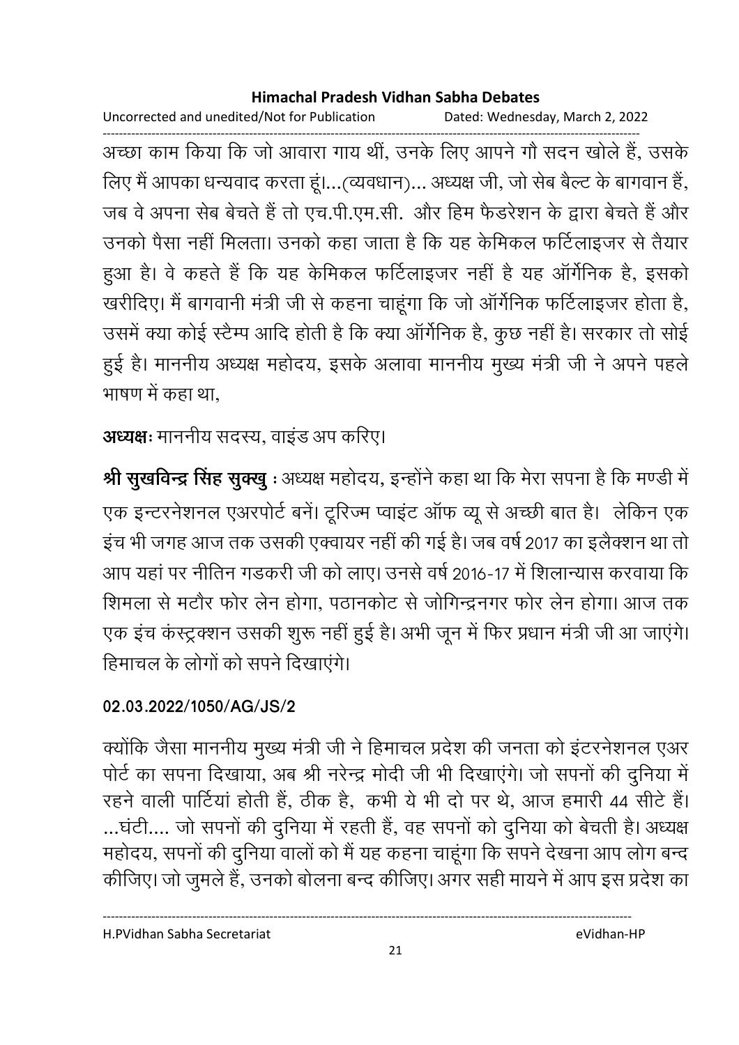अच्छा काम किया कि जो आवारा गाय थीं, उनके लिए आपने गौ सदन खोले हैं, उसके लिए मैं आपका धन्यवाद करता हूं।...(व्यवधान)... अध्यक्ष जी, जो सेब बैल्ट के बागवान हैं, जब वे अपना सेब बेचते हैं तो एच.पी.एम.सी. और हिम फैडरेशन के द्वारा बेचते हैं और उनको पैसा नहीं मिलता। उनको कहा जाता है कि यह केमिकल फर्टिलाइजर से तैयार हुआ है। वे कहते हैं कि यह केमिकल फर्टिलाइजर नहीं है यह ऑर्गेनिक है, इसको खरीदिए। मैं बागवानी मंत्री जी से कहना चाहूंगा कि जो ऑर्गेनिक फर्टिलाइजर होता है, उसमें क्या कोई स्टैम्प आदि होती है कि क्या ऑर्गेनिक है, कुछ नहीं है। सरकार तो सोई हुई है। माननीय अध्यक्ष महोदय, इसके अलावा माननीय मुख्य मंत्री जी ने अपने पहले भाषण में कहा था,

**अध्यक्षः** माननीय सदस्य, वाइंड अप करिए।

**श्री सुखविन्द्र सिंह सुक्खु :** अध्यक्ष महोदय, इन्होंने कहा था कि मेरा सपना है कि मण्डी में एक इन्टरनेशनल एअरपोर्ट बनें। टूरिज्म प्वाइंट ऑफ व्यू से अच्छी बात है। लेकिन एक इंच भी जगह आज तक उसकी एक्वायर नहीं की गई है। जब वर्ष 2017 का इलैक्शन था तो आप यहां पर नीतिन गडकरी जी को लाए। उनसे वर्ष 2016-17 में शिलान्यास करवाया कि शिमला से मटौर फोर लेन होगा, पठानकोट से जोगिन्द्रनगर फोर लेन होगा। आज तक एक इंच कंस्ट्रक्शन उसकी शुरू नहीं हुई है। अभी जून में फिर प्रधान मंत्री जी आ जाएंगे। हिमाचल के लोगों को सपने दिखाएंगे।

**02.03.2022/1050/AG/JS/2**

क्योंकि जैसा माननीय मुख्य मंत्री जी ने हिमाचल प्रदेश की जनता को इंटरनेशनल एअर पोर्ट का सपना दिखाया, अब श्री नरेन्द्र मोदी जी भी दिखाएंगे। जो सपनों की दुनिया में रहने वाली पार्टियां होती हैं, ठीक है, कभी ये भी दो पर थे, आज हमारी 44 सीटे हैं। ...घंटी.... जो सपनों की दुनिया में रहती हैं, वह सपनों को दुनिया को बेचती है। अध्यक्ष महोदय, सपनों की दुनिया वालों को मैं यह कहना चाहूंगा कि सपने देखना आप लोग बन्द कीजिए। जो जुमले हैं, उनको बोलना बन्द कीजिए। अगर सही मायने में आप इस प्रदेश का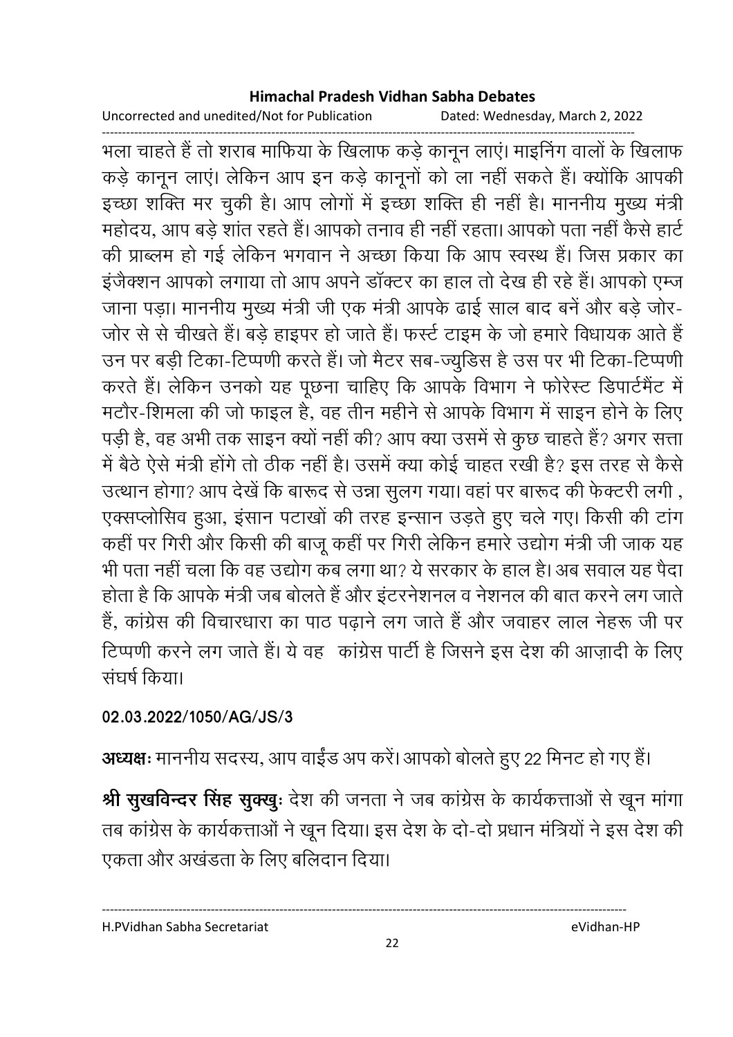भला चाहते हैं तो शराब माफिया के खिलाफ कड़े कानून लाएं। माइनिंग वालों के खिलाफ कड़े कानून लाएं। लेकिन आप इन कड़े कानूनों को ला नहीं सकते हैं। क्योंकि आपकी इच्छा शक्ति मर चुकी है। आप लोगों में इच्छा शक्ति ही नहीं है। माननीय मुख्य मंत्री महोदय, आप बड़े शांत रहते हैं। आपको तनाव ही नहीं रहता। आपको पता नहीं कैसे हार्ट की प्राब्लम हो गई लेकिन भगवान ने अच्छा किया कि आप स्वस्थ हैं। जिस प्रकार का इंजैक्शन आपको लगाया तो आप अपने डॉक्टर का हाल तो देख ही रहे हैं। आपको एम्ज जाना पड़ा। माननीय मुख्य मंत्री जी एक मंत्री आपके ढाई साल बाद बनें और बड़े जोर-जोर से से चीखते हैं। बड़े हाइपर हो जाते हैं। फर्स्ट टाइम के जो हमारे विधायक आते हैं उन पर बड़ी टिका-टिप्पणी करते हैं। जो मैटर सब-ज्युडिस है उस पर भी टिका-टिप्पणी करते हैं। लेकिन उनको यह पूछना चाहिए कि आपके विभाग ने फोरेस्ट डिपार्टमैंट में मटौर-शिमला की जो फाइल है, वह तीन महीने से आपके विभाग में साइन होने के लिए पड़ी है, वह अभी तक साइन क्यों नहीं की? आप क्या उसमें से कुछ चाहते हैं? अगर सत्ता में बैठे ऐसे मंत्री होंगे तो ठीक नहीं है। उसमें क्या कोई चाहत रखी है? इस तरह से कैसे उत्थान होगा? आप देखें कि बारूद से उन्ना सुलग गया। वहां पर बारूद की फेक्टरी लगी , एक्सप्लोसिव हुआ, इंसान पटाखों की तरह इन्सान उड़ते हुए चले गए। किसी की टांग कहीं पर गिरी और किसी की बाजू कहीं पर गिरी लेकिन हमारे उद्योग मंत्री जी जाक यह भी पता नहीं चला कि वह उद्योग कब लगा था? ये सरकार के हाल है। अब सवाल यह पैदा होता है कि आपके मंत्री जब बोलते हैं और इंटरनेशनल व नेशनल की बात करने लग जाते हैं, कांग्रेस की विचारधारा का पाठ पढ़ाने लग जाते हैं और जवाहर लाल नेहरू जी पर टिप्पणी करने लग जाते हैं। ये वह  कांग्रेस पार्टी है जिसने इस देश की आज़ादी के लिए संघर्ष किया।

**02.03.2022/1050/AG/JS/3**

**अध्यक्षः** माननीय सदस्य, आप वाईंड अप करें। आपको बोलते हुए 22 मिनट हो गए हैं।

**श्री सुखविन्दर सिंह सुक्खुः** देश की जनता ने जब कांग्रेस के कार्यकत्ताओं से खून मांगा तब कांग्रेस के कार्यकत्ताओं ने खून दिया। इस देश के दो-दो प्रधान मंत्रियों ने इस देश की एकता और अखंडता के लिए बलिदान दिया।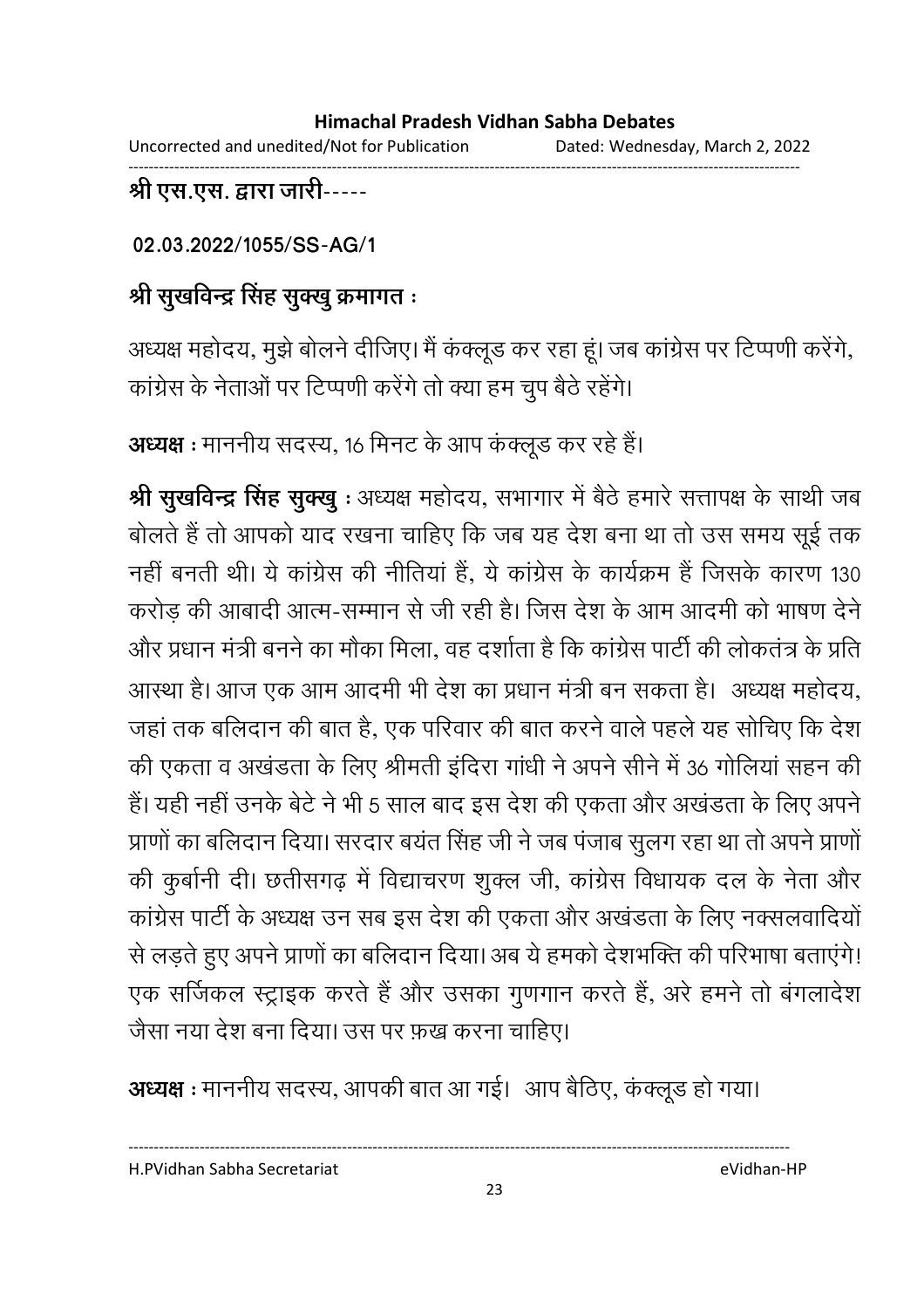**श्री एस.एस. द्वारा जारी-----**

**02.03.2022/1055/SS-AG/1**

**श्री सुखविन्द्र सिंह सुक्खु क्रमागत :**

अध्यक्ष महोदय, मुझे बोलने दीजिए। मैं कंक्लूड कर रहा हूं। जब कांग्रेस पर टिप्पणी करेंगे, कांग्रेस के नेताओं पर टिप्पणी करेंगे तो क्या हम चुप बैठे रहेंगे।

**अध्यक्ष :** माननीय सदस्य, 16 मिनट के आप कंक्लूड कर रहे हैं।

**श्री सुखविन्द्र सिंह सुक्खु :** अध्यक्ष महोदय, सभागार में बैठे हमारे सत्तापक्ष के साथी जब बोलते हैं तो आपको याद रखना चाहिए कि जब यह देश बना था तो उस समय सूई तक नहीं बनती थी। ये कांग्रेस की नीतियां हैं, ये कांग्रेस के कार्यक्रम हैं जिसके कारण 130 करोड़ की आबादी आत्म-सम्मान से जी रही है। जिस देश के आम आदमी को भाषण देने और प्रधान मंत्री बनने का मौका मिला, वह दर्शाता है कि कांग्रेस पार्टी की लोकतंत्र के प्रति आस्था है। आज एक आम आदमी भी देश का प्रधान मंत्री बन सकता है। अध्यक्ष महोदय, जहां तक बलिदान की बात है, एक परिवार की बात करने वाले पहले यह सोचिए कि देश की एकता व अखंडता के लिए श्रीमती इंदिरा गांधी ने अपने सीने में 36 गोलियां सहन की हैं। यही नहीं उनके बेटे ने भी 5 साल बाद इस देश की एकता और अखंडता के लिए अपने प्राणों का बलिदान दिया। सरदार बयंत सिंह जी ने जब पंजाब सुलग रहा था तो अपने प्राणों की कुर्बानी दी। छतीसगढ़ में विद्याचरण शुक्ल जी, कांग्रेस विधायक दल के नेता और कांग्रेस पार्टी के अध्यक्ष उन सब इस देश की एकता और अखंडता के लिए नक्सलवादियों से लड़ते हुए अपने प्राणों का बलिदान दिया। अब ये हमको देशभक्ति की परिभाषा बताएंगे! एक सर्जिकल स्ट्राइक करते हैं और उसका गुणगान करते हैं, अरे हमने तो बंगलादेश जैसा नया देश बना दिया। उस पर फ़ख्र करना चाहिए।

**अध्यक्ष :** माननीय सदस्य, आपकी बात आ गई। आप बैठिए, कंक्लूड हो गया।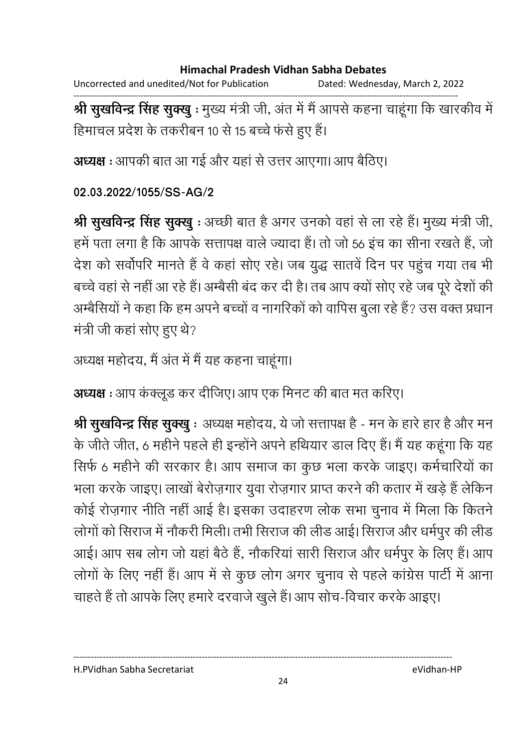**श्री सुखविन्द्र सिंह सुक्खु :** मुख्य मंत्री जी, अंत में मैं आपसे कहना चाहूंगा कि खारकीव में हिमाचल प्रदेश के तकरीबन 10 से 15 बच्चे फंसे हुए हैं।

**अध्यक्ष :** आपकी बात आ गई और यहां से उत्तर आएगा। आप बैठिए।

**02.03.2022/1055/SS-AG/2**

**श्री सुखविन्द्र सिंह सुक्खु :** अच्छी बात है अगर उनको वहां से ला रहे हैं। मुख्य मंत्री जी, हमें पता लगा है कि आपके सत्तापक्ष वाले ज्यादा हैं। तो जो 56 इंच का सीना रखते हैं, जो देश को सर्वोपरि मानते हैं वे कहां सोए रहे। जब युद्ध सातवें दिन पर पहुंच गया तब भी बच्चे वहां से नहीं आ रहे हैं। अम्बैसी बंद कर दी है। तब आप क्यों सोए रहे जब पूरे देशों की अम्बैसियों ने कहा कि हम अपने बच्चों व नागरिकों को वापिस बुला रहे हैं? उस वक्त प्रधान मंत्री जी कहां सोए हुए थे?

अध्यक्ष महोदय, मैं अंत में मैं यह कहना चाहूंगा।

**अध्यक्ष :** आप कंक्लूड कर दीजिए। आप एक मिनट की बात मत करिए।

**श्री सुखविन्द्र सिंह सुक्खु :** अध्यक्ष महोदय, ये जो सत्तापक्ष है - मन के हारे हार है और मन के जीते जीत, 6 महीने पहले ही इन्होंने अपने हथियार डाल दिए हैं। मैं यह कहूंगा कि यह सिर्फ 6 महीने की सरकार है। आप समाज का कुछ भला करके जाइए। कर्मचारियों का भला करके जाइए। लाखों बेरोज़गार युवा रोज़गार प्राप्त करने की कतार में खड़े हैं लेकिन कोई रोज़गार नीति नहीं आई है। इसका उदाहरण लोक सभा चुनाव में मिला कि कितने लोगों को सिराज में नौकरी मिली। तभी सिराज की लीड आई। सिराज और धर्मपुर की लीड आई। आप सब लोग जो यहां बैठे हैं, नौकरियां सारी सिराज और धर्मपुर के लिए हैं। आप लोगों के लिए नहीं हैं। आप में से कुछ लोग अगर चुनाव से पहले कांग्रेस पार्टी में आना चाहते हैं तो आपके लिए हमारे दरवाजे खुले हैं। आप सोच-विचार करके आइए।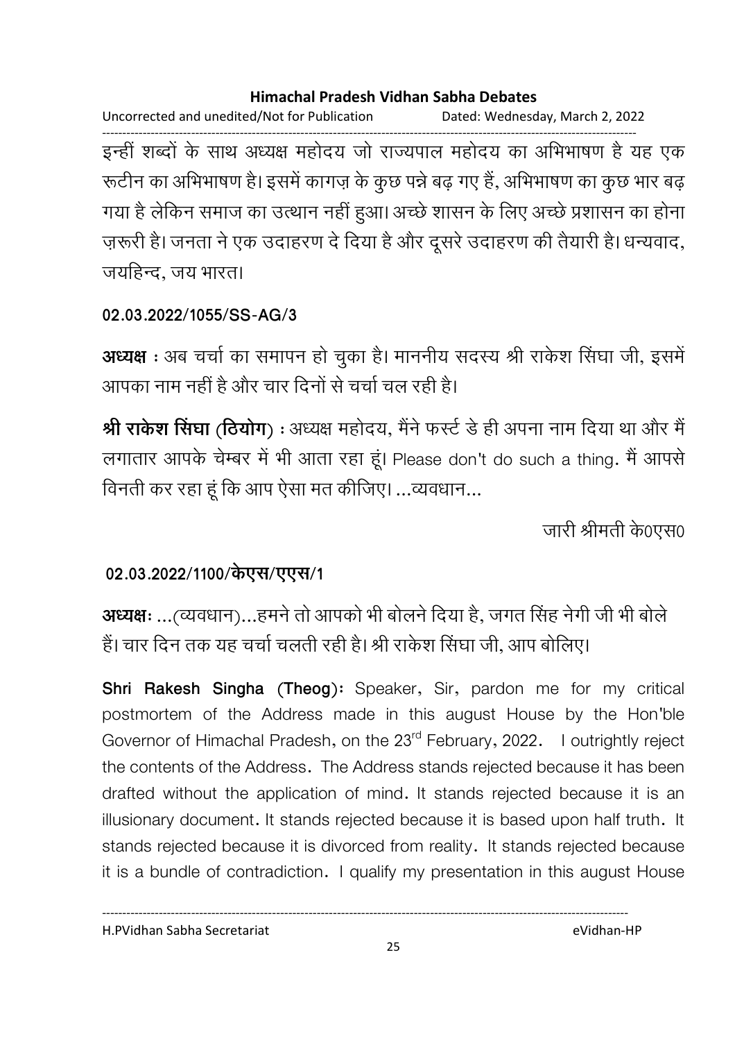इन्हीं शब्दों के साथ अध्यक्ष महोदय जो राज्यपाल महोदय का अभिभाषण है यह एक रूटीन का अभिभाषण है। इसमें कागज़ के कुछ पन्ने बढ़ गए हैं, अभिभाषण का कुछ भार बढ़ गया है लेकिन समाज का उत्थान नहीं हुआ। अच्छे शासन के लिए अच्छे प्रशासन का होना ज़रूरी है। जनता ने एक उदाहरण दे दिया है और दूसरे उदाहरण की तैयारी है। धन्यवाद, जयहिन्द, जय भारत।

**02.03.2022/1055/SS-AG/3**

**अध्यक्ष** : अब चर्चा का समापन हो चुका है। माननीय सदस्य श्री राकेश सिंघा जी, इसमें आपका नाम नहीं है और चार दिनों से चर्चा चल रही है।

**श्री राकेश सिंघा (ठियोग)** : अध्यक्ष महोदय, मैंने फर्स्ट डे ही अपना नाम दिया था और मैं लगातार आपके चेम्बर में भी आता रहा हूं। Please don't do such a thing. मैं आपसे विनती कर रहा हूं कि आप ऐसा मत कीजिए। ...व्यवधान...

जारी श्रीमती के0एस0

**02.03.2022/1100/केएस/एएस/1**

**अध्यक्षः** ...(व्यवधान)...हमने तो आपको भी बोलने दिया है, जगत सिंह नेगी जी भी बोले हैं। चार दिन तक यह चर्चा चलती रही है। श्री राकेश सिंघा जी, आप बोलिए।

**Shri Rakesh Singha (Theog):** Speaker, Sir, pardon me for my critical postmortem of the Address made in this august House by the Hon'ble Governor of Himachal Pradesh, on the 23rd February, 2022. I outrightly reject the contents of the Address. The Address stands rejected because it has been drafted without the application of mind. It stands rejected because it is an illusionary document. It stands rejected because it is based upon half truth. It stands rejected because it is divorced from reality. It stands rejected because it is a bundle of contradiction. I qualify my presentation in this august House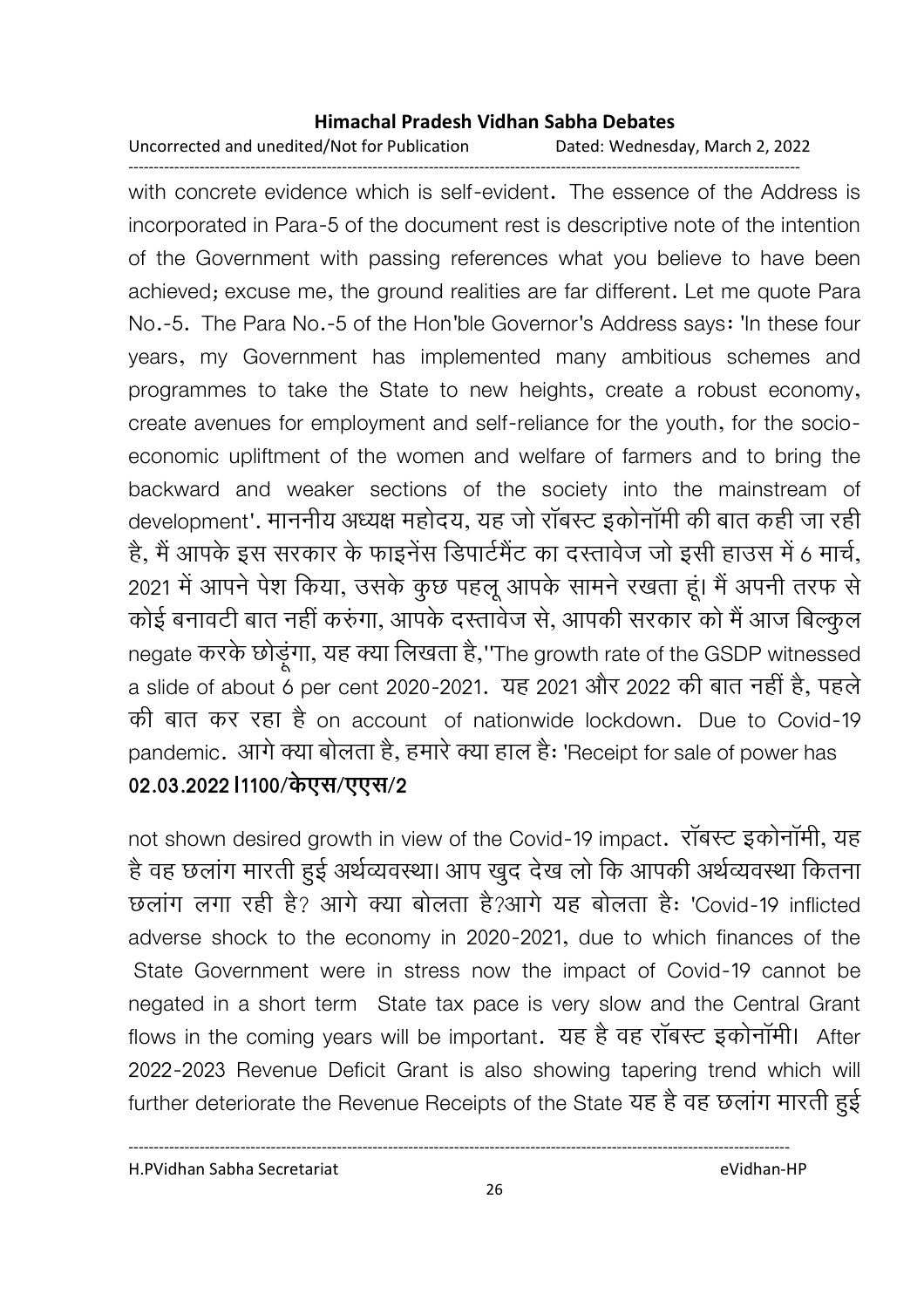with concrete evidence which is self-evident. The essence of the Address is incorporated in Para-5 of the document rest is descriptive note of the intention of the Government with passing references what you believe to have been achieved; excuse me, the ground realities are far different. Let me quote Para No.-5. The Para No.-5 of the Hon'ble Governor's Address says: 'In these four years, my Government has implemented many ambitious schemes and programmes to take the State to new heights, create a robust economy, create avenues for employment and self-reliance for the youth, for the socio-economic upliftment of the women and welfare of farmers and to bring the backward and weaker sections of the society into the mainstream of development'. माननीय अध्यक्ष महोदय, यह जो रॉबस्ट इकोनॉमी की बात कही जा रही है, मैं आपके इस सरकार के फाइनेंस डिपार्टमैंट का दस्तावेज जो इसी हाउस में 6 मार्च, 2021 में आपने पेश किया, उसके कुछ पहलू आपके सामने रखता हूं। मैं अपनी तरफ से कोई बनावटी बात नहीं करुंगा, आपके दस्तावेज से, आपकी सरकार को मैं आज बिल्कुल negate करके छोड़ूंगा, यह क्या लिखता है,''The growth rate of the GSDP witnessed a slide of about 6 per cent 2020-2021. यह 2021 और 2022 की बात नहीं है, पहले की बात कर रहा है on account of nationwide lockdown. Due to Covid-19 pandemic. आगे क्या बोलता है, हमारे क्या हाल है: 'Receipt for sale of power has

**02.03.2022 l1100/केएस/एएस/2**

not shown desired growth in view of the Covid-19 impact. रॉबस्ट इकोनॉमी, यह है वह छलांग मारती हुई अर्थव्यवस्था। आप खुद देख लो कि आपकी अर्थव्यवस्था कितना छलांग लगा रही है? आगे क्या बोलता है?आगे यह बोलता है: 'Covid-19 inflicted adverse shock to the economy in 2020-2021, due to which finances of the State Government were in stress now the impact of Covid-19 cannot be negated in a short term State tax pace is very slow and the Central Grant flows in the coming years will be important. यह है वह रॉबस्ट इकोनॉमी। After 2022-2023 Revenue Deficit Grant is also showing tapering trend which will further deteriorate the Revenue Receipts of the State यह है वह छलांग मारती हुई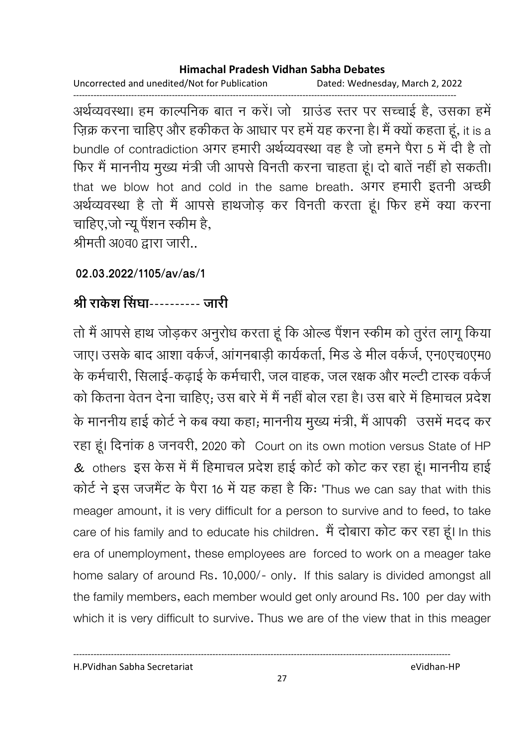अर्थव्यवस्था। हम काल्पनिक बात न करें। जो ग्राउंड स्तर पर सच्चाई है, उसका हमें ज़िक्र करना चाहिए और हकीकत के आधार पर हमें यह करना है। मैं क्यों कहता हूं, it is a bundle of contradiction अगर हमारी अर्थव्यवस्था वह है जो हमने पैरा 5 में दी है तो फिर मैं माननीय मुख्य मंत्री जी आपसे विनती करना चाहता हूं। दो बातें नहीं हो सकती। that we blow hot and cold in the same breath. अगर हमारी इतनी अच्छी अर्थव्यवस्था है तो मैं आपसे हाथजोड़ कर विनती करता हूं। फिर हमें क्या करना चाहिए,जो न्यू पैंशन स्कीम है,

श्रीमती अ0व0 द्वारा जारी..

**02.03.2022/1105/av/as/1**

## श्री राकेश सिंघा---------- जारी

तो मैं आपसे हाथ जोड़कर अनुरोध करता हूं कि ओल्ड पैंशन स्कीम को तुरंत लागू किया जाए। उसके बाद आशा वर्कर्ज, आंगनबाड़ी कार्यकर्ता, मिड डे मील वर्कर्ज, एन0एच0एम0 के कर्मचारी, सिलाई-कढ़ाई के कर्मचारी, जल वाहक, जल रक्षक और मल्टी टास्क वर्कर्ज को कितना वेतन देना चाहिए; उस बारे में मैं नहीं बोल रहा है। उस बारे में हिमाचल प्रदेश के माननीय हाई कोर्ट ने कब क्या कहा; माननीय मुख्य मंत्री, मैं आपकी उसमें मदद कर रहा हूं। दिनांक 8 जनवरी, 2020 को Court on its own motion versus State of HP & others इस केस में मैं हिमाचल प्रदेश हाई कोर्ट को कोट कर रहा हूं। माननीय हाई कोर्ट ने इस जजमैंट के पैरा 16 में यह कहा है कि: 'Thus we can say that with this meager amount, it is very difficult for a person to survive and to feed, to take care of his family and to educate his children. मैं दोबारा कोट कर रहा हूं। In this era of unemployment, these employees are forced to work on a meager take home salary of around Rs. 10,000/- only. If this salary is divided amongst all the family members, each member would get only around Rs. 100 per day with which it is very difficult to survive. Thus we are of the view that in this meager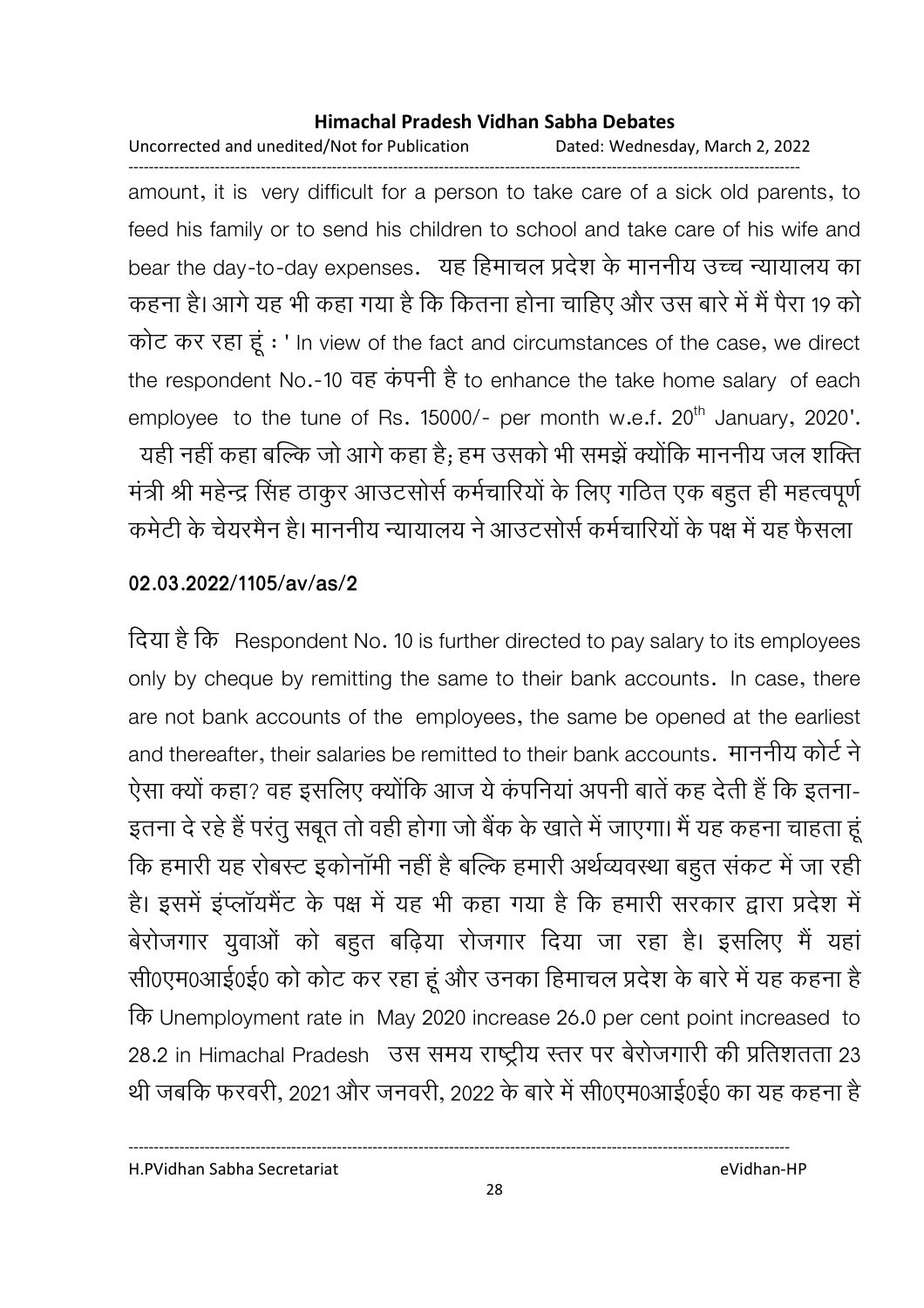amount, it is very difficult for a person to take care of a sick old parents, to feed his family or to send his children to school and take care of his wife and bear the day-to-day expenses. यह हिमाचल प्रदेश के माननीय उच्च न्यायालय का कहना है। आगे यह भी कहा गया है कि कितना होना चाहिए और उस बारे में मैं पैरा 19 को कोट कर रहा हूं : ' In view of the fact and circumstances of the case, we direct the respondent No.-10 वह कंपनी है to enhance the take home salary of each employee to the tune of Rs. 15000/- per month w.e.f. 20th January, 2020'. यही नहीं कहा बल्कि जो आगे कहा है; हम उसको भी समझें क्योंकि माननीय जल शक्ति मंत्री श्री महेन्द्र सिंह ठाकुर आउटसोर्स कर्मचारियों के लिए गठित एक बहुत ही महत्वपूर्ण कमेटी के चेयरमैन है। माननीय न्यायालय ने आउटसोर्स कर्मचारियों के पक्ष में यह फैसला

**02.03.2022/1105/av/as/2**

दिया है कि Respondent No. 10 is further directed to pay salary to its employees only by cheque by remitting the same to their bank accounts. In case, there are not bank accounts of the employees, the same be opened at the earliest and thereafter, their salaries be remitted to their bank accounts. माननीय कोर्ट ने ऐसा क्यों कहा? वह इसलिए क्योंकि आज ये कंपनियां अपनी बातें कह देती हैं कि इतना-इतना दे रहे हैं परंतु सबूत तो वही होगा जो बैंक के खाते में जाएगा। मैं यह कहना चाहता हूं कि हमारी यह रोबस्ट इकोनॉमी नहीं है बल्कि हमारी अर्थव्यवस्था बहुत संकट में जा रही है। इसमें इंप्लॉयमैंट के पक्ष में यह भी कहा गया है कि हमारी सरकार द्वारा प्रदेश में बेरोजगार युवाओं को बहुत बढ़िया रोजगार दिया जा रहा है। इसलिए मैं यहां सी0एम0आई0ई0 को कोट कर रहा हूं और उनका हिमाचल प्रदेश के बारे में यह कहना है कि Unemployment rate in May 2020 increase 26.0 per cent point increased to 28.2 in Himachal Pradesh उस समय राष्ट्रीय स्तर पर बेरोजगारी की प्रतिशतता 23 थी जबकि फरवरी, 2021 और जनवरी, 2022 के बारे में सी0एम0आई0ई0 का यह कहना है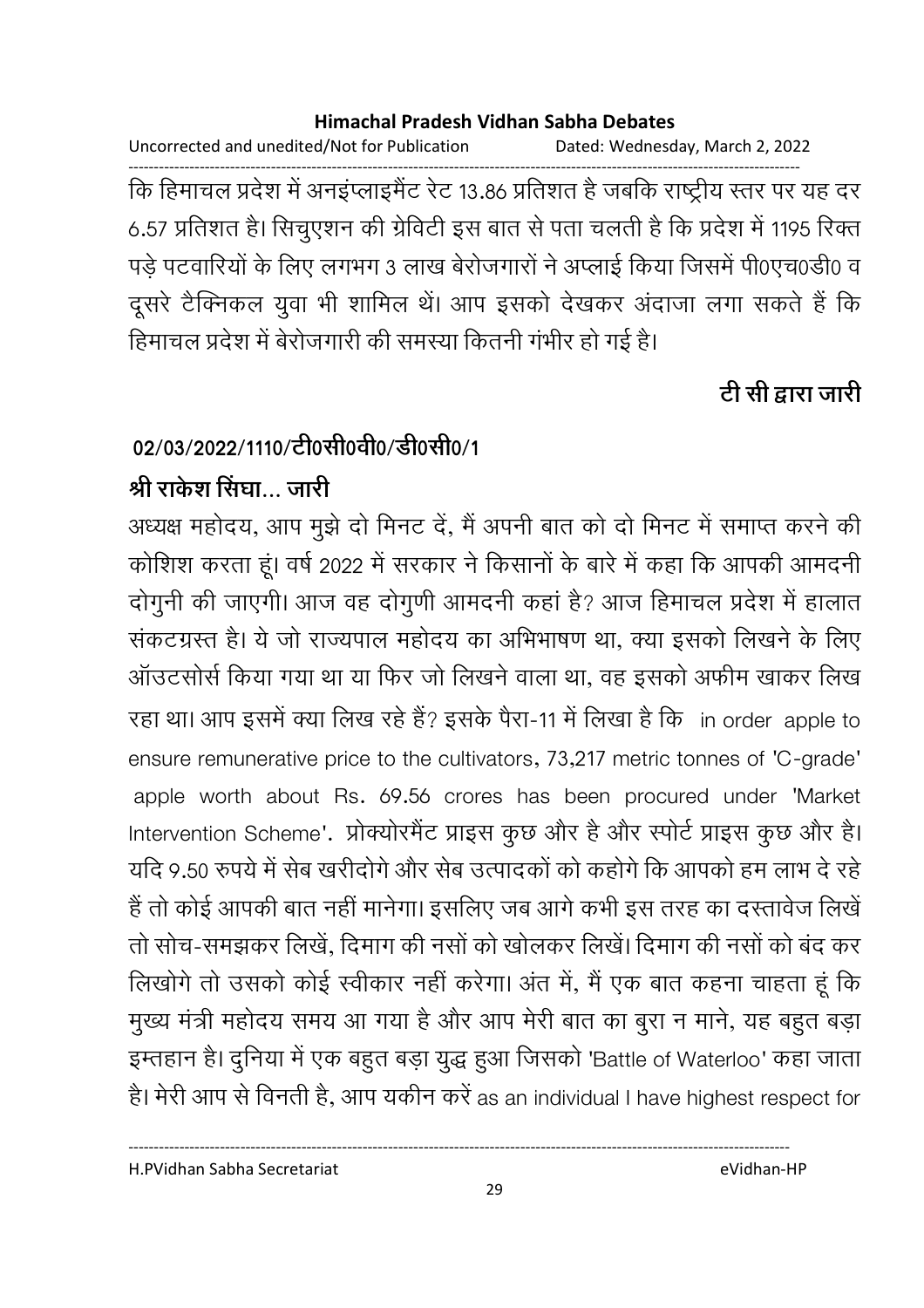कि हिमाचल प्रदेश में अनइंप्लाइमैंट रेट 13.86 प्रतिशत है जबकि राष्ट्रीय स्तर पर यह दर 6.57 प्रतिशत है। सिचुएशन की ग्रेविटी इस बात से पता चलती है कि प्रदेश में 1195 रिक्त पड़े पटवारियों के लिए लगभग 3 लाख बेरोजगारों ने अप्लाई किया जिसमें पी0एच0डी0 व दूसरे टैक्निकल युवा भी शामिल थें। आप इसको देखकर अंदाजा लगा सकते हैं कि हिमाचल प्रदेश में बेरोजगारी की समस्या कितनी गंभीर हो गई है।

**टी सी द्वारा जारी**

**02/03/2022/1110/टी0सी0वी0/डी0सी0/1**

**श्री राकेश सिंघा... जारी**

अध्यक्ष महोदय, आप मुझे दो मिनट दें, मैं अपनी बात को दो मिनट में समाप्त करने की कोशिश करता हूं। वर्ष 2022 में सरकार ने किसानों के बारे में कहा कि आपकी आमदनी दोगुनी की जाएगी। आज वह दोगुणी आमदनी कहां है? आज हिमाचल प्रदेश में हालात संकटग्रस्त है। ये जो राज्यपाल महोदय का अभिभाषण था, क्या इसको लिखने के लिए ऑउटसोर्स किया गया था या फिर जो लिखने वाला था, वह इसको अफीम खाकर लिख रहा था। आप इसमें क्या लिख रहे हैं? इसके पैरा-11 में लिखा है कि in order apple to ensure remunerative price to the cultivators, 73,217 metric tonnes of 'C-grade' apple worth about Rs. 69.56 crores has been procured under 'Market Intervention Scheme'. प्रोक्योरमैंट प्राइस कुछ और है और स्पोर्ट प्राइस कुछ और है। यदि 9.50 रुपये में सेब खरीदोगे और सेब उत्पादकों को कहोगे कि आपको हम लाभ दे रहे हैं तो कोई आपकी बात नहीं मानेगा। इसलिए जब आगे कभी इस तरह का दस्तावेज लिखें तो सोच-समझकर लिखें, दिमाग की नसों को खोलकर लिखें। दिमाग की नसों को बंद कर लिखोगे तो उसको कोई स्वीकार नहीं करेगा। अंत में, मैं एक बात कहना चाहता हूं कि मुख्य मंत्री महोदय समय आ गया है और आप मेरी बात का बुरा न माने, यह बहुत बड़ा इम्तहान है। दुनिया में एक बहुत बड़ा युद्ध हुआ जिसको 'Battle of Waterloo' कहा जाता है। मेरी आप से विनती है, आप यकीन करें as an individual I have highest respect for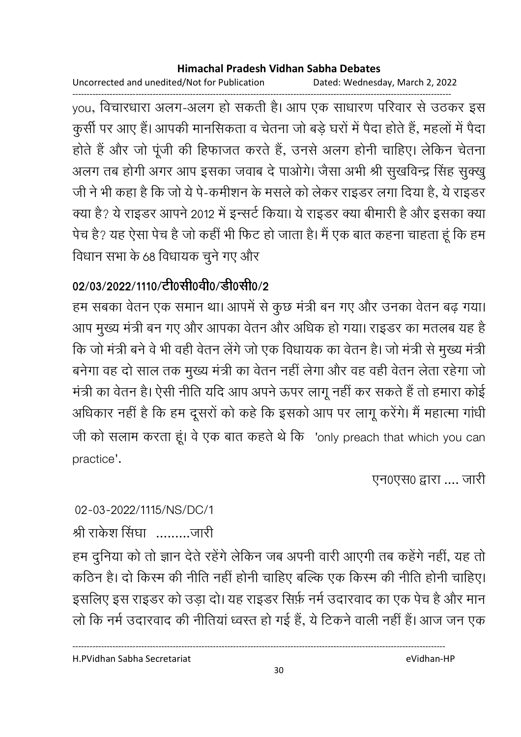you, विचारधारा अलग-अलग हो सकती है। आप एक साधारण परिवार से उठकर इस कुर्सी पर आए हैं। आपकी मानसिकता व चेतना जो बड़े घरों में पैदा होते हैं, महलों में पैदा होते हैं और जो पूंजी की हिफाजत करते हैं, उनसे अलग होनी चाहिए। लेकिन चेतना अलग तब होगी अगर आप इसका जवाब दे पाओगे। जैसा अभी श्री सुखविन्द्र सिंह सुक्खु जी ने भी कहा है कि जो ये पे-कमीशन के मसले को लेकर राइडर लगा दिया है, ये राइडर क्या है? ये राइडर आपने 2012 में इन्सर्ट किया। ये राइडर क्या बीमारी है और इसका क्या पेच है? यह ऐसा पेच है जो कहीं भी फिट हो जाता है। मैं एक बात कहना चाहता हूं कि हम विधान सभा के 68 विधायक चुने गए और

**02/03/2022/1110/टी0सी0वी0/डी0सी0/2**

हम सबका वेतन एक समान था। आपमें से कुछ मंत्री बन गए और उनका वेतन बढ़ गया। आप मुख्य मंत्री बन गए और आपका वेतन और अधिक हो गया। राइडर का मतलब यह है कि जो मंत्री बने वे भी वही वेतन लेंगे जो एक विधायक का वेतन है। जो मंत्री से मुख्य मंत्री बनेगा वह दो साल तक मुख्य मंत्री का वेतन नहीं लेगा और वह वही वेतन लेता रहेगा जो मंत्री का वेतन है। ऐसी नीति यदि आप अपने ऊपर लागू नहीं कर सकते हैं तो हमारा कोई अधिकार नहीं है कि हम दूसरों को कहे कि इसको आप पर लागू करेंगे। मैं महात्मा गांधी जी को सलाम करता हूं। वे एक बात कहते थे कि 'only preach that which you can practice'.

एन0एस0 द्वारा .... जारी

02-03-2022/1115/NS/DC/1

श्री राकेश सिंघा .........जारी

हम दुनिया को तो ज्ञान देते रहेंगे लेकिन जब अपनी वारी आएगी तब कहेंगे नहीं, यह तो कठिन है। दो किस्म की नीति नहीं होनी चाहिए बल्कि एक किस्म की नीति होनी चाहिए। इसलिए इस राइडर को उड़ा दो। यह राइडर सिर्फ़ नर्म उदारवाद का एक पेच है और मान लो कि नर्म उदारवाद की नीतियां ध्वस्त हो गई हैं, ये टिकने वाली नहीं हैं। आज जन एक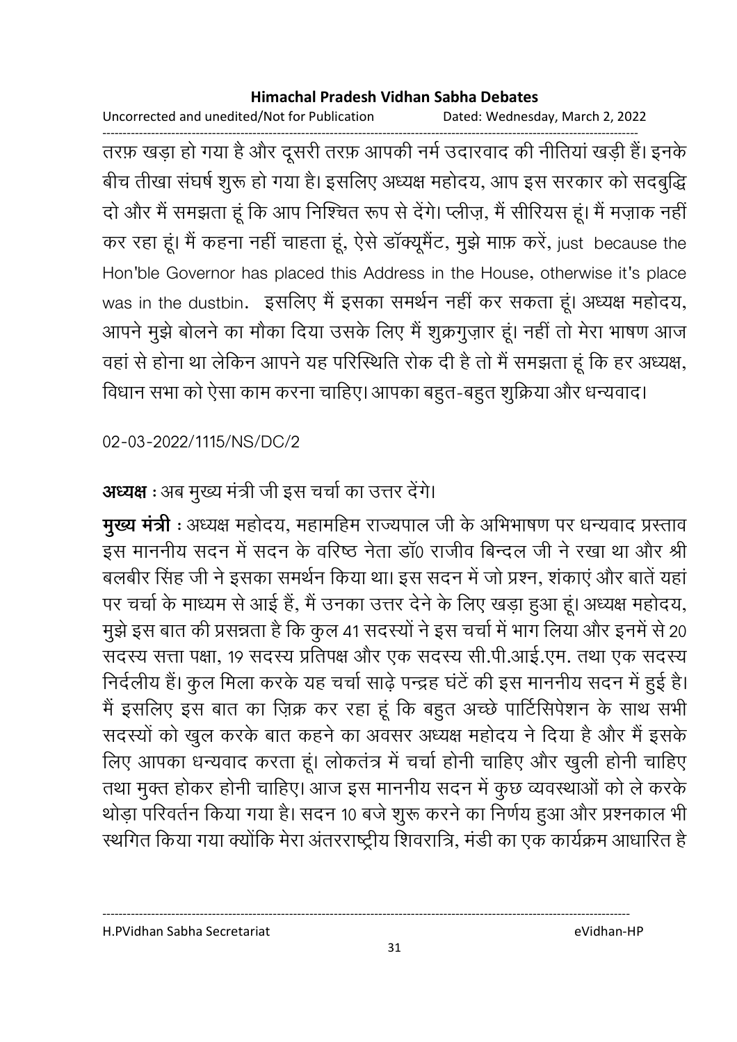तरफ़ खड़ा हो गया है और दूसरी तरफ़ आपकी नर्म उदारवाद की नीतियां खड़ी हैं। इनके बीच तीखा संघर्ष शुरू हो गया है। इसलिए अध्यक्ष महोदय, आप इस सरकार को सदबुद्धि दो और मैं समझता हूं कि आप निश्चित रूप से देंगे। प्लीज़, मैं सीरियस हूं। मैं मज़ाक नहीं कर रहा हूं। मैं कहना नहीं चाहता हूं, ऐसे डॉक्यूमैंट, मुझे माफ़ करें, just because the Hon'ble Governor has placed this Address in the House, otherwise it's place was in the dustbin. इसलिए मैं इसका समर्थन नहीं कर सकता हूं। अध्यक्ष महोदय, आपने मुझे बोलने का मौका दिया उसके लिए मैं शुक्रगुज़ार हूं। नहीं तो मेरा भाषण आज वहां से होना था लेकिन आपने यह परिस्थिति रोक दी है तो मैं समझता हूं कि हर अध्यक्ष, विधान सभा को ऐसा काम करना चाहिए। आपका बहुत-बहुत शुक्रिया और धन्यवाद।

02-03-2022/1115/NS/DC/2

**अध्यक्ष** : अब मुख्य मंत्री जी इस चर्चा का उत्तर देंगे।

**मुख्य मंत्री** : अध्यक्ष महोदय, महामहिम राज्यपाल जी के अभिभाषण पर धन्यवाद प्रस्ताव इस माननीय सदन में सदन के वरिष्ठ नेता डॉ० राजीव बिन्दल जी ने रखा था और श्री बलबीर सिंह जी ने इसका समर्थन किया था। इस सदन में जो प्रश्न, शंकाएं और बातें यहां पर चर्चा के माध्यम से आई हैं, मैं उनका उत्तर देने के लिए खड़ा हुआ हूं। अध्यक्ष महोदय, मुझे इस बात की प्रसन्नता है कि कुल 41 सदस्यों ने इस चर्चा में भाग लिया और इनमें से 20 सदस्य सत्ता पक्षा, 19 सदस्य प्रतिपक्ष और एक सदस्य सी.पी.आई.एम. तथा एक सदस्य निर्दलीय हैं। कुल मिला करके यह चर्चा साढ़े पन्द्रह घंटें की इस माननीय सदन में हुई है। मैं इसलिए इस बात का ज़िक्र कर रहा हूं कि बहुत अच्छे पार्टिसिपेशन के साथ सभी सदस्यों को खुल करके बात कहने का अवसर अध्यक्ष महोदय ने दिया है और मैं इसके लिए आपका धन्यवाद करता हूं। लोकतंत्र में चर्चा होनी चाहिए और खुली होनी चाहिए तथा मुक्त होकर होनी चाहिए। आज इस माननीय सदन में कुछ व्यवस्थाओं को ले करके थोड़ा परिवर्तन किया गया है। सदन 10 बजे शुरू करने का निर्णय हुआ और प्रश्नकाल भी स्थगित किया गया क्योंकि मेरा अंतरराष्ट्रीय शिवरात्रि, मंडी का एक कार्यक्रम आधारित है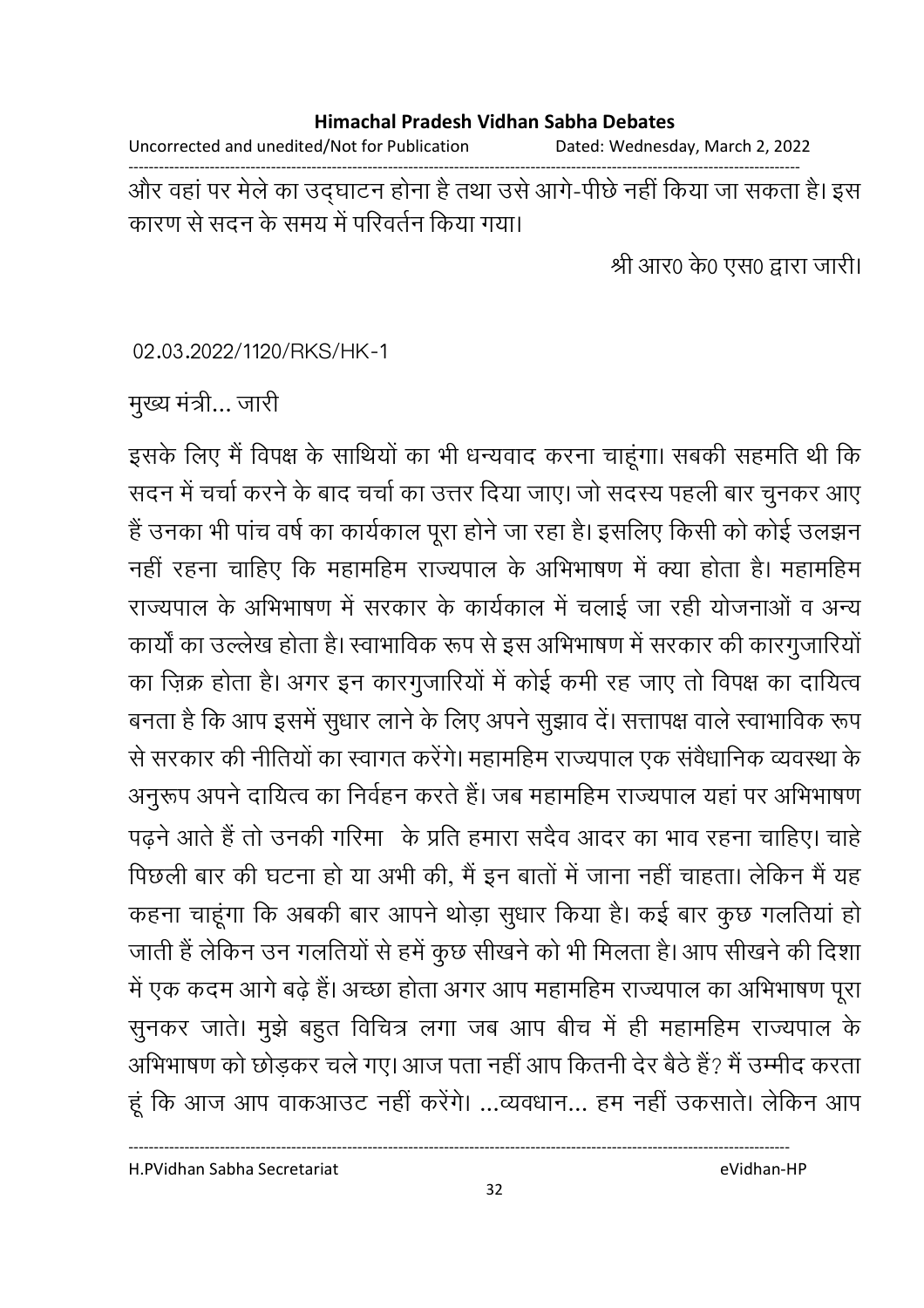और वहां पर मेले का उद्घाटन होना है तथा उसे आगे-पीछे नहीं किया जा सकता है। इस कारण से सदन के समय में परिवर्तन किया गया।

श्री आर0 के0 एस0 द्वारा जारी।

02.03.2022/1120/RKS/HK-1

मुख्य मंत्री... जारी

इसके लिए मैं विपक्ष के साथियों का भी धन्यवाद करना चाहूंगा। सबकी सहमति थी कि सदन में चर्चा करने के बाद चर्चा का उत्तर दिया जाए। जो सदस्य पहली बार चुनकर आए हैं उनका भी पांच वर्ष का कार्यकाल पूरा होने जा रहा है। इसलिए किसी को कोई उलझन नहीं रहना चाहिए कि महामहिम राज्यपाल के अभिभाषण में क्या होता है। महामहिम राज्यपाल के अभिभाषण में सरकार के कार्यकाल में चलाई जा रही योजनाओं व अन्य कार्यों का उल्लेख होता है। स्वाभाविक रूप से इस अभिभाषण में सरकार की कारगुजारियों का ज़िक्र होता है। अगर इन कारगुजारियों में कोई कमी रह जाए तो विपक्ष का दायित्व बनता है कि आप इसमें सुधार लाने के लिए अपने सुझाव दें। सत्तापक्ष वाले स्वाभाविक रूप से सरकार की नीतियों का स्वागत करेंगे। महामहिम राज्यपाल एक संवैधानिक व्यवस्था के अनुरूप अपने दायित्व का निर्वहन करते हैं। जब महामहिम राज्यपाल यहां पर अभिभाषण पढ़ने आते हैं तो उनकी गरिमा के प्रति हमारा सदैव आदर का भाव रहना चाहिए। चाहे पिछली बार की घटना हो या अभी की, मैं इन बातों में जाना नहीं चाहता। लेकिन मैं यह कहना चाहूंगा कि अबकी बार आपने थोड़ा सुधार किया है। कई बार कुछ गलतियां हो जाती हैं लेकिन उन गलतियों से हमें कुछ सीखने को भी मिलता है। आप सीखने की दिशा में एक कदम आगे बढ़े हैं। अच्छा होता अगर आप महामहिम राज्यपाल का अभिभाषण पूरा सुनकर जाते। मुझे बहुत विचित्र लगा जब आप बीच में ही महामहिम राज्यपाल के अभिभाषण को छोड़कर चले गए। आज पता नहीं आप कितनी देर बैठे हैं? मैं उम्मीद करता हूं कि आज आप वाकआउट नहीं करेंगे। ...व्यवधान... हम नहीं उकसाते। लेकिन आप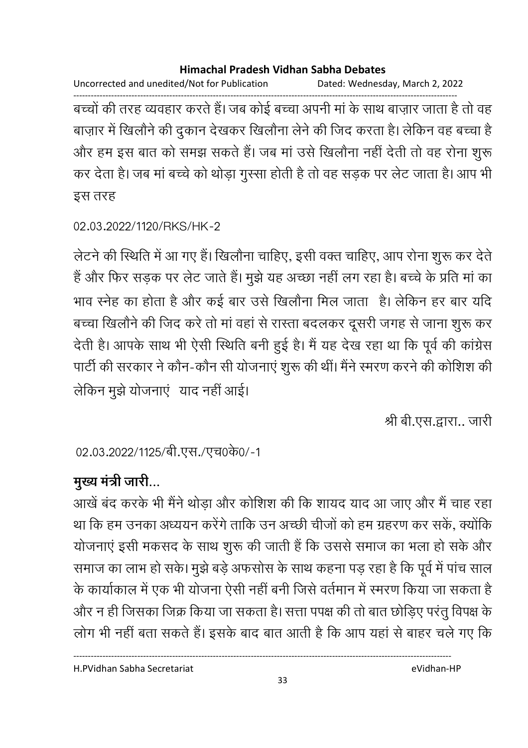बच्चों की तरह व्यवहार करते हैं। जब कोई बच्चा अपनी मां के साथ बाज़ार जाता है तो वह बाज़ार में खिलौने की दुकान देखकर खिलौना लेने की जिद करता है। लेकिन वह बच्चा है और हम इस बात को समझ सकते हैं। जब मां उसे खिलौना नहीं देती तो वह रोना शुरू कर देता है। जब मां बच्चे को थोड़ा गुस्सा होती है तो वह सड़क पर लेट जाता है। आप भी इस तरह

02.03.2022/1120/RKS/HK-2

लेटने की स्थिति में आ गए हैं। खिलौना चाहिए, इसी वक्त चाहिए, आप रोना शुरू कर देते हैं और फिर सड़क पर लेट जाते हैं। मुझे यह अच्छा नहीं लग रहा है। बच्चे के प्रति मां का भाव स्नेह का होता है और कई बार उसे खिलौना मिल जाता है। लेकिन हर बार यदि बच्चा खिलौने की जिद करे तो मां वहां से रास्ता बदलकर दूसरी जगह से जाना शुरू कर देती है। आपके साथ भी ऐसी स्थिति बनी हुई है। मैं यह देख रहा था कि पूर्व की कांग्रेस पार्टी की सरकार ने कौन-कौन सी योजनाएं शुरू की थीं। मैंने स्मरण करने की कोशिश की लेकिन मुझे योजनाएं याद नहीं आईं।

श्री बी.एस.द्वारा.. जारी

02.03.2022/1125/बी.एस./एच0के0/-1

**मुख्य मंत्री जारी...**

आखें बंद करके भी मैंने थोड़ा और कोशिश की कि शायद याद आ जाए और मैं चाह रहा था कि हम उनका अध्ययन करेंगे ताकि उन अच्छी चीजों को हम ग्रहरण कर सकें, क्योंकि योजनाएं इसी मकसद के साथ शुरू की जाती हैं कि उससे समाज का भला हो सके और समाज का लाभ हो सके। मुझे बड़े अफसोस के साथ कहना पड़ रहा है कि पूर्व में पांच साल के कार्याकाल में एक भी योजना ऐसी नहीं बनी जिसे वर्तमान में स्मरण किया जा सकता है और न ही जिसका जिक्र किया जा सकता है। सत्ता पपक्ष की तो बात छोड़िए परंतु विपक्ष के लोग भी नहीं बता सकते हैं। इसके बाद बात आती है कि आप यहां से बाहर चले गए कि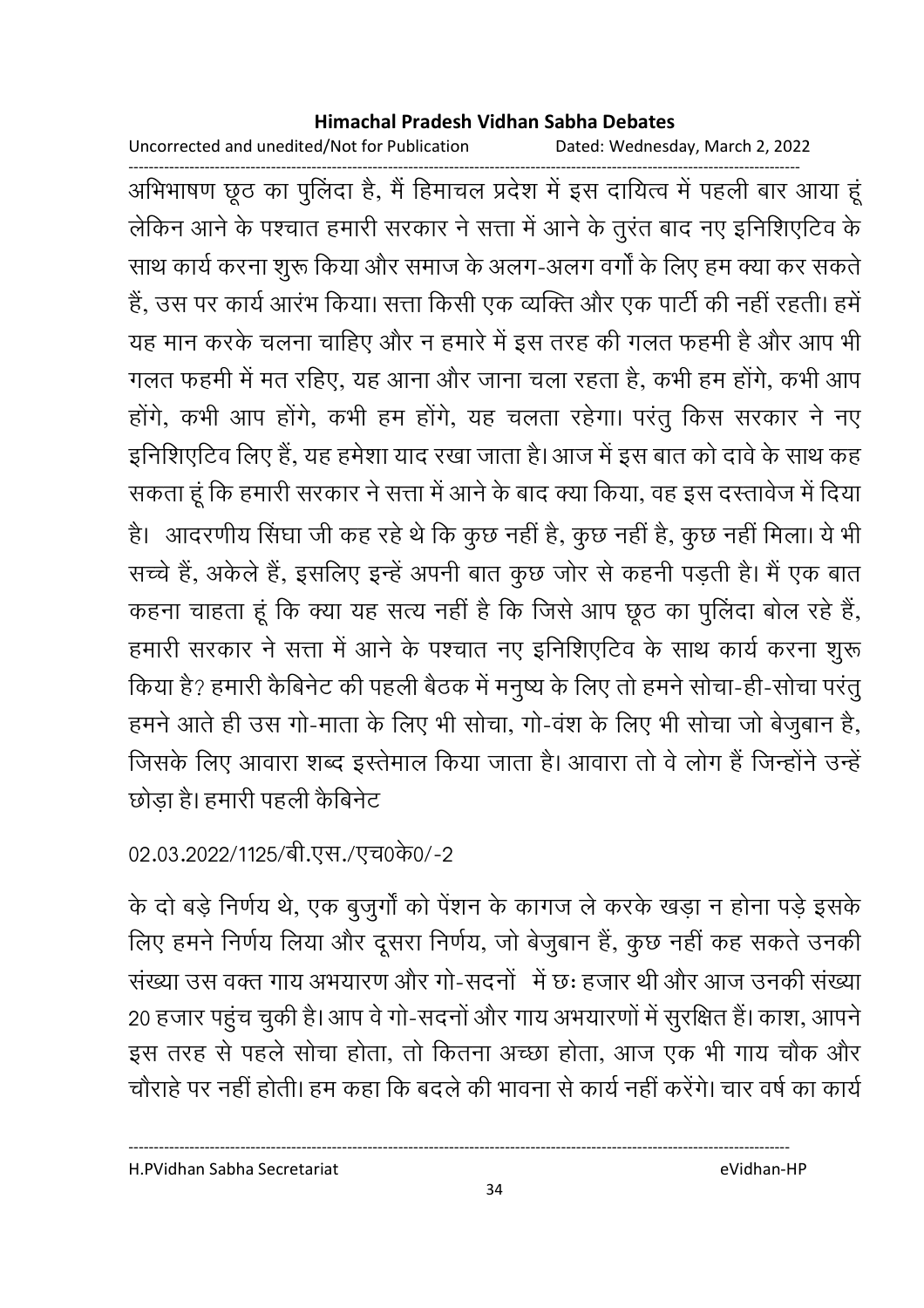अभिभाषण छूठ का पुलिंदा है, मैं हिमाचल प्रदेश में इस दायित्व में पहली बार आया हूं लेकिन आने के पश्चात हमारी सरकार ने सत्ता में आने के तुरंत बाद नए इनिशिएटिव के साथ कार्य करना शुरू किया और समाज के अलग-अलग वर्गों के लिए हम क्या कर सकते हैं, उस पर कार्य आरंभ किया। सत्ता किसी एक व्यक्ति और एक पार्टी की नहीं रहती। हमें यह मान करके चलना चाहिए और न हमारे में इस तरह की गलत फहमी है और आप भी गलत फहमी में मत रहिए, यह आना और जाना चला रहता है, कभी हम होंगे, कभी आप होंगे, कभी आप होंगे, कभी हम होंगे, यह चलता रहेगा। परंतु किस सरकार ने नए इनिशिएटिव लिए हैं, यह हमेशा याद रखा जाता है। आज में इस बात को दावे के साथ कह सकता हूं कि हमारी सरकार ने सत्ता में आने के बाद क्या किया, वह इस दस्तावेज में दिया है। आदरणीय सिंघा जी कह रहे थे कि कुछ नहीं है, कुछ नहीं है, कुछ नहीं मिला। ये भी सच्चे हैं, अकेले हैं, इसलिए इन्हें अपनी बात कुछ जोर से कहनी पड़ती है। मैं एक बात कहना चाहता हूं कि क्या यह सत्य नहीं है कि जिसे आप छूठ का पुलिंदा बोल रहे हैं, हमारी सरकार ने सत्ता में आने के पश्चात नए इनिशिएटिव के साथ कार्य करना शुरू किया है? हमारी कैबिनेट की पहली बैठक में मनुष्य के लिए तो हमने सोचा-ही-सोचा परंतु हमने आते ही उस गो-माता के लिए भी सोचा, गो-वंश के लिए भी सोचा जो बेजुबान है, जिसके लिए आवारा शब्द इस्तेमाल किया जाता है। आवारा तो वे लोग हैं जिन्होंने उन्हें छोड़ा है। हमारी पहली कैबिनेट

02.03.2022/1125/बी.एस./एच0के0/-2

के दो बड़े निर्णय थे, एक बुजुर्गों को पेंशन के कागज ले करके खड़ा न होना पड़े इसके लिए हमने निर्णय लिया और दूसरा निर्णय, जो बेजुबान हैं, कुछ नहीं कह सकते उनकी संख्या उस वक्त गाय अभयारण और गो-सदनों में छः हजार थी और आज उनकी संख्या 20 हजार पहुंच चुकी है। आप वे गो-सदनों और गाय अभयारणों में सुरक्षित हैं। काश, आपने इस तरह से पहले सोचा होता, तो कितना अच्छा होता, आज एक भी गाय चौक और चौराहे पर नहीं होती। हम कहा कि बदले की भावना से कार्य नहीं करेंगे। चार वर्ष का कार्य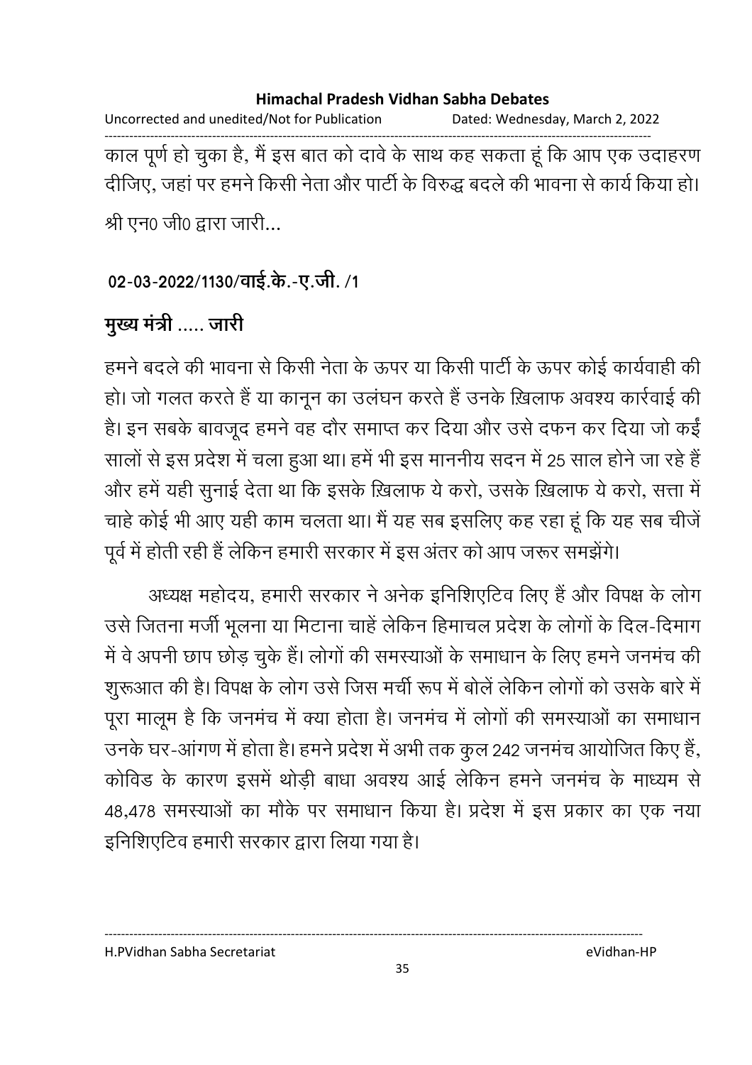काल पूर्ण हो चुका है, मैं इस बात को दावे के साथ कह सकता हूं कि आप एक उदाहरण दीजिए, जहां पर हमने किसी नेता और पार्टी के विरुद्ध बदले की भावना से कार्य किया हो।

श्री एन0 जी0 द्वारा जारी...

**02-03-2022/1130/वाई.के.-ए.जी. /1**

**मुख्य मंत्री ..... जारी**

हमने बदले की भावना से किसी नेता के ऊपर या किसी पार्टी के ऊपर कोई कार्यवाही की हो। जो गलत करते हैं या कानून का उलंघन करते हैं उनके ख़िलाफ अवश्य कार्रवाई की है। इन सबके बावजूद हमने वह दौर समाप्त कर दिया और उसे दफन कर दिया जो कई सालों से इस प्रदेश में चला हुआ था। हमें भी इस माननीय सदन में 25 साल होने जा रहे हैं और हमें यही सुनाई देता था कि इसके ख़िलाफ ये करो, उसके ख़िलाफ ये करो, सत्ता में चाहे कोई भी आए यही काम चलता था। मैं यह सब इसलिए कह रहा हूं कि यह सब चीजें पूर्व में होती रही हैं लेकिन हमारी सरकार में इस अंतर को आप जरूर समझेंगे।

अध्यक्ष महोदय, हमारी सरकार ने अनेक इनिशिएटिव लिए हैं और विपक्ष के लोग उसे जितना मर्जी भूलना या मिटाना चाहें लेकिन हिमाचल प्रदेश के लोगों के दिल-दिमाग में वे अपनी छाप छोड़ चुके हैं। लोगों की समस्याओं के समाधान के लिए हमने जनमंच की शुरूआत की है। विपक्ष के लोग उसे जिस मर्ची रूप में बोलें लेकिन लोगों को उसके बारे में पूरा मालूम है कि जनमंच में क्या होता है। जनमंच में लोगों की समस्याओं का समाधान उनके घर-आंगण में होता है। हमने प्रदेश में अभी तक कुल 242 जनमंच आयोजित किए हैं, कोविड के कारण इसमें थोड़ी बाधा अवश्य आई लेकिन हमने जनमंच के माध्यम से 48,478 समस्याओं का मौके पर समाधान किया है। प्रदेश में इस प्रकार का एक नया इनिशिएटिव हमारी सरकार द्वारा लिया गया है।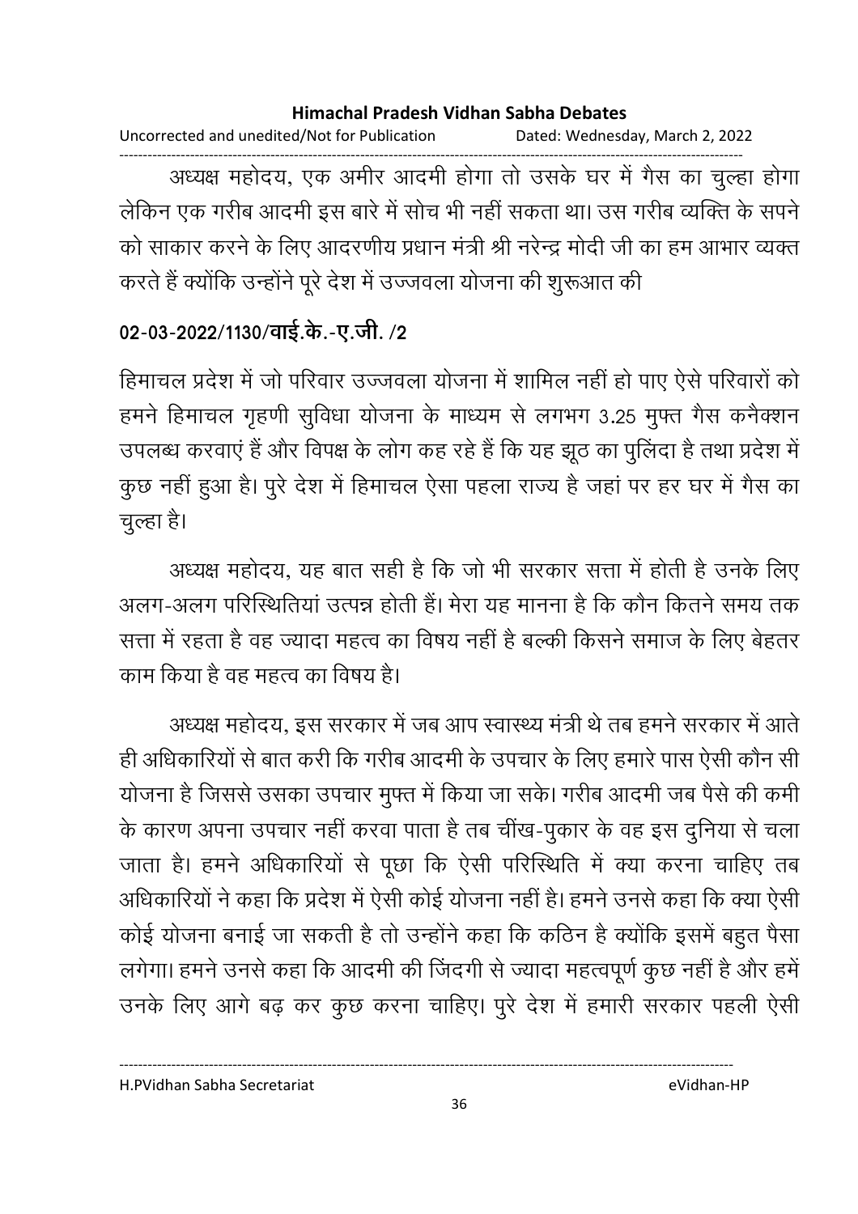अध्यक्ष महोदय, एक अमीर आदमी होगा तो उसके घर में गैस का चुल्हा होगा लेकिन एक गरीब आदमी इस बारे में सोच भी नहीं सकता था। उस गरीब व्यक्ति के सपने को साकार करने के लिए आदरणीय प्रधान मंत्री श्री नरेन्द्र मोदी जी का हम आभार व्यक्त करते हैं क्योंकि उन्होंने पूरे देश में उज्जवला योजना की शुरूआत की

**02-03-2022/1130/वाई.के.-ए.जी. /2**

हिमाचल प्रदेश में जो परिवार उज्जवला योजना में शामिल नहीं हो पाए ऐसे परिवारों को हमने हिमाचल गृहणी सुविधा योजना के माध्यम से लगभग 3.25 मुफ्त गैस कनैक्शन उपलब्ध करवाएं हैं और विपक्ष के लोग कह रहे हैं कि यह झूठ का पुलिंदा है तथा प्रदेश में कुछ नहीं हुआ है। पुरे देश में हिमाचल ऐसा पहला राज्य है जहां पर हर घर में गैस का चुल्हा है।

अध्यक्ष महोदय, यह बात सही है कि जो भी सरकार सत्ता में होती है उनके लिए अलग-अलग परिस्थितियां उत्पन्न होती हैं। मेरा यह मानना है कि कौन कितने समय तक सत्ता में रहता है वह ज्यादा महत्व का विषय नहीं है बल्की किसने समाज के लिए बेहतर काम किया है वह महत्व का विषय है।

अध्यक्ष महोदय, इस सरकार में जब आप स्वास्थ्य मंत्री थे तब हमने सरकार में आते ही अधिकारियों से बात करी कि गरीब आदमी के उपचार के लिए हमारे पास ऐसी कौन सी योजना है जिससे उसका उपचार मुफ्त में किया जा सके। गरीब आदमी जब पैसे की कमी के कारण अपना उपचार नहीं करवा पाता है तब चींख-पुकार के वह इस दुनिया से चला जाता है। हमने अधिकारियों से पूछा कि ऐसी परिस्थिति में क्या करना चाहिए तब अधिकारियों ने कहा कि प्रदेश में ऐसी कोई योजना नहीं है। हमने उनसे कहा कि क्या ऐसी कोई योजना बनाई जा सकती है तो उन्होंने कहा कि कठिन है क्योंकि इसमें बहुत पैसा लगेगा। हमने उनसे कहा कि आदमी की जिंदगी से ज्यादा महत्वपूर्ण कुछ नहीं है और हमें उनके लिए आगे बढ़ कर कुछ करना चाहिए। पुरे देश में हमारी सरकार पहली ऐसी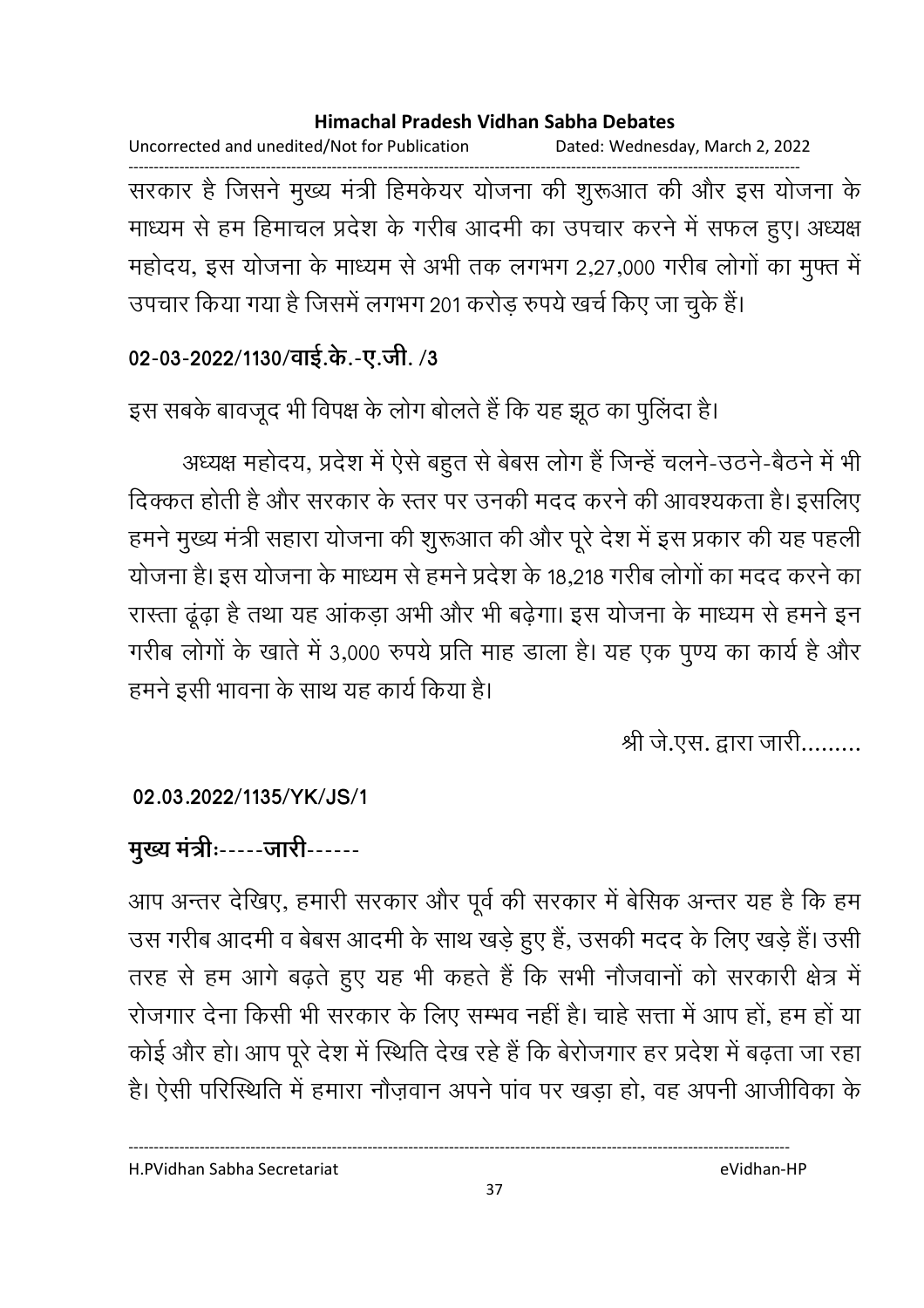सरकार है जिसने मुख्य मंत्री हिमकेयर योजना की शुरूआत की और इस योजना के माध्यम से हम हिमाचल प्रदेश के गरीब आदमी का उपचार करने में सफल हुए। अध्यक्ष महोदय, इस योजना के माध्यम से अभी तक लगभग 2,27,000 गरीब लोगों का मुफ्त में उपचार किया गया है जिसमें लगभग 201 करोड़ रुपये खर्च किए जा चुके हैं।

**02-03-2022/1130/वाई.के.-ए.जी. /3**

इस सबके बावजूद भी विपक्ष के लोग बोलते हैं कि यह झूठ का पुलिंदा है।

अध्यक्ष महोदय, प्रदेश में ऐसे बहुत से बेबस लोग हैं जिन्हें चलने-उठने-बैठने में भी दिक्कत होती है और सरकार के स्तर पर उनकी मदद करने की आवश्यकता है। इसलिए हमने मुख्य मंत्री सहारा योजना की शुरूआत की और पूरे देश में इस प्रकार की यह पहली योजना है। इस योजना के माध्यम से हमने प्रदेश के 18,218 गरीब लोगों का मदद करने का रास्ता ढूंढ़ा है तथा यह आंकड़ा अभी और भी बढ़ेगा। इस योजना के माध्यम से हमने इन गरीब लोगों के खाते में 3,000 रुपये प्रति माह डाला है। यह एक पुण्य का कार्य है और हमने इसी भावना के साथ यह कार्य किया है।

श्री जे.एस. द्वारा जारी.........

**02.03.2022/1135/YK/JS/1**

**मुख्य मंत्रीः-----जारी------**

आप अन्तर देखिए, हमारी सरकार और पूर्व की सरकार में बेसिक अन्तर यह है कि हम उस गरीब आदमी व बेबस आदमी के साथ खड़े हुए हैं, उसकी मदद के लिए खड़े हैं। उसी तरह से हम आगे बढ़ते हुए यह भी कहते हैं कि सभी नौजवानों को सरकारी क्षेत्र में रोजगार देना किसी भी सरकार के लिए सम्भव नहीं है। चाहे सत्ता में आप हों, हम हों या कोई और हो। आप पूरे देश में स्थिति देख रहे हैं कि बेरोजगार हर प्रदेश में बढ़ता जा रहा है। ऐसी परिस्थिति में हमारा नौज़वान अपने पांव पर खड़ा हो, वह अपनी आजीविका के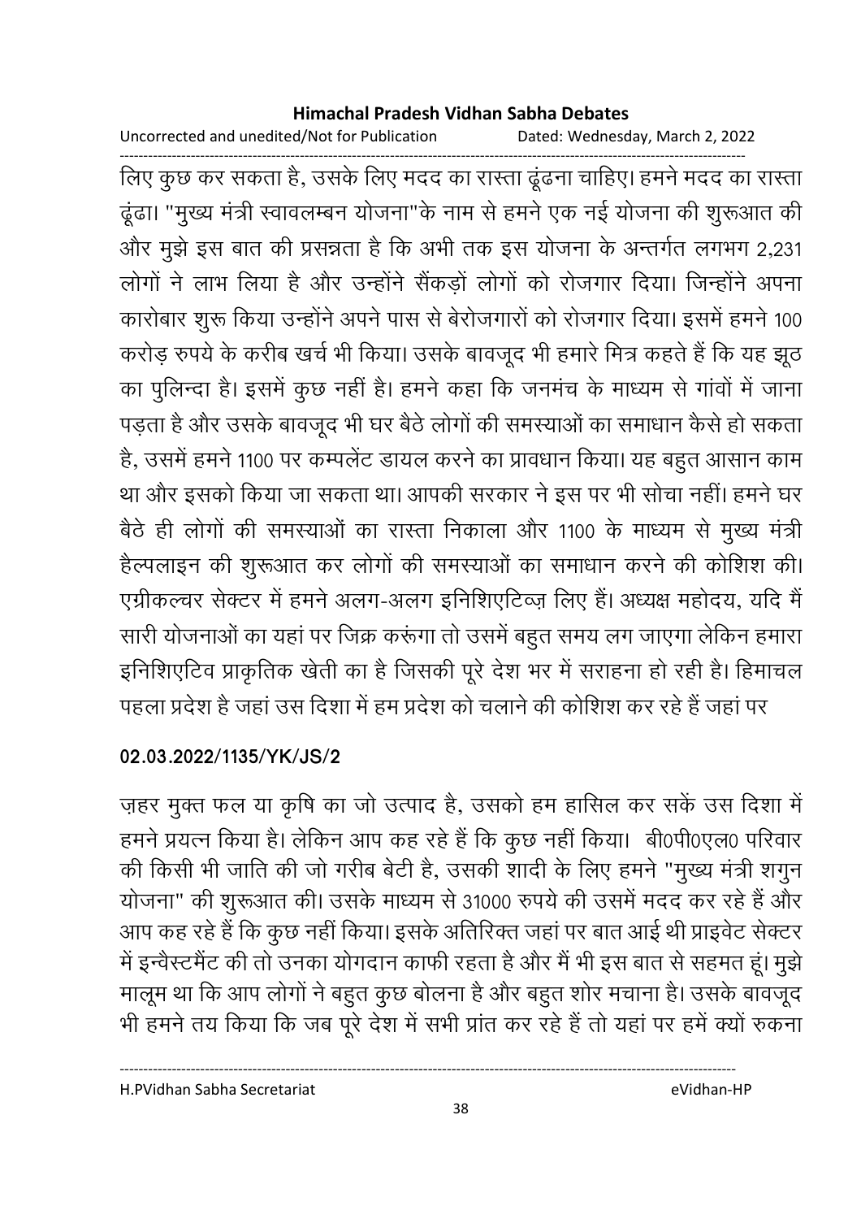लिए कुछ कर सकता है, उसके लिए मदद का रास्ता ढूंढना चाहिए। हमने मदद का रास्ता ढूंढा। "मुख्य मंत्री स्वावलम्बन योजना"के नाम से हमने एक नई योजना की शुरूआत की और मुझे इस बात की प्रसन्नता है कि अभी तक इस योजना के अन्तर्गत लगभग 2,231 लोगों ने लाभ लिया है और उन्होंने सैंकड़ों लोगों को रोजगार दिया। जिन्होंने अपना कारोबार शुरू किया उन्होंने अपने पास से बेरोजगारों को रोजगार दिया। इसमें हमने 100 करोड़ रुपये के करीब खर्च भी किया। उसके बावजूद भी हमारे मित्र कहते हैं कि यह झूठ का पुलिन्दा है। इसमें कुछ नहीं है। हमने कहा कि जनमंच के माध्यम से गांवों में जाना पड़ता है और उसके बावजूद भी घर बैठे लोगों की समस्याओं का समाधान कैसे हो सकता है, उसमें हमने 1100 पर कम्पलेंट डायल करने का प्रावधान किया। यह बहुत आसान काम था और इसको किया जा सकता था। आपकी सरकार ने इस पर भी सोचा नहीं। हमने घर बैठे ही लोगों की समस्याओं का रास्ता निकाला और 1100 के माध्यम से मुख्य मंत्री हैल्पलाइन की शुरूआत कर लोगों की समस्याओं का समाधान करने की कोशिश की। एग्रीकल्चर सेक्टर में हमने अलग-अलग इनिशिएटिव्ज़ लिए हैं। अध्यक्ष महोदय, यदि मैं सारी योजनाओं का यहां पर जिक्र करूंगा तो उसमें बहुत समय लग जाएगा लेकिन हमारा इनिशिएटिव प्राकृतिक खेती का है जिसकी पूरे देश भर में सराहना हो रही है। हिमाचल पहला प्रदेश है जहां उस दिशा में हम प्रदेश को चलाने की कोशिश कर रहे हैं जहां पर

**02.03.2022/1135/YK/JS/2**

ज़हर मुक्त फल या कृषि का जो उत्पाद है, उसको हम हासिल कर सकें उस दिशा में हमने प्रयत्न किया है। लेकिन आप कह रहे हैं कि कुछ नहीं किया। बी0पी0एल0 परिवार की किसी भी जाति की जो गरीब बेटी है, उसकी शादी के लिए हमने "मुख्य मंत्री शगुन योजना" की शुरूआत की। उसके माध्यम से 31000 रुपये की उसमें मदद कर रहे हैं और आप कह रहे हैं कि कुछ नहीं किया। इसके अतिरिक्त जहां पर बात आई थी प्राइवेट सेक्टर में इन्वैस्टमैंट की तो उनका योगदान काफी रहता है और मैं भी इस बात से सहमत हूं। मुझे मालूम था कि आप लोगों ने बहुत कुछ बोलना है और बहुत शोर मचाना है। उसके बावजूद भी हमने तय किया कि जब पूरे देश में सभी प्रांत कर रहे हैं तो यहां पर हमें क्यों रुकना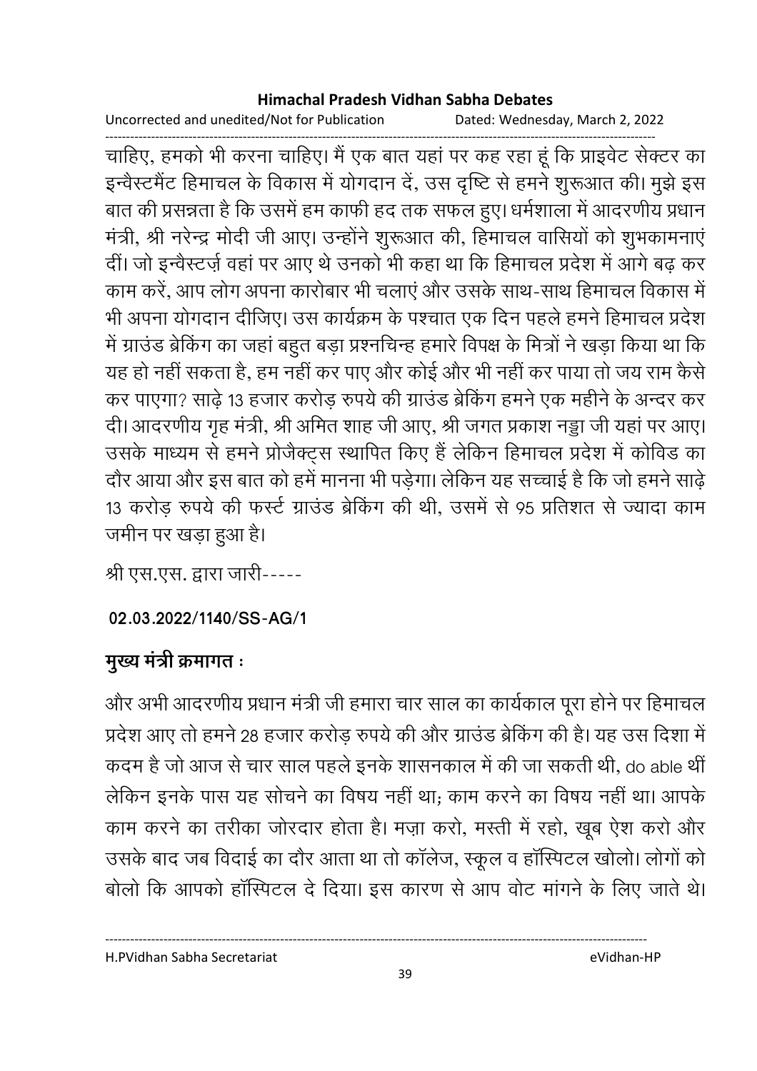चाहिए, हमको भी करना चाहिए। मैं एक बात यहां पर कह रहा हूं कि प्राइवेट सेक्टर का इन्वैस्टमैंट हिमाचल के विकास में योगदान दें, उस दृष्टि से हमने शुरूआत की। मुझे इस बात की प्रसन्नता है कि उसमें हम काफी हद तक सफल हुए। धर्मशाला में आदरणीय प्रधान मंत्री, श्री नरेन्द्र मोदी जी आए। उन्होंने शुरूआत की, हिमाचल वासियों को शुभकामनाएं दीं। जो इन्वैस्टर्ज़ वहां पर आए थे उनको भी कहा था कि हिमाचल प्रदेश में आगे बढ़ कर काम करें, आप लोग अपना कारोबार भी चलाएं और उसके साथ-साथ हिमाचल विकास में भी अपना योगदान दीजिए। उस कार्यक्रम के पश्चात एक दिन पहले हमने हिमाचल प्रदेश में ग्राउंड ब्रेकिंग का जहां बहुत बड़ा प्रश्नचिन्ह हमारे विपक्ष के मित्रों ने खड़ा किया था कि यह हो नहीं सकता है, हम नहीं कर पाए और कोई और भी नहीं कर पाया तो जय राम कैसे कर पाएगा? साढ़े 13 हजार करोड़ रुपये की ग्राउंड ब्रेकिंग हमने एक महीने के अन्दर कर दी। आदरणीय गृह मंत्री, श्री अमित शाह जी आए, श्री जगत प्रकाश नड्डा जी यहां पर आए। उसके माध्यम से हमने प्रोजैक्ट्स स्थापित किए हैं लेकिन हिमाचल प्रदेश में कोविड का दौर आया और इस बात को हमें मानना भी पड़ेगा। लेकिन यह सच्चाई है कि जो हमने साढ़े 13 करोड़ रुपये की फर्स्ट ग्राउंड ब्रेकिंग की थी, उसमें से 95 प्रतिशत से ज्यादा काम जमीन पर खड़ा हुआ है।

श्री एस.एस. द्वारा जारी-----

**02.03.2022/1140/SS-AG/1**

**मुख्य मंत्री क्रमागत :**

और अभी आदरणीय प्रधान मंत्री जी हमारा चार साल का कार्यकाल पूरा होने पर हिमाचल प्रदेश आए तो हमने 28 हजार करोड़ रुपये की और ग्राउंड ब्रेकिंग की है। यह उस दिशा में कदम है जो आज से चार साल पहले इनके शासनकाल में की जा सकती थी, do able थीं लेकिन इनके पास यह सोचने का विषय नहीं था; काम करने का विषय नहीं था। आपके काम करने का तरीका जोरदार होता है। मज़ा करो, मस्ती में रहो, खूब ऐश करो और उसके बाद जब विदाई का दौर आता था तो कॉलेज, स्कूल व हॉस्पिटल खोलो। लोगों को बोलो कि आपको हॉस्पिटल दे दिया। इस कारण से आप वोट मांगने के लिए जाते थे।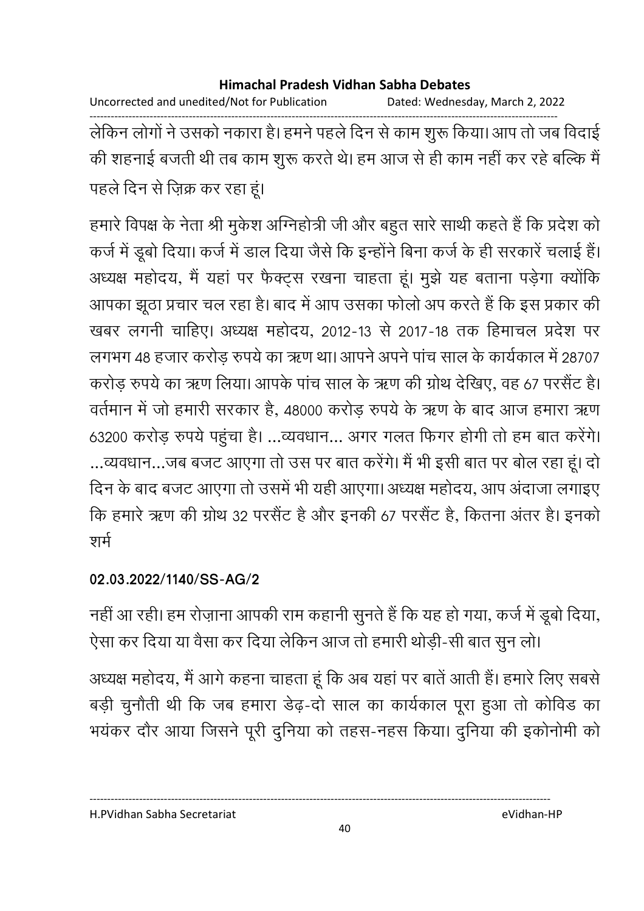लेकिन लोगों ने उसको नकारा है। हमने पहले दिन से काम शुरू किया। आप तो जब विदाई की शहनाई बजती थी तब काम शुरू करते थे। हम आज से ही काम नहीं कर रहे बल्कि मैं पहले दिन से ज़िक्र कर रहा हूं।

हमारे विपक्ष के नेता श्री मुकेश अग्निहोत्री जी और बहुत सारे साथी कहते हैं कि प्रदेश को कर्ज में डूबो दिया। कर्ज में डाल दिया जैसे कि इन्होंने बिना कर्ज के ही सरकारें चलाई हैं। अध्यक्ष महोदय, मैं यहां पर फैक्ट्स रखना चाहता हूं। मुझे यह बताना पड़ेगा क्योंकि आपका झूठा प्रचार चल रहा है। बाद में आप उसका फोलो अप करते हैं कि इस प्रकार की खबर लगनी चाहिए। अध्यक्ष महोदय, 2012-13 से 2017-18 तक हिमाचल प्रदेश पर लगभग 48 हजार करोड़ रुपये का ऋण था। आपने अपने पांच साल के कार्यकाल में 28707 करोड़ रुपये का ऋण लिया। आपके पांच साल के ऋण की ग्रोथ देखिए, वह 67 परसैंट है। वर्तमान में जो हमारी सरकार है, 48000 करोड़ रुपये के ऋण के बाद आज हमारा ऋण 63200 करोड़ रुपये पहुंचा है। ...व्यवधान... अगर गलत फिगर होगी तो हम बात करेंगे। ...व्यवधान...जब बजट आएगा तो उस पर बात करेंगे। मैं भी इसी बात पर बोल रहा हूं। दो दिन के बाद बजट आएगा तो उसमें भी यही आएगा। अध्यक्ष महोदय, आप अंदाजा लगाइए कि हमारे ऋण की ग्रोथ 32 परसैंट है और इनकी 67 परसैंट है, कितना अंतर है। इनको शर्म

**02.03.2022/1140/SS-AG/2**

नहीं आ रही। हम रोज़ाना आपकी राम कहानी सुनते हैं कि यह हो गया, कर्ज में डूबो दिया, ऐसा कर दिया या वैसा कर दिया लेकिन आज तो हमारी थोड़ी-सी बात सुन लो।

अध्यक्ष महोदय, मैं आगे कहना चाहता हूं कि अब यहां पर बातें आती हैं। हमारे लिए सबसे बड़ी चुनौती थी कि जब हमारा डेढ़-दो साल का कार्यकाल पूरा हुआ तो कोविड का भयंकर दौर आया जिसने पूरी दुनिया को तहस-नहस किया। दुनिया की इकोनोमी को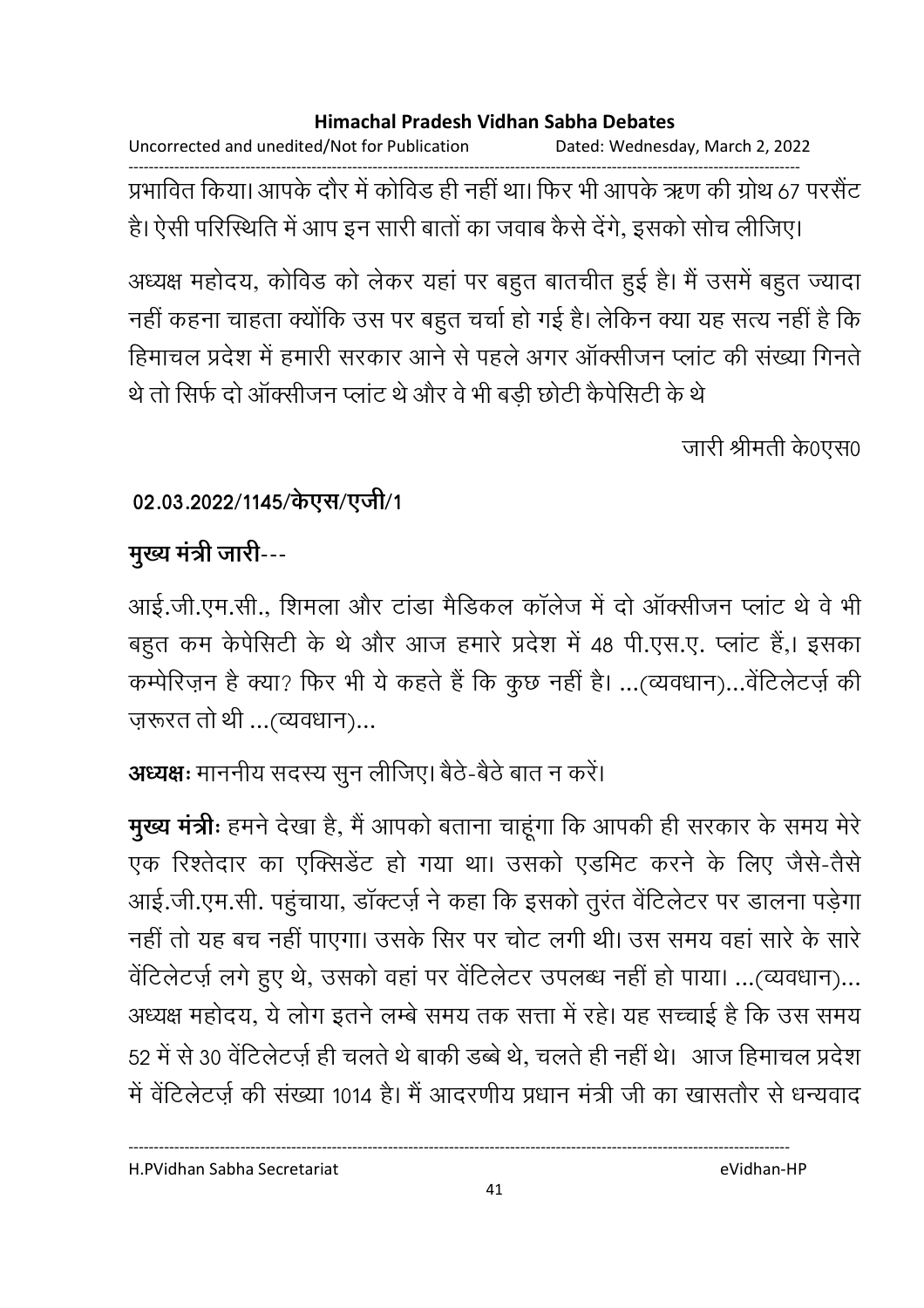प्रभावित किया। आपके दौर में कोविड ही नहीं था। फिर भी आपके ऋण की ग्रोथ 67 परसैंट है। ऐसी परिस्थिति में आप इन सारी बातों का जवाब कैसे देंगे, इसको सोच लीजिए।

अध्यक्ष महोदय, कोविड को लेकर यहां पर बहुत बातचीत हुई है। मैं उसमें बहुत ज्यादा नहीं कहना चाहता क्योंकि उस पर बहुत चर्चा हो गई है। लेकिन क्या यह सत्य नहीं है कि हिमाचल प्रदेश में हमारी सरकार आने से पहले अगर ऑक्सीजन प्लांट की संख्या गिनते थे तो सिर्फ दो ऑक्सीजन प्लांट थे और वे भी बड़ी छोटी कैपेसिटी के थे

जारी श्रीमती के0एस0

**02.03.2022/1145/केएस/एजी/1**

**मुख्य मंत्री जारी**---

आई.जी.एम.सी., शिमला और टांडा मैडिकल कॉलेज में दो ऑक्सीजन प्लांट थे वे भी बहुत कम केपेसिटी के थे और आज हमारे प्रदेश में 48 पी.एस.ए. प्लांट हैं,। इसका कम्पेरिज़न है क्या? फिर भी ये कहते हैं कि कुछ नहीं है। ...(व्यवधान)...वेंटिलेटर्ज़ की ज़रूरत तो थी ...(व्यवधान)...

**अध्यक्षः** माननीय सदस्य सुन लीजिए। बैठे-बैठे बात न करें।

**मुख्य मंत्रीः** हमने देखा है, मैं आपको बताना चाहूंगा कि आपकी ही सरकार के समय मेरे एक रिश्तेदार का एक्सिडेंट हो गया था। उसको एडमिट करने के लिए जैसे-तैसे आई.जी.एम.सी. पहुंचाया, डॉक्टर्ज़ ने कहा कि इसको तुरंत वेंटिलेटर पर डालना पड़ेगा नहीं तो यह बच नहीं पाएगा। उसके सिर पर चोट लगी थी। उस समय वहां सारे के सारे वेंटिलेटर्ज़ लगे हुए थे, उसको वहां पर वेंटिलेटर उपलब्ध नहीं हो पाया। ...(व्यवधान)... अध्यक्ष महोदय, ये लोग इतने लम्बे समय तक सत्ता में रहे। यह सच्चाई है कि उस समय 52 में से 30 वेंटिलेटर्ज़ ही चलते थे बाकी डब्बे थे, चलते ही नहीं थे। आज हिमाचल प्रदेश में वेंटिलेटर्ज़ की संख्या 1014 है। मैं आदरणीय प्रधान मंत्री जी का खासतौर से धन्यवाद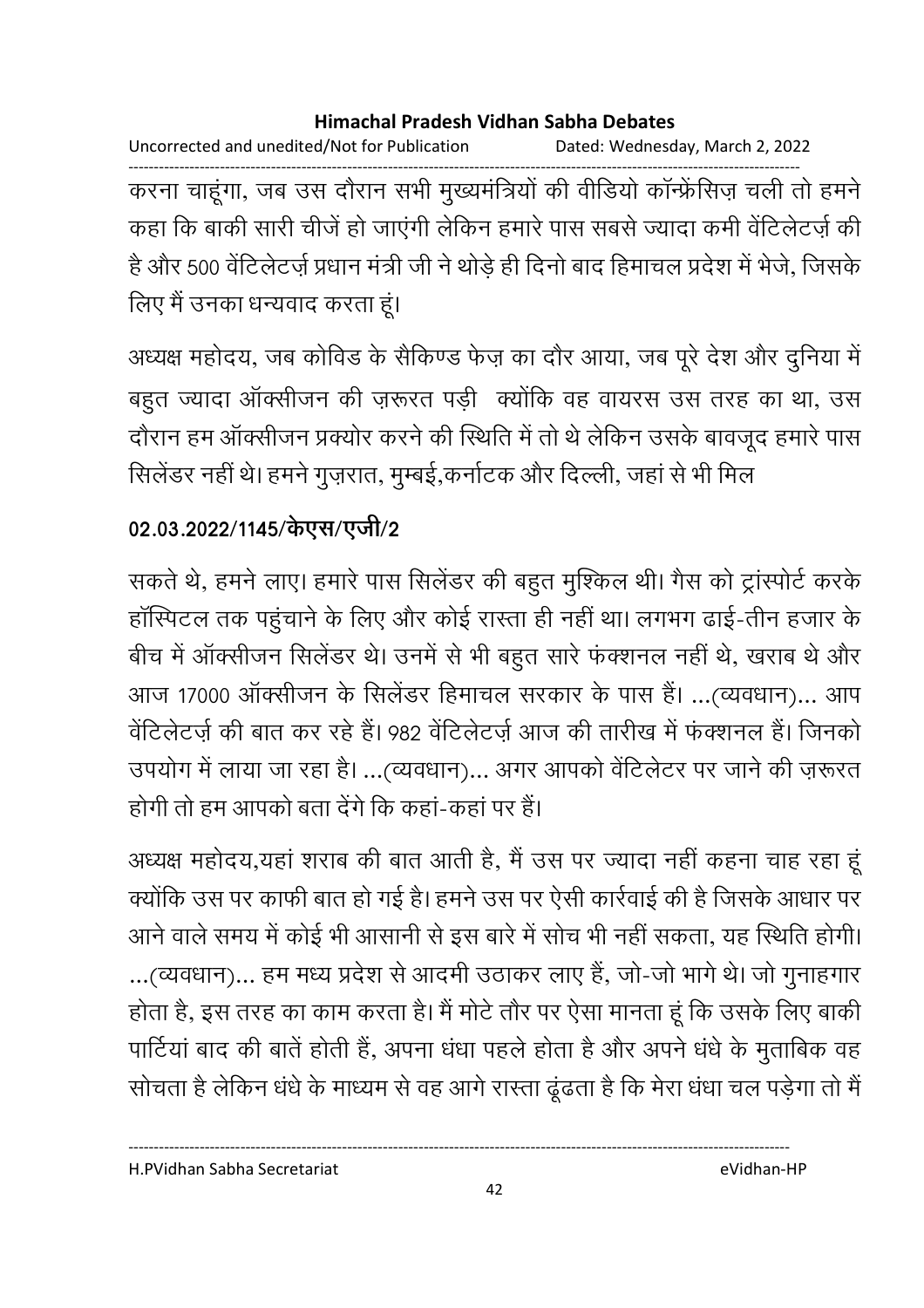करना चाहूंगा, जब उस दौरान सभी मुख्यमंत्रियों की वीडियो कॉन्फ्रेंसिज़ चली तो हमने कहा कि बाकी सारी चीजें हो जाएंगी लेकिन हमारे पास सबसे ज्यादा कमी वेंटिलेटर्ज़ की है और 500 वेंटिलेटर्ज़ प्रधान मंत्री जी ने थोड़े ही दिनो बाद हिमाचल प्रदेश में भेजे, जिसके लिए मैं उनका धन्यवाद करता हूं।

अध्यक्ष महोदय, जब कोविड के सैकिण्ड फेज़ का दौर आया, जब पूरे देश और दुनिया में बहुत ज्यादा ऑक्सीजन की ज़रूरत पड़ी क्योंकि वह वायरस उस तरह का था, उस दौरान हम ऑक्सीजन प्रक्योर करने की स्थिति में तो थे लेकिन उसके बावजूद हमारे पास सिलेंडर नहीं थे। हमने गुज़रात, मुम्बई,कर्नाटक और दिल्ली, जहां से भी मिल

**02.03.2022/1145/केएस/एजी/2**

सकते थे, हमने लाए। हमारे पास सिलेंडर की बहुत मुश्किल थी। गैस को ट्रांस्पोर्ट करके हॉस्पिटल तक पहुंचाने के लिए और कोई रास्ता ही नहीं था। लगभग ढाई-तीन हजार के बीच में ऑक्सीजन सिलेंडर थे। उनमें से भी बहुत सारे फंक्शनल नहीं थे, खराब थे और आज 17000 ऑक्सीजन के सिलेंडर हिमाचल सरकार के पास हैं। ...(व्यवधान)... आप वेंटिलेटर्ज़ की बात कर रहे हैं। 982 वेंटिलेटर्ज़ आज की तारीख में फंक्शनल हैं। जिनको उपयोग में लाया जा रहा है। ...(व्यवधान)... अगर आपको वेंटिलेटर पर जाने की ज़रूरत होगी तो हम आपको बता देंगे कि कहां-कहां पर हैं।

अध्यक्ष महोदय,यहां शराब की बात आती है, मैं उस पर ज्यादा नहीं कहना चाह रहा हूं क्योंकि उस पर काफी बात हो गई है। हमने उस पर ऐसी कार्रवाई की है जिसके आधार पर आने वाले समय में कोई भी आसानी से इस बारे में सोच भी नहीं सकता, यह स्थिति होगी। ...(व्यवधान)... हम मध्य प्रदेश से आदमी उठाकर लाए हैं, जो-जो भागे थे। जो गुनाहगार होता है, इस तरह का काम करता है। मैं मोटे तौर पर ऐसा मानता हूं कि उसके लिए बाकी पार्टियां बाद की बातें होती हैं, अपना धंधा पहले होता है और अपने धंधे के मुताबिक वह सोचता है लेकिन धंधे के माध्यम से वह आगे रास्ता ढूंढता है कि मेरा धंधा चल पड़ेगा तो मैं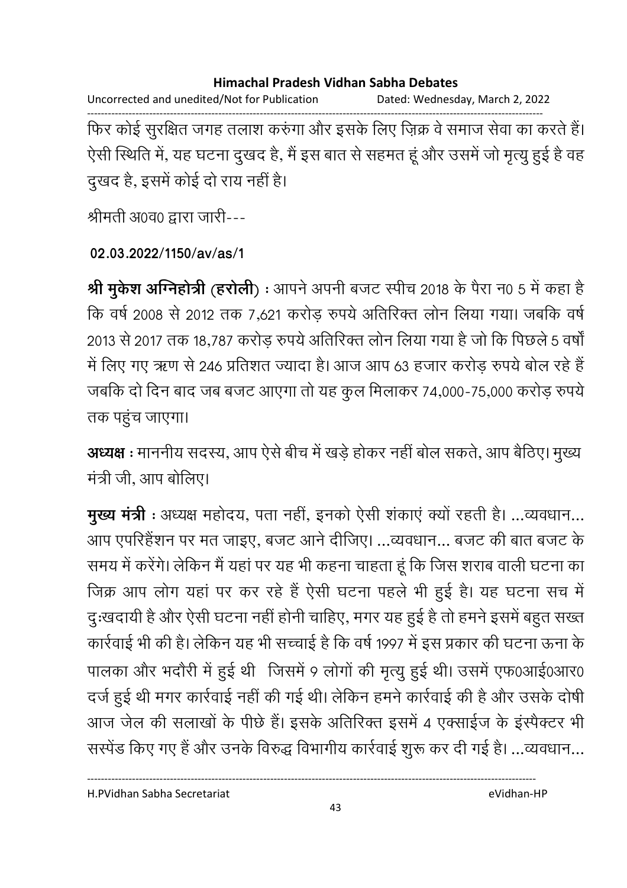फिर कोई सुरक्षित जगह तलाश करुंगा और इसके लिए ज़िक्र वे समाज सेवा का करते हैं। ऐसी स्थिति में, यह घटना दुखद है, मैं इस बात से सहमत हूं और उसमें जो मृत्यु हुई है वह दुखद है, इसमें कोई दो राय नहीं है।

श्रीमती अ0व0 द्वारा जारी---

**02.03.2022/1150/av/as/1**

**श्री मुकेश अग्निहोत्री (हरोली)** : आपने अपनी बजट स्पीच 2018 के पैरा न0 5 में कहा है कि वर्ष 2008 से 2012 तक 7,621 करोड़ रुपये अतिरिक्त लोन लिया गया। जबकि वर्ष 2013 से 2017 तक 18,787 करोड़ रुपये अतिरिक्त लोन लिया गया है जो कि पिछले 5 वर्षों में लिए गए ऋण से 246 प्रतिशत ज्यादा है। आज आप 63 हजार करोड़ रुपये बोल रहे हैं जबकि दो दिन बाद जब बजट आएगा तो यह कुल मिलाकर 74,000-75,000 करोड़ रुपये तक पहुंच जाएगा।

**अध्यक्ष** : माननीय सदस्य, आप ऐसे बीच में खड़े होकर नहीं बोल सकते, आप बैठिए। मुख्य मंत्री जी, आप बोलिए।

**मुख्य मंत्री** : अध्यक्ष महोदय, पता नहीं, इनको ऐसी शंकाएं क्यों रहती है। ...व्यवधान... आप एपरिहैंशन पर मत जाइए, बजट आने दीजिए। ...व्यवधान... बजट की बात बजट के समय में करेंगे। लेकिन मैं यहां पर यह भी कहना चाहता हूं कि जिस शराब वाली घटना का जिक्र आप लोग यहां पर कर रहे हैं ऐसी घटना पहले भी हुई है। यह घटना सच में दुःखदायी है और ऐसी घटना नहीं होनी चाहिए, मगर यह हुई है तो हमने इसमें बहुत सख्त कार्रवाई भी की है। लेकिन यह भी सच्चाई है कि वर्ष 1997 में इस प्रकार की घटना ऊना के पालका और भदौरी में हुई थी जिसमें 9 लोगों की मृत्यु हुई थी। उसमें एफ0आई0आर0 दर्ज हुई थी मगर कार्रवाई नहीं की गई थी। लेकिन हमने कार्रवाई की है और उसके दोषी आज जेल की सलाखों के पीछे हैं। इसके अतिरिक्त इसमें 4 एक्साईज के इंस्पैक्टर भी सस्पेंड किए गए हैं और उनके विरुद्ध विभागीय कार्रवाई शुरू कर दी गई है। ...व्यवधान...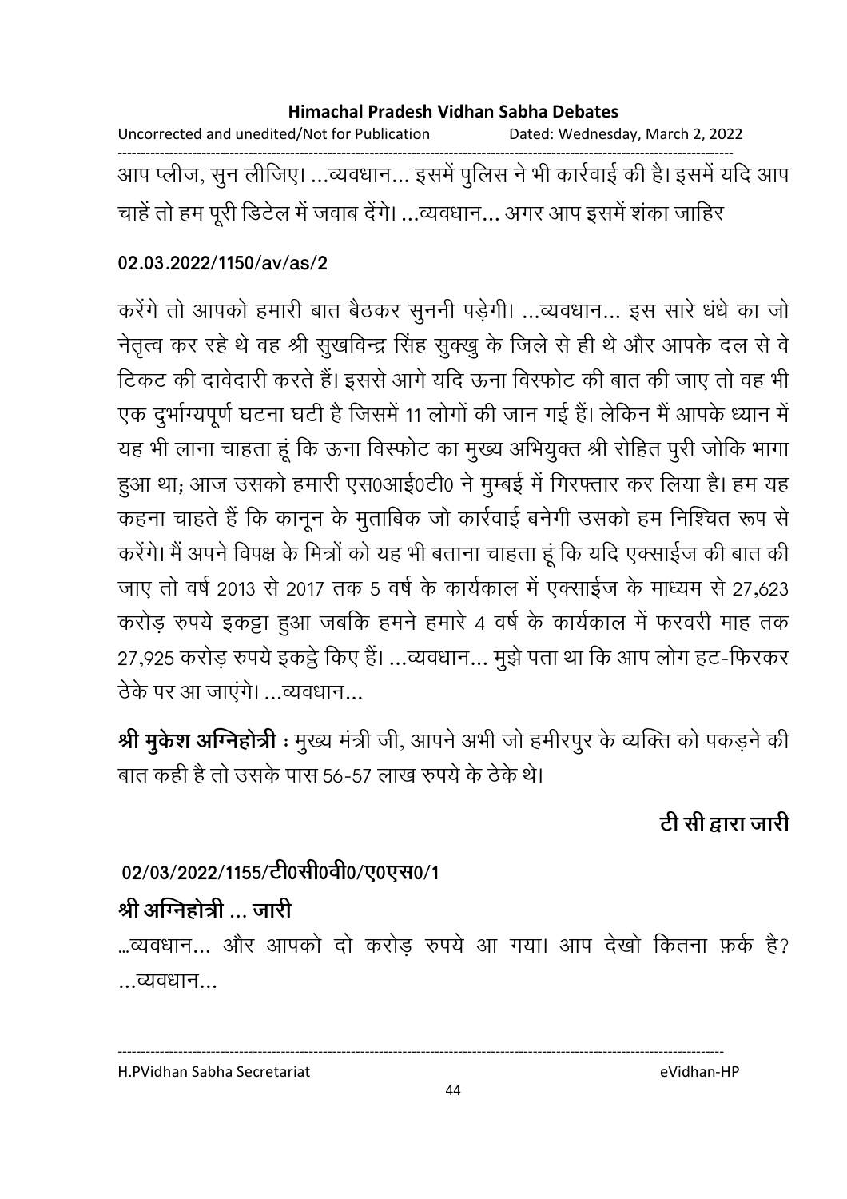आप प्लीज, सुन लीजिए। ...व्यवधान... इसमें पुलिस ने भी कार्रवाई की है। इसमें यदि आप चाहें तो हम पूरी डिटेल में जवाब देंगे। ...व्यवधान... अगर आप इसमें शंका जाहिर

**02.03.2022/1150/av/as/2**

करेंगे तो आपको हमारी बात बैठकर सुननी पड़ेगी। ...व्यवधान... इस सारे धंधे का जो नेतृत्व कर रहे थे वह श्री सुखविन्द्र सिंह सुक्खु के जिले से ही थे और आपके दल से वे टिकट की दावेदारी करते हैं। इससे आगे यदि ऊना विस्फोट की बात की जाए तो वह भी एक दुर्भाग्यपूर्ण घटना घटी है जिसमें 11 लोगों की जान गई हैं। लेकिन मैं आपके ध्यान में यह भी लाना चाहता हूं कि ऊना विस्फोट का मुख्य अभियुक्त श्री रोहित पुरी जोकि भागा हुआ था; आज उसको हमारी एस0आई0टी0 ने मुम्बई में गिरफ्तार कर लिया है। हम यह कहना चाहते हैं कि कानून के मुताबिक जो कार्रवाई बनेगी उसको हम निश्चित रूप से करेंगे। मैं अपने विपक्ष के मित्रों को यह भी बताना चाहता हूं कि यदि एक्साईज की बात की जाए तो वर्ष 2013 से 2017 तक 5 वर्ष के कार्यकाल में एक्साईज के माध्यम से 27,623 करोड़ रुपये इकट्ठा हुआ जबकि हमने हमारे 4 वर्ष के कार्यकाल में फरवरी माह तक 27,925 करोड़ रुपये इकट्ठे किए हैं। ...व्यवधान... मुझे पता था कि आप लोग हट-फिरकर ठेके पर आ जाएंगे। ...व्यवधान...

**श्री मुकेश अग्निहोत्री** : मुख्य मंत्री जी, आपने अभी जो हमीरपुर के व्यक्ति को पकड़ने की बात कही है तो उसके पास 56-57 लाख रुपये के ठेके थे।

**टी सी द्वारा जारी**

**02/03/2022/1155/टी0सी0वी0/ए0एस0/1**

**श्री अग्निहोत्री ... जारी**

...व्यवधान... और आपको दो करोड़ रुपये आ गया। आप देखो कितना फ़र्क है? ...व्यवधान...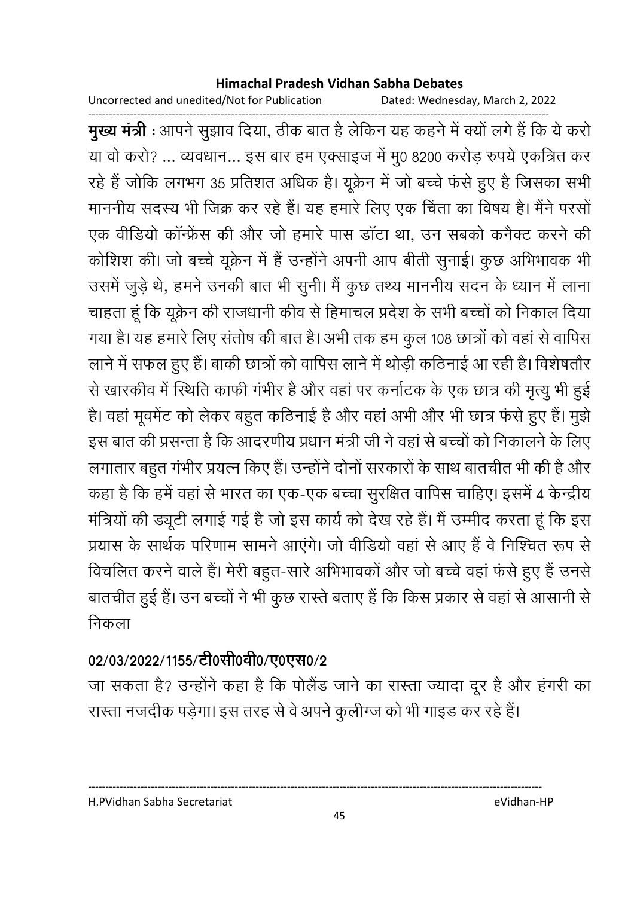**मुख्य मंत्री** : आपने सुझाव दिया, ठीक बात है लेकिन यह कहने में क्यों लगे हैं कि ये करो या वो करो? ... व्यवधान... इस बार हम एक्साइज में मु0 8200 करोड़ रुपये एकत्रित कर रहे हैं जोकि लगभग 35 प्रतिशत अधिक है। यूक्रेन में जो बच्चे फंसे हुए है जिसका सभी माननीय सदस्य भी जिक्र कर रहे हैं। यह हमारे लिए एक चिंता का विषय है। मैंने परसों एक वीडियो कॉन्फ्रेंस की और जो हमारे पास डॉटा था, उन सबको कनैक्ट करने की कोशिश की। जो बच्चे यूक्रेन में हैं उन्होंने अपनी आप बीती सुनाई। कुछ अभिभावक भी उसमें जुड़े थे, हमने उनकी बात भी सुनी। मैं कुछ तथ्य माननीय सदन के ध्यान में लाना चाहता हूं कि यूक्रेन की राजधानी कीव से हिमाचल प्रदेश के सभी बच्चों को निकाल दिया गया है। यह हमारे लिए संतोष की बात है। अभी तक हम कुल 108 छात्रों को वहां से वापिस लाने में सफल हुए हैं। बाकी छात्रों को वापिस लाने में थोड़ी कठिनाई आ रही है। विशेषतौर से खारकीव में स्थिति काफी गंभीर है और वहां पर कर्नाटक के एक छात्र की मृत्यु भी हुई है। वहां मूवमेंट को लेकर बहुत कठिनाई है और वहां अभी और भी छात्र फंसे हुए हैं। मुझे इस बात की प्रसन्ता है कि आदरणीय प्रधान मंत्री जी ने वहां से बच्चों को निकालने के लिए लगातार बहुत गंभीर प्रयत्न किए हैं। उन्होंने दोनों सरकारों के साथ बातचीत भी की है और कहा है कि हमें वहां से भारत का एक-एक बच्चा सुरक्षित वापिस चाहिए। इसमें 4 केन्द्रीय मंत्रियों की ड्यूटी लगाई गई है जो इस कार्य को देख रहे हैं। मैं उम्मीद करता हूं कि इस प्रयास के सार्थक परिणाम सामने आएंगे। जो वीडियो वहां से आए हैं वे निश्चित रूप से विचलित करने वाले हैं। मेरी बहुत-सारे अभिभावकों और जो बच्चे वहां फंसे हुए हैं उनसे बातचीत हुई हैं। उन बच्चों ने भी कुछ रास्ते बताए हैं कि किस प्रकार से वहां से आसानी से निकला

**02/03/2022/1155/टी0सी0वी0/ए0एस0/2**

जा सकता है? उन्होंने कहा है कि पोलैंड जाने का रास्ता ज्यादा दूर है और हंगरी का रास्ता नजदीक पड़ेगा। इस तरह से वे अपने कुलीग्ज को भी गाइड कर रहे हैं।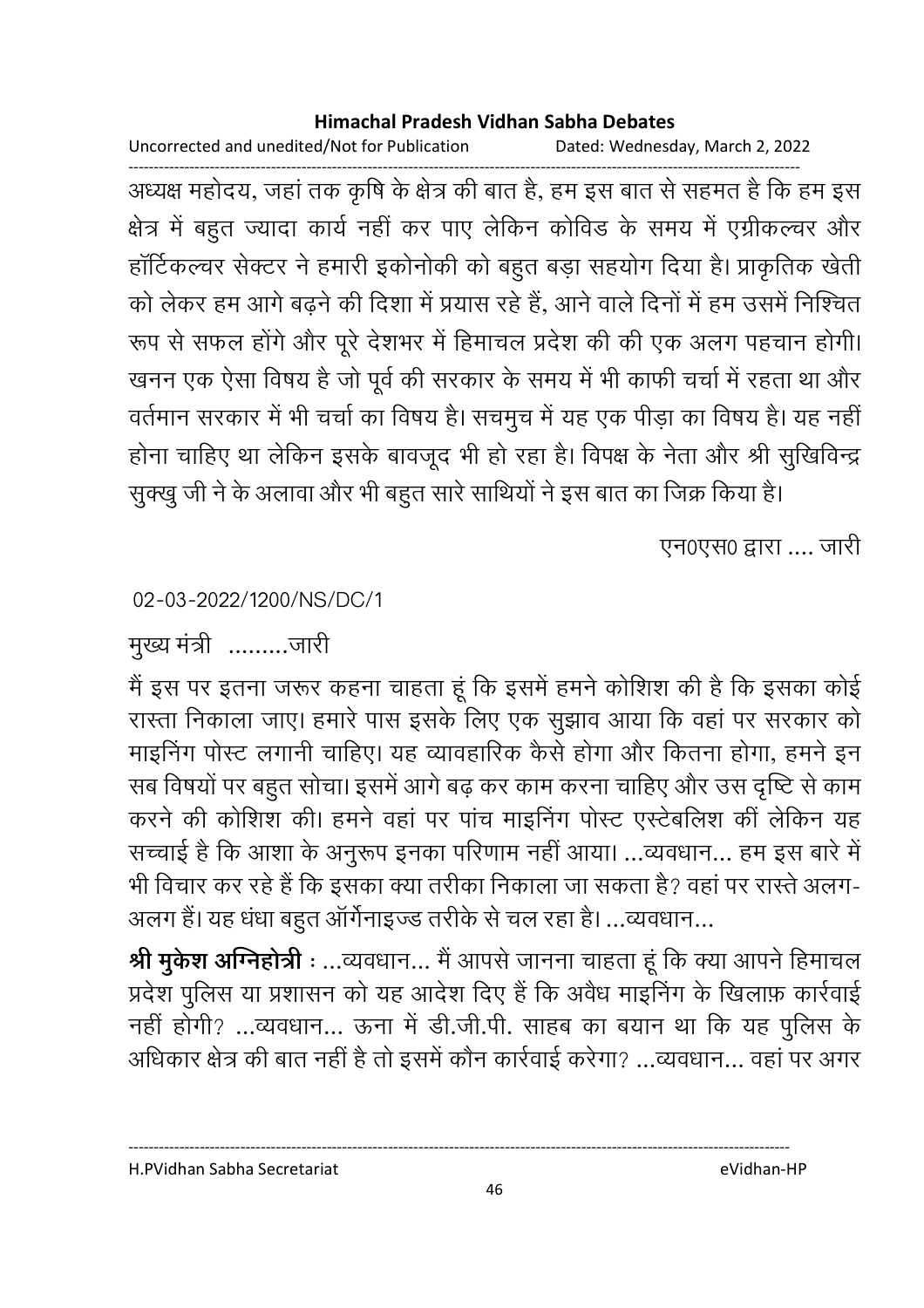अध्यक्ष महोदय, जहां तक कृषि के क्षेत्र की बात है, हम इस बात से सहमत है कि हम इस क्षेत्र में बहुत ज्यादा कार्य नहीं कर पाए लेकिन कोविड के समय में एग्रीकल्चर और हॉर्टिकल्चर सेक्टर ने हमारी इकोनोकी को बहुत बड़ा सहयोग दिया है। प्राकृतिक खेती को लेकर हम आगे बढ़ने की दिशा में प्रयास रहे हैं, आने वाले दिनों में हम उसमें निश्चित रूप से सफल होंगे और पूरे देशभर में हिमाचल प्रदेश की की एक अलग पहचान होगी। खनन एक ऐसा विषय है जो पूर्व की सरकार के समय में भी काफी चर्चा में रहता था और वर्तमान सरकार में भी चर्चा का विषय है। सचमुच में यह एक पीड़ा का विषय है। यह नहीं होना चाहिए था लेकिन इसके बावजूद भी हो रहा है। विपक्ष के नेता और श्री सुखिविन्द्र सुक्खु जी ने के अलावा और भी बहुत सारे साथियों ने इस बात का जिक्र किया है।

एन0एस0 द्वारा .... जारी

02-03-2022/1200/NS/DC/1

मुख्य मंत्री .........जारी

मैं इस पर इतना जरूर कहना चाहता हूं कि इसमें हमने कोशिश की है कि इसका कोई रास्ता निकाला जाए। हमारे पास इसके लिए एक सुझाव आया कि वहां पर सरकार को माइनिंग पोस्ट लगानी चाहिए। यह व्यावहारिक कैसे होगा और कितना होगा, हमने इन सब विषयों पर बहुत सोचा। इसमें आगे बढ़ कर काम करना चाहिए और उस दृष्टि से काम करने की कोशिश की। हमने वहां पर पांच माइनिंग पोस्ट एस्टेबलिश कीं लेकिन यह सच्चाई है कि आशा के अनुरूप इनका परिणाम नहीं आया। ...व्यवधान... हम इस बारे में भी विचार कर रहे हैं कि इसका क्या तरीका निकाला जा सकता है? वहां पर रास्ते अलग-अलग हैं। यह धंधा बहुत ऑर्गेनाइज्ड तरीके से चल रहा है। ...व्यवधान...

**श्री मुकेश अग्निहोत्री** : ...व्यवधान... मैं आपसे जानना चाहता हूं कि क्या आपने हिमाचल प्रदेश पुलिस या प्रशासन को यह आदेश दिए हैं कि अवैध माइनिंग के खिलाफ़ कार्रवाई नहीं होगी? ...व्यवधान... ऊना में डी.जी.पी. साहब का बयान था कि यह पुलिस के अधिकार क्षेत्र की बात नहीं है तो इसमें कौन कार्रवाई करेगा? ...व्यवधान... वहां पर अगर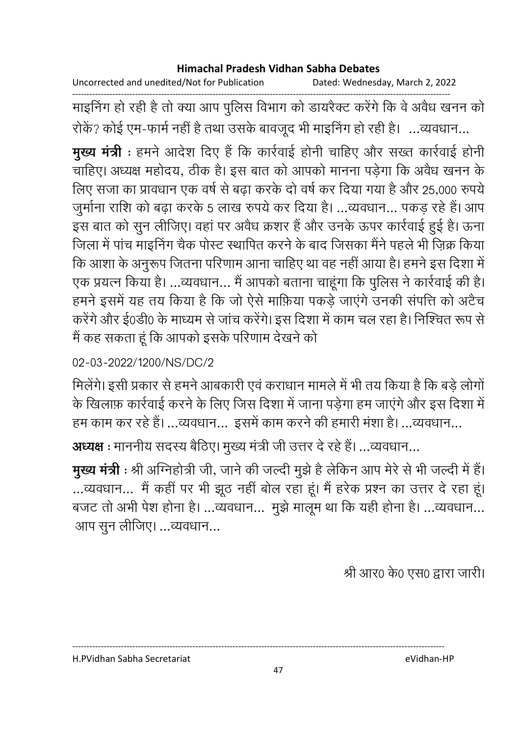माइनिंग हो रही है तो क्या आप पुलिस विभाग को डायरैक्ट करेंगे कि वे अवैध खनन को रोकें? कोई एम-फार्म नहीं है तथा उसके बावजूद भी माइनिंग हो रही है। ...व्यवधान...

**मुख्य मंत्री** : हमने आदेश दिए हैं कि कार्रवाई होनी चाहिए और सख्त कार्रवाई होनी चाहिए। अध्यक्ष महोदय, ठीक है। इस बात को आपको मानना पड़ेगा कि अवैध खनन के लिए सजा का प्रावधान एक वर्ष से बढ़ा करके दो वर्ष कर दिया गया है और 25,000 रुपये जुर्माना राशि को बढ़ा करके 5 लाख रुपये कर दिया है। ...व्यवधान... पकड़ रहे हैं। आप इस बात को सुन लीजिए। वहां पर अवैध क्रशर हैं और उनके ऊपर कार्रवाई हुई है। ऊना जिला में पांच माइनिंग चैक पोस्ट स्थापित करने के बाद जिसका मैंने पहले भी ज़िक्र किया कि आशा के अनुरूप जितना परिणाम आना चाहिए था वह नहीं आया है। हमने इस दिशा में एक प्रयत्न किया है। ...व्यवधान... मैं आपको बताना चाहूंगा कि पुलिस ने कार्रवाई की है। हमने इसमें यह तय किया है कि जो ऐसे माफ़िया पकड़े जाएंगे उनकी संपत्ति को अटैच करेंगे और ई0डी0 के माध्यम से जांच करेंगे। इस दिशा में काम चल रहा है। निश्चित रूप से मैं कह सकता हूं कि आपको इसके परिणाम देखने को

02-03-2022/1200/NS/DC/2

मिलेंगे। इसी प्रकार से हमने आबकारी एवं कराधान मामले में भी तय किया है कि बड़े लोगों के खिलाफ़ कार्रवाई करने के लिए जिस दिशा में जाना पड़ेगा हम जाएंगे और इस दिशा में हम काम कर रहे हैं। ...व्यवधान... इसमें काम करने की हमारी मंशा है। ...व्यवधान...

**अध्यक्ष** : माननीय सदस्य बैठिए। मुख्य मंत्री जी उत्तर दे रहे हैं। ...व्यवधान...

**मुख्य मंत्री** : श्री अग्निहोत्री जी, जाने की जल्दी मुझे है लेकिन आप मेरे से भी जल्दी में हैं। ...व्यवधान... मैं कहीं पर भी झूठ नहीं बोल रहा हूं। मैं हरेक प्रश्न का उत्तर दे रहा हूं। बजट तो अभी पेश होना है। ...व्यवधान... मुझे मालूम था कि यही होना है। ...व्यवधान... आप सुन लीजिए। ...व्यवधान...

श्री आर0 के0 एस0 द्वारा जारी।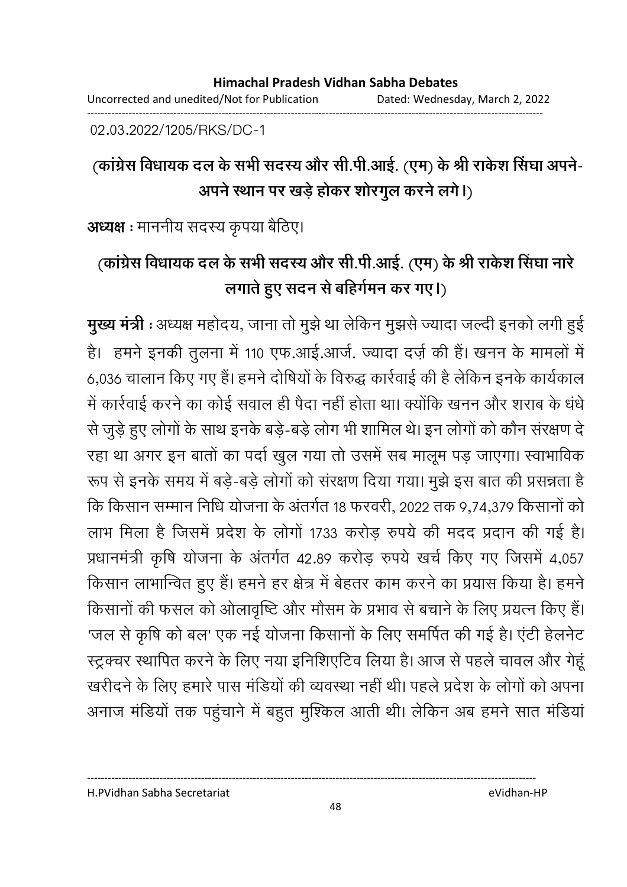02.03.2022/1205/RKS/DC-1

**(कांग्रेस विधायक दल के सभी सदस्य और सी.पी.आई. (एम) के श्री राकेश सिंघा अपने-अपने स्थान पर खड़े होकर शोरगुल करने लगे।)**

**अध्यक्ष :** माननीय सदस्य कृपया बैठिए।

**(कांग्रेस विधायक दल के सभी सदस्य और सी.पी.आई. (एम) के श्री राकेश सिंघा नारे लगाते हुए सदन से बहिर्गमन कर गए।)**

**मुख्य मंत्री :** अध्यक्ष महोदय, जाना तो मुझे था लेकिन मुझसे ज्यादा जल्दी इनको लगी हुई है। हमने इनकी तुलना में 110 एफ.आई.आर्ज. ज्यादा दर्ज़ की हैं। खनन के मामलों में 6,036 चालान किए गए हैं। हमने दोषियों के विरुद्ध कार्रवाई की है लेकिन इनके कार्यकाल में कार्रवाई करने का कोई सवाल ही पैदा नहीं होता था। क्योंकि खनन और शराब के धंधे से जुड़े हुए लोगों के साथ इनके बड़े-बड़े लोग भी शामिल थे। इन लोगों को कौन संरक्षण दे रहा था अगर इन बातों का पर्दा खुल गया तो उसमें सब मालूम पड़ जाएगा। स्वाभाविक रूप से इनके समय में बड़े-बड़े लोगों को संरक्षण दिया गया। मुझे इस बात की प्रसन्नता है कि किसान सम्मान निधि योजना के अंतर्गत 18 फरवरी, 2022 तक 9,74,379 किसानों को लाभ मिला है जिसमें प्रदेश के लोगों 1733 करोड़ रुपये की मदद प्रदान की गई है। प्रधानमंत्री कृषि योजना के अंतर्गत 42.89 करोड़ रुपये खर्च किए गए जिसमें 4,057 किसान लाभान्वित हुए हैं। हमने हर क्षेत्र में बेहतर काम करने का प्रयास किया है। हमने किसानों की फसल को ओलावृष्टि और मौसम के प्रभाव से बचाने के लिए प्रयत्न किए हैं। 'जल से कृषि को बल' एक नई योजना किसानों के लिए समर्पित की गई है। एंटी हेलनेट स्ट्रक्चर स्थापित करने के लिए नया इनिशिएटिव लिया है। आज से पहले चावल और गेहूं खरीदने के लिए हमारे पास मंडियों की व्यवस्था नहीं थी। पहले प्रदेश के लोगों को अपना अनाज मंडियों तक पहुंचाने में बहुत मुश्किल आती थी। लेकिन अब हमने सात मंडियां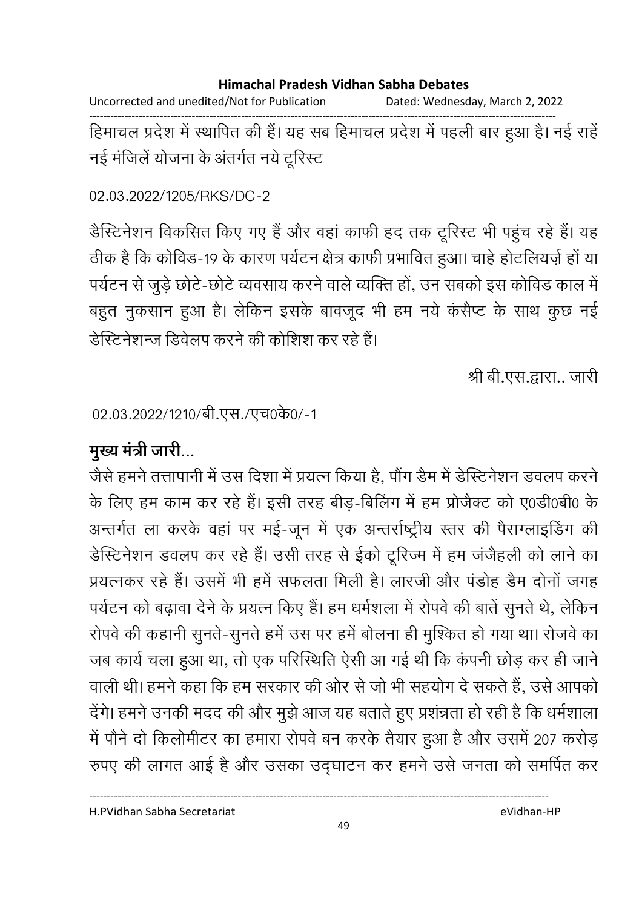हिमाचल प्रदेश में स्थापित की हैं। यह सब हिमाचल प्रदेश में पहली बार हुआ है। नई राहें नई मंजिलें योजना के अंतर्गत नये टूरिस्ट

02.03.2022/1205/RKS/DC-2

डैस्टिनेशन विकसित किए गए हैं और वहां काफी हद तक टूरिस्ट भी पहुंच रहे हैं। यह ठीक है कि कोविड-19 के कारण पर्यटन क्षेत्र काफी प्रभावित हुआ। चाहे होटलियर्ज़ हों या पर्यटन से जुड़े छोटे-छोटे व्यवसाय करने वाले व्यक्ति हों, उन सबको इस कोविड काल में बहुत नुकसान हुआ है। लेकिन इसके बावजूद भी हम नये कंसैप्ट के साथ कुछ नई डेस्टिनेशन्ज डिवेलप करने की कोशिश कर रहे हैं।

श्री बी.एस.द्वारा.. जारी

02.03.2022/1210/बी.एस./एच0के0/-1

**मुख्य मंत्री जारी...**

जैसे हमने तत्तापानी में उस दिशा में प्रयत्न किया है, पौंग डैम में डेस्टिनेशन डवलप करने के लिए हम काम कर रहे हैं। इसी तरह बीड़-बिलिंग में हम प्रोजैक्ट को ए0डी0बी0 के अन्तर्गत ला करके वहां पर मई-जून में एक अन्तर्राष्ट्रीय स्तर की पैराग्लाइडिंग की डेस्टिनेशन डवलप कर रहे हैं। उसी तरह से ईको टूरिज्म में हम जंजैहली को लाने का प्रयत्नकर रहे हैं। उसमें भी हमें सफलता मिली है। लारजी और पंडोह डैम दोनों जगह पर्यटन को बढ़ावा देने के प्रयत्न किए हैं। हम धर्मशला में रोपवे की बातें सुनते थे, लेकिन रोपवे की कहानी सुनते-सुनते हमें उस पर हमें बोलना ही मुश्कित हो गया था। रोजवे का जब कार्य चला हुआ था, तो एक परिस्थिति ऐसी आ गई थी कि कंपनी छोड़ कर ही जाने वाली थी। हमने कहा कि हम सरकार की ओर से जो भी सहयोग दे सकते हैं, उसे आपको देंगे। हमने उनकी मदद की और मुझे आज यह बताते हुए प्रशंन्नता हो रही है कि धर्मशाला में पौने दो किलोमीटर का हमारा रोपवे बन करके तैयार हुआ है और उसमें 207 करोड़ रुपए की लागत आई है और उसका उद्घाटन कर हमने उसे जनता को समर्पित कर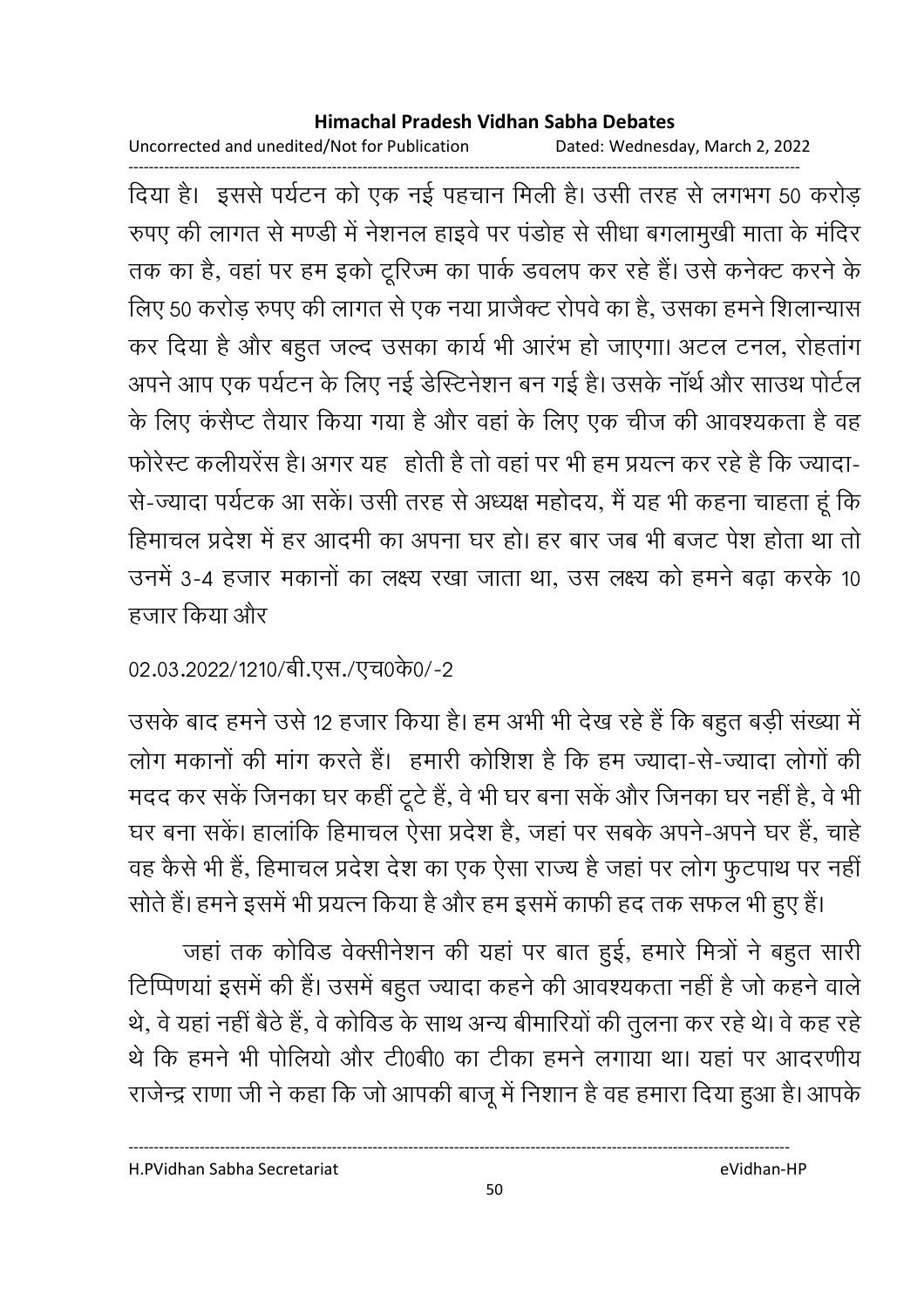दिया है। इससे पर्यटन को एक नई पहचान मिली है। उसी तरह से लगभग 50 करोड़ रुपए की लागत से मण्डी में नेशनल हाइवे पर पंडोह से सीधा बगलामुखी माता के मंदिर तक का है, वहां पर हम इको टूरिज्म का पार्क डवलप कर रहे हैं। उसे कनेक्ट करने के लिए 50 करोड़ रुपए की लागत से एक नया प्राजैक्ट रोपवे का है, उसका हमने शिलान्यास कर दिया है और बहुत जल्द उसका कार्य भी आरंभ हो जाएगा। अटल टनल, रोहतांग अपने आप एक पर्यटन के लिए नई डेस्टिनेशन बन गई है। उसके नॉर्थ और साउथ पोर्टल के लिए कंसैप्ट तैयार किया गया है और वहां के लिए एक चीज की आवश्यकता है वह फोरेस्ट कलीयरेंस है। अगर यह होती है तो वहां पर भी हम प्रयत्न कर रहे है कि ज्यादा-से-ज्यादा पर्यटक आ सकें। उसी तरह से अध्यक्ष महोदय, मैं यह भी कहना चाहता हूं कि हिमाचल प्रदेश में हर आदमी का अपना घर हो। हर बार जब भी बजट पेश होता था तो उनमें 3-4 हजार मकानों का लक्ष्य रखा जाता था, उस लक्ष्य को हमने बढ़ा करके 10 हजार किया और

02.03.2022/1210/बी.एस./एच0के0/-2

उसके बाद हमने उसे 12 हजार किया है। हम अभी भी देख रहे हैं कि बहुत बड़ी संख्या में लोग मकानों की मांग करते हैं। हमारी कोशिश है कि हम ज्यादा-से-ज्यादा लोगों की मदद कर सकें जिनका घर कहीं टूटे हैं, वे भी घर बना सकें और जिनका घर नहीं है, वे भी घर बना सकें। हालांकि हिमाचल ऐसा प्रदेश है, जहां पर सबके अपने-अपने घर हैं, चाहे वह कैसे भी हैं, हिमाचल प्रदेश देश का एक ऐसा राज्य है जहां पर लोग फुटपाथ पर नहीं सोते हैं। हमने इसमें भी प्रयत्न किया है और हम इसमें काफी हद तक सफल भी हुए हैं।

जहां तक कोविड वेक्सीनेशन की यहां पर बात हुई, हमारे मित्रों ने बहुत सारी टिप्पिणयां इसमें की हैं। उसमें बहुत ज्यादा कहने की आवश्यकता नहीं है जो कहने वाले थे, वे यहां नहीं बैठे हैं, वे कोविड के साथ अन्य बीमारियों की तुलना कर रहे थे। वे कह रहे थे कि हमने भी पोलियो और टी0बी0 का टीका हमने लगाया था। यहां पर आदरणीय राजेन्द्र राणा जी ने कहा कि जो आपकी बाजू में निशान है वह हमारा दिया हुआ है। आपके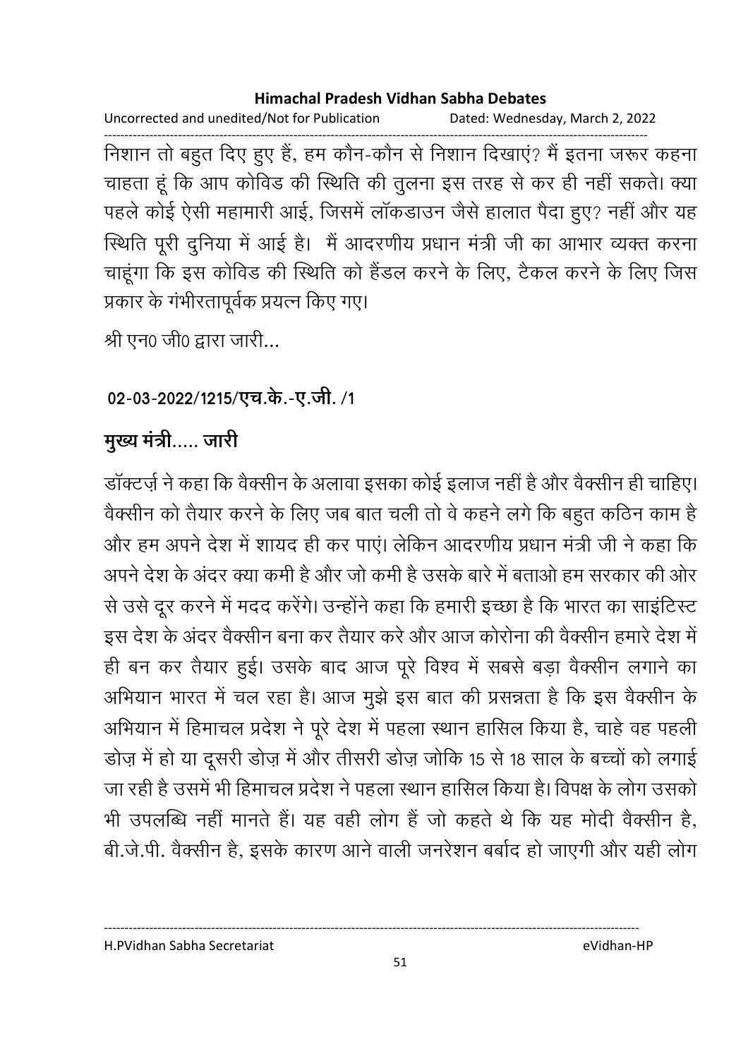निशान तो बहुत दिए हुए हैं, हम कौन-कौन से निशान दिखाएं? मैं इतना जरूर कहना चाहता हूं कि आप कोविड की स्थिति की तुलना इस तरह से कर ही नहीं सकते। क्या पहले कोई ऐसी महामारी आई, जिसमें लॉकडाउन जैसे हालात पैदा हुए? नहीं और यह स्थिति पूरी दुनिया में आई है। मैं आदरणीय प्रधान मंत्री जी का आभार व्यक्त करना चाहूंगा कि इस कोविड की स्थिति को हैंडल करने के लिए, टैकल करने के लिए जिस प्रकार के गंभीरतापूर्वक प्रयत्न किए गए।

श्री एन0 जी0 द्वारा जारी...

**02-03-2022/1215/एच.के.-ए.जी. /1**

**मुख्य मंत्री..... जारी**

डॉक्टर्ज़ ने कहा कि वैक्सीन के अलावा इसका कोई इलाज नहीं है और वैक्सीन ही चाहिए। वैक्सीन को तैयार करने के लिए जब बात चली तो वे कहने लगे कि बहुत कठिन काम है और हम अपने देश में शायद ही कर पाएं। लेकिन आदरणीय प्रधान मंत्री जी ने कहा कि अपने देश के अंदर क्या कमी है और जो कमी है उसके बारे में बताओ हम सरकार की ओर से उसे दूर करने में मदद करेंगे। उन्होंने कहा कि हमारी इच्छा है कि भारत का साइंटिस्ट इस देश के अंदर वैक्सीन बना कर तैयार करे और आज कोरोना की वैक्सीन हमारे देश में ही बन कर तैयार हुई। उसके बाद आज पूरे विश्व में सबसे बड़ा वैक्सीन लगाने का अभियान भारत में चल रहा है। आज मुझे इस बात की प्रसन्नता है कि इस वैक्सीन के अभियान में हिमाचल प्रदेश ने पूरे देश में पहला स्थान हासिल किया है, चाहे वह पहली डोज़ में हो या दूसरी डोज़ में और तीसरी डोज़ जोकि 15 से 18 साल के बच्चों को लगाई जा रही है उसमें भी हिमाचल प्रदेश ने पहला स्थान हासिल किया है। विपक्ष के लोग उसको भी उपलब्धि नहीं मानते हैं। यह वही लोग हैं जो कहते थे कि यह मोदी वैक्सीन है, बी.जे.पी. वैक्सीन है, इसके कारण आने वाली जनरेशन बर्बाद हो जाएगी और यही लोग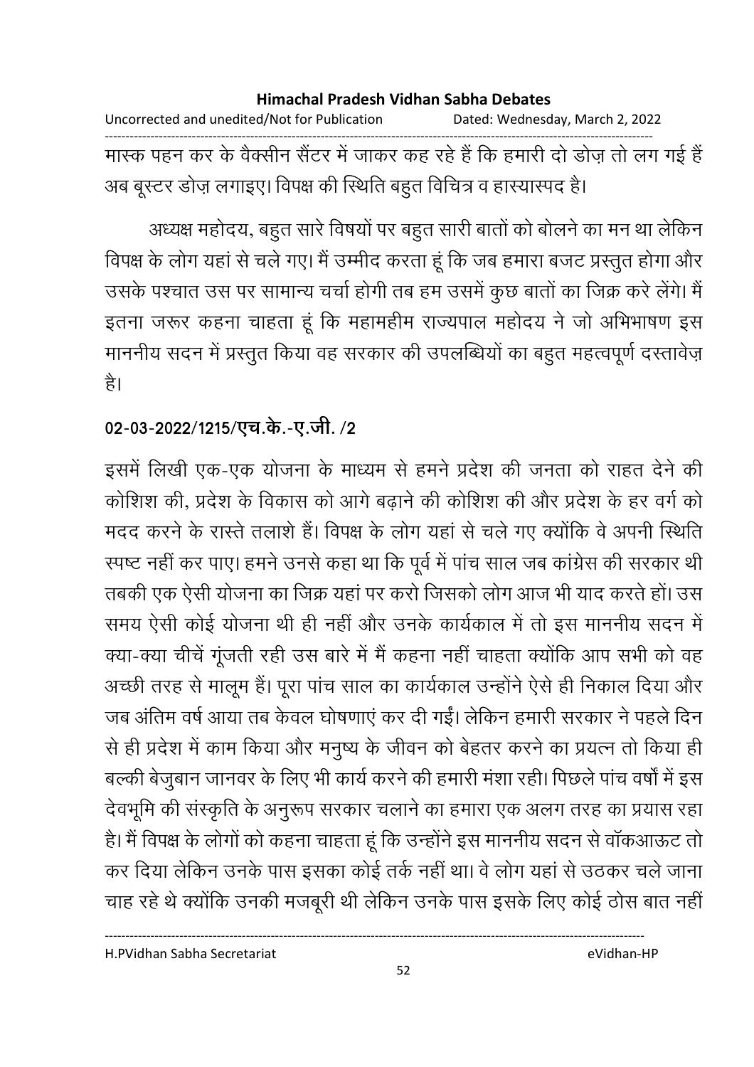मास्क पहन कर के वैक्सीन सैंटर में जाकर कह रहे हैं कि हमारी दो डोज़ तो लग गई हैं अब बूस्टर डोज़ लगाइए। विपक्ष की स्थिति बहुत विचित्र व हास्यास्पद है।

अध्यक्ष महोदय, बहुत सारे विषयों पर बहुत सारी बातों को बोलने का मन था लेकिन विपक्ष के लोग यहां से चले गए। मैं उम्मीद करता हूं कि जब हमारा बजट प्रस्तुत होगा और उसके पश्चात उस पर सामान्य चर्चा होगी तब हम उसमें कुछ बातों का जिक्र करे लेंगे। मैं इतना जरूर कहना चाहता हूं कि महामहीम राज्यपाल महोदय ने जो अभिभाषण इस माननीय सदन में प्रस्तुत किया वह सरकार की उपलब्धियों का बहुत महत्वपूर्ण दस्तावेज़ है।

**02-03-2022/1215/एच.के.-ए.जी. /2**

इसमें लिखी एक-एक योजना के माध्यम से हमने प्रदेश की जनता को राहत देने की कोशिश की, प्रदेश के विकास को आगे बढ़ाने की कोशिश की और प्रदेश के हर वर्ग को मदद करने के रास्ते तलाशे हैं। विपक्ष के लोग यहां से चले गए क्योंकि वे अपनी स्थिति स्पष्ट नहीं कर पाए। हमने उनसे कहा था कि पूर्व में पांच साल जब कांग्रेस की सरकार थी तबकी एक ऐसी योजना का जिक्र यहां पर करो जिसको लोग आज भी याद करते हों। उस समय ऐसी कोई योजना थी ही नहीं और उनके कार्यकाल में तो इस माननीय सदन में क्या-क्या चीचें गूंजती रही उस बारे में मैं कहना नहीं चाहता क्योंकि आप सभी को वह अच्छी तरह से मालूम हैं। पूरा पांच साल का कार्यकाल उन्होंने ऐसे ही निकाल दिया और जब अंतिम वर्ष आया तब केवल घोषणाएं कर दी गईं। लेकिन हमारी सरकार ने पहले दिन से ही प्रदेश में काम किया और मनुष्य के जीवन को बेहतर करने का प्रयत्न तो किया ही बल्की बेजुबान जानवर के लिए भी कार्य करने की हमारी मंशा रही। पिछले पांच वर्षों में इस देवभूमि की संस्कृति के अनुरूप सरकार चलाने का हमारा एक अलग तरह का प्रयास रहा है। मैं विपक्ष के लोगों को कहना चाहता हूं कि उन्होंने इस माननीय सदन से वॉकआऊट तो कर दिया लेकिन उनके पास इसका कोई तर्क नहीं था। वे लोग यहां से उठकर चले जाना चाह रहे थे क्योंकि उनकी मजबूरी थी लेकिन उनके पास इसके लिए कोई ठोस बात नहीं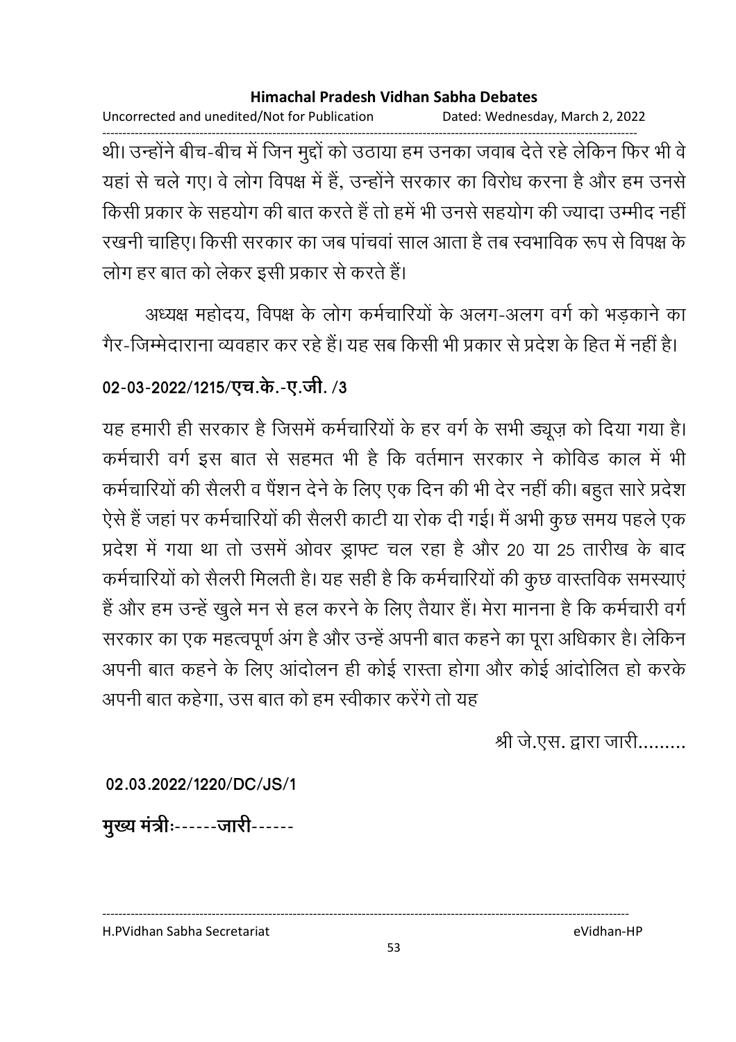थी। उन्होंने बीच-बीच में जिन मुद्दों को उठाया हम उनका जवाब देते रहे लेकिन फिर भी वे यहां से चले गए। वे लोग विपक्ष में हैं, उन्होंने सरकार का विरोध करना है और हम उनसे किसी प्रकार के सहयोग की बात करते हैं तो हमें भी उनसे सहयोग की ज्यादा उम्मीद नहीं रखनी चाहिए। किसी सरकार का जब पांचवां साल आता है तब स्वभाविक रूप से विपक्ष के लोग हर बात को लेकर इसी प्रकार से करते हैं।

अध्यक्ष महोदय, विपक्ष के लोग कर्मचारियों के अलग-अलग वर्ग को भड़काने का गैर-जिम्मेदाराना व्यवहार कर रहे हैं। यह सब किसी भी प्रकार से प्रदेश के हित में नहीं है।

**02-03-2022/1215/एच.के.-ए.जी. /3**

यह हमारी ही सरकार है जिसमें कर्मचारियों के हर वर्ग के सभी ड्यूज़ को दिया गया है। कर्मचारी वर्ग इस बात से सहमत भी है कि वर्तमान सरकार ने कोविड काल में भी कर्मचारियों की सैलरी व पैंशन देने के लिए एक दिन की भी देर नहीं की। बहुत सारे प्रदेश ऐसे हैं जहां पर कर्मचारियों की सैलरी काटी या रोक दी गई। मैं अभी कुछ समय पहले एक प्रदेश में गया था तो उसमें ओवर ड्राफ्ट चल रहा है और 20 या 25 तारीख के बाद कर्मचारियों को सैलरी मिलती है। यह सही है कि कर्मचारियों की कुछ वास्तविक समस्याएं हैं और हम उन्हें खुले मन से हल करने के लिए तैयार हैं। मेरा मानना है कि कर्मचारी वर्ग सरकार का एक महत्वपूर्ण अंग है और उन्हें अपनी बात कहने का पूरा अधिकार है। लेकिन अपनी बात कहने के लिए आंदोलन ही कोई रास्ता होगा और कोई आंदोलित हो करके अपनी बात कहेगा, उस बात को हम स्वीकार करेंगे तो यह

श्री जे.एस. द्वारा जारी.........

**02.03.2022/1220/DC/JS/1**

**मुख्य मंत्रीः**------**जारी**------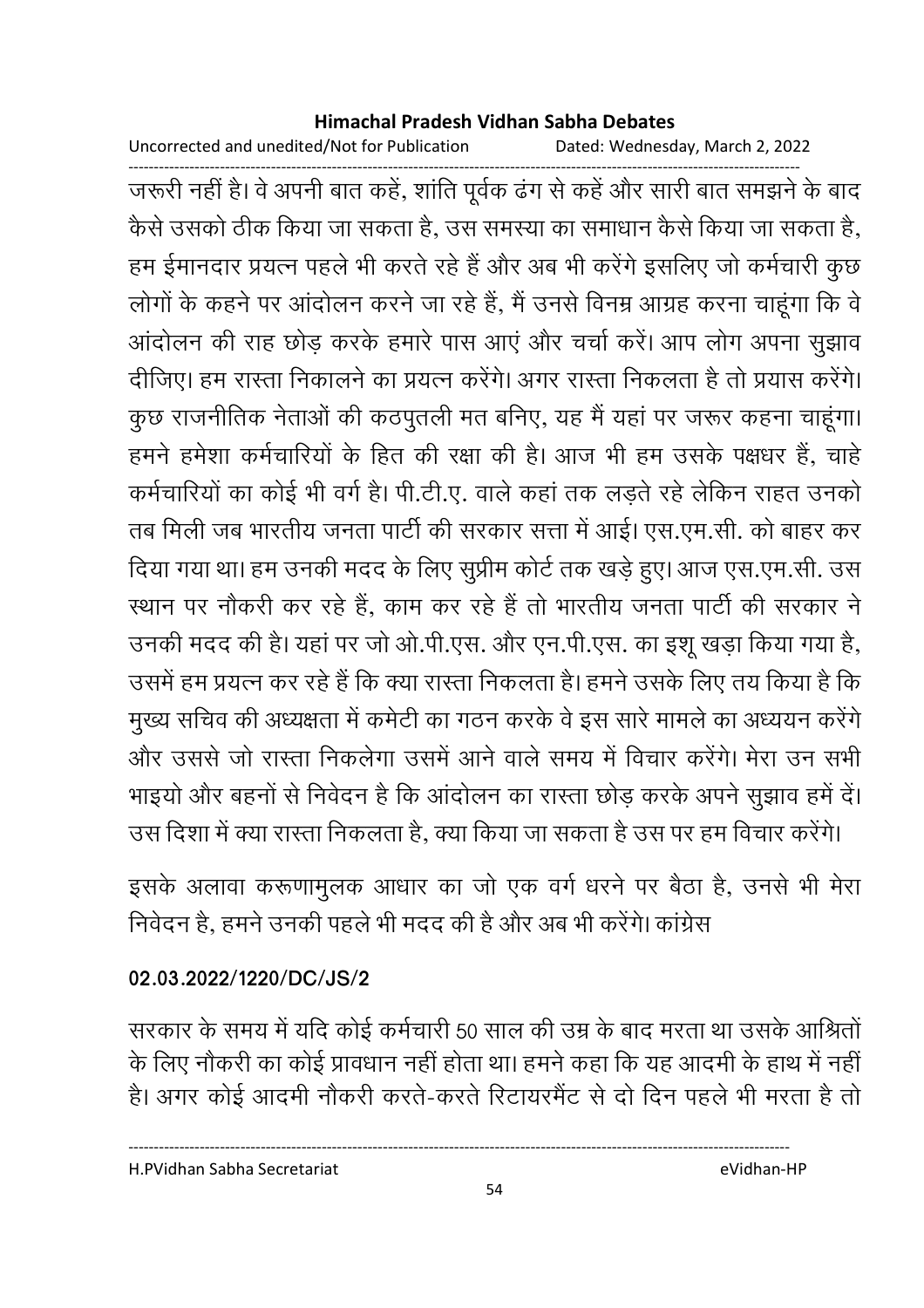जरूरी नहीं है। वे अपनी बात कहें, शांति पूर्वक ढंग से कहें और सारी बात समझने के बाद कैसे उसको ठीक किया जा सकता है, उस समस्या का समाधान कैसे किया जा सकता है, हम ईमानदार प्रयत्न पहले भी करते रहे हैं और अब भी करेंगे इसलिए जो कर्मचारी कुछ लोगों के कहने पर आंदोलन करने जा रहे हैं, मैं उनसे विनम्र आग्रह करना चाहूंगा कि वे आंदोलन की राह छोड़ करके हमारे पास आएं और चर्चा करें। आप लोग अपना सुझाव दीजिए। हम रास्ता निकालने का प्रयत्न करेंगे। अगर रास्ता निकलता है तो प्रयास करेंगे। कुछ राजनीतिक नेताओं की कठपुतली मत बनिए, यह मैं यहां पर जरूर कहना चाहूंगा। हमने हमेशा कर्मचारियों के हित की रक्षा की है। आज भी हम उसके पक्षधर हैं, चाहे कर्मचारियों का कोई भी वर्ग है। पी.टी.ए. वाले कहां तक लड़ते रहे लेकिन राहत उनको तब मिली जब भारतीय जनता पार्टी की सरकार सत्ता में आई। एस.एम.सी. को बाहर कर दिया गया था। हम उनकी मदद के लिए सुप्रीम कोर्ट तक खड़े हुए। आज एस.एम.सी. उस स्थान पर नौकरी कर रहे हैं, काम कर रहे हैं तो भारतीय जनता पार्टी की सरकार ने उनकी मदद की है। यहां पर जो ओ.पी.एस. और एन.पी.एस. का इशू खड़ा किया गया है, उसमें हम प्रयत्न कर रहे हैं कि क्या रास्ता निकलता है। हमने उसके लिए तय किया है कि मुख्य सचिव की अध्यक्षता में कमेटी का गठन करके वे इस सारे मामले का अध्ययन करेंगे और उससे जो रास्ता निकलेगा उसमें आने वाले समय में विचार करेंगे। मेरा उन सभी भाइयो और बहनों से निवेदन है कि आंदोलन का रास्ता छोड़ करके अपने सुझाव हमें दें। उस दिशा में क्या रास्ता निकलता है, क्या किया जा सकता है उस पर हम विचार करेंगे।

इसके अलावा करूणामुलक आधार का जो एक वर्ग धरने पर बैठा है, उनसे भी मेरा निवेदन है, हमने उनकी पहले भी मदद की है और अब भी करेंगे। कांग्रेस

**02.03.2022/1220/DC/JS/2**

सरकार के समय में यदि कोई कर्मचारी 50 साल की उम्र के बाद मरता था उसके आश्रितों के लिए नौकरी का कोई प्रावधान नहीं होता था। हमने कहा कि यह आदमी के हाथ में नहीं है। अगर कोई आदमी नौकरी करते-करते रिटायरमैंट से दो दिन पहले भी मरता है तो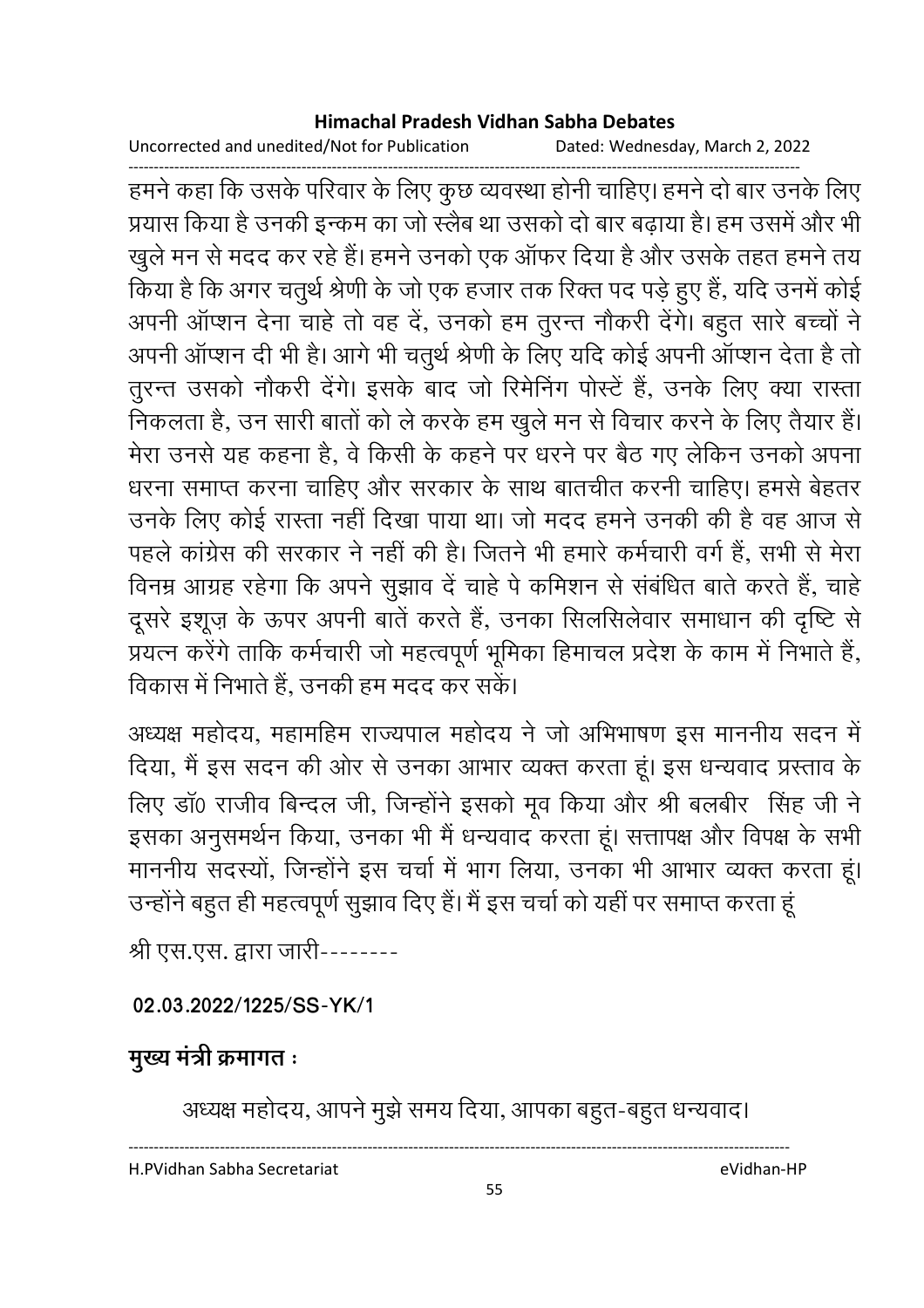हमने कहा कि उसके परिवार के लिए कुछ व्यवस्था होनी चाहिए। हमने दो बार उनके लिए प्रयास किया है उनकी इन्कम का जो स्लैब था उसको दो बार बढ़ाया है। हम उसमें और भी खुले मन से मदद कर रहे हैं। हमने उनको एक ऑफर दिया है और उसके तहत हमने तय किया है कि अगर चतुर्थ श्रेणी के जो एक हजार तक रिक्त पद पड़े हुए हैं, यदि उनमें कोई अपनी ऑप्शन देना चाहे तो वह दें, उनको हम तुरन्त नौकरी देंगे। बहुत सारे बच्चों ने अपनी ऑप्शन दी भी है। आगे भी चतुर्थ श्रेणी के लिए यदि कोई अपनी ऑप्शन देता है तो तुरन्त उसको नौकरी देंगे। इसके बाद जो रिमेनिंग पोस्टें हैं, उनके लिए क्या रास्ता निकलता है, उन सारी बातों को ले करके हम खुले मन से विचार करने के लिए तैयार हैं। मेरा उनसे यह कहना है, वे किसी के कहने पर धरने पर बैठ गए लेकिन उनको अपना धरना समाप्त करना चाहिए और सरकार के साथ बातचीत करनी चाहिए। हमसे बेहतर उनके लिए कोई रास्ता नहीं दिखा पाया था। जो मदद हमने उनकी की है वह आज से पहले कांग्रेस की सरकार ने नहीं की है। जितने भी हमारे कर्मचारी वर्ग हैं, सभी से मेरा विनम्र आग्रह रहेगा कि अपने सुझाव दें चाहे पे कमिशन से संबंधित बातें करते हैं, चाहे दूसरे इशूज़ के ऊपर अपनी बातें करते हैं, उनका सिलसिलेवार समाधान की दृष्टि से प्रयत्न करेंगे ताकि कर्मचारी जो महत्वपूर्ण भूमिका हिमाचल प्रदेश के काम में निभाते हैं, विकास में निभाते हैं, उनकी हम मदद कर सकें।

अध्यक्ष महोदय, महामहिम राज्यपाल महोदय ने जो अभिभाषण इस माननीय सदन में दिया, मैं इस सदन की ओर से उनका आभार व्यक्त करता हूं। इस धन्यवाद प्रस्ताव के लिए डॉ० राजीव बिन्दल जी, जिन्होंने इसको मूव किया और श्री बलबीर सिंह जी ने इसका अनुसमर्थन किया, उनका भी मैं धन्यवाद करता हूं। सत्तापक्ष और विपक्ष के सभी माननीय सदस्यों, जिन्होंने इस चर्चा में भाग लिया, उनका भी आभार व्यक्त करता हूं। उन्होंने बहुत ही महत्वपूर्ण सुझाव दिए हैं। मैं इस चर्चा को यहीं पर समाप्त करता हूं

श्री एस.एस. द्वारा जारी--------

**02.03.2022/1225/SS-YK/1**

**मुख्य मंत्री क्रमागत :**

अध्यक्ष महोदय, आपने मुझे समय दिया, आपका बहुत-बहुत धन्यवाद।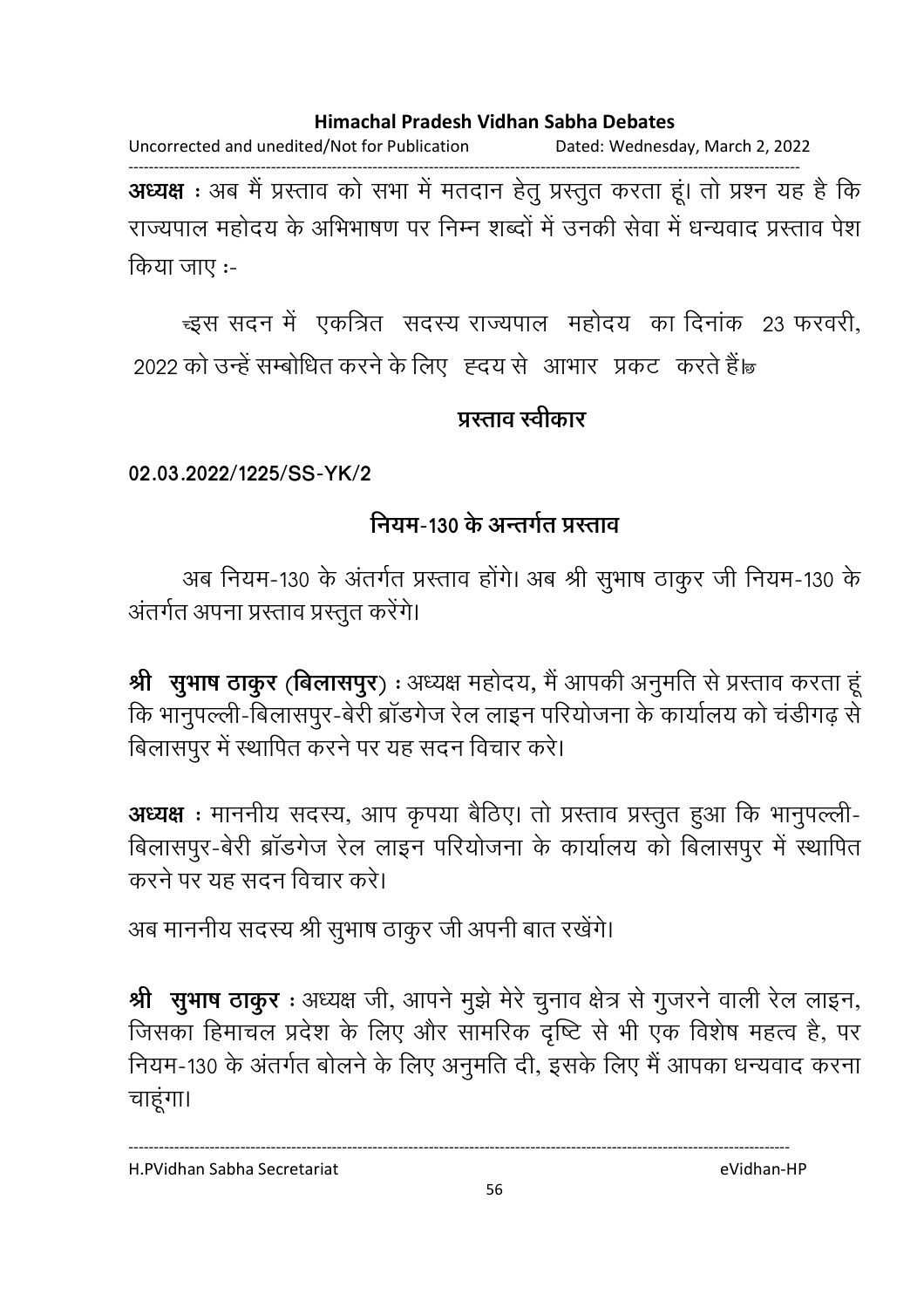**अध्यक्ष** : अब मैं प्रस्ताव को सभा में मतदान हेतु प्रस्तुत करता हूं। तो प्रश्न यह है कि राज्यपाल महोदय के अभिभाषण पर निम्न शब्दों में उनकी सेवा में धन्यवाद प्रस्ताव पेश किया जाए :-

"इस सदन में एकत्रित सदस्य राज्यपाल महोदय का दिनांक 23 फरवरी, 2022 को उन्हें सम्बोधित करने के लिए हृदय से आभार प्रकट करते हैं।"

**प्रस्ताव स्वीकार**

**02.03.2022/1225/SS-YK/2**

**नियम-130 के अन्तर्गत प्रस्ताव**

अब नियम-130 के अंतर्गत प्रस्ताव होंगे। अब श्री सुभाष ठाकुर जी नियम-130 के अंतर्गत अपना प्रस्ताव प्रस्तुत करेंगे।

**श्री सुभाष ठाकुर (बिलासपुर)** : अध्यक्ष महोदय, मैं आपकी अनुमति से प्रस्ताव करता हूं कि भानुपल्ली-बिलासपुर-बेरी ब्रॉडगेज रेल लाइन परियोजना के कार्यालय को चंडीगढ़ से बिलासपुर में स्थापित करने पर यह सदन विचार करे।

**अध्यक्ष** : माननीय सदस्य, आप कृपया बैठिए। तो प्रस्ताव प्रस्तुत हुआ कि भानुपल्ली-बिलासपुर-बेरी ब्रॉडगेज रेल लाइन परियोजना के कार्यालय को बिलासपुर में स्थापित करने पर यह सदन विचार करे।

अब माननीय सदस्य श्री सुभाष ठाकुर जी अपनी बात रखेंगे।

**श्री सुभाष ठाकुर** : अध्यक्ष जी, आपने मुझे मेरे चुनाव क्षेत्र से गुजरने वाली रेल लाइन, जिसका हिमाचल प्रदेश के लिए और सामरिक दृष्टि से भी एक विशेष महत्व है, पर नियम-130 के अंतर्गत बोलने के लिए अनुमति दी, इसके लिए मैं आपका धन्यवाद करना चाहूंगा।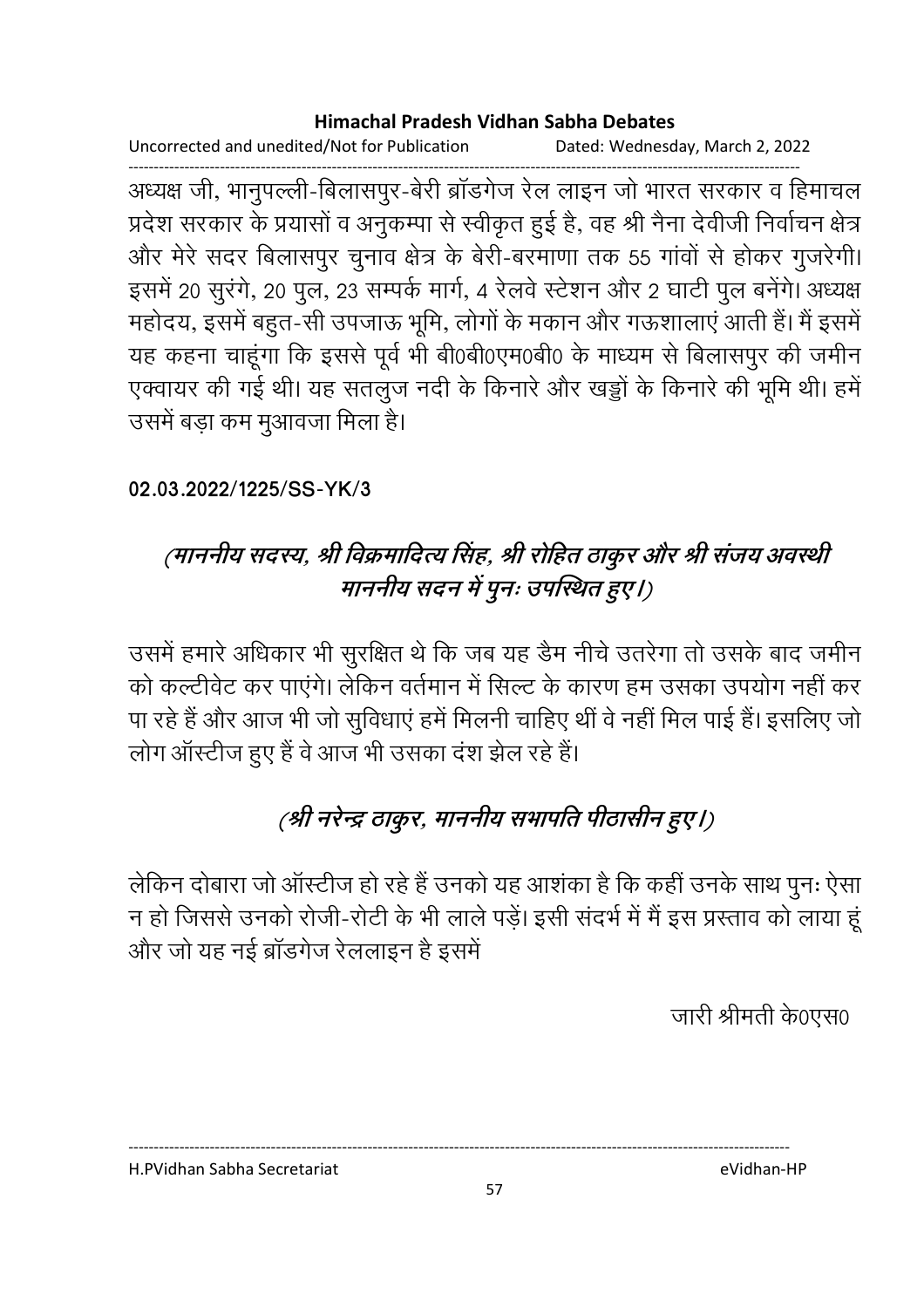अध्यक्ष जी, भानुपल्ली-बिलासपुर-बेरी ब्रॉडगेज रेल लाइन जो भारत सरकार व हिमाचल प्रदेश सरकार के प्रयासों व अनुकम्पा से स्वीकृत हुई है, वह श्री नैना देवीजी निर्वाचन क्षेत्र और मेरे सदर बिलासपुर चुनाव क्षेत्र के बेरी-बरमाणा तक 55 गांवों से होकर गुजरेगी। इसमें 20 सुरंगे, 20 पुल, 23 सम्पर्क मार्ग, 4 रेलवे स्टेशन और 2 घाटी पुल बनेंगे। अध्यक्ष महोदय, इसमें बहुत-सी उपजाऊ भूमि, लोगों के मकान और गऊशालाएं आती हैं। मैं इसमें यह कहना चाहूंगा कि इससे पूर्व भी बी0बी0एम0बी0 के माध्यम से बिलासपुर की जमीन एक्वायर की गई थी। यह सतलुज नदी के किनारे और खड्डों के किनारे की भूमि थी। हमें उसमें बड़ा कम मुआवजा मिला है।

**02.03.2022/1225/SS-YK/3**

***(माननीय सदस्य, श्री विक्रमादित्य सिंह, श्री रोहित ठाकुर और श्री संजय अवस्थी माननीय सदन में पुनः उपस्थित हुए।)***

उसमें हमारे अधिकार भी सुरक्षित थे कि जब यह डैम नीचे उतरेगा तो उसके बाद जमीन को कल्टीवेट कर पाएंगे। लेकिन वर्तमान में सिल्ट के कारण हम उसका उपयोग नहीं कर पा रहे हैं और आज भी जो सुविधाएं हमें मिलनी चाहिए थीं वे नहीं मिल पाई हैं। इसलिए जो लोग ऑस्टीज हुए हैं वे आज भी उसका दंश झेल रहे हैं।

***(श्री नरेन्द्र ठाकुर, माननीय सभापति पीठासीन हुए।)***

लेकिन दोबारा जो ऑस्टीज हो रहे हैं उनको यह आशंका है कि कहीं उनके साथ पुनः ऐसा न हो जिससे उनको रोजी-रोटी के भी लाले पड़ें। इसी संदर्भ में मैं इस प्रस्ताव को लाया हूं और जो यह नई ब्रॉडगेज रेललाइन है इसमें

जारी श्रीमती के0एस0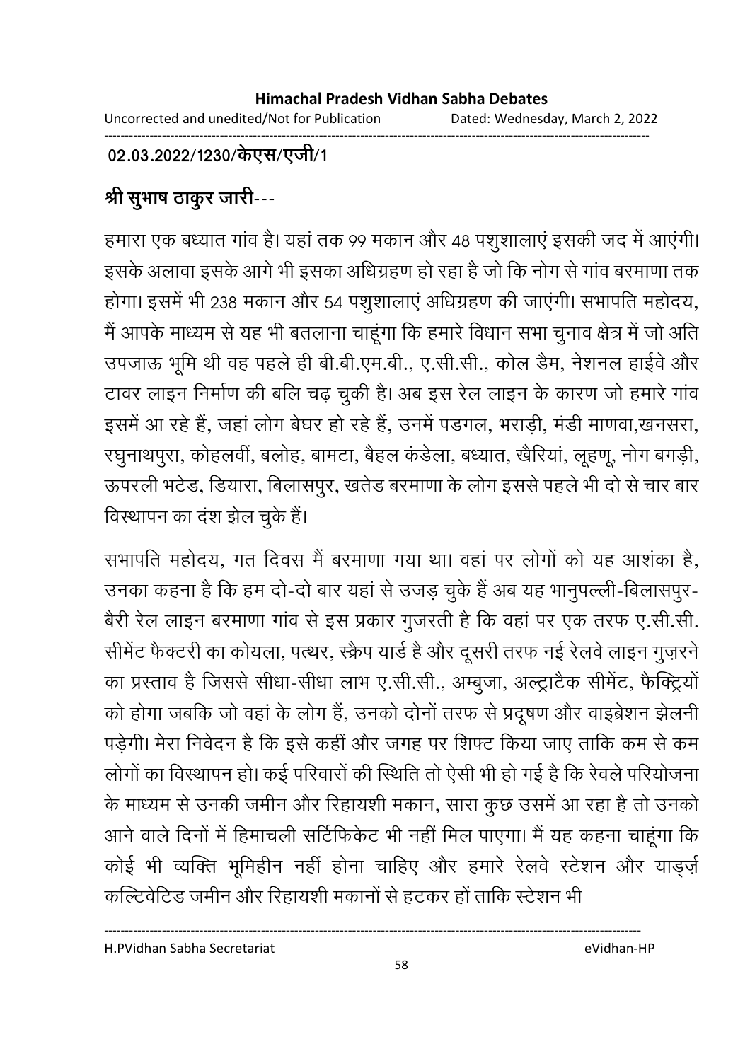**02.03.2022/1230/केएस/एजी/1**

**श्री सुभाष ठाकुर जारी---**

हमारा एक बध्यात गांव है। यहां तक 99 मकान और 48 पशुशालाएं इसकी जद में आएंगी। इसके अलावा इसके आगे भी इसका अधिग्रहण हो रहा है जो कि नोग से गांव बरमाणा तक होगा। इसमें भी 238 मकान और 54 पशुशालाएं अधिग्रहण की जाएंगी। सभापति महोदय, मैं आपके माध्यम से यह भी बतलाना चाहूंगा कि हमारे विधान सभा चुनाव क्षेत्र में जो अति उपजाऊ भूमि थी वह पहले ही बी.बी.एम.बी., ए.सी.सी., कोल डैम, नेशनल हाईवे और टावर लाइन निर्माण की बलि चढ़ चुकी है। अब इस रेल लाइन के कारण जो हमारे गांव इसमें आ रहे हैं, जहां लोग बेघर हो रहे हैं, उनमें पडगल, भराड़ी, मंडी माणवा,खनसरा, रघुनाथपुरा, कोहलवीं, बलोह, बामटा, बैहल कंडेला, बध्यात, खैरियां, लूहणू, नोग बगड़ी, ऊपरली भटेड, डियारा, बिलासपुर, खतेड बरमाणा के लोग इससे पहले भी दो से चार बार विस्थापन का दंश झेल चुके हैं।

सभापति महोदय, गत दिवस मैं बरमाणा गया था। वहां पर लोगों को यह आशंका है, उनका कहना है कि हम दो-दो बार यहां से उजड़ चुके हैं अब यह भानुपल्ली-बिलासपुर-बैरी रेल लाइन बरमाणा गांव से इस प्रकार गुजरती है कि वहां पर एक तरफ ए.सी.सी. सीमेंट फैक्टरी का कोयला, पत्थर, स्क्रैप यार्ड है और दूसरी तरफ नई रेलवे लाइन गुज़रने का प्रस्ताव है जिससे सीधा-सीधा लाभ ए.सी.सी., अम्बुजा, अल्ट्राटैक सीमेंट, फैक्ट्रियों को होगा जबकि जो वहां के लोग हैं, उनको दोनों तरफ से प्रदूषण और वाइब्रेशन झेलनी पड़ेगी। मेरा निवेदन है कि इसे कहीं और जगह पर शिफ्ट किया जाए ताकि कम से कम लोगों का विस्थापन हो। कई परिवारों की स्थिति तो ऐसी भी हो गई है कि रेवले परियोजना के माध्यम से उनकी जमीन और रिहायशी मकान, सारा कुछ उसमें आ रहा है तो उनको आने वाले दिनों में हिमाचली सर्टिफिकेट भी नहीं मिल पाएगा। मैं यह कहना चाहूंगा कि कोई भी व्यक्ति भूमिहीन नहीं होना चाहिए और हमारे रेलवे स्टेशन और याड्र्ज़ कल्टिवेटिड जमीन और रिहायशी मकानों से हटकर हों ताकि स्टेशन भी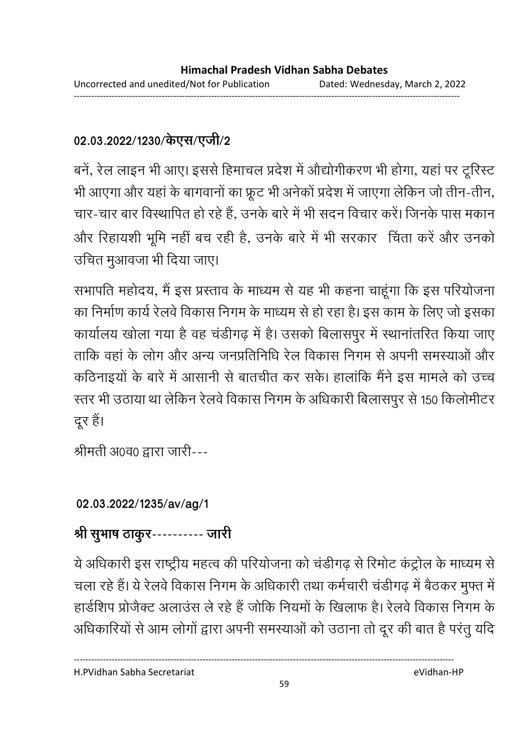**02.03.2022/1230/केएस/एजी/2**

बनें, रेल लाइन भी आए। इससे हिमाचल प्रदेश में औद्योगीकरण भी होगा, यहां पर टूरिस्ट भी आएगा और यहां के बागवानों का फ्रूट भी अनेकों प्रदेश में जाएगा लेकिन जो तीन-तीन, चार-चार बार विस्थापित हो रहे हैं, उनके बारे में भी सदन विचार करें। जिनके पास मकान और रिहायशी भूमि नहीं बच रही है, उनके बारे में भी सरकार चिंता करें और उनको उचित मुआवजा भी दिया जाए।

सभापति महोदय, मैं इस प्रस्ताव के माध्यम से यह भी कहना चाहूंगा कि इस परियोजना का निर्माण कार्य रेलवे विकास निगम के माध्यम से हो रहा है। इस काम के लिए जो इसका कार्यालय खोला गया है वह चंडीगढ़ में है। उसको बिलासपुर में स्थानांतरित किया जाए ताकि वहां के लोग और अन्य जनप्रतिनिधि रेल विकास निगम से अपनी समस्याओं और कठिनाइयों के बारे में आसानी से बातचीत कर सके। हालांकि मैंने इस मामले को उच्च स्तर भी उठाया था लेकिन रेलवे विकास निगम के अधिकारी बिलासपुर से 150 किलोमीटर दूर हैं।

श्रीमती अ0व0 द्वारा जारी---

**02.03.2022/1235/av/ag/1**

## श्री सुभाष ठाकुर---------- जारी

ये अधिकारी इस राष्ट्रीय महत्व की परियोजना को चंडीगढ़ से रिमोट कंट्रोल के माध्यम से चला रहे हैं। ये रेलवे विकास निगम के अधिकारी तथा कर्मचारी चंडीगढ़ में बैठकर मुफ्त में हार्डशिप प्रोजैक्ट अलाउंस ले रहे हैं जोकि नियमों के खिलाफ है। रेलवे विकास निगम के अधिकारियों से आम लोगों द्वारा अपनी समस्याओं को उठाना तो दूर की बात है परंतु यदि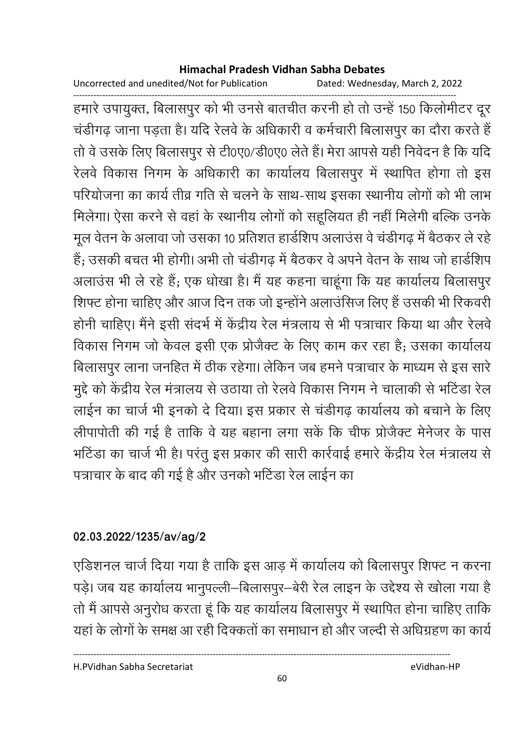हमारे उपायुक्त, बिलासपुर को भी उनसे बातचीत करनी हो तो उन्हें 150 किलोमीटर दूर चंडीगढ़ जाना पड़ता है। यदि रेलवे के अधिकारी व कर्मचारी बिलासपुर का दौरा करते हैं तो वे उसके लिए बिलासपुर से टी0ए0/डी0ए0 लेते हैं। मेरा आपसे यही निवेदन है कि यदि रेलवे विकास निगम के अधिकारी का कार्यालय बिलासपुर में स्थापित होगा तो इस परियोजना का कार्य तीव्र गति से चलने के साथ-साथ इसका स्थानीय लोगों को भी लाभ मिलेगा। ऐसा करने से वहां के स्थानीय लोगों को सहूलियत ही नहीं मिलेगी बल्कि उनके मूल वेतन के अलावा जो उसका 10 प्रतिशत हार्डशिप अलाउंस वे चंडीगढ़ में बैठकर ले रहे हैं; उसकी बचत भी होगी। अभी तो चंडीगढ़ में बैठकर वे अपने वेतन के साथ जो हार्डशिप अलाउंस भी ले रहे हैं; एक धोखा है। मैं यह कहना चाहूंगा कि यह कार्यालय बिलासपुर शिफ्ट होना चाहिए और आज दिन तक जो इन्होंने अलाउंसिज लिए हैं उसकी भी रिकवरी होनी चाहिए। मैंने इसी संदर्भ में केंद्रीय रेल मंत्रलाय से भी पत्राचार किया था और रेलवे विकास निगम जो केवल इसी एक प्रोजैक्ट के लिए काम कर रहा है; उसका कार्यालय बिलासपुर लाना जनहित में ठीक रहेगा। लेकिन जब हमने पत्राचार के माध्यम से इस सारे मुद्दे को केंद्रीय रेल मंत्रालय से उठाया तो रेलवे विकास निगम ने चालाकी से भटिंडा रेल लाईन का चार्ज भी इनको दे दिया। इस प्रकार से चंडीगढ़ कार्यालय को बचाने के लिए लीपापोती की गई है ताकि वे यह बहाना लगा सकें कि चीफ प्रोजैक्ट मेनेजर के पास भटिंडा का चार्ज भी है। परंतु इस प्रकार की सारी कार्रवाई हमारे केंद्रीय रेल मंत्रालय से पत्राचार के बाद की गई है और उनको भटिंडा रेल लाईन का

**02.03.2022/1235/av/ag/2**

एडिशनल चार्ज दिया गया है ताकि इस आड़ में कार्यालय को बिलासपुर शिफ्ट न करना पड़े। जब यह कार्यालय भानुपल्ली–बिलासपुर–बेरी रेल लाइन के उद्देश्य से खोला गया है तो मैं आपसे अनुरोध करता हूं कि यह कार्यालय बिलासपुर में स्थापित होना चाहिए ताकि यहां के लोगों के समक्ष आ रही दिक्कतों का समाधान हो और जल्दी से अधिग्रहण का कार्य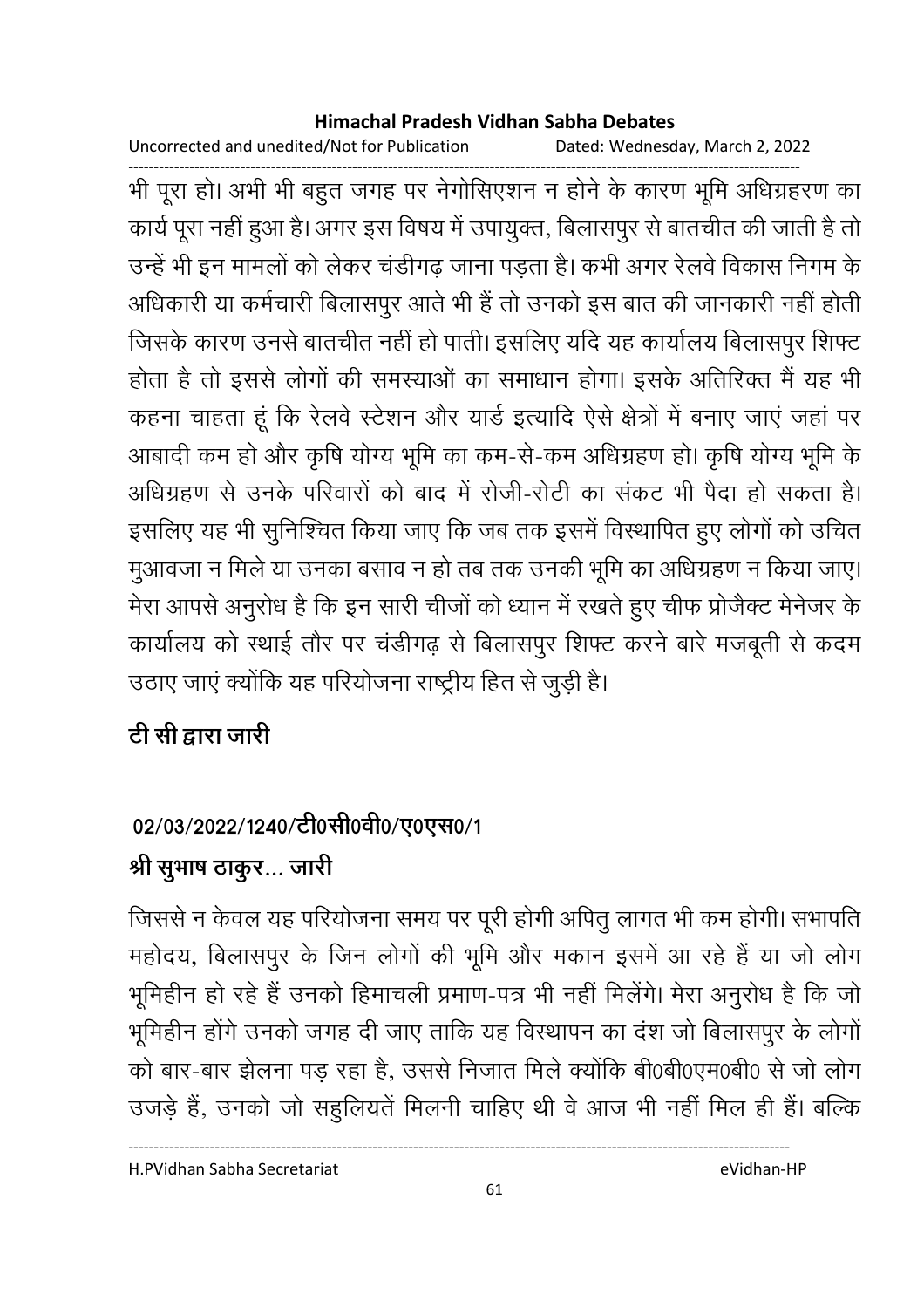भी पूरा हो। अभी भी बहुत जगह पर नेगोसिएशन न होने के कारण भूमि अधिग्रहरण का कार्य पूरा नहीं हुआ है। अगर इस विषय में उपायुक्त, बिलासपुर से बातचीत की जाती है तो उन्हें भी इन मामलों को लेकर चंडीगढ़ जाना पड़ता है। कभी अगर रेलवे विकास निगम के अधिकारी या कर्मचारी बिलासपुर आते भी हैं तो उनको इस बात की जानकारी नहीं होती जिसके कारण उनसे बातचीत नहीं हो पाती। इसलिए यदि यह कार्यालय बिलासपुर शिफ्ट होता है तो इससे लोगों की समस्याओं का समाधान होगा। इसके अतिरिक्त मैं यह भी कहना चाहता हूं कि रेलवे स्टेशन और यार्ड इत्यादि ऐसे क्षेत्रों में बनाए जाएं जहां पर आबादी कम हो और कृषि योग्य भूमि का कम-से-कम अधिग्रहण हो। कृषि योग्य भूमि के अधिग्रहण से उनके परिवारों को बाद में रोजी-रोटी का संकट भी पैदा हो सकता है। इसलिए यह भी सुनिश्चित किया जाए कि जब तक इसमें विस्थापित हुए लोगों को उचित मुआवजा न मिले या उनका बसाव न हो तब तक उनकी भूमि का अधिग्रहण न किया जाए। मेरा आपसे अनुरोध है कि इन सारी चीजों को ध्यान में रखते हुए चीफ प्रोजैक्ट मेनेजर के कार्यालय को स्थाई तौर पर चंडीगढ़ से बिलासपुर शिफ्ट करने बारे मजबूती से कदम उठाए जाएं क्योंकि यह परियोजना राष्ट्रीय हित से जुड़ी है।

**टी सी द्वारा जारी**

**02/03/2022/1240/टी0सी0वी0/ए0एस0/1**

**श्री सुभाष ठाकुर... जारी**

जिससे न केवल यह परियोजना समय पर पूरी होगी अपितु लागत भी कम होगी। सभापति महोदय, बिलासपुर के जिन लोगों की भूमि और मकान इसमें आ रहे हैं या जो लोग भूमिहीन हो रहे हैं उनको हिमाचली प्रमाण-पत्र भी नहीं मिलेंगे। मेरा अनुरोध है कि जो भूमिहीन होंगे उनको जगह दी जाए ताकि यह विस्थापन का दंश जो बिलासपुर के लोगों को बार-बार झेलना पड़ रहा है, उससे निजात मिले क्योंकि बी0बी0एम0बी0 से जो लोग उजड़े हैं, उनको जो सहुलियतें मिलनी चाहिए थी वे आज भी नहीं मिल ही हैं। बल्कि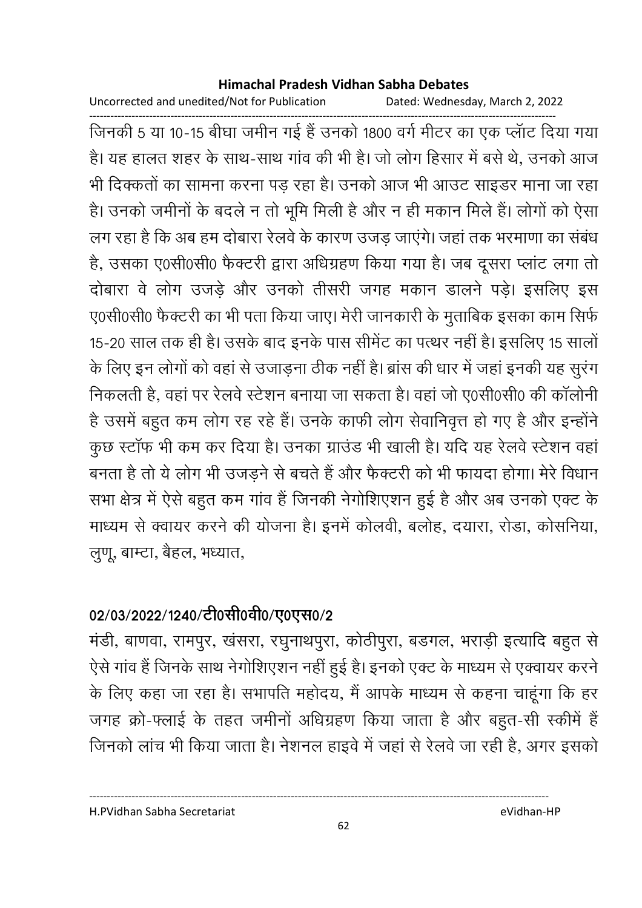जिनकी 5 या 10-15 बीघा जमीन गई हैं उनको 1800 वर्ग मीटर का एक प्लॉट दिया गया है। यह हालत शहर के साथ-साथ गांव की भी है। जो लोग हिसार में बसे थे, उनको आज भी दिक्कतों का सामना करना पड़ रहा है। उनको आज भी आउट साइडर माना जा रहा है। उनको जमीनों के बदले न तो भूमि मिली है और न ही मकान मिले हैं। लोगों को ऐसा लग रहा है कि अब हम दोबारा रेलवे के कारण उजड़ जाएंगे। जहां तक भरमाणा का संबंध है, उसका ए0सी0सी0 फैक्टरी द्वारा अधिग्रहण किया गया है। जब दूसरा प्लांट लगा तो दोबारा वे लोग उजड़े और उनको तीसरी जगह मकान डालने पड़े। इसलिए इस ए0सी0सी0 फैक्टरी का भी पता किया जाए। मेरी जानकारी के मुताबिक इसका काम सिर्फ 15-20 साल तक ही है। उसके बाद इनके पास सीमेंट का पत्थर नहीं है। इसलिए 15 सालों के लिए इन लोगों को वहां से उजाड़ना ठीक नहीं है। ब्रांस की धार में जहां इनकी यह सुरंग निकलती है, वहां पर रेलवे स्टेशन बनाया जा सकता है। वहां जो ए0सी0सी0 की कॉलोनी है उसमें बहुत कम लोग रह रहे हैं। उनके काफी लोग सेवानिवृत्त हो गए है और इन्होंने कुछ स्टॉफ भी कम कर दिया है। उनका ग्राउंड भी खाली है। यदि यह रेलवे स्टेशन वहां बनता है तो ये लोग भी उजड़ने से बचते हैं और फैक्टरी को भी फायदा होगा। मेरे विधान सभा क्षेत्र में ऐसे बहुत कम गांव हैं जिनकी नेगोशिएशन हुई है और अब उनको एक्ट के माध्यम से क्वायर करने की योजना है। इनमें कोलवी, बलोह, दयारा, रोडा, कोसनिया, लुणू, बाम्टा, बैहल, भध्यात,

**02/03/2022/1240/टी0सी0वी0/ए0एस0/2**

मंडी, बाणवा, रामपुर, खंसरा, रघुनाथपुरा, कोठीपुरा, बडगल, भराड़ी इत्यादि बहुत से ऐसे गांव हैं जिनके साथ नेगोशिएशन नहीं हुई है। इनको एक्ट के माध्यम से एक्वायर करने के लिए कहा जा रहा है। सभापति महोदय, मैं आपके माध्यम से कहना चाहूंगा कि हर जगह क्रो-फ्लाई के तहत जमीनों अधिग्रहण किया जाता है और बहुत-सी स्कीमें हैं जिनको लांच भी किया जाता है। नेशनल हाइवे में जहां से रेलवे जा रही है, अगर इसको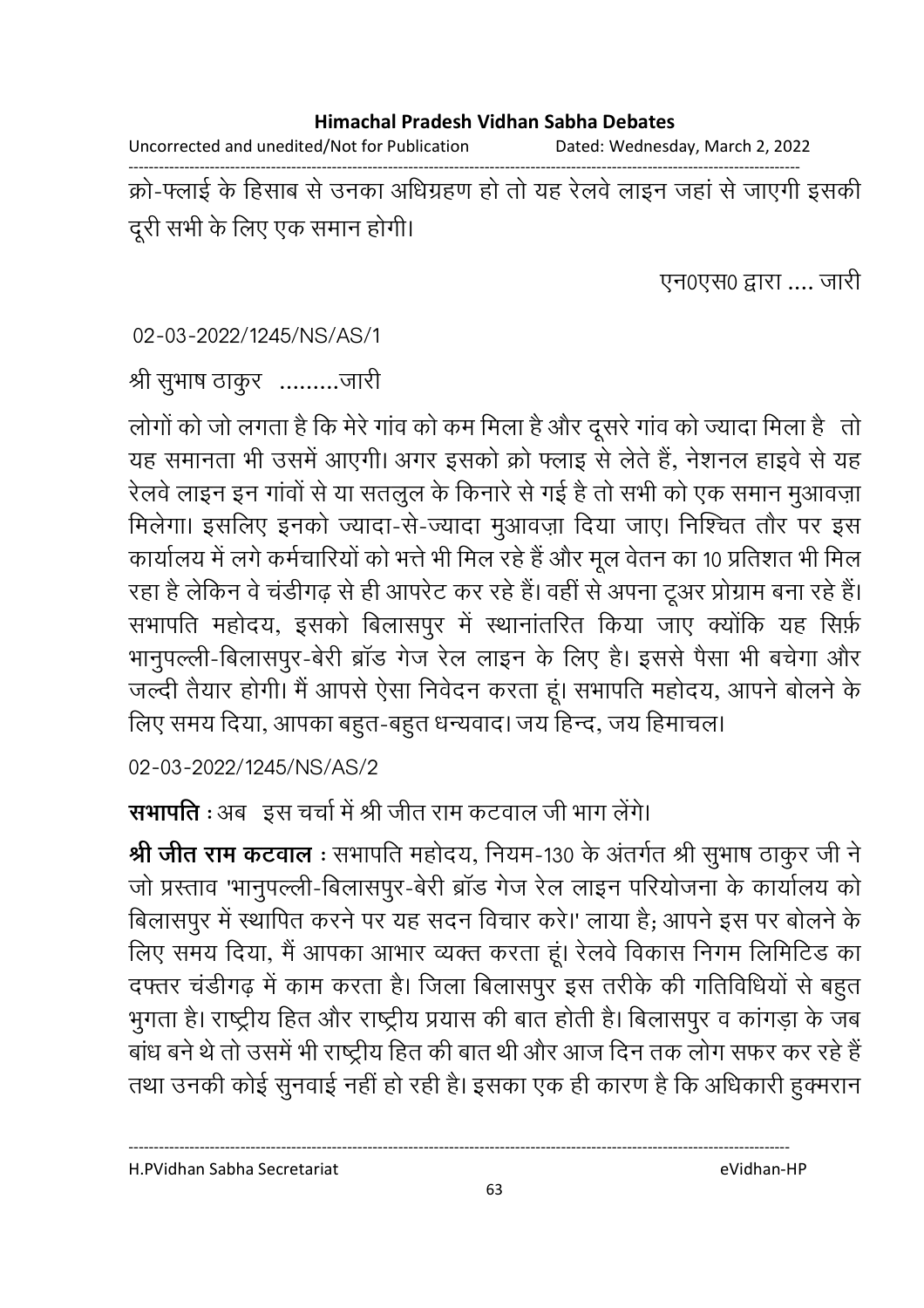क्रो-फ्लाई के हिसाब से उनका अधिग्रहण हो तो यह रेलवे लाइन जहां से जाएगी इसकी दूरी सभी के लिए एक समान होगी।

एन0एस0 द्वारा .... जारी

02-03-2022/1245/NS/AS/1

श्री सुभाष ठाकुर .........जारी

लोगों को जो लगता है कि मेरे गांव को कम मिला है और दूसरे गांव को ज्यादा मिला है तो यह समानता भी उसमें आएगी। अगर इसको क्रो फ्लाइ से लेते हैं, नेशनल हाइवे से यह रेलवे लाइन इन गांवों से या सतलुल के किनारे से गई है तो सभी को एक समान मुआवज़ा मिलेगा। इसलिए इनको ज्यादा-से-ज्यादा मुआवज़ा दिया जाए। निश्चित तौर पर इस कार्यालय में लगे कर्मचारियों को भत्ते भी मिल रहे हैं और मूल वेतन का 10 प्रतिशत भी मिल रहा है लेकिन वे चंडीगढ़ से ही आपरेट कर रहे हैं। वहीं से अपना टूअर प्रोग्राम बना रहे हैं। सभापति महोदय, इसको बिलासपुर में स्थानांतरित किया जाए क्योंकि यह सिर्फ़ भानुपल्ली-बिलासपुर-बेरी ब्रॉड गेज रेल लाइन के लिए है। इससे पैसा भी बचेगा और जल्दी तैयार होगी। मैं आपसे ऐसा निवेदन करता हूं। सभापति महोदय, आपने बोलने के लिए समय दिया, आपका बहुत-बहुत धन्यवाद। जय हिन्द, जय हिमाचल।

02-03-2022/1245/NS/AS/2

**सभापति** : अब इस चर्चा में श्री जीत राम कटवाल जी भाग लेंगे।

**श्री जीत राम कटवाल** : सभापति महोदय, नियम-130 के अंतर्गत श्री सुभाष ठाकुर जी ने जो प्रस्ताव 'भानुपल्ली-बिलासपुर-बेरी ब्रॉड गेज रेल लाइन परियोजना के कार्यालय को बिलासपुर में स्थापित करने पर यह सदन विचार करे।' लाया है; आपने इस पर बोलने के लिए समय दिया, मैं आपका आभार व्यक्त करता हूं। रेलवे विकास निगम लिमिटिड का दफ्तर चंडीगढ़ में काम करता है। जिला बिलासपुर इस तरीके की गतिविधियों से बहुत भुगता है। राष्ट्रीय हित और राष्ट्रीय प्रयास की बात होती है। बिलासपुर व कांगड़ा के जब बांध बने थे तो उसमें भी राष्ट्रीय हित की बात थी और आज दिन तक लोग सफर कर रहे हैं तथा उनकी कोई सुनवाई नहीं हो रही है। इसका एक ही कारण है कि अधिकारी हुक्मरान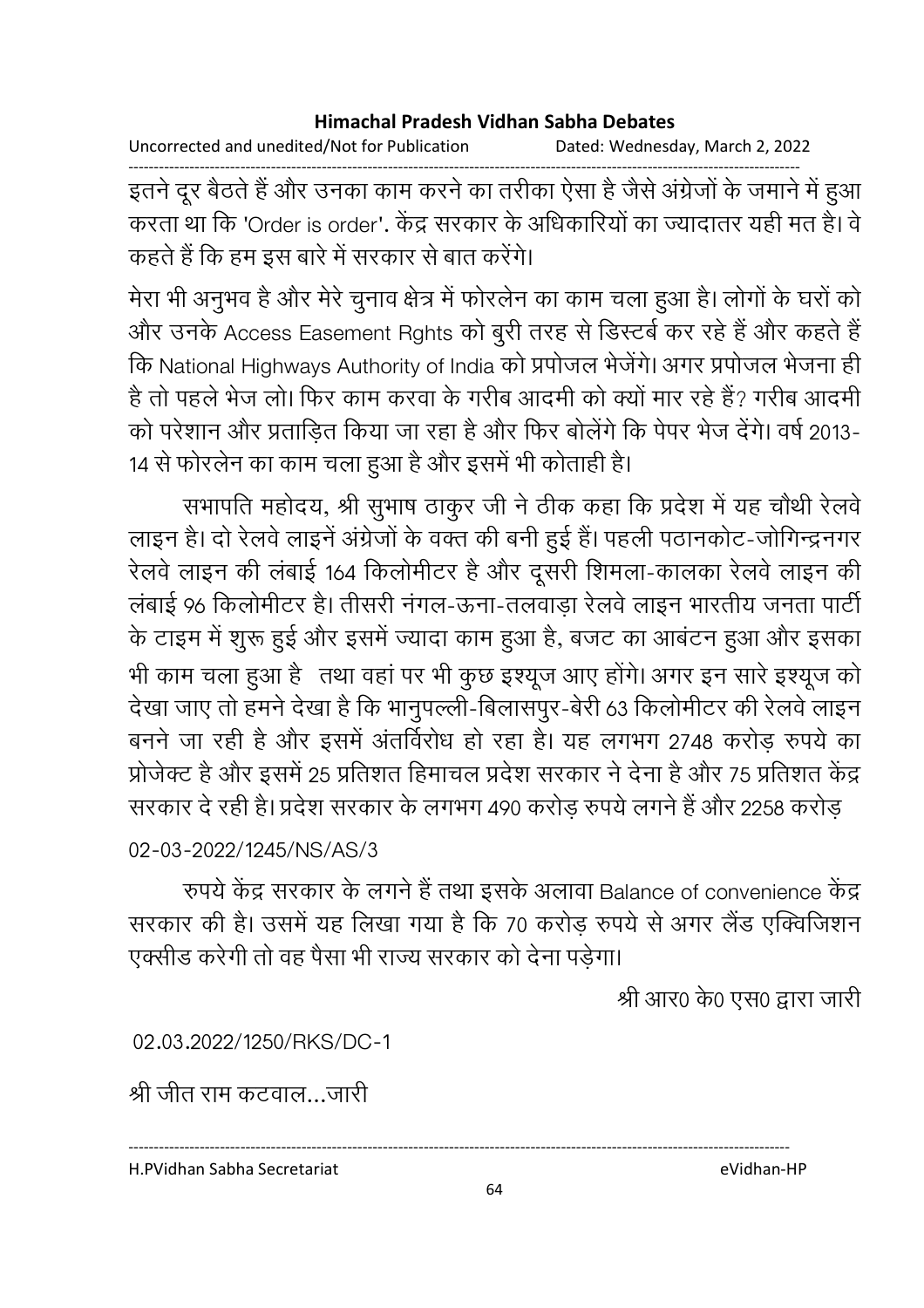इतने दूर बैठते हैं और उनका काम करने का तरीका ऐसा है जैसे अंग्रेजों के जमाने में हुआ करता था कि 'Order is order'. केंद्र सरकार के अधिकारियों का ज्यादातर यही मत है। वे कहते हैं कि हम इस बारे में सरकार से बात करेंगे।

मेरा भी अनुभव है और मेरे चुनाव क्षेत्र में फोरलेन का काम चला हुआ है। लोगों के घरों को और उनके Access Easement Rghts को बुरी तरह से डिस्टर्ब कर रहे हैं और कहते हैं कि National Highways Authority of India को प्रपोजल भेजेंगे। अगर प्रपोजल भेजना ही है तो पहले भेज लो। फिर काम करवा के गरीब आदमी को क्यों मार रहे हैं? गरीब आदमी को परेशान और प्रताड़ित किया जा रहा है और फिर बोलेंगे कि पेपर भेज देंगे। वर्ष 2013-14 से फोरलेन का काम चला हुआ है और इसमें भी कोताही है।

सभापति महोदय, श्री सुभाष ठाकुर जी ने ठीक कहा कि प्रदेश में यह चौथी रेलवे लाइन है। दो रेलवे लाइनें अंग्रेजों के वक्त की बनी हुई हैं। पहली पठानकोट-जोगिन्द्रनगर रेलवे लाइन की लंबाई 164 किलोमीटर है और दूसरी शिमला-कालका रेलवे लाइन की लंबाई 96 किलोमीटर है। तीसरी नंगल-ऊना-तलवाड़ा रेलवे लाइन भारतीय जनता पार्टी के टाइम में शुरू हुई और इसमें ज्यादा काम हुआ है, बजट का आबंटन हुआ और इसका भी काम चला हुआ है तथा वहां पर भी कुछ इश्यूज आए होंगे। अगर इन सारे इश्यूज को देखा जाए तो हमने देखा है कि भानुपल्ली-बिलासपुर-बेरी 63 किलोमीटर की रेलवे लाइन बनने जा रही है और इसमें अंतर्विरोध हो रहा है। यह लगभग 2748 करोड़ रुपये का प्रोजेक्ट है और इसमें 25 प्रतिशत हिमाचल प्रदेश सरकार ने देना है और 75 प्रतिशत केंद्र सरकार दे रही है। प्रदेश सरकार के लगभग 490 करोड़ रुपये लगने हैं और 2258 करोड़

02-03-2022/1245/NS/AS/3

रुपये केंद्र सरकार के लगने हैं तथा इसके अलावा Balance of convenience केंद्र सरकार की है। उसमें यह लिखा गया है कि 70 करोड़ रुपये से अगर लैंड एक्विजिशन एक्सीड करेगी तो वह पैसा भी राज्य सरकार को देना पड़ेगा।

श्री आर0 के0 एस0 द्वारा जारी

02.03.2022/1250/RKS/DC-1

श्री जीत राम कटवाल...जारी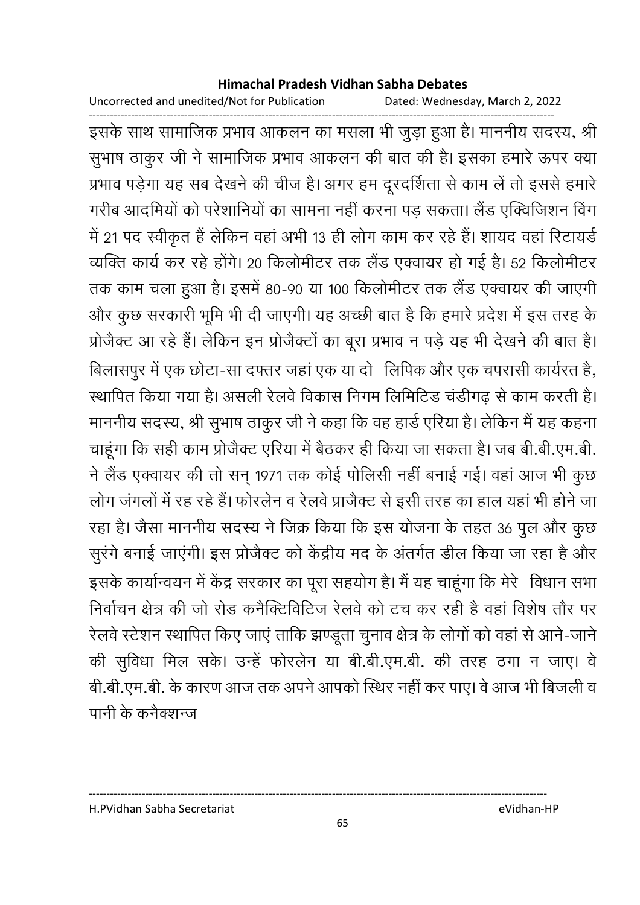इसके साथ सामाजिक प्रभाव आकलन का मसला भी जुड़ा हुआ है। माननीय सदस्य, श्री सुभाष ठाकुर जी ने सामाजिक प्रभाव आकलन की बात की है। इसका हमारे ऊपर क्या प्रभाव पड़ेगा यह सब देखने की चीज है। अगर हम दूरदर्शिता से काम लें तो इससे हमारे गरीब आदमियों को परेशानियों का सामना नहीं करना पड़ सकता। लैंड एक्विजिशन विंग में 21 पद स्वीकृत हैं लेकिन वहां अभी 13 ही लोग काम कर रहे हैं। शायद वहां रिटायर्ड व्यक्ति कार्य कर रहे होंगे। 20 किलोमीटर तक लैंड एक्वायर हो गई है। 52 किलोमीटर तक काम चला हुआ है। इसमें 80-90 या 100 किलोमीटर तक लैंड एक्वायर की जाएगी और कुछ सरकारी भूमि भी दी जाएगी। यह अच्छी बात है कि हमारे प्रदेश में इस तरह के प्रोजैक्ट आ रहे हैं। लेकिन इन प्रोजैक्टों का बूरा प्रभाव न पड़े यह भी देखने की बात है। बिलासपुर में एक छोटा-सा दफ्तर जहां एक या दो लिपिक और एक चपरासी कार्यरत है, स्थापित किया गया है। असली रेलवे विकास निगम लिमिटिड चंडीगढ़ से काम करती है। माननीय सदस्य, श्री सुभाष ठाकुर जी ने कहा कि वह हार्ड एरिया है। लेकिन मैं यह कहना चाहूंगा कि सही काम प्रोजैक्ट एरिया में बैठकर ही किया जा सकता है। जब बी.बी.एम.बी. ने लैंड एक्वायर की तो सन् 1971 तक कोई पोलिसी नहीं बनाई गई। वहां आज भी कुछ लोग जंगलों में रह रहे हैं। फोरलेन व रेलवे प्राजैक्ट से इसी तरह का हाल यहां भी होने जा रहा है। जैसा माननीय सदस्य ने जिक्र किया कि इस योजना के तहत 36 पुल और कुछ सुरंगे बनाई जाएंगी। इस प्रोजैक्ट को केंद्रीय मद के अंतर्गत डील किया जा रहा है और इसके कार्यान्वयन में केंद्र सरकार का पूरा सहयोग है। मैं यह चाहूंगा कि मेरे विधान सभा निर्वाचन क्षेत्र की जो रोड कनैक्टिविटिज रेलवे को टच कर रही है वहां विशेष तौर पर रेलवे स्टेशन स्थापित किए जाएं ताकि झण्डूता चुनाव क्षेत्र के लोगों को वहां से आने-जाने की सुविधा मिल सके। उन्हें फोरलेन या बी.बी.एम.बी. की तरह ठगा न जाए। वे बी.बी.एम.बी. के कारण आज तक अपने आपको स्थिर नहीं कर पाए। वे आज भी बिजली व पानी के कनैक्शन्ज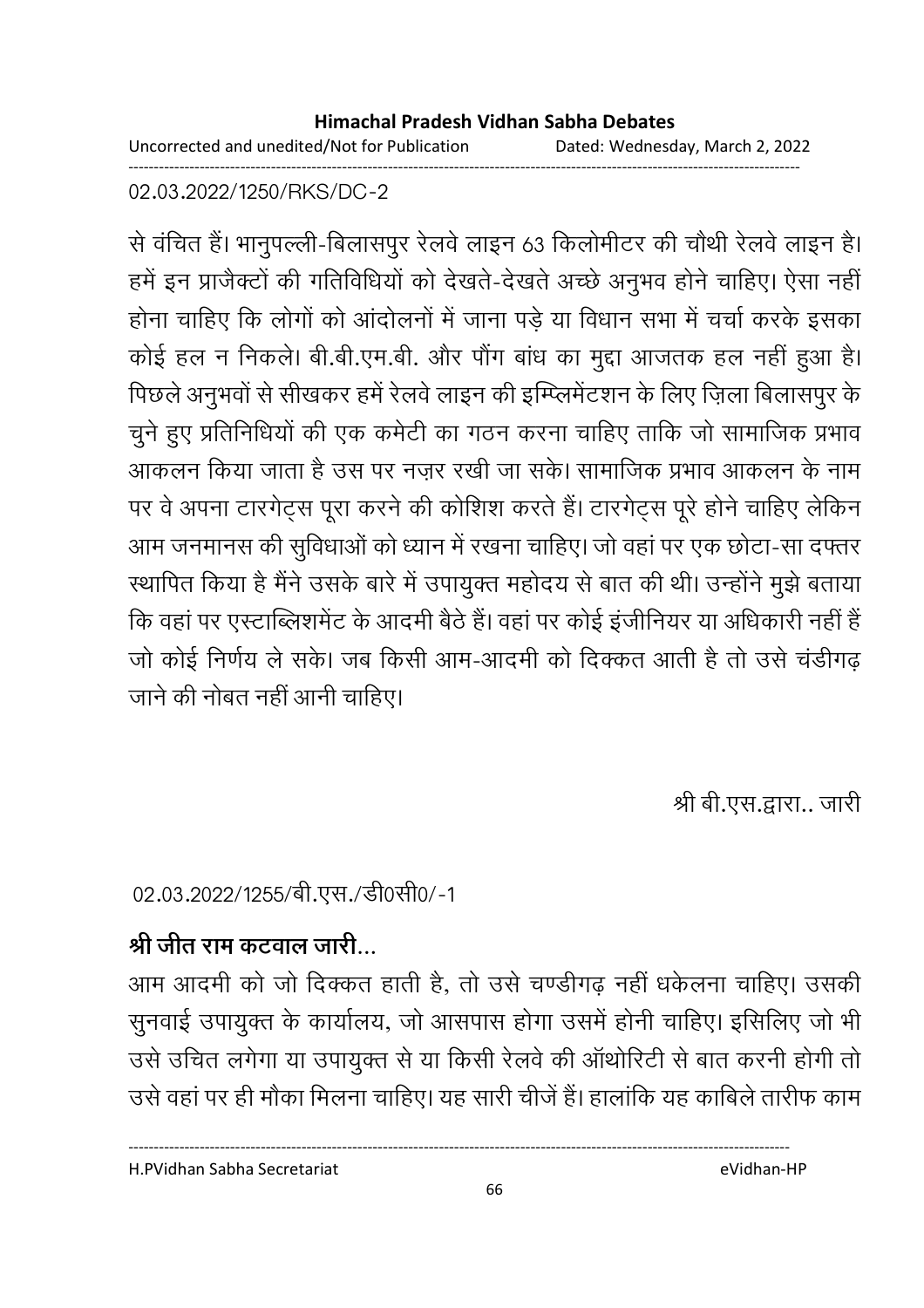02.03.2022/1250/RKS/DC-2

से वंचित हैं। भानुपल्ली-बिलासपुर रेलवे लाइन 63 किलोमीटर की चौथी रेलवे लाइन है। हमें इन प्राजैक्टों की गतिविधियों को देखते-देखते अच्छे अनुभव होने चाहिए। ऐसा नहीं होना चाहिए कि लोगों को आंदोलनों में जाना पड़े या विधान सभा में चर्चा करके इसका कोई हल न निकले। बी.बी.एम.बी. और पौंग बांध का मुद्दा आजतक हल नहीं हुआ है। पिछले अनुभवों से सीखकर हमें रेलवे लाइन की इम्प्लिमेंटशन के लिए ज़िला बिलासपुर के चुने हुए प्रतिनिधियों की एक कमेटी का गठन करना चाहिए ताकि जो सामाजिक प्रभाव आकलन किया जाता है उस पर नज़र रखी जा सके। सामाजिक प्रभाव आकलन के नाम पर वे अपना टारगेट्स पूरा करने की कोशिश करते हैं। टारगेट्स पूरे होने चाहिए लेकिन आम जनमानस की सुविधाओं को ध्यान में रखना चाहिए। जो वहां पर एक छोटा-सा दफ्तर स्थापित किया है मैंने उसके बारे में उपायुक्त महोदय से बात की थी। उन्होंने मुझे बताया कि वहां पर एस्टाब्लिशमेंट के आदमी बैठे हैं। वहां पर कोई इंजीनियर या अधिकारी नहीं हैं जो कोई निर्णय ले सके। जब किसी आम-आदमी को दिक्कत आती है तो उसे चंडीगढ़ जाने की नोबत नहीं आनी चाहिए।

श्री बी.एस.द्वारा.. जारी

02.03.2022/1255/बी.एस./डी0सी0/-1

**श्री जीत राम कटवाल जारी...**

आम आदमी को जो दिक्कत हाती है, तो उसे चण्डीगढ़ नहीं धकेलना चाहिए। उसकी सुनवाई उपायुक्त के कार्यालय, जो आसपास होगा उसमें होनी चाहिए। इसिलिए जो भी उसे उचित लगेगा या उपायुक्त से या किसी रेलवे की ऑथोरिटी से बात करनी होगी तो उसे वहां पर ही मौका मिलना चाहिए। यह सारी चीजें हैं। हालांकि यह काबिले तारीफ काम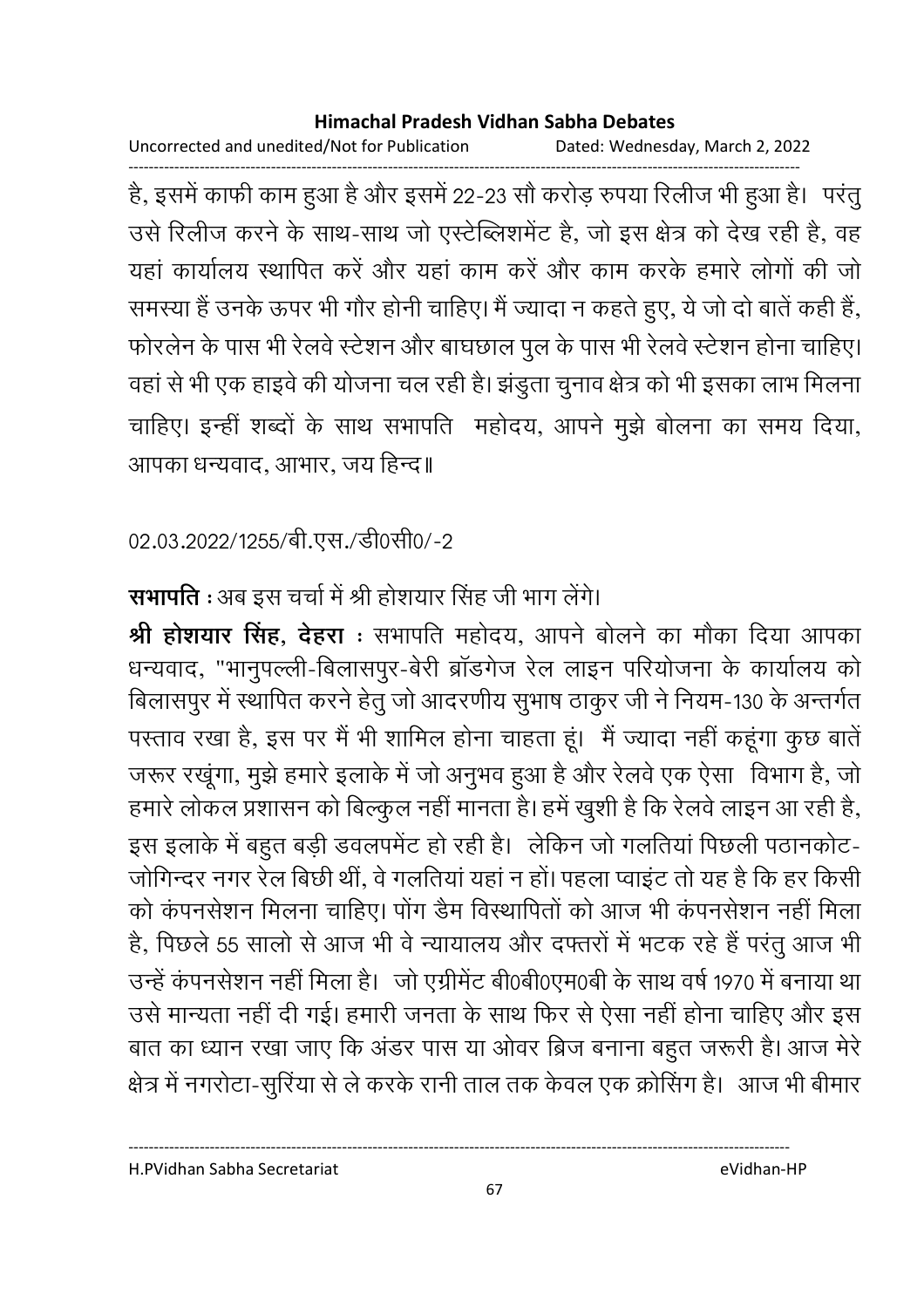है, इसमें काफी काम हुआ है और इसमें 22-23 सौ करोड़ रुपया रिलीज भी हुआ है। परंतु उसे रिलीज करने के साथ-साथ जो एस्टेब्लिशमेंट है, जो इस क्षेत्र को देख रही है, वह यहां कार्यालय स्थापित करें और यहां काम करें और काम करके हमारे लोगों की जो समस्या हैं उनके ऊपर भी गौर होनी चाहिए। मैं ज्यादा न कहते हुए, ये जो दो बातें कही हैं, फोरलेन के पास भी रेलवे स्टेशन और बाघछाल पुल के पास भी रेलवे स्टेशन होना चाहिए। वहां से भी एक हाइवे की योजना चल रही है। झंडुता चुनाव क्षेत्र को भी इसका लाभ मिलना चाहिए। इन्हीं शब्दों के साथ सभापति महोदय, आपने मुझे बोलना का समय दिया, आपका धन्यवाद, आभार, जय हिन्द॥

02.03.2022/1255/बी.एस./डी0सी0/-2

**सभापति** : अब इस चर्चा में श्री होशयार सिंह जी भाग लेंगे।

**श्री होशयार सिंह, देहरा** : सभापति महोदय, आपने बोलने का मौका दिया आपका धन्यवाद, "भानुपल्ली-बिलासपुर-बेरी ब्रॉडगेज रेल लाइन परियोजना के कार्यालय को बिलासपुर में स्थापित करने हेतु जो आदरणीय सुभाष ठाकुर जी ने नियम-130 के अन्तर्गत पस्ताव रखा है, इस पर मैं भी शामिल होना चाहता हूं। मैं ज्यादा नहीं कहूंगा कुछ बातें जरूर रखूंगा, मुझे हमारे इलाके में जो अनुभव हुआ है और रेलवे एक ऐसा विभाग है, जो हमारे लोकल प्रशासन को बिल्कुल नहीं मानता है। हमें खुशी है कि रेलवे लाइन आ रही है, इस इलाके में बहुत बड़ी डवलपमेंट हो रही है। लेकिन जो गलतियां पिछली पठानकोट-जोगिन्दर नगर रेल बिछी थीं, वे गलतियां यहां न हों। पहला प्वाइंट तो यह है कि हर किसी को कंपनसेशन मिलना चाहिए। पोंग डैम विस्थापितों को आज भी कंपनसेशन नहीं मिला है, पिछले 55 सालो से आज भी वे न्यायालय और दफ्तरों में भटक रहे हैं परंतु आज भी उन्हें कंपनसेशन नहीं मिला है। जो एग्रीमेंट बी0बी0एम0बी के साथ वर्ष 1970 में बनाया था उसे मान्यता नहीं दी गई। हमारी जनता के साथ फिर से ऐसा नहीं होना चाहिए और इस बात का ध्यान रखा जाए कि अंडर पास या ओवर ब्रिज बनाना बहुत जरूरी है। आज मेरे क्षेत्र में नगरोटा-सुरिंया से ले करके रानी ताल तक केवल एक क्रोसिंग है। आज भी बीमार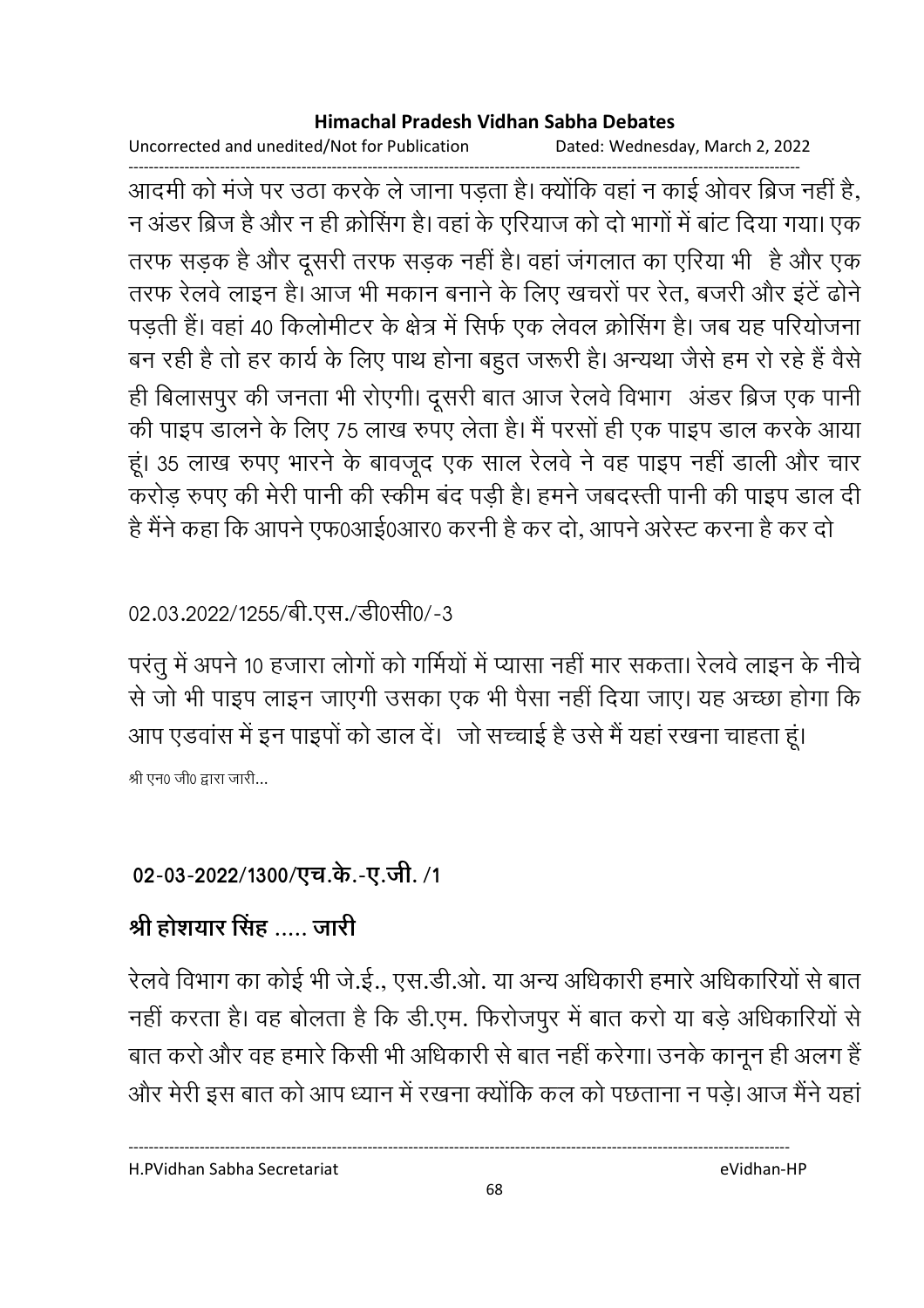आदमी को मंजे पर उठा करके ले जाना पड़ता है। क्योंकि वहां न काई ओवर ब्रिज नहीं है, न अंडर ब्रिज है और न ही क्रोसिंग है। वहां के एरियाज को दो भागों में बांट दिया गया। एक तरफ सड़क है और दूसरी तरफ सड़क नहीं है। वहां जंगलात का एरिया भी है और एक तरफ रेलवे लाइन है। आज भी मकान बनाने के लिए खचरों पर रेत, बजरी और इंटें ढोने पड़ती हैं। वहां 40 किलोमीटर के क्षेत्र में सिर्फ एक लेवल क्रोसिंग है। जब यह परियोजना बन रही है तो हर कार्य के लिए पाथ होना बहुत जरूरी है। अन्यथा जैसे हम रो रहे हैं वैसे ही बिलासपुर की जनता भी रोएगी। दूसरी बात आज रेलवे विभाग अंडर ब्रिज एक पानी की पाइप डालने के लिए 75 लाख रुपए लेता है। मैं परसों ही एक पाइप डाल करके आया हूं। 35 लाख रुपए भारने के बावजूद एक साल रेलवे ने वह पाइप नहीं डाली और चार करोड़ रुपए की मेरी पानी की स्कीम बंद पड़ी है। हमने जबदस्ती पानी की पाइप डाल दी है मैंने कहा कि आपने एफ0आई0आर0 करनी है कर दो, आपने अरेस्ट करना है कर दो

02.03.2022/1255/बी.एस./डी0सी0/-3

परंतु में अपने 10 हजारा लोगों को गर्मियों में प्यासा नहीं मार सकता। रेलवे लाइन के नीचे से जो भी पाइप लाइन जाएगी उसका एक भी पैसा नहीं दिया जाए। यह अच्छा होगा कि आप एडवांस में इन पाइपों को डाल दें। जो सच्चाई है उसे मैं यहां रखना चाहता हूं।

श्री एन0 जी0 द्वारा जारी...

## 02-03-2022/1300/एच.के.-ए.जी. /1

## श्री होशयार सिंह ..... जारी

रेलवे विभाग का कोई भी जे.ई., एस.डी.ओ. या अन्य अधिकारी हमारे अधिकारियों से बात नहीं करता है। वह बोलता है कि डी.एम. फिरोजपुर में बात करो या बड़े अधिकारियों से बात करो और वह हमारे किसी भी अधिकारी से बात नहीं करेगा। उनके कानून ही अलग हैं और मेरी इस बात को आप ध्यान में रखना क्योंकि कल को पछताना न पड़े। आज मैंने यहां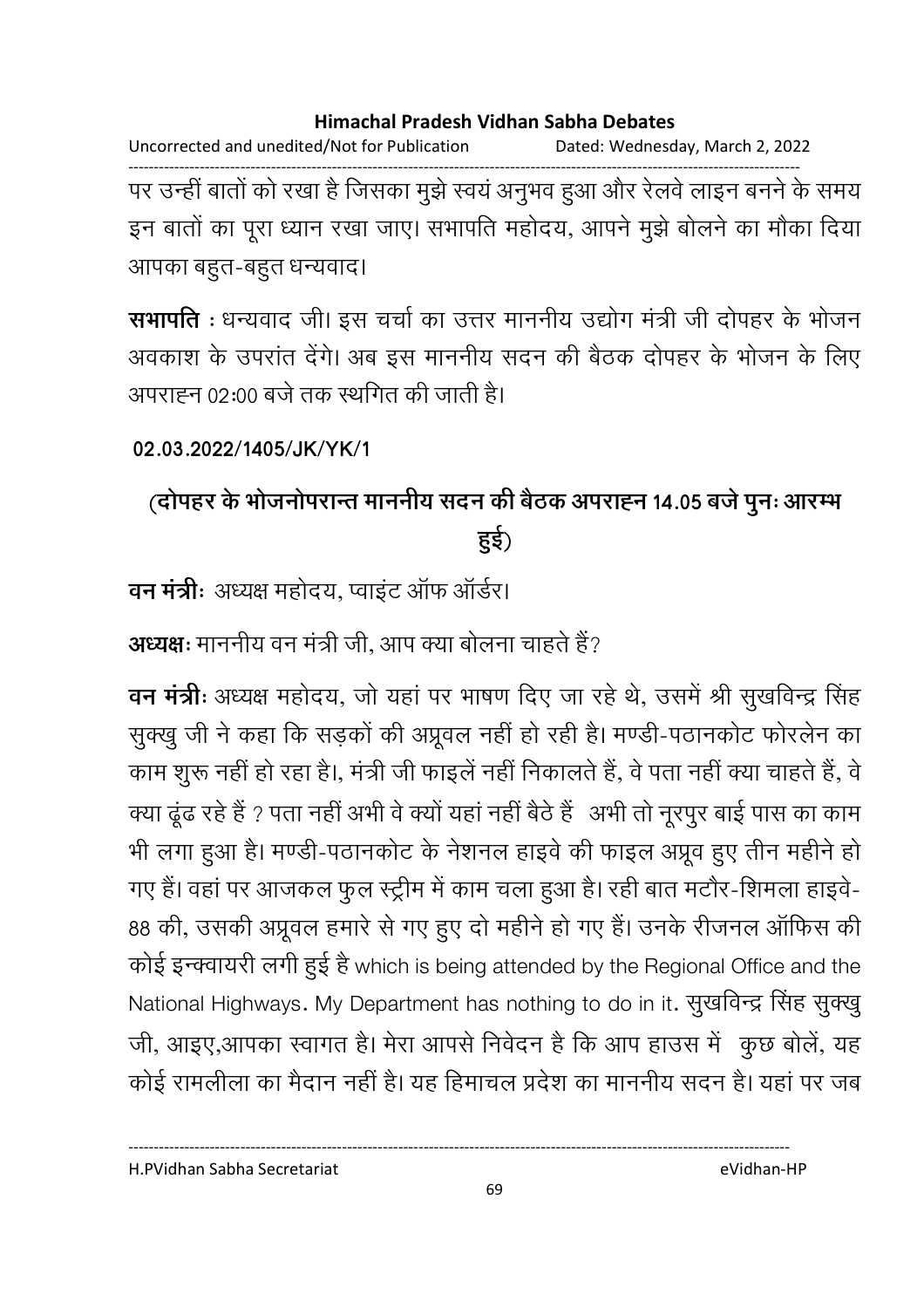पर उन्हीं बातों को रखा है जिसका मुझे स्वयं अनुभव हुआ और रेलवे लाइन बनने के समय इन बातों का पूरा ध्यान रखा जाए। सभापति महोदय, आपने मुझे बोलने का मौका दिया आपका बहुत-बहुत धन्यवाद।

**सभापति** : धन्यवाद जी। इस चर्चा का उत्तर माननीय उद्योग मंत्री जी दोपहर के भोजन अवकाश के उपरांत देंगे। अब इस माननीय सदन की बैठक दोपहर के भोजन के लिए अपराह्न 02:00 बजे तक स्थगित की जाती है।

**02.03.2022/1405/JK/YK/1**

## (दोपहर के भोजनोपरान्त माननीय सदन की बैठक अपराह्न 14.05 बजे पुनः आरम्भ हुई)

**वन मंत्रीः** अध्यक्ष महोदय, प्वाइंट ऑफ ऑर्डर।

**अध्यक्षः** माननीय वन मंत्री जी, आप क्या बोलना चाहते हैं?

**वन मंत्रीः** अध्यक्ष महोदय, जो यहां पर भाषण दिए जा रहे थे, उसमें श्री सुखविन्द्र सिंह सुक्खु जी ने कहा कि सड़कों की अप्रूवल नहीं हो रही है। मण्डी-पठानकोट फोरलेन का काम शुरू नहीं हो रहा है।, मंत्री जी फाइलें नहीं निकालते हैं, वे पता नहीं क्या चाहते हैं, वे क्या ढूंढ रहे हैं ? पता नहीं अभी वे क्यों यहां नहीं बैठे हैं अभी तो नूरपुर बाई पास का काम भी लगा हुआ है। मण्डी-पठानकोट के नेशनल हाइवे की फाइल अप्रूव हुए तीन महीने हो गए हैं। वहां पर आजकल फुल स्ट्रीम में काम चला हुआ है। रही बात मटौर-शिमला हाइवे-88 की, उसकी अप्रूवल हमारे से गए हुए दो महीने हो गए हैं। उनके रीजनल ऑफिस की कोई इन्क्वायरी लगी हुई है which is being attended by the Regional Office and the National Highways. My Department has nothing to do in it. सुखविन्द्र सिंह सुक्खु जी, आइए,आपका स्वागत है। मेरा आपसे निवेदन है कि आप हाउस में कुछ बोलें, यह कोई रामलीला का मैदान नहीं है। यह हिमाचल प्रदेश का माननीय सदन है। यहां पर जब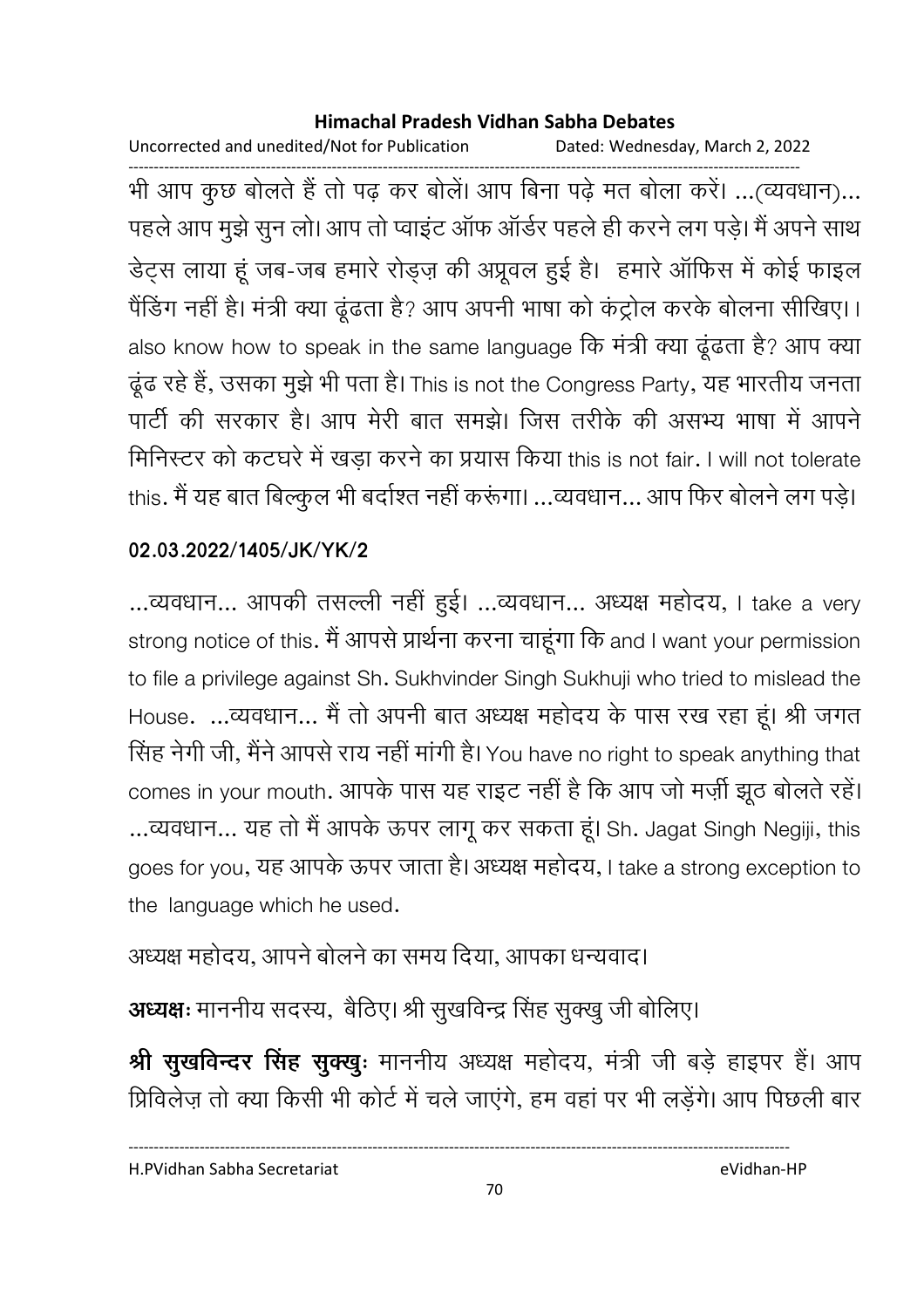भी आप कुछ बोलते हैं तो पढ़ कर बोलें। आप बिना पढ़े मत बोला करें। ...(व्यवधान)... पहले आप मुझे सुन लो। आप तो प्वाइंट ऑफ ऑर्डर पहले ही करने लग पड़े। मैं अपने साथ डेट्स लाया हूं जब-जब हमारे रोड्ज़ की अप्रूवल हुई है। हमारे ऑफिस में कोई फाइल पैंडिंग नहीं है। मंत्री क्या ढूंढता है? आप अपनी भाषा को कंट्रोल करके बोलना सीखिए।। also know how to speak in the same language कि मंत्री क्या ढूंढता है? आप क्या ढूंढ रहे हैं, उसका मुझे भी पता है। This is not the Congress Party, यह भारतीय जनता पार्टी की सरकार है। आप मेरी बात समझे। जिस तरीके की असभ्य भाषा में आपने मिनिस्टर को कटघरे में खड़ा करने का प्रयास किया this is not fair. I will not tolerate this. मैं यह बात बिल्कुल भी बर्दाश्त नहीं करूंगा। ...व्यवधान... आप फिर बोलने लग पड़े।

**02.03.2022/1405/JK/YK/2**

...व्यवधान... आपकी तसल्ली नहीं हुई। ...व्यवधान... अध्यक्ष महोदय, I take a very strong notice of this. मैं आपसे प्रार्थना करना चाहूंगा कि and I want your permission to file a privilege against Sh. Sukhvinder Singh Sukhuji who tried to mislead the House. ...व्यवधान... मैं तो अपनी बात अध्यक्ष महोदय के पास रख रहा हूं। श्री जगत सिंह नेगी जी, मैंने आपसे राय नहीं मांगी है। You have no right to speak anything that comes in your mouth. आपके पास यह राइट नहीं है कि आप जो मर्ज़ी झूठ बोलते रहें। ...व्यवधान... यह तो मैं आपके ऊपर लागू कर सकता हूं। Sh. Jagat Singh Negiji, this goes for you, यह आपके ऊपर जाता है। अध्यक्ष महोदय, I take a strong exception to the language which he used.

अध्यक्ष महोदय, आपने बोलने का समय दिया, आपका धन्यवाद।

**अध्यक्षः** माननीय सदस्य, बैठिए। श्री सुखविन्द्र सिंह सुक्खु जी बोलिए।

**श्री सुखविन्दर सिंह सुक्खुः** माननीय अध्यक्ष महोदय, मंत्री जी बड़े हाइपर हैं। आप प्रिविलेज़ तो क्या किसी भी कोर्ट में चले जाएंगे, हम वहां पर भी लड़ेंगे। आप पिछली बार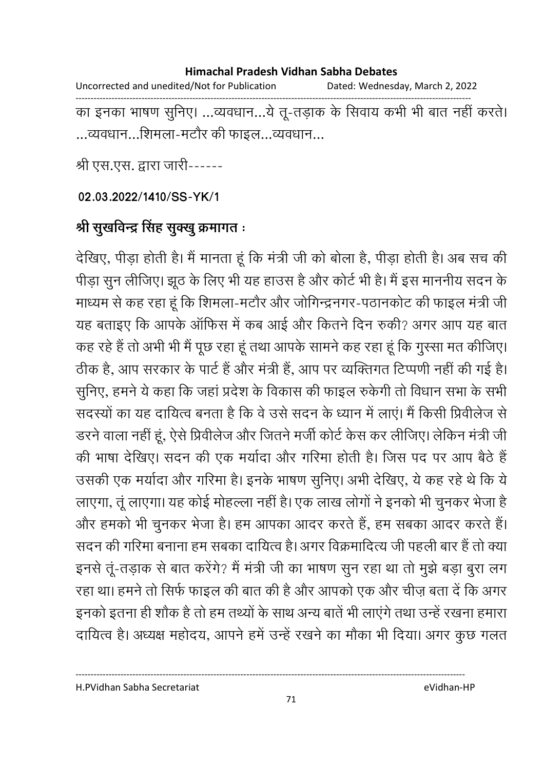का इनका भाषण सुनिए। ...व्यवधान...ये तू-तड़ाक के सिवाय कभी भी बात नहीं करते। ...व्यवधान...शिमला-मटौर की फाइल...व्यवधान...

श्री एस.एस. द्वारा जारी------

**02.03.2022/1410/SS-YK/1**

## श्री सुखविन्द्र सिंह सुक्खु क्रमागत :

देखिए, पीड़ा होती है। मैं मानता हूं कि मंत्री जी को बोला है, पीड़ा होती है। अब सच की पीड़ा सुन लीजिए। झूठ के लिए भी यह हाउस है और कोर्ट भी है। मैं इस माननीय सदन के माध्यम से कह रहा हूं कि शिमला-मटौर और जोगिन्द्रनगर-पठानकोट की फाइल मंत्री जी यह बताइए कि आपके ऑफिस में कब आई और कितने दिन रुकी? अगर आप यह बात कह रहे हैं तो अभी भी मैं पूछ रहा हूं तथा आपके सामने कह रहा हूं कि गुस्सा मत कीजिए। ठीक है, आप सरकार के पार्ट हैं और मंत्री हैं, आप पर व्यक्तिगत टिप्पणी नहीं की गई है। सुनिए, हमने ये कहा कि जहां प्रदेश के विकास की फाइल रुकेगी तो विधान सभा के सभी सदस्यों का यह दायित्व बनता है कि वे उसे सदन के ध्यान में लाएं। मैं किसी प्रिवीलेज से डरने वाला नहीं हूं, ऐसे प्रिवीलेज और जितने मर्जी कोर्ट केस कर लीजिए। लेकिन मंत्री जी की भाषा देखिए। सदन की एक मर्यादा और गरिमा होती है। जिस पद पर आप बैठे हैं उसकी एक मर्यादा और गरिमा है। इनके भाषण सुनिए। अभी देखिए, ये कह रहे थे कि ये लाएगा, तूं लाएगा। यह कोई मोहल्ला नहीं है। एक लाख लोगों ने इनको भी चुनकर भेजा है और हमको भी चुनकर भेजा है। हम आपका आदर करते हैं, हम सबका आदर करते हैं। सदन की गरिमा बनाना हम सबका दायित्व है। अगर विक्रमादित्य जी पहली बार हैं तो क्या इनसे तूं-तड़ाक से बात करेंगे? मैं मंत्री जी का भाषण सुन रहा था तो मुझे बड़ा बुरा लग रहा था। हमने तो सिर्फ फाइल की बात की है और आपको एक और चीज़ बता दें कि अगर इनको इतना ही शौक है तो हम तथ्यों के साथ अन्य बातें भी लाएंगे तथा उन्हें रखना हमारा दायित्व है। अध्यक्ष महोदय, आपने हमें उन्हें रखने का मौका भी दिया। अगर कुछ गलत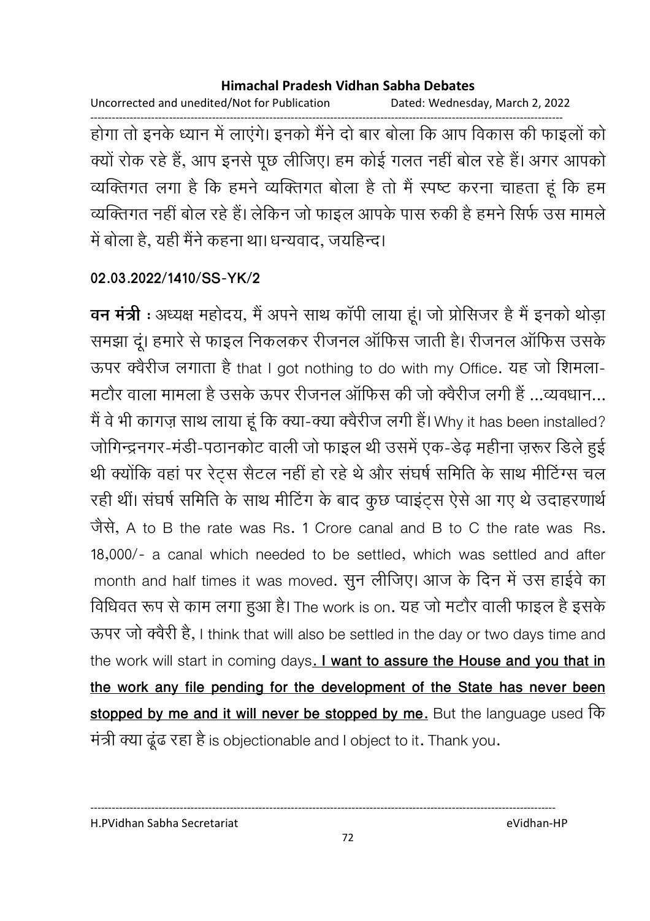होगा तो इनके ध्यान में लाएंगे। इनको मैंने दो बार बोला कि आप विकास की फाइलों को क्यों रोक रहे हैं, आप इनसे पूछ लीजिए। हम कोई गलत नहीं बोल रहे हैं। अगर आपको व्यक्तिगत लगा है कि हमने व्यक्तिगत बोला है तो मैं स्पष्ट करना चाहता हूं कि हम व्यक्तिगत नहीं बोल रहे हैं। लेकिन जो फाइल आपके पास रुकी है हमने सिर्फ उस मामले में बोला है, यही मैंने कहना था। धन्यवाद, जयहिन्द।

**02.03.2022/1410/SS-YK/2**

**वन मंत्री** : अध्यक्ष महोदय, मैं अपने साथ कॉपी लाया हूं। जो प्रोसिजर है मैं इनको थोड़ा समझा दूं। हमारे से फाइल निकलकर रीजनल ऑफिस जाती है। रीजनल ऑफिस उसके ऊपर क्वैरीज लगाता है that I got nothing to do with my Office. यह जो शिमला-मटौर वाला मामला है उसके ऊपर रीजनल ऑफिस की जो क्वैरीज लगी हैं ...व्यवधान... मैं वे भी कागज़ साथ लाया हूं कि क्या-क्या क्वैरीज लगी हैं। Why it has been installed? जोगिन्द्रनगर-मंडी-पठानकोट वाली जो फाइल थी उसमें एक-डेढ़ महीना ज़रूर डिले हुई थी क्योंकि वहां पर रेट्स सैटल नहीं हो रहे थे और संघर्ष समिति के साथ मीटिंग्स चल रही थीं। संघर्ष समिति के साथ मीटिंग के बाद कुछ प्वाइंट्स ऐसे आ गए थे उदाहरणार्थ जैसे, A to B the rate was Rs. 1 Crore canal and B to C the rate was Rs. 18,000/- a canal which needed to be settled, which was settled and after month and half times it was moved. सुन लीजिए। आज के दिन में उस हाईवे का विधिवत रूप से काम लगा हुआ है। The work is on. यह जो मटौर वाली फाइल है इसके ऊपर जो क्वैरी है, I think that will also be settled in the day or two days time and the work will start in coming days. **I want to assure the House and you that in the work any file pending for the development of the State has never been stopped by me and it will never be stopped by me.** But the language used कि मंत्री क्या ढूंढ रहा है is objectionable and I object to it. Thank you.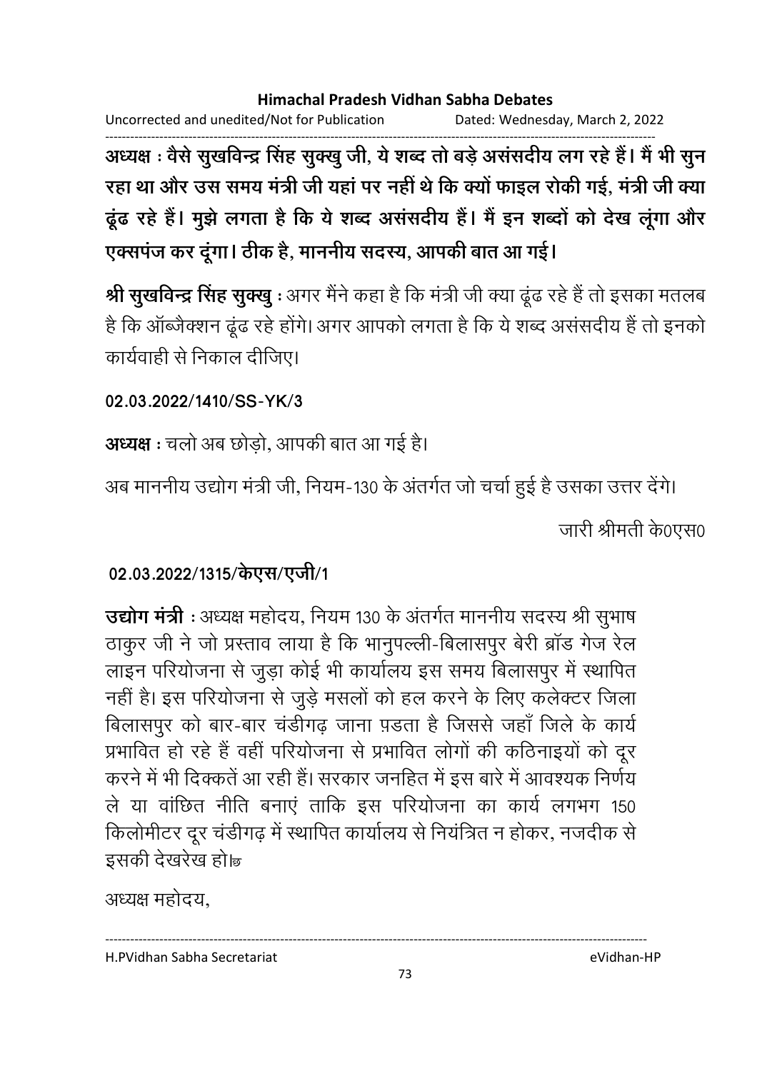**अध्यक्ष : वैसे सुखविन्द्र सिंह सुक्खु जी, ये शब्द तो बड़े असंसदीय लग रहे हैं। मैं भी सुन रहा था और उस समय मंत्री जी यहां पर नहीं थे कि क्यों फाइल रोकी गई, मंत्री जी क्या ढूंढ रहे हैं। मुझे लगता है कि ये शब्द असंसदीय हैं। मैं इन शब्दों को देख लूंगा और एक्सपंज कर दूंगा। ठीक है, माननीय सदस्य, आपकी बात आ गई।**

**श्री सुखविन्द्र सिंह सुक्खु :** अगर मैंने कहा है कि मंत्री जी क्या ढूंढ रहे हैं तो इसका मतलब है कि ऑब्जैक्शन ढूंढ रहे होंगे। अगर आपको लगता है कि ये शब्द असंसदीय हैं तो इनको कार्यवाही से निकाल दीजिए।

**02.03.2022/1410/SS-YK/3**

**अध्यक्ष :** चलो अब छोड़ो, आपकी बात आ गई है।

अब माननीय उद्योग मंत्री जी, नियम-130 के अंतर्गत जो चर्चा हुई है उसका उत्तर देंगे।

जारी श्रीमती के0एस0

**02.03.2022/1315/केएस/एजी/1**

**उद्योग मंत्री :** अध्यक्ष महोदय, नियम 130 के अंतर्गत माननीय सदस्य श्री सुभाष ठाकुर जी ने जो प्रस्ताव लाया है कि भानुपल्ली-बिलासपुर बेरी ब्रॉड गेज रेल लाइन परियोजना से जुड़ा कोई भी कार्यालय इस समय बिलासपुर में स्थापित नहीं है। इस परियोजना से जुड़े मसलों को हल करने के लिए कलेक्टर जिला बिलासपुर को बार-बार चंडीगढ़ जाना पड़ता है जिससे जहाँ जिले के कार्य प्रभावित हो रहे हैं वहीं परियोजना से प्रभावित लोगों की कठिनाइयों को दूर करने में भी दिक्कतें आ रही हैं। सरकार जनहित में इस बारे में आवश्यक निर्णय ले या वांछित नीति बनाएं ताकि इस परियोजना का कार्य लगभग 150 किलोमीटर दूर चंडीगढ़ में स्थापित कार्यालय से नियंत्रित न होकर, नजदीक से इसकी देखरेख हो।छ

अध्यक्ष महोदय,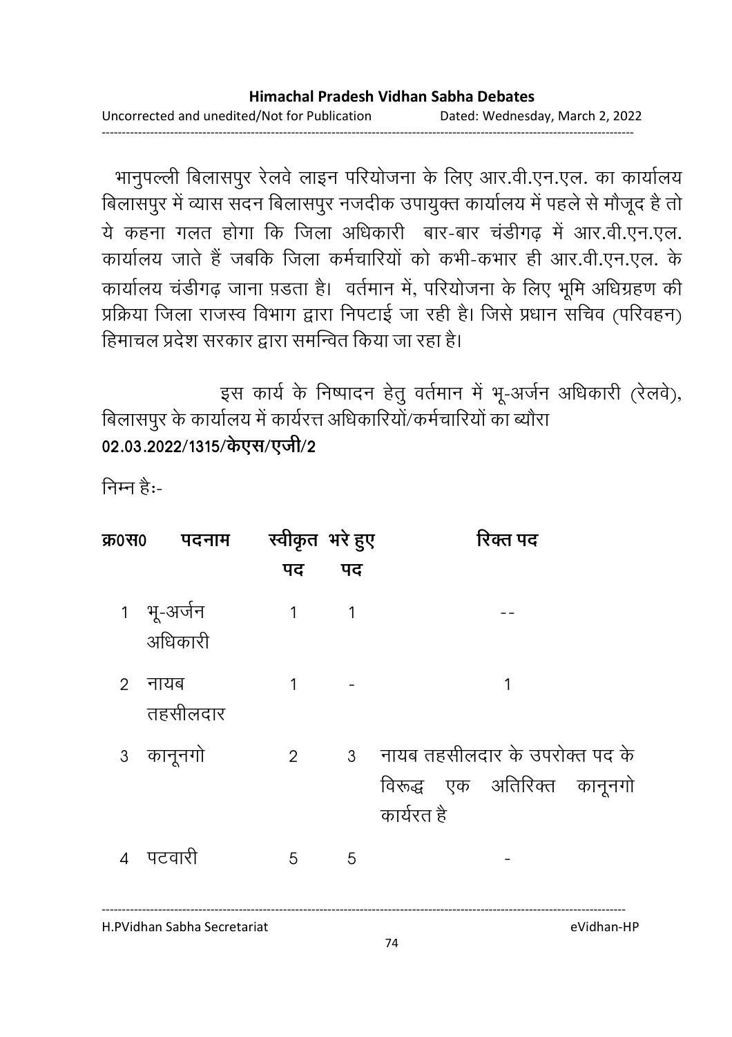भानुपल्ली बिलासपुर रेलवे लाइन परियोजना के लिए आर.वी.एन.एल. का कार्यालय बिलासपुर में व्यास सदन बिलासपुर नजदीक उपायुक्त कार्यालय में पहले से मौजूद है तो ये कहना गलत होगा कि जिला अधिकारी बार-बार चंडीगढ़ में आर.वी.एन.एल. कार्यालय जाते हैं जबकि जिला कर्मचारियों को कभी-कभार ही आर.वी.एन.एल. के कार्यालय चंडीगढ़ जाना प़डता है। वर्तमान में, परियोजना के लिए भूमि अधिग्रहण की प्रक्रिया जिला राजस्व विभाग द्वारा निपटाई जा रही है। जिसे प्रधान सचिव (परिवहन) हिमाचल प्रदेश सरकार द्वारा समन्वित किया जा रहा है।

इस कार्य के निष्पादन हेतु वर्तमान में भू-अर्जन अधिकारी (रेलवे), बिलासपुर के कार्यालय में कार्यरत्त अधिकारियों/कर्मचारियों का ब्यौरा

**02.03.2022/1315/केएस/एजी/2**

निम्न हैः-

| क्र0स0 | पदनाम | स्वीकृत पद | भरे हुए पद | रिक्त पद |
|---|---|---|---|---|
| 1 | भू-अर्जन अधिकारी | 1 | 1 | -- |
| 2 | नायब तहसीलदार | 1 | - | 1 |
| 3 | कानूनगो | 2 | 3 | नायब तहसीलदार के उपरोक्त पद के विरूद्ध एक अतिरिक्त कानूनगो कार्यरत है |
| 4 | पटवारी | 5 | 5 | - |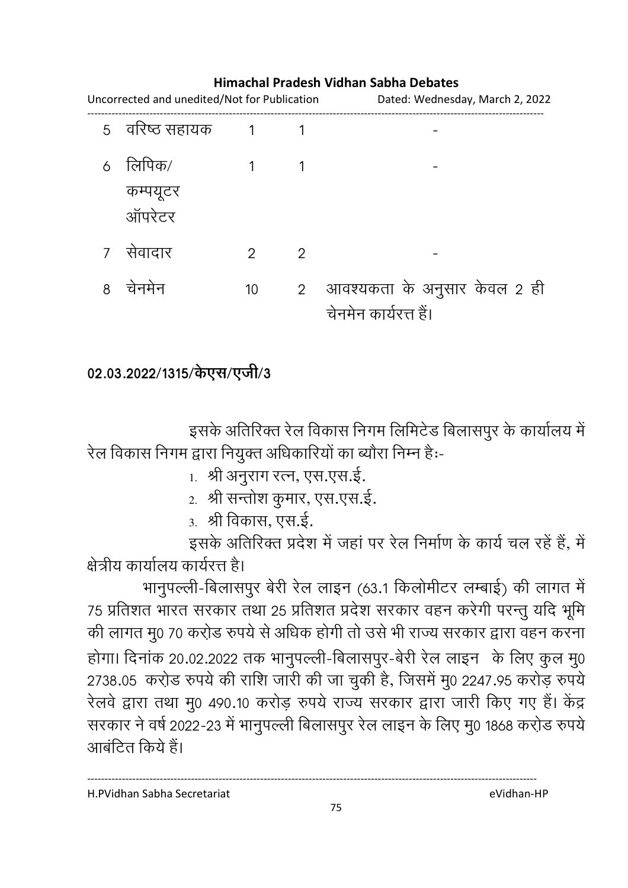| 5 | वरिष्ठ सहायक | 1 | 1 | - |
|---|---|---|---|---|
| 6 | लिपिक/ कम्पयूटर ऑपरेटर | 1 | 1 | - |
| 7 | सेवादार | 2 | 2 | - |
| 8 | चेनमेन | 10 | 2 | आवश्यकता के अनुसार केवल 2 ही चेनमेन कार्यरत्त हैं। |

**02.03.2022/1315/केएस/एजी/3**

इसके अतिरिक्त रेल विकास निगम लिमिटेड बिलासपुर के कार्यालय में रेल विकास निगम द्वारा नियुक्त अधिकारियों का ब्यौरा निम्न हैः-

1. श्री अनुराग रत्न, एस.एस.ई.
2. श्री सन्तोश कुमार, एस.एस.ई.
3. श्री विकास, एस.ई.

इसके अतिरिक्त प्रदेश में जहां पर रेल निर्माण के कार्य चल रहें हैं, में क्षेत्रीय कार्यालय कार्यरत्त है।

भानुपल्ली-बिलासपुर बेरी रेल लाइन (63.1 किलोमीटर लम्बाई) की लागत में 75 प्रतिशत भारत सरकार तथा 25 प्रतिशत प्रदेश सरकार वहन करेगी परन्तु यदि भूमि की लागत मु0 70 करोड रुपये से अधिक होगी तो उसे भी राज्य सरकार द्वारा वहन करना होगा। दिनांक 20.02.2022 तक भानुपल्ली-बिलासपुर-बेरी रेल लाइन के लिए कुल मु0 2738.05 करोड रुपये की राशि जारी की जा चुकी है, जिसमें मु0 2247.95 करोड़ रुपये रेलवे द्वारा तथा मु0 490.10 करोड़ रुपये राज्य सरकार द्वारा जारी किए गए हैं। केंद्र सरकार ने वर्ष 2022-23 में भानुपल्ली बिलासपुर रेल लाइन के लिए मु0 1868 करोड रुपये आबंटित किये हैं।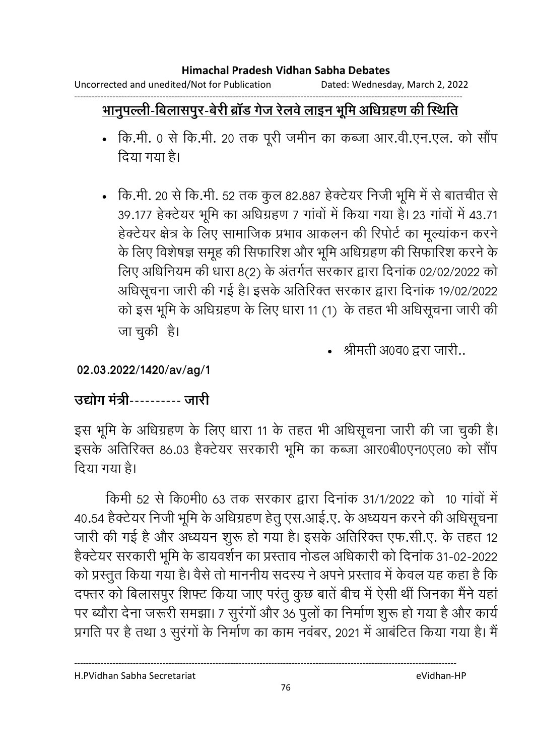**<u>भानुपल्ली-बिलासपुर-बेरी ब्रॉड गेज रेलवे लाइन भूमि अधिग्रहण की स्थिति</u>**

- कि.मी. 0 से कि.मी. 20 तक पूरी जमीन का कब्जा आर.वी.एन.एल. को सौंप दिया गया है।

- कि.मी. 20 से कि.मी. 52 तक कुल 82.887 हेक्टेयर निजी भूमि में से बातचीत से 39.177 हेक्टेयर भूमि का अधिग्रहण 7 गांवों में किया गया है। 23 गांवों में 43.71 हेक्टेयर क्षेत्र के लिए सामाजिक प्रभाव आकलन की रिपोर्ट का मूल्यांकन करने के लिए विशेषज्ञ समूह की सिफारिश और भूमि अधिग्रहण की सिफारिश करने के लिए अधिनियम की धारा 8(2) के अंतर्गत सरकार द्वारा दिनांक 02/02/2022 को अधिसूचना जारी की गई है। इसके अतिरिक्त सरकार द्वारा दिनांक 19/02/2022 को इस भूमि के अधिग्रहण के लिए धारा 11 (1) के तहत भी अधिसूचना जारी की जा चुकी है।

- श्रीमती अ0व0 द्वरा जारी..

**02.03.2022/1420/av/ag/1**

**उद्योग मंत्री---------- जारी**

इस भूमि के अधिग्रहण के लिए धारा 11 के तहत भी अधिसूचना जारी की जा चुकी है। इसके अतिरिक्त 86.03 हैक्टेयर सरकारी भूमि का कब्जा आर0बी0एन0एल0 को सौंप दिया गया है।

किमी 52 से कि0मी0 63 तक सरकार द्वारा दिनांक 31/1/2022 को 10 गांवों में 40.54 हैक्टेयर निजी भूमि के अधिग्रहण हेतु एस.आई.ए. के अध्ययन करने की अधिसूचना जारी की गई है और अध्ययन शुरू हो गया है। इसके अतिरिक्त एफ.सी.ए. के तहत 12 हैक्टेयर सरकारी भूमि के डायवर्शन का प्रस्ताव नोडल अधिकारी को दिनांक 31-02-2022 को प्रस्तुत किया गया है। वैसे तो माननीय सदस्य ने अपने प्रस्ताव में केवल यह कहा है कि दफ्तर को बिलासपुर शिफ्ट किया जाए परंतु कुछ बातें बीच में ऐसी थीं जिनका मैंने यहां पर ब्यौरा देना जरूरी समझा। 7 सुरंगों और 36 पुलों का निर्माण शुरू हो गया है और कार्य प्रगति पर है तथा 3 सुरंगों के निर्माण का काम नवंबर, 2021 में आबंटित किया गया है। मैं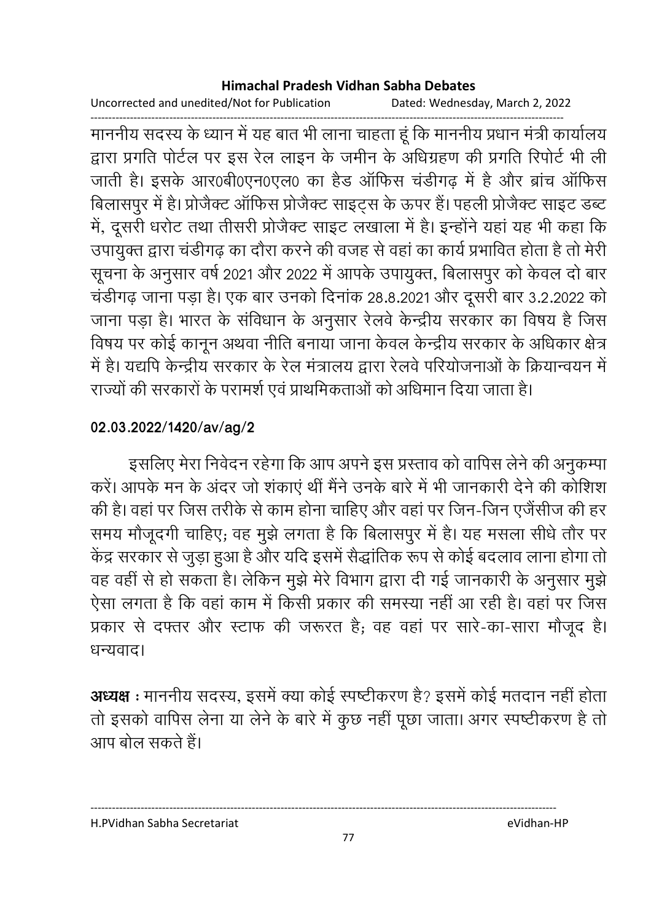माननीय सदस्य के ध्यान में यह बात भी लाना चाहता हूं कि माननीय प्रधान मंत्री कार्यालय द्वारा प्रगति पोर्टल पर इस रेल लाइन के जमीन के अधिग्रहण की प्रगति रिपोर्ट भी ली जाती है। इसके आर0बी0एन0एल0 का हैड ऑफिस चंडीगढ़ में है और ब्रांच ऑफिस बिलासपुर में है। प्रोजैक्ट ऑफिस प्रोजैक्ट साइट्स के ऊपर हैं। पहली प्रोजैक्ट साइट डब्ट में, दूसरी धरोट तथा तीसरी प्रोजैक्ट साइट लखाला में है। इन्होंने यहां यह भी कहा कि उपायुक्त द्वारा चंडीगढ़ का दौरा करने की वजह से वहां का कार्य प्रभावित होता है तो मेरी सूचना के अनुसार वर्ष 2021 और 2022 में आपके उपायुक्त, बिलासपुर को केवल दो बार चंडीगढ़ जाना पड़ा है। एक बार उनको दिनांक 28.8.2021 और दूसरी बार 3.2.2022 को जाना पड़ा है। भारत के संविधान के अनुसार रेलवे केन्द्रीय सरकार का विषय है जिस विषय पर कोई कानून अथवा नीति बनाया जाना केवल केन्द्रीय सरकार के अधिकार क्षेत्र में है। यद्यपि केन्द्रीय सरकार के रेल मंत्रालय द्वारा रेलवे परियोजनाओं के क्रियान्वयन में राज्यों की सरकारों के परामर्श एवं प्राथमिकताओं को अधिमान दिया जाता है।

**02.03.2022/1420/av/ag/2**

इसलिए मेरा निवेदन रहेगा कि आप अपने इस प्रस्ताव को वापिस लेने की अनुकम्पा करें। आपके मन के अंदर जो शंकाएं थीं मैंने उनके बारे में भी जानकारी देने की कोशिश की है। वहां पर जिस तरीके से काम होना चाहिए और वहां पर जिन-जिन एजैंसीज की हर समय मौजूदगी चाहिए; वह मुझे लगता है कि बिलासपुर में है। यह मसला सीधे तौर पर केंद्र सरकार से जुड़ा हुआ है और यदि इसमें सैद्धांतिक रूप से कोई बदलाव लाना होगा तो वह वहीं से हो सकता है। लेकिन मुझे मेरे विभाग द्वारा दी गई जानकारी के अनुसार मुझे ऐसा लगता है कि वहां काम में किसी प्रकार की समस्या नहीं आ रही है। वहां पर जिस प्रकार से दफ्तर और स्टाफ की जरूरत है; वह वहां पर सारे-का-सारा मौजूद है। धन्यवाद।

**अध्यक्ष :** माननीय सदस्य, इसमें क्या कोई स्पष्टीकरण है? इसमें कोई मतदान नहीं होता तो इसको वापिस लेना या लेने के बारे में कुछ नहीं पूछा जाता। अगर स्पष्टीकरण है तो आप बोल सकते हैं।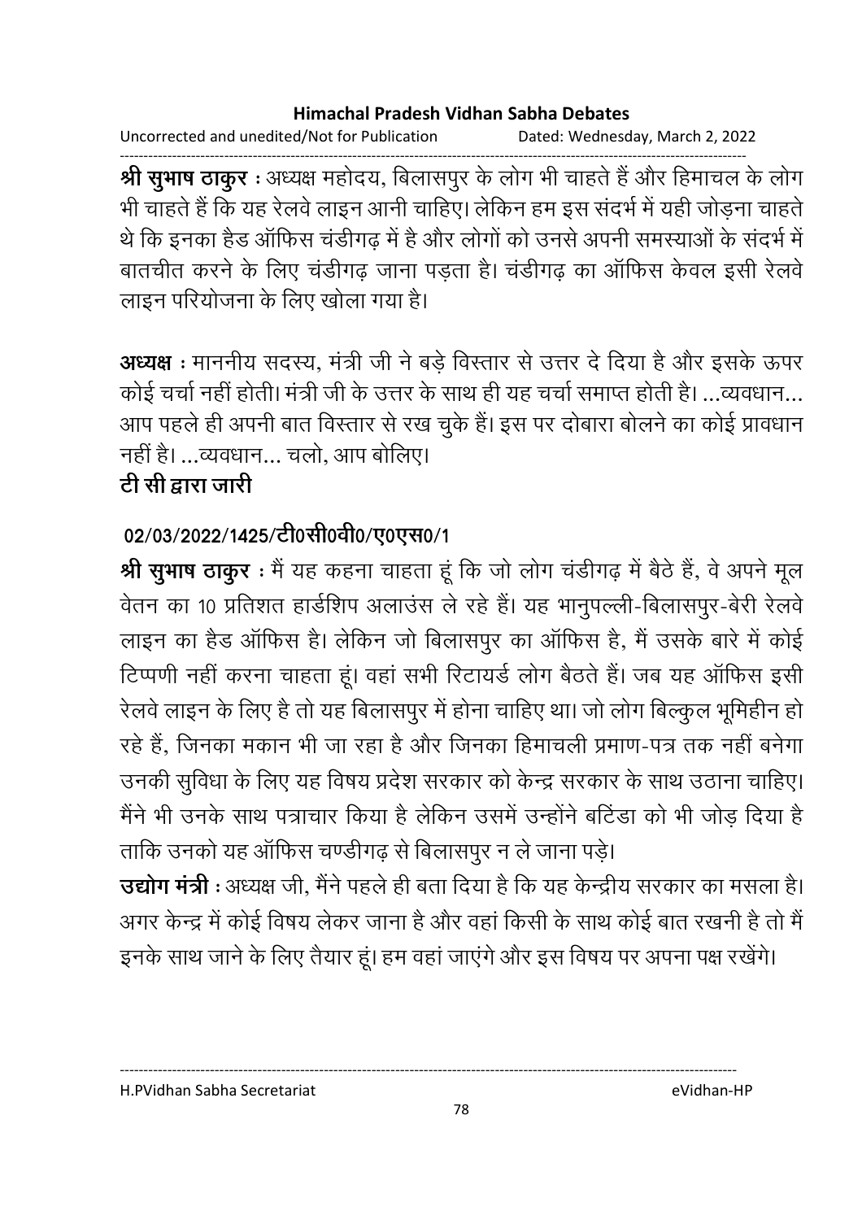**श्री सुभाष ठाकुर** : अध्यक्ष महोदय, बिलासपुर के लोग भी चाहते हैं और हिमाचल के लोग भी चाहते हैं कि यह रेलवे लाइन आनी चाहिए। लेकिन हम इस संदर्भ में यही जोड़ना चाहते थे कि इनका हैड ऑफिस चंडीगढ़ में है और लोगों को उनसे अपनी समस्याओं के संदर्भ में बातचीत करने के लिए चंडीगढ़ जाना पड़ता है। चंडीगढ़ का ऑफिस केवल इसी रेलवे लाइन परियोजना के लिए खोला गया है।

**अध्यक्ष** : माननीय सदस्य, मंत्री जी ने बड़े विस्तार से उत्तर दे दिया है और इसके ऊपर कोई चर्चा नहीं होती। मंत्री जी के उत्तर के साथ ही यह चर्चा समाप्त होती है। ...व्यवधान... आप पहले ही अपनी बात विस्तार से रख चुके हैं। इस पर दोबारा बोलने का कोई प्रावधान नहीं है। ...व्यवधान... चलो, आप बोलिए।

**टी सी द्वारा जारी**

**02/03/2022/1425/टी0सी0वी0/ए0एस0/1**

**श्री सुभाष ठाकुर** : मैं यह कहना चाहता हूं कि जो लोग चंडीगढ़ में बैठे हैं, वे अपने मूल वेतन का 10 प्रतिशत हार्डशिप अलाउंस ले रहे हैं। यह भानुपल्ली-बिलासपुर-बेरी रेलवे लाइन का हैड ऑफिस है। लेकिन जो बिलासपुर का ऑफिस है, मैं उसके बारे में कोई टिप्पणी नहीं करना चाहता हूं। वहां सभी रिटायर्ड लोग बैठते हैं। जब यह ऑफिस इसी रेलवे लाइन के लिए है तो यह बिलासपुर में होना चाहिए था। जो लोग बिल्कुल भूमिहीन हो रहे हैं, जिनका मकान भी जा रहा है और जिनका हिमाचली प्रमाण-पत्र तक नहीं बनेगा उनकी सुविधा के लिए यह विषय प्रदेश सरकार को केन्द्र सरकार के साथ उठाना चाहिए। मैंने भी उनके साथ पत्राचार किया है लेकिन उसमें उन्होंने बटिंडा को भी जोड़ दिया है ताकि उनको यह ऑफिस चण्डीगढ़ से बिलासपुर न ले जाना पड़े।

**उद्योग मंत्री** : अध्यक्ष जी, मैंने पहले ही बता दिया है कि यह केन्द्रीय सरकार का मसला है। अगर केन्द्र में कोई विषय लेकर जाना है और वहां किसी के साथ कोई बात रखनी है तो मैं इनके साथ जाने के लिए तैयार हूं। हम वहां जाएंगे और इस विषय पर अपना पक्ष रखेंगे।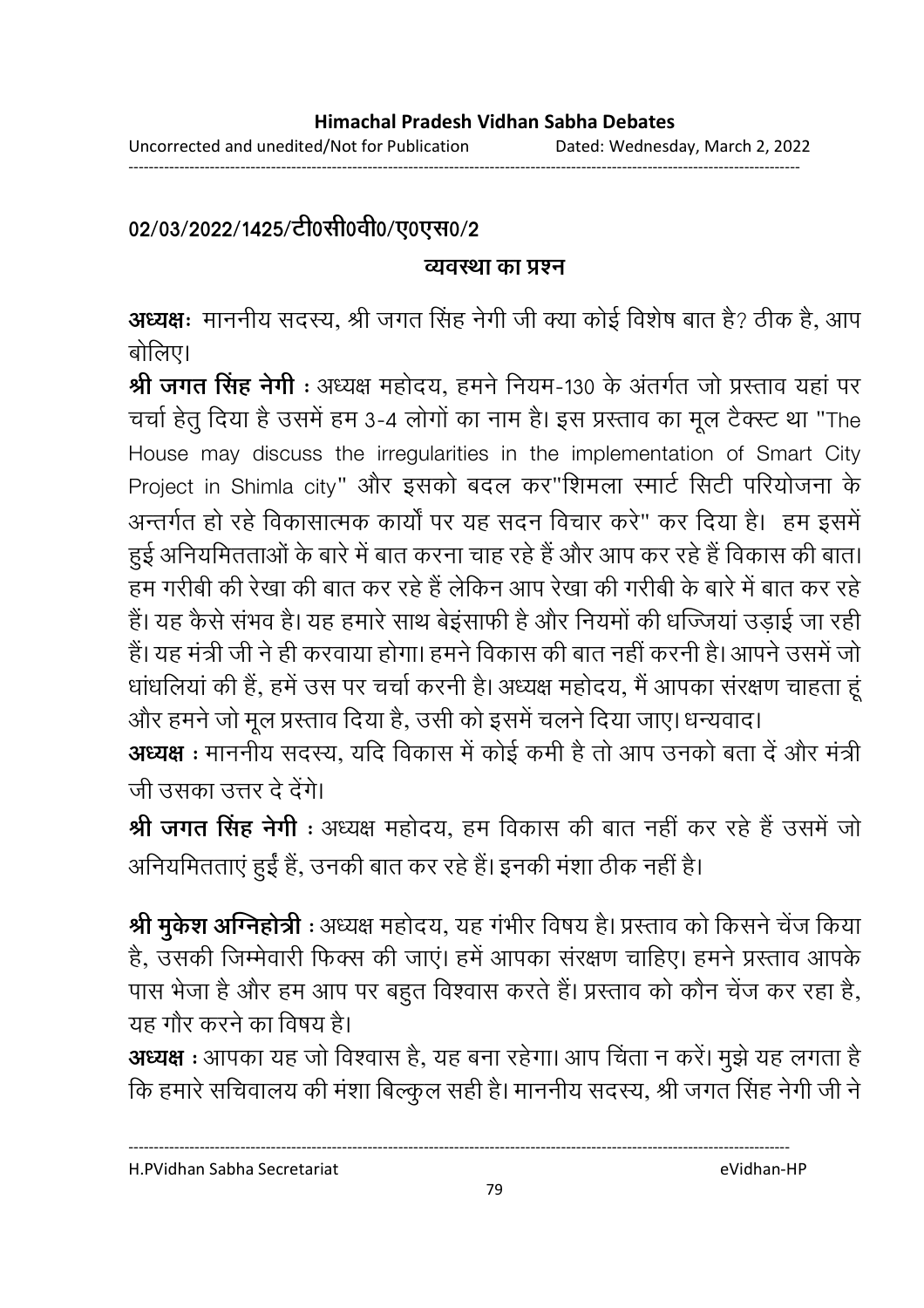02/03/2022/1425/टी0सी0वी0/ए0एस0/2

## व्यवस्था का प्रश्न

**अध्यक्षः** माननीय सदस्य, श्री जगत सिंह नेगी जी क्या कोई विशेष बात है? ठीक है, आप बोलिए।

**श्री जगत सिंह नेगी** : अध्यक्ष महोदय, हमने नियम-130 के अंतर्गत जो प्रस्ताव यहां पर चर्चा हेतु दिया है उसमें हम 3-4 लोगों का नाम है। इस प्रस्ताव का मूल टैक्स्ट था "The House may discuss the irregularities in the implementation of Smart City Project in Shimla city" और इसको बदल कर"शिमला स्मार्ट सिटी परियोजना के अन्तर्गत हो रहे विकासात्मक कार्यों पर यह सदन विचार करे" कर दिया है। हम इसमें हुई अनियमितताओं के बारे में बात करना चाह रहे हैं और आप कर रहे हैं विकास की बात। हम गरीबी की रेखा की बात कर रहे हैं लेकिन आप रेखा की गरीबी के बारे में बात कर रहे हैं। यह कैसे संभव है। यह हमारे साथ बेइंसाफी है और नियमों की धज्जियां उड़ाई जा रही हैं। यह मंत्री जी ने ही करवाया होगा। हमने विकास की बात नहीं करनी है। आपने उसमें जो धांधलियां की हैं, हमें उस पर चर्चा करनी है। अध्यक्ष महोदय, मैं आपका संरक्षण चाहता हूं और हमने जो मूल प्रस्ताव दिया है, उसी को इसमें चलने दिया जाए। धन्यवाद।

**अध्यक्ष** : माननीय सदस्य, यदि विकास में कोई कमी है तो आप उनको बता दें और मंत्री जी उसका उत्तर दे देंगे।

**श्री जगत सिंह नेगी** : अध्यक्ष महोदय, हम विकास की बात नहीं कर रहे हैं उसमें जो अनियमितताएं हुई हैं, उनकी बात कर रहे हैं। इनकी मंशा ठीक नहीं है।

**श्री मुकेश अग्निहोत्री** : अध्यक्ष महोदय, यह गंभीर विषय है। प्रस्ताव को किसने चेंज किया है, उसकी जिम्मेवारी फिक्स की जाएं। हमें आपका संरक्षण चाहिए। हमने प्रस्ताव आपके पास भेजा है और हम आप पर बहुत विश्वास करते हैं। प्रस्ताव को कौन चेंज कर रहा है, यह गौर करने का विषय है।

**अध्यक्ष** : आपका यह जो विश्वास है, यह बना रहेगा। आप चिंता न करें। मुझे यह लगता है कि हमारे सचिवालय की मंशा बिल्कुल सही है। माननीय सदस्य, श्री जगत सिंह नेगी जी ने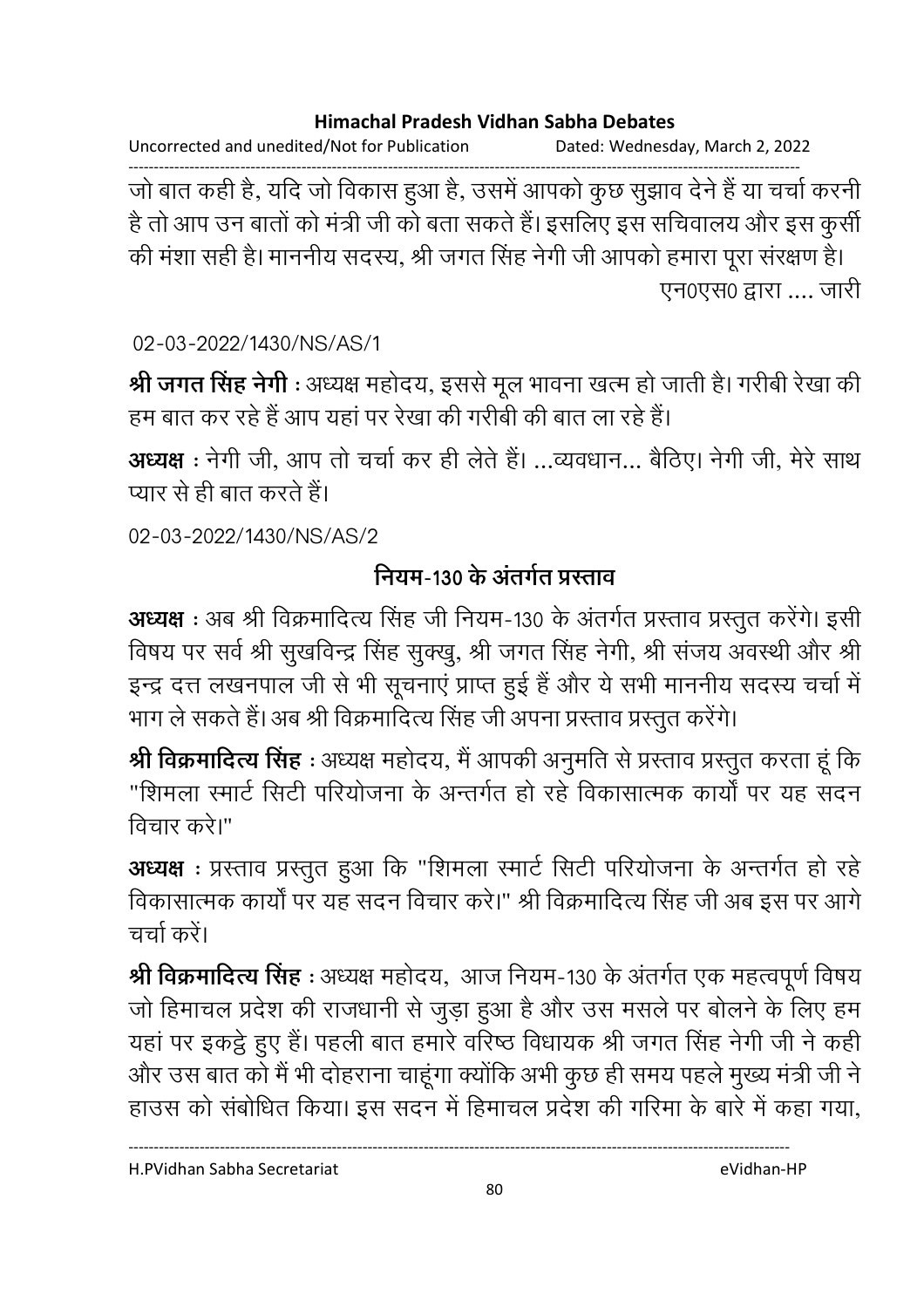जो बात कही है, यदि जो विकास हुआ है, उसमें आपको कुछ सुझाव देने हैं या चर्चा करनी है तो आप उन बातों को मंत्री जी को बता सकते हैं। इसलिए इस सचिवालय और इस कुर्सी की मंशा सही है। माननीय सदस्य, श्री जगत सिंह नेगी जी आपको हमारा पूरा संरक्षण है।

एन0एस0 द्वारा .... जारी

02-03-2022/1430/NS/AS/1

**श्री जगत सिंह नेगी** : अध्यक्ष महोदय, इससे मूल भावना खत्म हो जाती है। गरीबी रेखा की हम बात कर रहे हैं आप यहां पर रेखा की गरीबी की बात ला रहे हैं।

**अध्यक्ष** : नेगी जी, आप तो चर्चा कर ही लेते हैं। ...व्यवधान... बैठिए। नेगी जी, मेरे साथ प्यार से ही बात करते हैं।

02-03-2022/1430/NS/AS/2

## नियम-130 के अंतर्गत प्रस्ताव

**अध्यक्ष** : अब श्री विक्रमादित्य सिंह जी नियम-130 के अंतर्गत प्रस्ताव प्रस्तुत करेंगे। इसी विषय पर सर्व श्री सुखविन्द्र सिंह सुक्खु, श्री जगत सिंह नेगी, श्री संजय अवस्थी और श्री इन्द्र दत्त लखनपाल जी से भी सूचनाएं प्राप्त हुई हैं और ये सभी माननीय सदस्य चर्चा में भाग ले सकते हैं। अब श्री विक्रमादित्य सिंह जी अपना प्रस्ताव प्रस्तुत करेंगे।

**श्री विक्रमादित्य सिंह** : अध्यक्ष महोदय, मैं आपकी अनुमति से प्रस्ताव प्रस्तुत करता हूं कि "शिमला स्मार्ट सिटी परियोजना के अन्तर्गत हो रहे विकासात्मक कार्यों पर यह सदन विचार करे।"

**अध्यक्ष** : प्रस्ताव प्रस्तुत हुआ कि "शिमला स्मार्ट सिटी परियोजना के अन्तर्गत हो रहे विकासात्मक कार्यों पर यह सदन विचार करे।" श्री विक्रमादित्य सिंह जी अब इस पर आगे चर्चा करें।

**श्री विक्रमादित्य सिंह** : अध्यक्ष महोदय, आज नियम-130 के अंतर्गत एक महत्वपूर्ण विषय जो हिमाचल प्रदेश की राजधानी से जुड़ा हुआ है और उस मसले पर बोलने के लिए हम यहां पर इकट्ठे हुए हैं। पहली बात हमारे वरिष्ठ विधायक श्री जगत सिंह नेगी जी ने कही और उस बात को मैं भी दोहराना चाहूंगा क्योंकि अभी कुछ ही समय पहले मुख्य मंत्री जी ने हाउस को संबोधित किया। इस सदन में हिमाचल प्रदेश की गरिमा के बारे में कहा गया,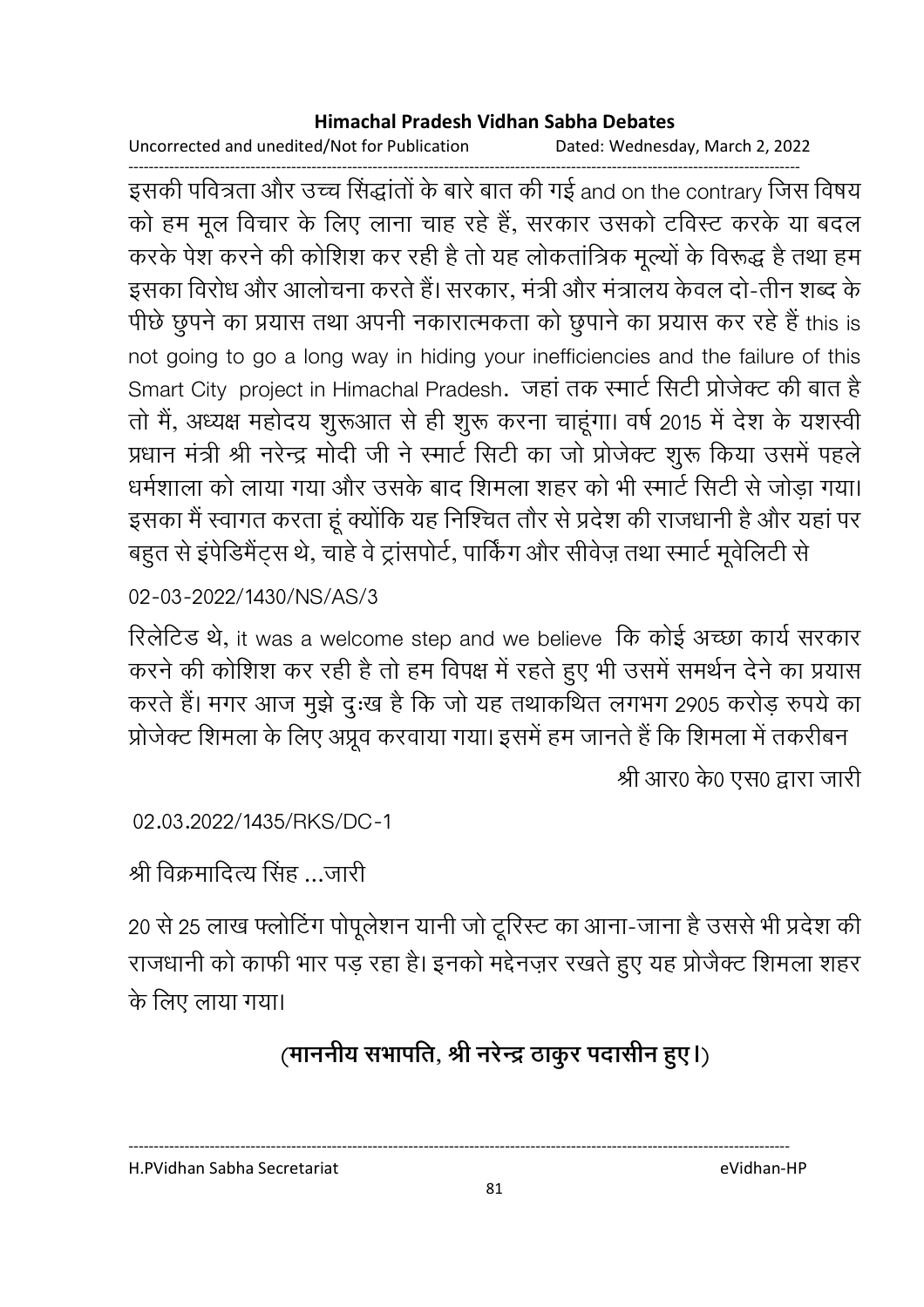इसकी पवित्रता और उच्च सिंद्धांतों के बारे बात की गई and on the contrary जिस विषय को हम मूल विचार के लिए लाना चाह रहे हैं, सरकार उसको टविस्ट करके या बदल करके पेश करने की कोशिश कर रही है तो यह लोकतांत्रिक मूल्यों के विरूद्ध है तथा हम इसका विरोध और आलोचना करते हैं। सरकार, मंत्री और मंत्रालय केवल दो-तीन शब्द के पीछे छुपने का प्रयास तथा अपनी नकारात्मकता को छुपाने का प्रयास कर रहे हैं this is not going to go a long way in hiding your inefficiencies and the failure of this Smart City project in Himachal Pradesh. जहां तक स्मार्ट सिटी प्रोजेक्ट की बात है तो मैं, अध्यक्ष महोदय शुरूआत से ही शुरू करना चाहूंगा। वर्ष 2015 में देश के यशस्वी प्रधान मंत्री श्री नरेन्द्र मोदी जी ने स्मार्ट सिटी का जो प्रोजेक्ट शुरू किया उसमें पहले धर्मशाला को लाया गया और उसके बाद शिमला शहर को भी स्मार्ट सिटी से जोड़ा गया। इसका मैं स्वागत करता हूं क्योंकि यह निश्चित तौर से प्रदेश की राजधानी है और यहां पर बहुत से इंपेडिमैंट्स थे, चाहे वे ट्रांसपोर्ट, पार्किंग और सीवेज़ तथा स्मार्ट मूवेलिटी से

02-03-2022/1430/NS/AS/3

रिलेटिड थे, it was a welcome step and we believe कि कोई अच्छा कार्य सरकार करने की कोशिश कर रही है तो हम विपक्ष में रहते हुए भी उसमें समर्थन देने का प्रयास करते हैं। मगर आज मुझे दुःख है कि जो यह तथाकथित लगभग 2905 करोड़ रुपये का प्रोजेक्ट शिमला के लिए अप्रूव करवाया गया। इसमें हम जानते हैं कि शिमला में तकरीबन

श्री आर0 के0 एस0 द्वारा जारी

02.03.2022/1435/RKS/DC-1

श्री विक्रमादित्य सिंह ...जारी

20 से 25 लाख फ्लोटिंग पोपूलेशन यानी जो टूरिस्ट का आना-जाना है उससे भी प्रदेश की राजधानी को काफी भार पड़ रहा है। इनको मद्देनज़र रखते हुए यह प्रोजैक्ट शिमला शहर के लिए लाया गया।

**(माननीय सभापति, श्री नरेन्द्र ठाकुर पदासीन हुए।)**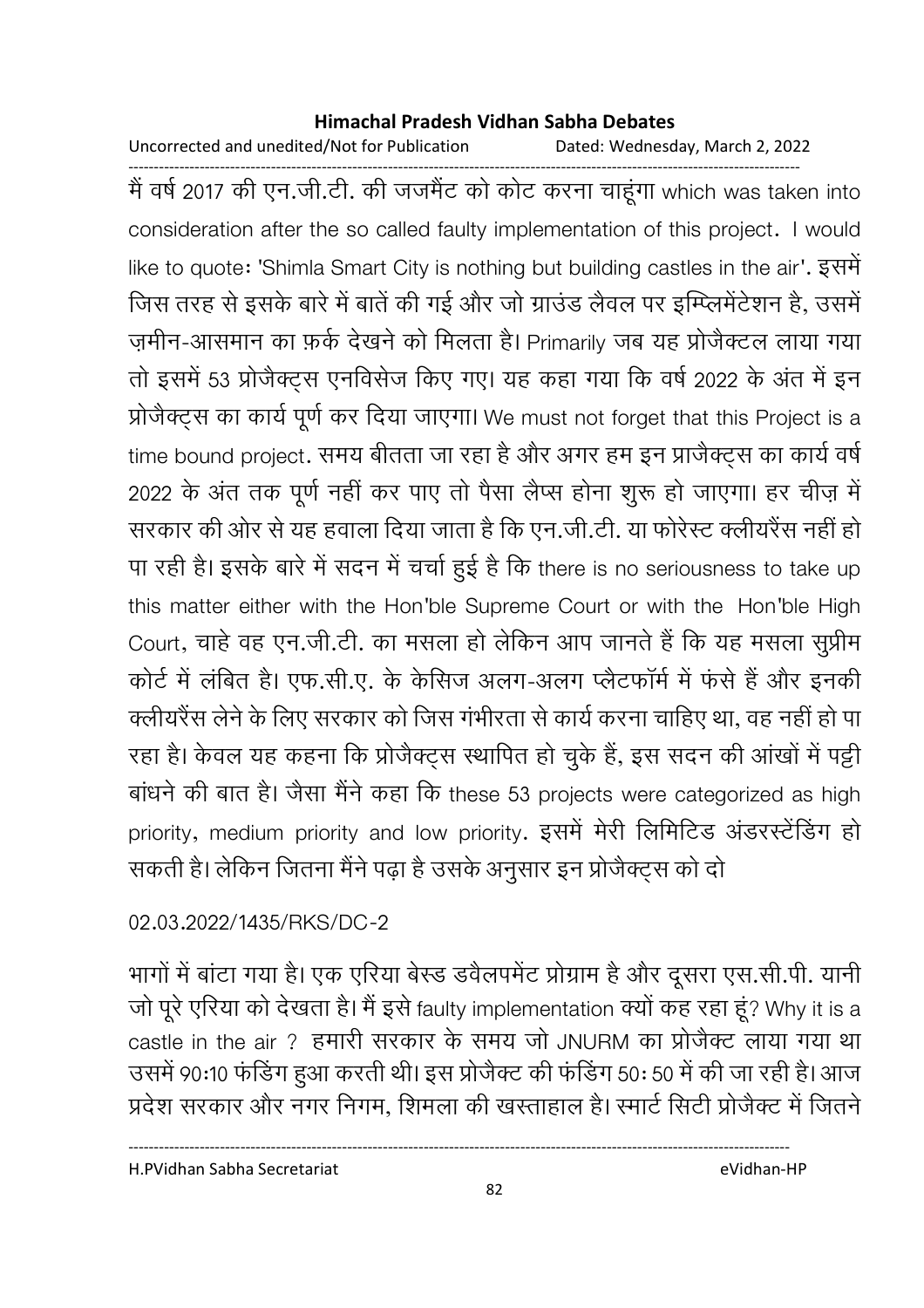मैं वर्ष 2017 की एन.जी.टी. की जजमैंट को कोट करना चाहूंगा which was taken into consideration after the so called faulty implementation of this project. I would like to quote: 'Shimla Smart City is nothing but building castles in the air'. इसमें जिस तरह से इसके बारे में बातें की गई और जो ग्राउंड लैवल पर इम्प्लिमेंटेशन है, उसमें ज़मीन-आसमान का फ़र्क देखने को मिलता है। Primarily जब यह प्रोजैक्टल लाया गया तो इसमें 53 प्रोजैक्ट्स एनविसेज किए गए। यह कहा गया कि वर्ष 2022 के अंत में इन प्रोजैक्ट्स का कार्य पूर्ण कर दिया जाएगा। We must not forget that this Project is a time bound project. समय बीतता जा रहा है और अगर हम इन प्राजैक्ट्स का कार्य वर्ष 2022 के अंत तक पूर्ण नहीं कर पाए तो पैसा लैप्स होना शुरू हो जाएगा। हर चीज़ में सरकार की ओर से यह हवाला दिया जाता है कि एन.जी.टी. या फोरेस्ट क्लीयरैंस नहीं हो पा रही है। इसके बारे में सदन में चर्चा हुई है कि there is no seriousness to take up this matter either with the Hon'ble Supreme Court or with the Hon'ble High Court, चाहे वह एन.जी.टी. का मसला हो लेकिन आप जानते हैं कि यह मसला सुप्रीम कोर्ट में लंबित है। एफ.सी.ए. के केसिज अलग-अलग प्लैटफॉर्म में फंसे हैं और इनकी क्लीयरैंस लेने के लिए सरकार को जिस गंभीरता से कार्य करना चाहिए था, वह नहीं हो पा रहा है। केवल यह कहना कि प्रोजैक्ट्स स्थापित हो चुके हैं, इस सदन की आंखों में पट्टी बांधने की बात है। जैसा मैंने कहा कि these 53 projects were categorized as high priority, medium priority and low priority. इसमें मेरी लिमिटिड अंडरस्टेंडिंग हो सकती है। लेकिन जितना मैंने पढ़ा है उसके अनुसार इन प्रोजैक्ट्स को दो

02.03.2022/1435/RKS/DC-2

भागों में बांटा गया है। एक एरिया बेस्ड डवैलपमेंट प्रोग्राम है और दूसरा एस.सी.पी. यानी जो पूरे एरिया को देखता है। मैं इसे faulty implementation क्यों कह रहा हूं? Why it is a castle in the air ? हमारी सरकार के समय जो JNURM का प्रोजैक्ट लाया गया था उसमें 90:10 फंडिंग हुआ करती थी। इस प्रोजैक्ट की फंडिंग 50: 50 में की जा रही है। आज प्रदेश सरकार और नगर निगम, शिमला की खस्ताहाल है। स्मार्ट सिटी प्रोजैक्ट में जितने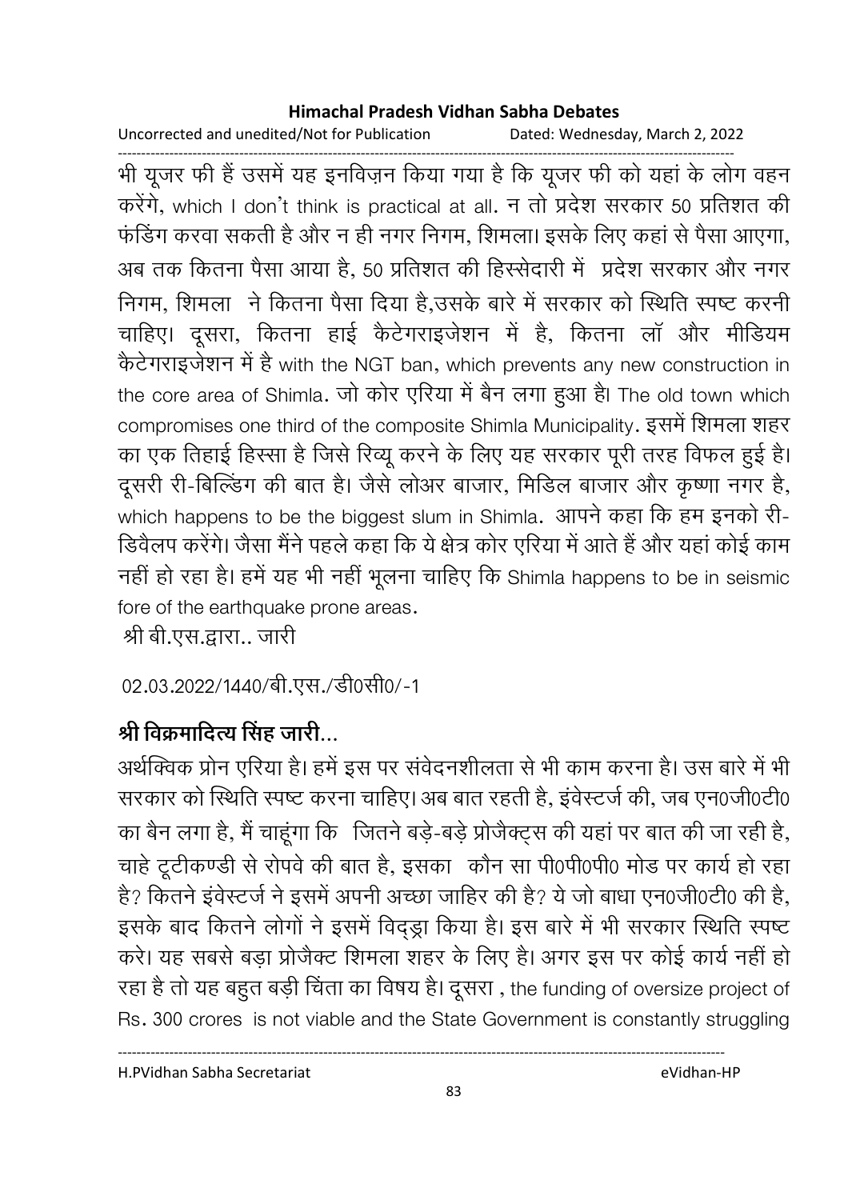भी यूजर फी हैं उसमें यह इनविज़न किया गया है कि यूजर फी को यहां के लोग वहन करेंगे, which I don't think is practical at all. न तो प्रदेश सरकार 50 प्रतिशत की फंडिंग करवा सकती है और न ही नगर निगम, शिमला। इसके लिए कहां से पैसा आएगा, अब तक कितना पैसा आया है, 50 प्रतिशत की हिस्सेदारी में प्रदेश सरकार और नगर निगम, शिमला ने कितना पैसा दिया है,उसके बारे में सरकार को स्थिति स्पष्ट करनी चाहिए। दूसरा, कितना हाई कैटेगराइजेशन में है, कितना लॉ और मीडियम कैटेगराइजेशन में है with the NGT ban, which prevents any new construction in the core area of Shimla. जो कोर एरिया में बैन लगा हुआ है। The old town which compromises one third of the composite Shimla Municipality. इसमें शिमला शहर का एक तिहाई हिस्सा है जिसे रिव्यू करने के लिए यह सरकार पूरी तरह विफल हुई है। दूसरी री-बिल्डिंग की बात है। जैसे लोअर बाजार, मिडिल बाजार और कृष्णा नगर है, which happens to be the biggest slum in Shimla. आपने कहा कि हम इनको री-डिवैलप करेंगे। जैसा मैंने पहले कहा कि ये क्षेत्र कोर एरिया में आते हैं और यहां कोई काम नहीं हो रहा है। हमें यह भी नहीं भूलना चाहिए कि Shimla happens to be in seismic fore of the earthquake prone areas.

श्री बी.एस.द्वारा.. जारी

02.03.2022/1440/बी.एस./डी0सी0/-1

**श्री विक्रमादित्य सिंह जारी...**

अर्थक्विक प्रोन एरिया है। हमें इस पर संवेदनशीलता से भी काम करना है। उस बारे में भी सरकार को स्थिति स्पष्ट करना चाहिए। अब बात रहती है, इंवेस्टर्ज की, जब एन0जी0टी0 का बैन लगा है, मैं चाहूंगा कि जितने बड़े-बड़े प्रोजैक्ट्स की यहां पर बात की जा रही है, चाहे टूटीकण्डी से रोपवे की बात है, इसका कौन सा पी0पी0पी0 मोड पर कार्य हो रहा है? कितने इंवेस्टर्ज ने इसमें अपनी अच्छा जाहिर की है? ये जो बाधा एन0जी0टी0 की है, इसके बाद कितने लोगों ने इसमें विद्ड्रा किया है। इस बारे में भी सरकार स्थिति स्पष्ट करे। यह सबसे बड़ा प्रोजैक्ट शिमला शहर के लिए है। अगर इस पर कोई कार्य नहीं हो रहा है तो यह बहुत बड़ी चिंता का विषय है। दूसरा , the funding of oversize project of Rs. 300 crores is not viable and the State Government is constantly struggling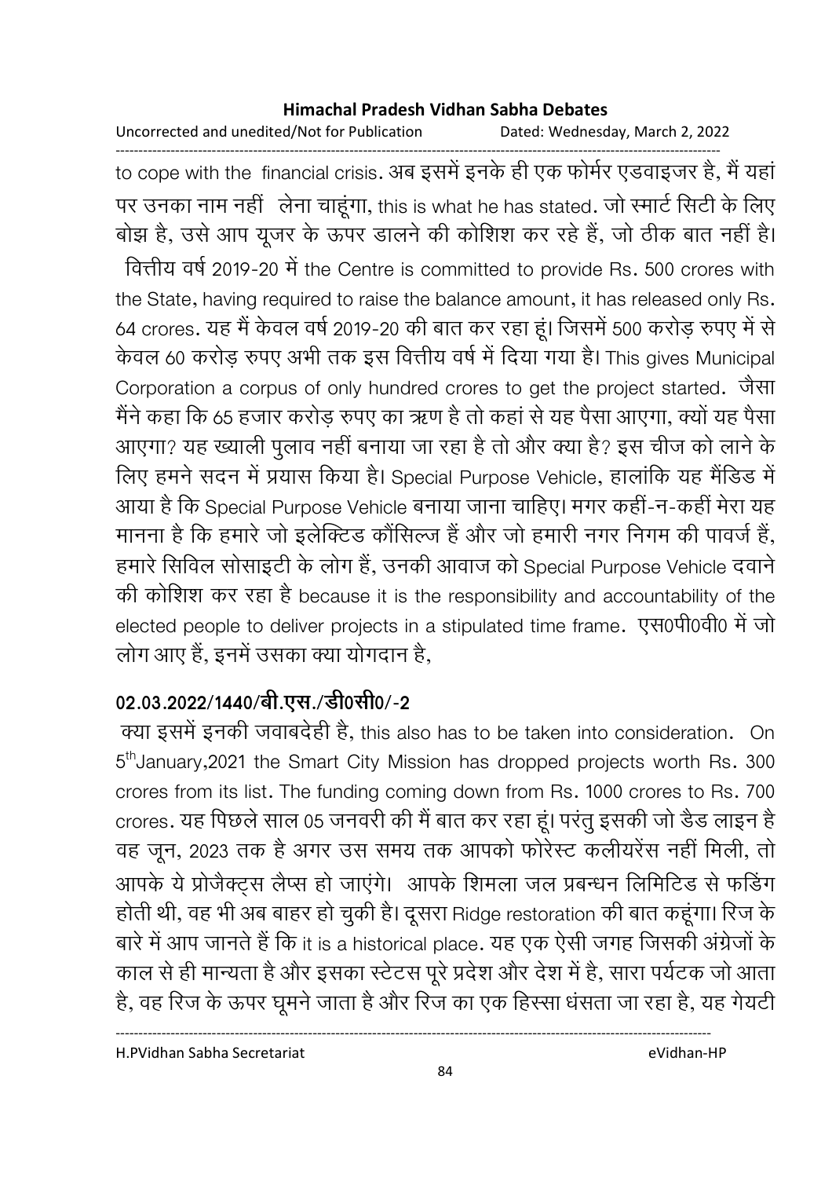to cope with the financial crisis. अब इसमें इनके ही एक फोर्मर एडवाइजर है, मैं यहां पर उनका नाम नहीं लेना चाहूंगा, this is what he has stated. जो स्मार्ट सिटी के लिए बोझ है, उसे आप यूजर के ऊपर डालने की कोशिश कर रहे हैं, जो ठीक बात नहीं है। वित्तीय वर्ष 2019-20 में the Centre is committed to provide Rs. 500 crores with the State, having required to raise the balance amount, it has released only Rs. 64 crores. यह मैं केवल वर्ष 2019-20 की बात कर रहा हूं। जिसमें 500 करोड़ रुपए में से केवल 60 करोड़ रुपए अभी तक इस वित्तीय वर्ष में दिया गया है। This gives Municipal Corporation a corpus of only hundred crores to get the project started. जैसा मैंने कहा कि 65 हजार करोड़ रुपए का ऋण है तो कहां से यह पैसा आएगा, क्यों यह पैसा आएगा? यह ख्याली पुलाव नहीं बनाया जा रहा है तो और क्या है? इस चीज को लाने के लिए हमने सदन में प्रयास किया है। Special Purpose Vehicle, हालांकि यह मैंडिड में आया है कि Special Purpose Vehicle बनाया जाना चाहिए। मगर कहीं-न-कहीं मेरा यह मानना है कि हमारे जो इलेक्टिड कौंसिल्ज हैं और जो हमारी नगर निगम की पावर्ज हैं, हमारे सिविल सोसाइटी के लोग हैं, उनकी आवाज को Special Purpose Vehicle दवाने की कोशिश कर रहा है because it is the responsibility and accountability of the elected people to deliver projects in a stipulated time frame. एस0पी0वी0 में जो लोग आए हैं, इनमें उसका क्या योगदान है,

**02.03.2022/1440/बी.एस./डी0सी0/-2**

क्या इसमें इनकी जवाबदेही है, this also has to be taken into consideration. On 5th January,2021 the Smart City Mission has dropped projects worth Rs. 300 crores from its list. The funding coming down from Rs. 1000 crores to Rs. 700 crores. यह पिछले साल 05 जनवरी की मैं बात कर रहा हूं। परंतु इसकी जो डैड लाइन है वह जून, 2023 तक है अगर उस समय तक आपको फोरेस्ट कलीयरेंस नहीं मिली, तो आपके ये प्रोजैक्ट्स लैप्स हो जाएंगे। आपके शिमला जल प्रबन्धन लिमिटिड से फडिंग होती थी, वह भी अब बाहर हो चुकी है। दूसरा Ridge restoration की बात कहूंगा। रिज के बारे में आप जानते हैं कि it is a historical place. यह एक ऐसी जगह जिसकी अंग्रेजों के काल से ही मान्यता है और इसका स्टेटस पूरे प्रदेश और देश में है, सारा पर्यटक जो आता है, वह रिज के ऊपर घूमने जाता है और रिज का एक हिस्सा धंसता जा रहा है, यह गेयटी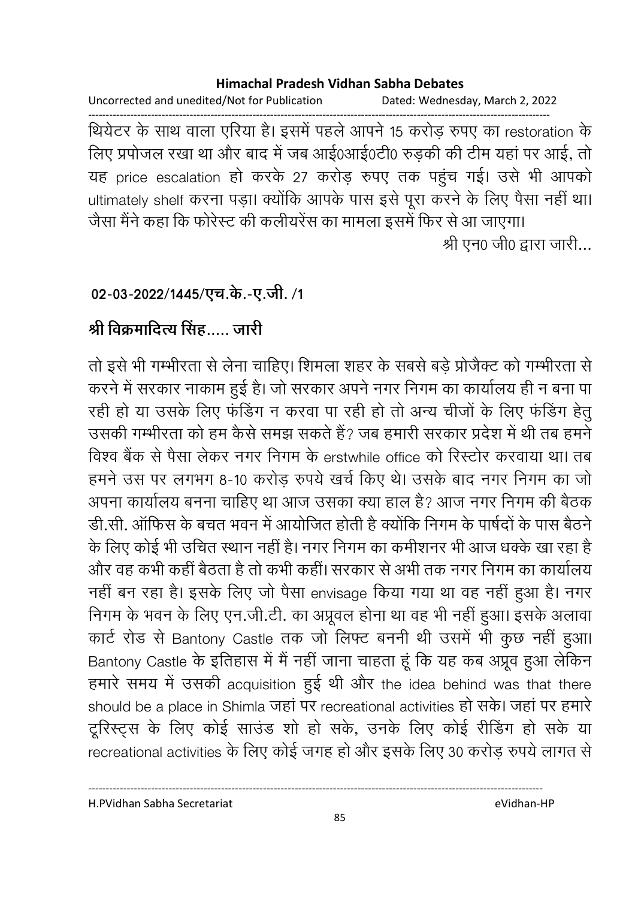थियेटर के साथ वाला एरिया है। इसमें पहले आपने 15 करोड़ रुपए का restoration के लिए प्रपोजल रखा था और बाद में जब आई0आई0टी0 रुड़की की टीम यहां पर आई, तो यह price escalation हो करके 27 करोड़ रुपए तक पहुंच गई। उसे भी आपको ultimately shelf करना पड़ा। क्योंकि आपके पास इसे पूरा करने के लिए पैसा नहीं था। जैसा मैंने कहा कि फोरेस्ट की कलीयरेंस का मामला इसमें फिर से आ जाएगा।

श्री एन0 जी0 द्वारा जारी...

**02-03-2022/1445/एच.के.-ए.जी. /1**

**श्री विक्रमादित्य सिंह..... जारी**

तो इसे भी गम्भीरता से लेना चाहिए। शिमला शहर के सबसे बड़े प्रोजैक्ट को गम्भीरता से करने में सरकार नाकाम हुई है। जो सरकार अपने नगर निगम का कार्यालय ही न बना पा रही हो या उसके लिए फंडिंग न करवा पा रही हो तो अन्य चीजों के लिए फंडिंग हेतु उसकी गम्भीरता को हम कैसे समझ सकते हैं? जब हमारी सरकार प्रदेश में थी तब हमने विश्व बैंक से पैसा लेकर नगर निगम के erstwhile office को रिस्टोर करवाया था। तब हमने उस पर लगभग 8-10 करोड़ रुपये खर्च किए थे। उसके बाद नगर निगम का जो अपना कार्यालय बनना चाहिए था आज उसका क्या हाल है? आज नगर निगम की बैठक डी.सी. ऑफिस के बचत भवन में आयोजित होती है क्योंकि निगम के पार्षदों के पास बैठने के लिए कोई भी उचित स्थान नहीं है। नगर निगम का कमीशनर भी आज धक्के खा रहा है और वह कभी कहीं बैठता है तो कभी कहीं। सरकार से अभी तक नगर निगम का कार्यालय नहीं बन रहा है। इसके लिए जो पैसा envisage किया गया था वह नहीं हुआ है। नगर निगम के भवन के लिए एन.जी.टी. का अप्रूवल होना था वह भी नहीं हुआ। इसके अलावा कार्ट रोड से Bantony Castle तक जो लिफ्ट बननी थी उसमें भी कुछ नहीं हुआ। Bantony Castle के इतिहास में मैं नहीं जाना चाहता हूं कि यह कब अप्रूव हुआ लेकिन हमारे समय में उसकी acquisition हुई थी और the idea behind was that there should be a place in Shimla जहां पर recreational activities हो सके। जहां पर हमारे टूरिस्ट्स के लिए कोई साउंड शो हो सके, उनके लिए कोई रीडिंग हो सके या recreational activities के लिए कोई जगह हो और इसके लिए 30 करोड़ रुपये लागत से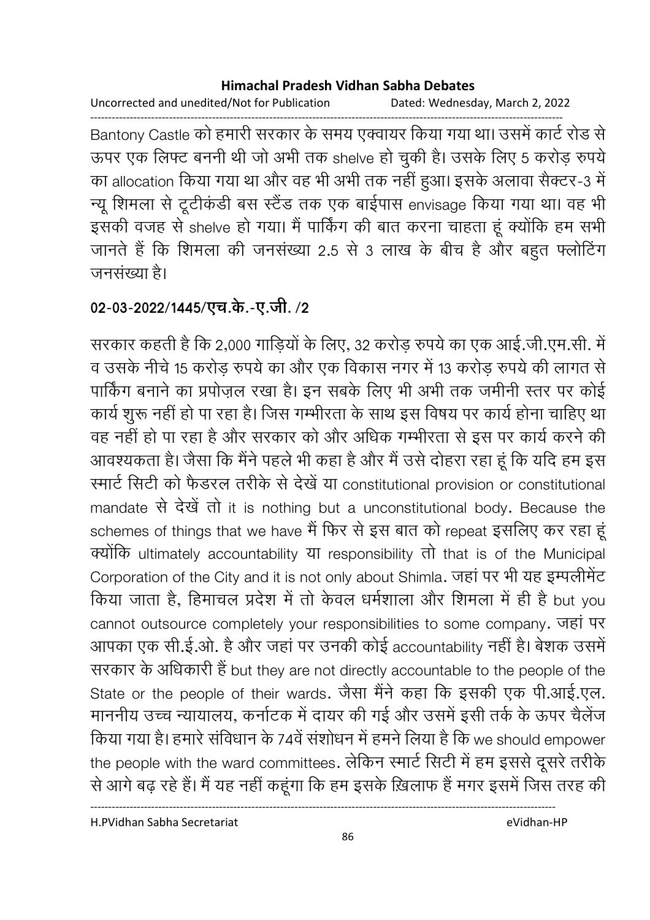Bantony Castle को हमारी सरकार के समय एक्वायर किया गया था। उसमें कार्ट रोड से ऊपर एक लिफ्ट बननी थी जो अभी तक shelve हो चुकी है। उसके लिए 5 करोड़ रुपये का allocation किया गया था और वह भी अभी तक नहीं हुआ। इसके अलावा सैक्टर-3 में न्यू शिमला से टूटीकंडी बस स्टैंड तक एक बाईपास envisage किया गया था। वह भी इसकी वजह से shelve हो गया। मैं पार्किंग की बात करना चाहता हूं क्योंकि हम सभी जानते हैं कि शिमला की जनसंख्या 2.5 से 3 लाख के बीच है और बहुत फ्लोटिंग जनसंख्या है।

**02-03-2022/1445/एच.के.-ए.जी. /2**

सरकार कहती है कि 2,000 गाड़ियों के लिए, 32 करोड़ रुपये का एक आई.जी.एम.सी. में व उसके नीचे 15 करोड़ रुपये का और एक विकास नगर में 13 करोड़ रुपये की लागत से पार्किंग बनाने का प्रपोज़ल रखा है। इन सबके लिए भी अभी तक जमीनी स्तर पर कोई कार्य शुरू नहीं हो पा रहा है। जिस गम्भीरता के साथ इस विषय पर कार्य होना चाहिए था वह नहीं हो पा रहा है और सरकार को और अधिक गम्भीरता से इस पर कार्य करने की आवश्यकता है। जैसा कि मैंने पहले भी कहा है और मैं उसे दोहरा रहा हूं कि यदि हम इस स्मार्ट सिटी को फैडरल तरीके से देखें या constitutional provision or constitutional mandate से देखें तो it is nothing but a unconstitutional body. Because the schemes of things that we have मैं फिर से इस बात को repeat इसलिए कर रहा हूं क्योंकि ultimately accountability या responsibility तो that is of the Municipal Corporation of the City and it is not only about Shimla. जहां पर भी यह इम्पलीमेंट किया जाता है, हिमाचल प्रदेश में तो केवल धर्मशाला और शिमला में ही है but you cannot outsource completely your responsibilities to some company. जहां पर आपका एक सी.ई.ओ. है और जहां पर उनकी कोई accountability नहीं है। बेशक उसमें सरकार के अधिकारी हैं but they are not directly accountable to the people of the State or the people of their wards. जैसा मैंने कहा कि इसकी एक पी.आई.एल. माननीय उच्च न्यायालय, कर्नाटक में दायर की गई और उसमें इसी तर्क के ऊपर चैलेंज किया गया है। हमारे संविधान के 74वें संशोधन में हमने लिया है कि we should empower the people with the ward committees. लेकिन स्मार्ट सिटी में हम इससे दूसरे तरीके से आगे बढ़ रहे हैं। मैं यह नहीं कहूंगा कि हम इसके ख़िलाफ हैं मगर इसमें जिस तरह की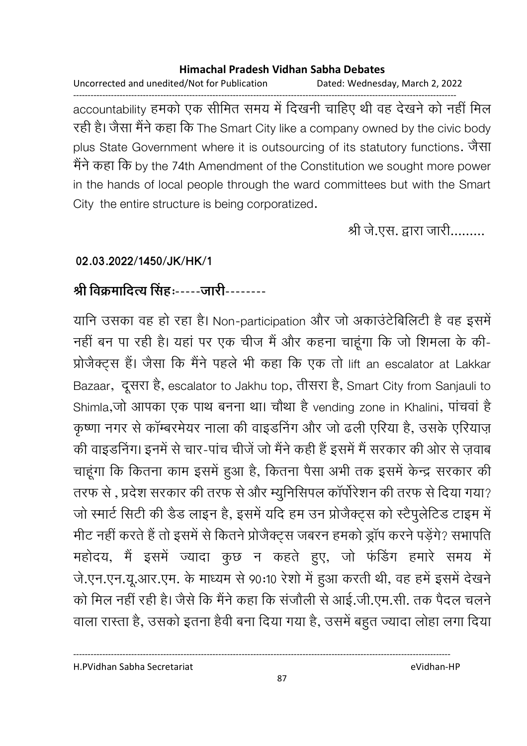accountability हमको एक सीमित समय में दिखनी चाहिए थी वह देखने को नहीं मिल रही है। जैसा मैंने कहा कि The Smart City like a company owned by the civic body plus State Government where it is outsourcing of its statutory functions. जैसा मैंने कहा कि by the 74th Amendment of the Constitution we sought more power in the hands of local people through the ward committees but with the Smart City the entire structure is being corporatized.

श्री जे.एस. द्वारा जारी.........

**02.03.2022/1450/JK/HK/1**

**श्री विक्रमादित्य सिंहः-----जारी--------**

यानि उसका वह हो रहा है। Non-participation और जो अकाउंटेबिलिटी है वह इसमें नहीं बन पा रही है। यहां पर एक चीज मैं और कहना चाहूंगा कि जो शिमला के की-प्रोजैक्ट्स हैं। जैसा कि मैंने पहले भी कहा कि एक तो lift an escalator at Lakkar Bazaar, दूसरा है, escalator to Jakhu top, तीसरा है, Smart City from Sanjauli to Shimla,जो आपका एक पाथ बनना था। चौथा है vending zone in Khalini, पांचवां है कृष्णा नगर से कॉम्बरमेयर नाला की वाइडनिंग और जो ढली एरिया है, उसके एरियाज़ की वाइडनिंग। इनमें से चार-पांच चीजें जो मैंने कही हैं इसमें मैं सरकार की ओर से ज़वाब चाहूंगा कि कितना काम इसमें हुआ है, कितना पैसा अभी तक इसमें केन्द्र सरकार की तरफ से , प्रदेश सरकार की तरफ से और म्युनिसिपल कॉर्पोरेशन की तरफ से दिया गया? जो स्मार्ट सिटी की डैड लाइन है, इसमें यदि हम उन प्रोजैक्ट्स को स्टैपुलेटिड टाइम में मीट नहीं करते हैं तो इसमें से कितने प्रोजैक्ट्स जबरन हमको ड्रॉप करने पड़ेंगे? सभापति महोदय, मैं इसमें ज्यादा कुछ न कहते हुए, जो फंडिंग हमारे समय में जे.एन.एन.यू.आर.एम. के माध्यम से 90:10 रेशो में हुआ करती थी, वह हमें इसमें देखने को मिल नहीं रही है। जैसे कि मैंने कहा कि संजौली से आई.जी.एम.सी. तक पैदल चलने वाला रास्ता है, उसको इतना हैवी बना दिया गया है, उसमें बहुत ज्यादा लोहा लगा दिया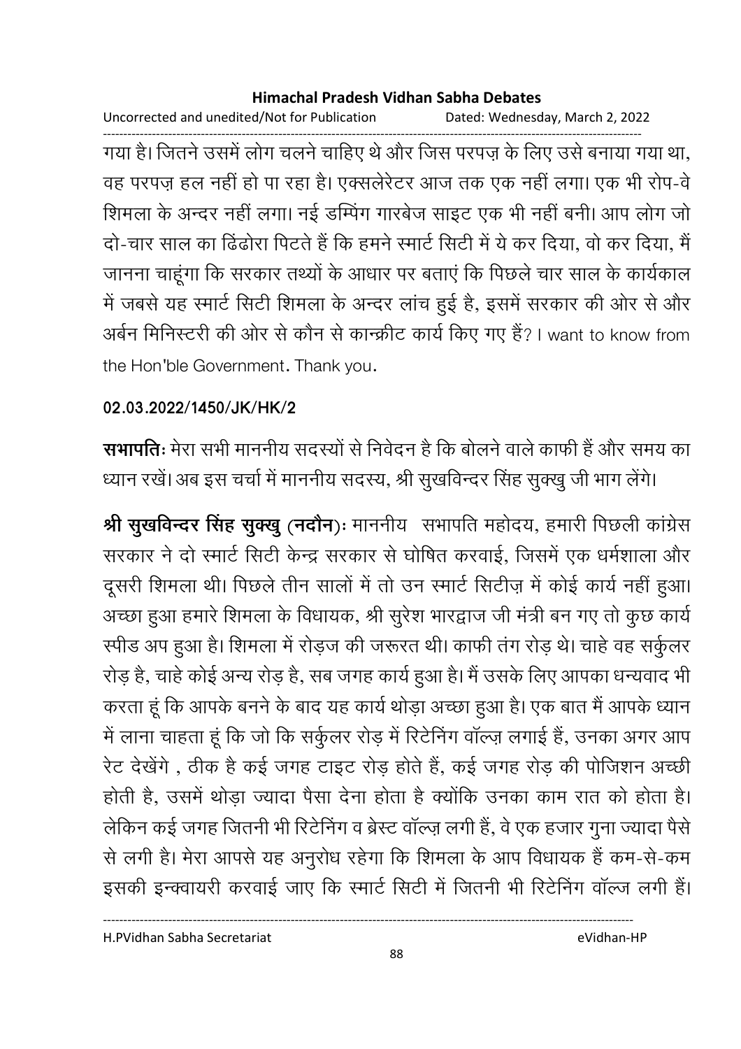गया है। जितने उसमें लोग चलने चाहिए थे और जिस परपज़ के लिए उसे बनाया गया था, वह परपज़ हल नहीं हो पा रहा है। एक्सलेरेटर आज तक एक नहीं लगा। एक भी रोप-वे शिमला के अन्दर नहीं लगा। नई डम्पिंग गारबेज साइट एक भी नहीं बनी। आप लोग जो दो-चार साल का ढिंढोरा पिटते हैं कि हमने स्मार्ट सिटी में ये कर दिया, वो कर दिया, मैं जानना चाहूंगा कि सरकार तथ्यों के आधार पर बताएं कि पिछले चार साल के कार्यकाल में जबसे यह स्मार्ट सिटी शिमला के अन्दर लांच हुई है, इसमें सरकार की ओर से और अर्बन मिनिस्टरी की ओर से कौन से कान्क्रीट कार्य किए गए हैं? I want to know from the Hon'ble Government. Thank you.

**02.03.2022/1450/JK/HK/2**

**सभापतिः** मेरा सभी माननीय सदस्यों से निवेदन है कि बोलने वाले काफी हैं और समय का ध्यान रखें। अब इस चर्चा में माननीय सदस्य, श्री सुखविन्दर सिंह सुक्खु जी भाग लेंगे।

**श्री सुखविन्दर सिंह सुक्खु (नदौन)**: माननीय सभापति महोदय, हमारी पिछली कांग्रेस सरकार ने दो स्मार्ट सिटी केन्द्र सरकार से घोषित करवाई, जिसमें एक धर्मशाला और दूसरी शिमला थी। पिछले तीन सालों में तो उन स्मार्ट सिटीज़ में कोई कार्य नहीं हुआ। अच्छा हुआ हमारे शिमला के विधायक, श्री सुरेश भारद्वाज जी मंत्री बन गए तो कुछ कार्य स्पीड अप हुआ है। शिमला में रोड़ज की जरूरत थी। काफी तंग रोड़ थे। चाहे वह सर्कुलर रोड़ है, चाहे कोई अन्य रोड़ है, सब जगह कार्य हुआ है। मैं उसके लिए आपका धन्यवाद भी करता हूं कि आपके बनने के बाद यह कार्य थोड़ा अच्छा हुआ है। एक बात मैं आपके ध्यान में लाना चाहता हूं कि जो कि सर्कुलर रोड़ में रिटेनिंग वॉल्ज़ लगाई हैं, उनका अगर आप रेट देखेंगे , ठीक है कई जगह टाइट रोड़ होते हैं, कई जगह रोड़ की पोजिशन अच्छी होती है, उसमें थोड़ा ज्यादा पैसा देना होता है क्योंकि उनका काम रात को होता है। लेकिन कई जगह जितनी भी रिटेनिंग व ब्रेस्ट वॉल्ज़ लगी हैं, वे एक हजार गुना ज्यादा पैसे से लगी है। मेरा आपसे यह अनुरोध रहेगा कि शिमला के आप विधायक हैं कम-से-कम इसकी इन्क्वायरी करवाई जाए कि स्मार्ट सिटी में जितनी भी रिटेनिंग वॉल्ज लगी हैं।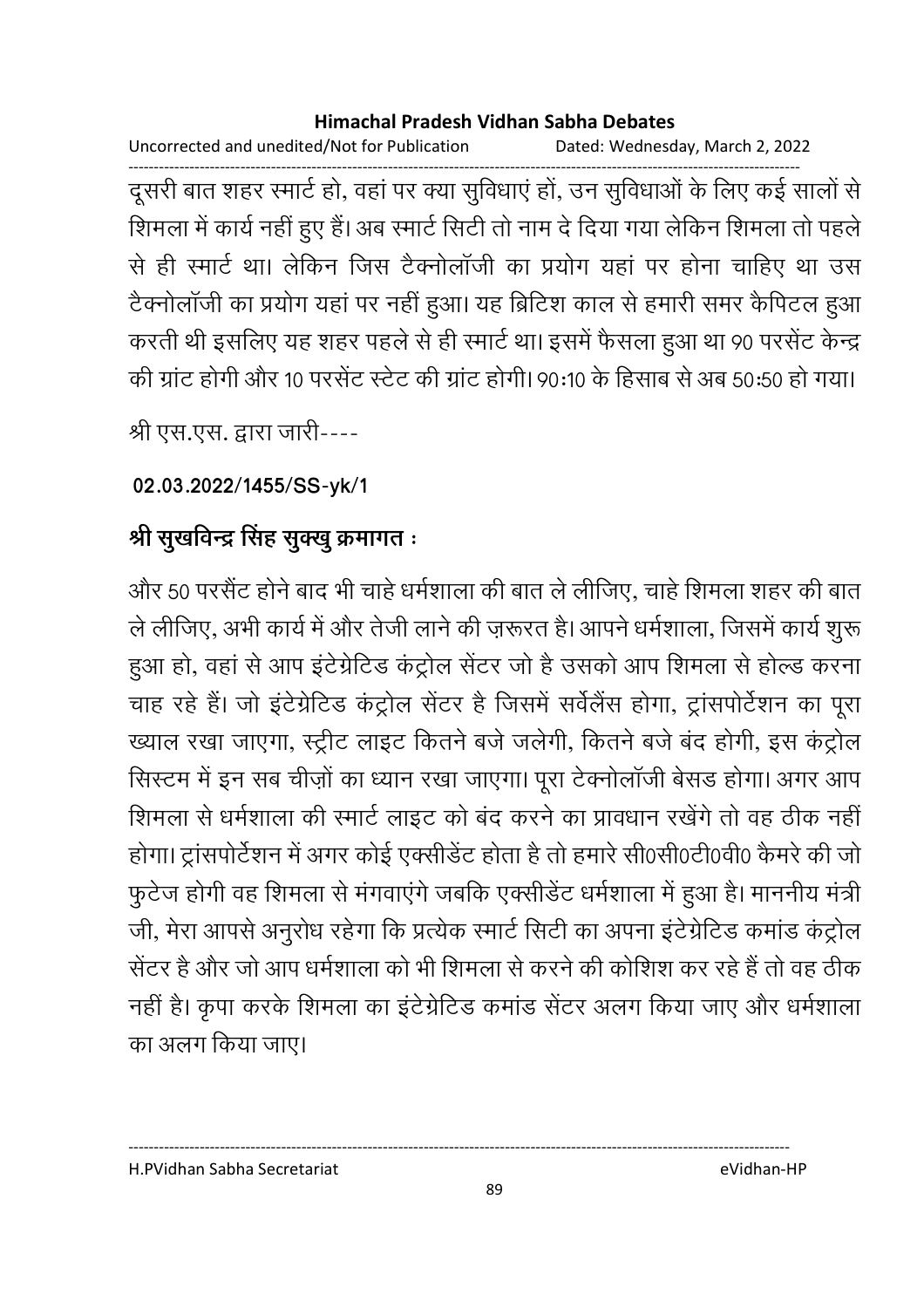दूसरी बात शहर स्मार्ट हो, वहां पर क्या सुविधाएं हों, उन सुविधाओं के लिए कई सालों से शिमला में कार्य नहीं हुए हैं। अब स्मार्ट सिटी तो नाम दे दिया गया लेकिन शिमला तो पहले से ही स्मार्ट था। लेकिन जिस टैक्नोलॉजी का प्रयोग यहां पर होना चाहिए था उस टैक्नोलॉजी का प्रयोग यहां पर नहीं हुआ। यह ब्रिटिश काल से हमारी समर कैपिटल हुआ करती थी इसलिए यह शहर पहले से ही स्मार्ट था। इसमें फैसला हुआ था 90 परसेंट केन्द्र की ग्रांट होगी और 10 परसेंट स्टेट की ग्रांट होगी। 90:10 के हिसाब से अब 50:50 हो गया।

श्री एस.एस. द्वारा जारी----

**02.03.2022/1455/SS-yk/1**

**श्री सुखविन्द्र सिंह सुक्खु क्रमागत :**

और 50 परसैंट होने बाद भी चाहे धर्मशाला की बात ले लीजिए, चाहे शिमला शहर की बात ले लीजिए, अभी कार्य में और तेजी लाने की ज़रूरत है। आपने धर्मशाला, जिसमें कार्य शुरू हुआ हो, वहां से आप इंटेग्रेटिड कंट्रोल सेंटर जो है उसको आप शिमला से होल्ड करना चाह रहे हैं। जो इंटेग्रेटिड कंट्रोल सेंटर है जिसमें सर्वेलैंस होगा, ट्रांसपोर्टेशन का पूरा ख्याल रखा जाएगा, स्ट्रीट लाइट कितने बजे जलेगी, कितने बजे बंद होगी, इस कंट्रोल सिस्टम में इन सब चीज़ों का ध्यान रखा जाएगा। पूरा टेक्नोलॉजी बेसड होगा। अगर आप शिमला से धर्मशाला की स्मार्ट लाइट को बंद करने का प्रावधान रखेंगे तो वह ठीक नहीं होगा। ट्रांसपोर्टेशन में अगर कोई एक्सीडेंट होता है तो हमारे सी0सी0टी0वी0 कैमरे की जो फुटेज होगी वह शिमला से मंगवाएंगे जबकि एक्सीडेंट धर्मशाला में हुआ है। माननीय मंत्री जी, मेरा आपसे अनुरोध रहेगा कि प्रत्येक स्मार्ट सिटी का अपना इंटेग्रेटिड कमांड कंट्रोल सेंटर है और जो आप धर्मशाला को भी शिमला से करने की कोशिश कर रहे हैं तो वह ठीक नहीं है। कृपा करके शिमला का इंटेग्रेटिड कमांड सेंटर अलग किया जाए और धर्मशाला का अलग किया जाए।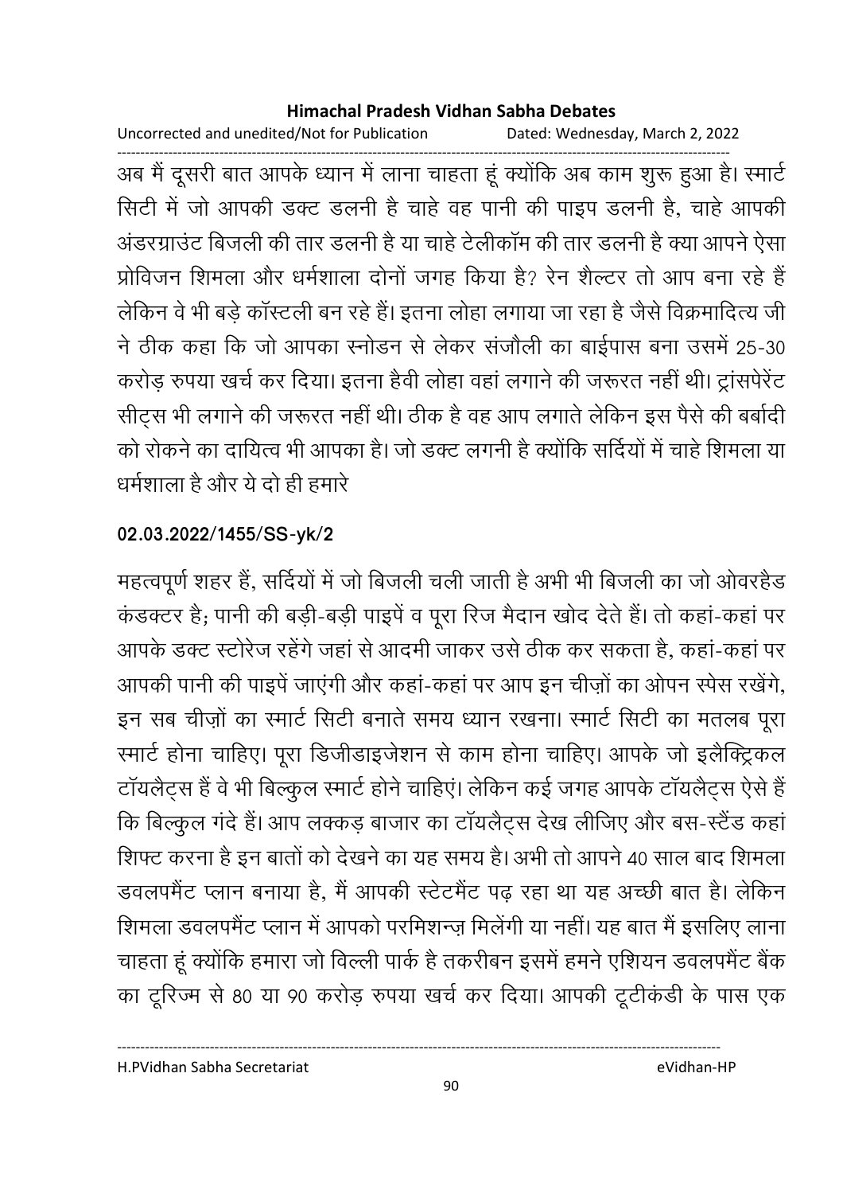अब मैं दूसरी बात आपके ध्यान में लाना चाहता हूं क्योंकि अब काम शुरू हुआ है। स्मार्ट सिटी में जो आपकी डक्ट डलनी है चाहे वह पानी की पाइप डलनी है, चाहे आपकी अंडरग्राउंट बिजली की तार डलनी है या चाहे टेलीकॉम की तार डलनी है क्या आपने ऐसा प्रोविजन शिमला और धर्मशाला दोनों जगह किया है? रेन शैल्टर तो आप बना रहे हैं लेकिन वे भी बड़े कॉस्टली बन रहे हैं। इतना लोहा लगाया जा रहा है जैसे विक्रमादित्य जी ने ठीक कहा कि जो आपका स्नोडन से लेकर संजौली का बाईपास बना उसमें 25-30 करोड़ रुपया खर्च कर दिया। इतना हैवी लोहा वहां लगाने की जरूरत नहीं थी। ट्रांसपेरेंट सीट्स भी लगाने की जरूरत नहीं थी। ठीक है वह आप लगाते लेकिन इस पैसे की बर्बादी को रोकने का दायित्व भी आपका है। जो डक्ट लगनी है क्योंकि सर्दियों में चाहे शिमला या धर्मशाला है और ये दो ही हमारे

**02.03.2022/1455/SS-yk/2**

महत्वपूर्ण शहर हैं, सर्दियों में जो बिजली चली जाती है अभी भी बिजली का जो ओवरहैड कंडक्टर है; पानी की बड़ी-बड़ी पाइपें व पूरा रिज मैदान खोद देते हैं। तो कहां-कहां पर आपके डक्ट स्टोरेज रहेंगे जहां से आदमी जाकर उसे ठीक कर सकता है, कहां-कहां पर आपकी पानी की पाइपें जाएंगी और कहां-कहां पर आप इन चीज़ों का ओपन स्पेस रखेंगे, इन सब चीज़ों का स्मार्ट सिटी बनाते समय ध्यान रखना। स्मार्ट सिटी का मतलब पूरा स्मार्ट होना चाहिए। पूरा डिजीडाइजेशन से काम होना चाहिए। आपके जो इलैक्ट्रिकल टॉयलैट्स हैं वे भी बिल्कुल स्मार्ट होने चाहिएं। लेकिन कई जगह आपके टॉयलैट्स ऐसे हैं कि बिल्कुल गंदे हैं। आप लक्कड़ बाजार का टॉयलैट्स देख लीजिए और बस-स्टैंड कहां शिफ्ट करना है इन बातों को देखने का यह समय है। अभी तो आपने 40 साल बाद शिमला डवलपमैंट प्लान बनाया है, मैं आपकी स्टेटमैंट पढ़ रहा था यह अच्छी बात है। लेकिन शिमला डवलपमैंट प्लान में आपको परमिशन्ज़ मिलेंगी या नहीं। यह बात मैं इसलिए लाना चाहता हूं क्योंकि हमारा जो विल्ली पार्क है तकरीबन इसमें हमने एशियन डवलपमैंट बैंक का टूरिज्म से 80 या 90 करोड़ रुपया खर्च कर दिया। आपकी टूटीकंडी के पास एक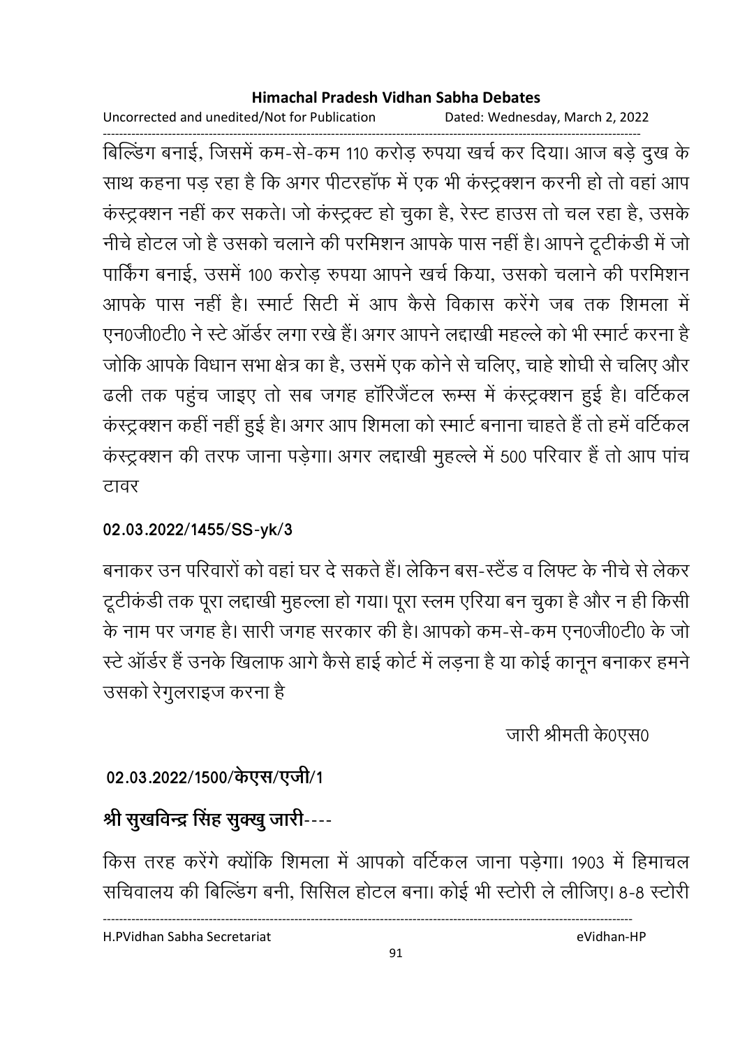बिल्डिंग बनाई, जिसमें कम-से-कम 110 करोड़ रुपया खर्च कर दिया। आज बड़े दुख के साथ कहना पड़ रहा है कि अगर पीटरहॉफ में एक भी कंस्ट्रक्शन करनी हो तो वहां आप कंस्ट्रक्शन नहीं कर सकते। जो कंस्ट्रक्ट हो चुका है, रेस्ट हाउस तो चल रहा है, उसके नीचे होटल जो है उसको चलाने की परमिशन आपके पास नहीं है। आपने टूटीकंडी में जो पार्किंग बनाई, उसमें 100 करोड़ रुपया आपने खर्च किया, उसको चलाने की परमिशन आपके पास नहीं है। स्मार्ट सिटी में आप कैसे विकास करेंगे जब तक शिमला में एन0जी0टी0 ने स्टे ऑर्डर लगा रखे हैं। अगर आपने लद्दाखी महल्ले को भी स्मार्ट करना है जोकि आपके विधान सभा क्षेत्र का है, उसमें एक कोने से चलिए, चाहे शोघी से चलिए और ढली तक पहुंच जाइए तो सब जगह हॉरिजैंटल रूम्स में कंस्ट्रक्शन हुई है। वर्टिकल कंस्ट्रक्शन कहीं नहीं हुई है। अगर आप शिमला को स्मार्ट बनाना चाहते हैं तो हमें वर्टिकल कंस्ट्रक्शन की तरफ जाना पड़ेगा। अगर लद्दाखी मुहल्ले में 500 परिवार हैं तो आप पांच टावर

**02.03.2022/1455/SS-yk/3**

बनाकर उन परिवारों को वहां घर दे सकते हैं। लेकिन बस-स्टैंड व लिफ्ट के नीचे से लेकर टूटीकंडी तक पूरा लद्दाखी मुहल्ला हो गया। पूरा स्लम एरिया बन चुका है और न ही किसी के नाम पर जगह है। सारी जगह सरकार की है। आपको कम-से-कम एन0जी0टी0 के जो स्टे ऑर्डर हैं उनके खिलाफ आगे कैसे हाई कोर्ट में लड़ना है या कोई कानून बनाकर हमने उसको रेगुलराइज करना है

जारी श्रीमती के0एस0

**02.03.2022/1500/केएस/एजी/1**

**श्री सुखविन्द्र सिंह सुक्खु जारी----**

किस तरह करेंगे क्योंकि शिमला में आपको वर्टिकल जाना पड़ेगा। 1903 में हिमाचल सचिवालय की बिल्डिंग बनी, सिसिल होटल बना। कोई भी स्टोरी ले लीजिए। 8-8 स्टोरी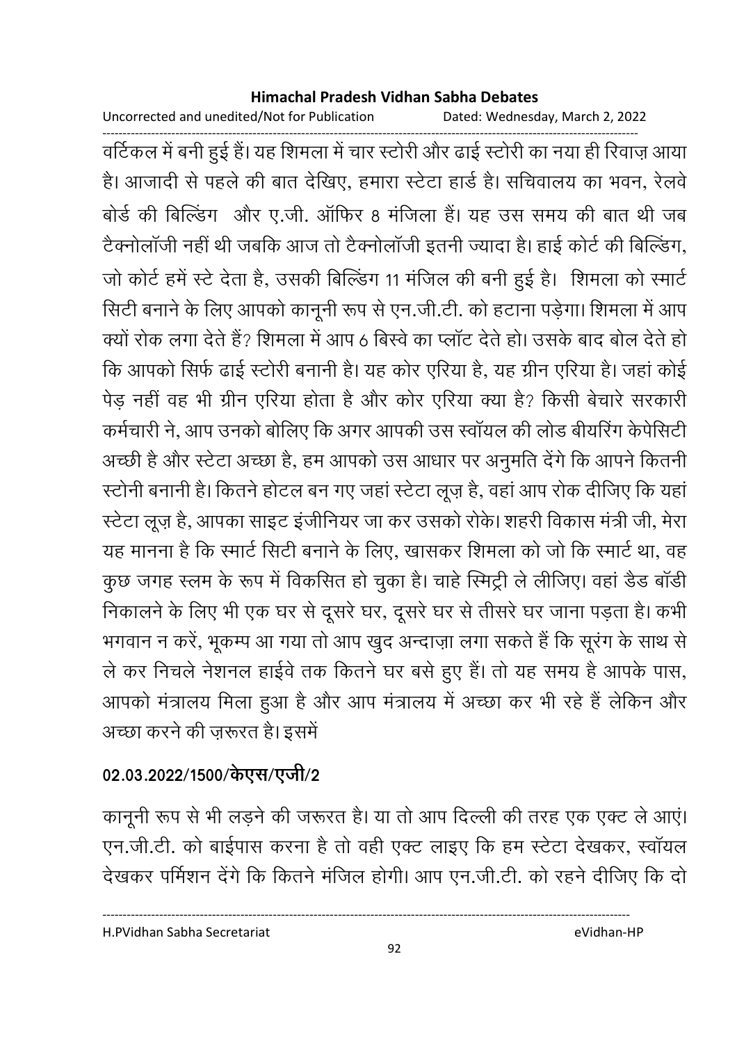वर्टिकल में बनी हुई हैं। यह शिमला में चार स्टोरी और ढाई स्टोरी का नया ही रिवाज़ आया है। आजादी से पहले की बात देखिए, हमारा स्टेटा हार्ड है। सचिवालय का भवन, रेलवे बोर्ड की बिल्डिंग और ए.जी. ऑफिर 8 मंजिला हैं। यह उस समय की बात थी जब टैक्नोलॉजी नहीं थी जबकि आज तो टैक्नोलॉजी इतनी ज्यादा है। हाई कोर्ट की बिल्डिंग, जो कोर्ट हमें स्टे देता है, उसकी बिल्डिंग 11 मंजिल की बनी हुई है। शिमला को स्मार्ट सिटी बनाने के लिए आपको कानूनी रूप से एन.जी.टी. को हटाना पड़ेगा। शिमला में आप क्यों रोक लगा देते हैं? शिमला में आप 6 बिस्वे का प्लॉट देते हो। उसके बाद बोल देते हो कि आपको सिर्फ ढाई स्टोरी बनानी है। यह कोर एरिया है, यह ग्रीन एरिया है। जहां कोई पेड़ नहीं वह भी ग्रीन एरिया होता है और कोर एरिया क्या है? किसी बेचारे सरकारी कर्मचारी ने, आप उनको बोलिए कि अगर आपकी उस स्वॉयल की लोड बीयरिंग केपेसिटी अच्छी है और स्टेटा अच्छा है, हम आपको उस आधार पर अनुमति देंगे कि आपने कितनी स्टोनी बनानी है। कितने होटल बन गए जहां स्टेटा लूज़ है, वहां आप रोक दीजिए कि यहां स्टेटा लूज़ है, आपका साइट इंजीनियर जा कर उसको रोके। शहरी विकास मंत्री जी, मेरा यह मानना है कि स्मार्ट सिटी बनाने के लिए, खासकर शिमला को जो कि स्मार्ट था, वह कुछ जगह स्लम के रूप में विकसित हो चुका है। चाहे स्मिट्री ले लीजिए। वहां डैड बॉडी निकालने के लिए भी एक घर से दूसरे घर, दूसरे घर से तीसरे घर जाना पड़ता है। कभी भगवान न करें, भूकम्प आ गया तो आप खुद अन्दाज़ा लगा सकते हैं कि सूरंग के साथ से ले कर निचले नेशनल हाईवे तक कितने घर बसे हुए हैं। तो यह समय है आपके पास, आपको मंत्रालय मिला हुआ है और आप मंत्रालय में अच्छा कर भी रहे हैं लेकिन और अच्छा करने की ज़रूरत है। इसमें

**02.03.2022/1500/केएस/एजी/2**

कानूनी रूप से भी लड़ने की जरूरत है। या तो आप दिल्ली की तरह एक एक्ट ले आएं। एन.जी.टी. को बाईपास करना है तो वही एक्ट लाइए कि हम स्टेटा देखकर, स्वॉयल देखकर पर्मिशन देंगे कि कितने मंजिल होगी। आप एन.जी.टी. को रहने दीजिए कि दो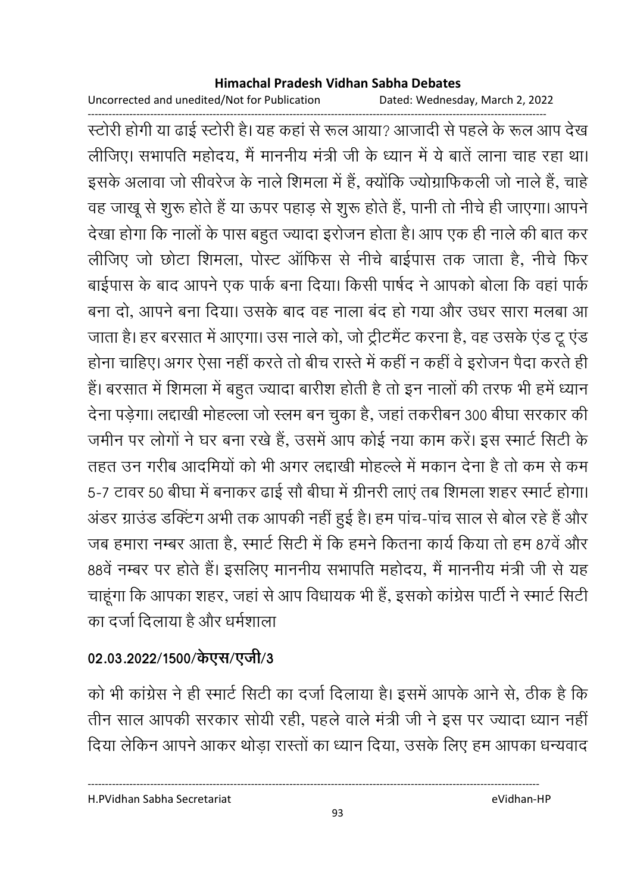स्टोरी होगी या ढाई स्टोरी है। यह कहां से रूल आया? आजादी से पहले के रूल आप देख लीजिए। सभापति महोदय, मैं माननीय मंत्री जी के ध्यान में ये बातें लाना चाह रहा था। इसके अलावा जो सीवरेज के नाले शिमला में हैं, क्योंकि ज्योग्राफिकली जो नाले हैं, चाहे वह जाखू से शुरू होते हैं या ऊपर पहाड़ से शुरू होते हैं, पानी तो नीचे ही जाएगा। आपने देखा होगा कि नालों के पास बहुत ज्यादा इरोजन होता है। आप एक ही नाले की बात कर लीजिए जो छोटा शिमला, पोस्ट ऑफिस से नीचे बाईपास तक जाता है, नीचे फिर बाईपास के बाद आपने एक पार्क बना दिया। किसी पार्षद ने आपको बोला कि वहां पार्क बना दो, आपने बना दिया। उसके बाद वह नाला बंद हो गया और उधर सारा मलबा आ जाता है। हर बरसात में आएगा। उस नाले को, जो ट्रीटमैंट करना है, वह उसके एंड टू एंड होना चाहिए। अगर ऐसा नहीं करते तो बीच रास्ते में कहीं न कहीं वे इरोजन पैदा करते ही हैं। बरसात में शिमला में बहुत ज्यादा बारीश होती है तो इन नालों की तरफ भी हमें ध्यान देना पड़ेगा। लद्दाखी मोहल्ला जो स्लम बन चुका है, जहां तकरीबन 300 बीघा सरकार की जमीन पर लोगों ने घर बना रखे हैं, उसमें आप कोई नया काम करें। इस स्मार्ट सिटी के तहत उन गरीब आदमियों को भी अगर लद्दाखी मोहल्ले में मकान देना है तो कम से कम 5-7 टावर 50 बीघा में बनाकर ढाई सौ बीघा में ग्रीनरी लाएं तब शिमला शहर स्मार्ट होगा। अंडर ग्राउंड डक्टिंग अभी तक आपकी नहीं हुई है। हम पांच-पांच साल से बोल रहे हैं और जब हमारा नम्बर आता है, स्मार्ट सिटी में कि हमने कितना कार्य किया तो हम 87वें और 88वें नम्बर पर होते हैं। इसलिए माननीय सभापति महोदय, मैं माननीय मंत्री जी से यह चाहूंगा कि आपका शहर, जहां से आप विधायक भी हैं, इसको कांग्रेस पार्टी ने स्मार्ट सिटी का दर्जा दिलाया है और धर्मशाला

**02.03.2022/1500/केएस/एजी/3**

को भी कांग्रेस ने ही स्मार्ट सिटी का दर्जा दिलाया है। इसमें आपके आने से, ठीक है कि तीन साल आपकी सरकार सोयी रही, पहले वाले मंत्री जी ने इस पर ज्यादा ध्यान नहीं दिया लेकिन आपने आकर थोड़ा रास्तों का ध्यान दिया, उसके लिए हम आपका धन्यवाद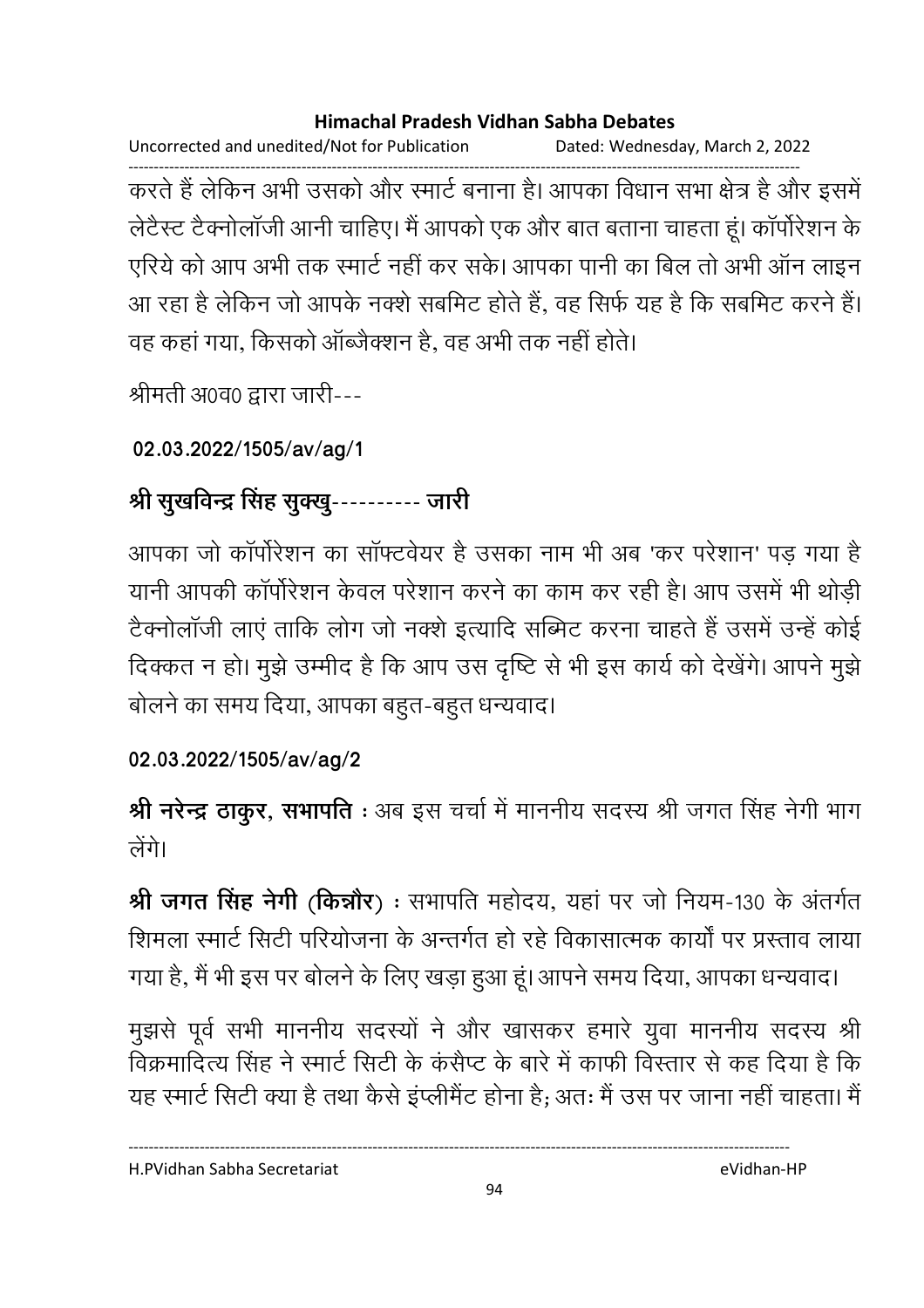करते हैं लेकिन अभी उसको और स्मार्ट बनाना है। आपका विधान सभा क्षेत्र है और इसमें लेटैस्ट टैक्नोलॉजी आनी चाहिए। मैं आपको एक और बात बताना चाहता हूं। कॉर्पोरेशन के एरिये को आप अभी तक स्मार्ट नहीं कर सके। आपका पानी का बिल तो अभी ऑन लाइन आ रहा है लेकिन जो आपके नक्शे सबमिट होते हैं, वह सिर्फ यह है कि सबमिट करने हैं। वह कहां गया, किसको ऑब्जैक्शन है, वह अभी तक नहीं होते।

श्रीमती अ0व0 द्वारा जारी---

**02.03.2022/1505/av/ag/1**

## श्री सुखविन्द्र सिंह सुक्खु---------- जारी

आपका जो कॉर्पोरेशन का सॉफ्टवेयर है उसका नाम भी अब 'कर परेशान' पड़ गया है यानी आपकी कॉर्पोरेशन केवल परेशान करने का काम कर रही है। आप उसमें भी थोड़ी टैक्नोलॉजी लाएं ताकि लोग जो नक्शे इत्यादि सब्मिट करना चाहते हैं उसमें उन्हें कोई दिक्कत न हो। मुझे उम्मीद है कि आप उस दृष्टि से भी इस कार्य को देखेंगे। आपने मुझे बोलने का समय दिया, आपका बहुत-बहुत धन्यवाद।

**02.03.2022/1505/av/ag/2**

**श्री नरेन्द्र ठाकुर, सभापति** : अब इस चर्चा में माननीय सदस्य श्री जगत सिंह नेगी भाग लेंगे।

**श्री जगत सिंह नेगी (किन्नौर)** : सभापति महोदय, यहां पर जो नियम-130 के अंतर्गत शिमला स्मार्ट सिटी परियोजना के अन्तर्गत हो रहे विकासात्मक कार्यों पर प्रस्ताव लाया गया है, मैं भी इस पर बोलने के लिए खड़ा हुआ हूं। आपने समय दिया, आपका धन्यवाद।

मुझसे पूर्व सभी माननीय सदस्यों ने और खासकर हमारे युवा माननीय सदस्य श्री विक्रमादित्य सिंह ने स्मार्ट सिटी के कंसैप्ट के बारे में काफी विस्तार से कह दिया है कि यह स्मार्ट सिटी क्या है तथा कैसे इंप्लीमैंट होना है; अतः मैं उस पर जाना नहीं चाहता। मैं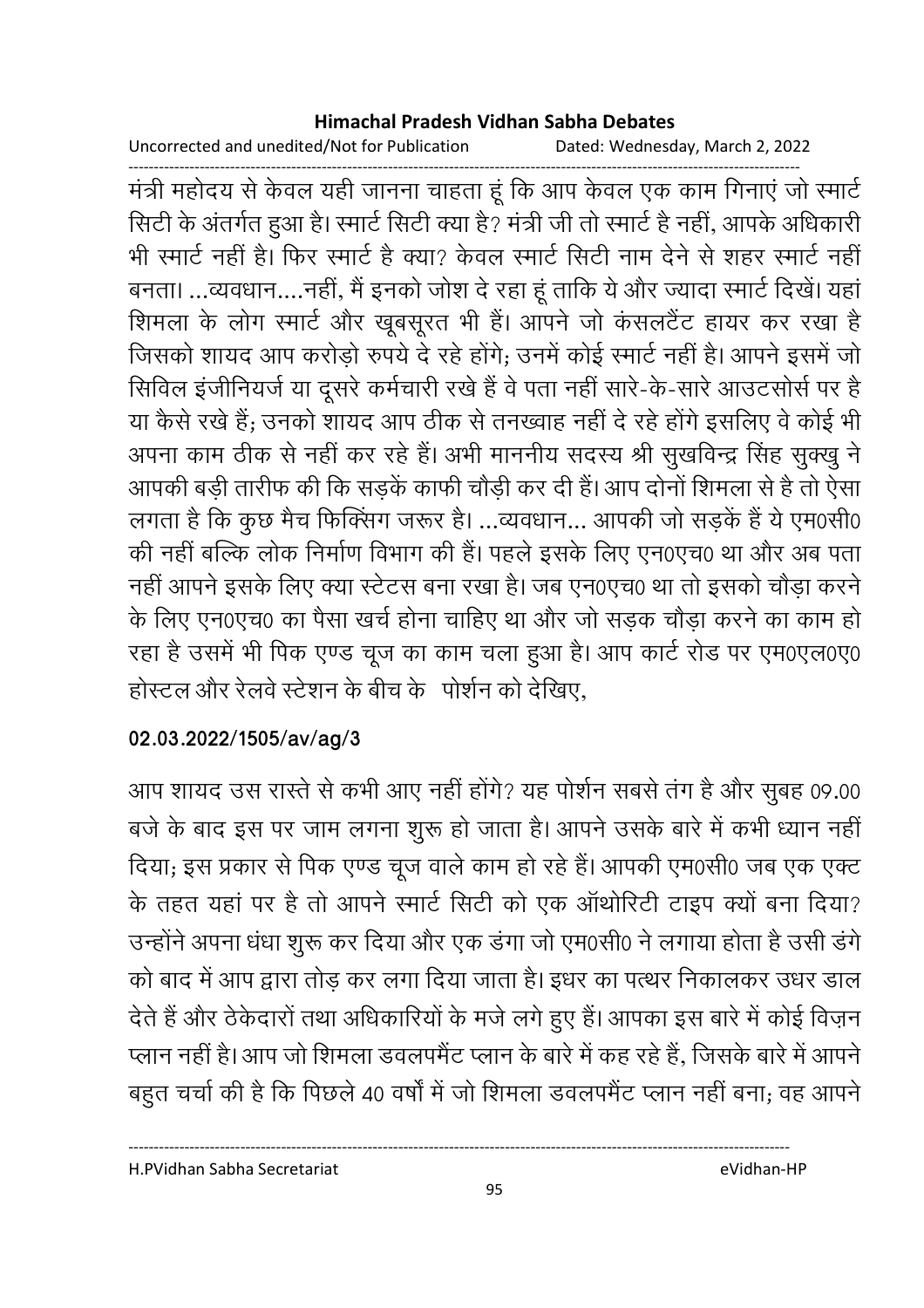मंत्री महोदय से केवल यही जानना चाहता हूं कि आप केवल एक काम गिनाएं जो स्मार्ट सिटी के अंतर्गत हुआ है। स्मार्ट सिटी क्या है? मंत्री जी तो स्मार्ट है नहीं, आपके अधिकारी भी स्मार्ट नहीं है। फिर स्मार्ट है क्या? केवल स्मार्ट सिटी नाम देने से शहर स्मार्ट नहीं बनता। ...व्यवधान....नहीं, मैं इनको जोश दे रहा हूं ताकि ये और ज्यादा स्मार्ट दिखें। यहां शिमला के लोग स्मार्ट और खूबसूरत भी हैं। आपने जो कंसलटैंट हायर कर रखा है जिसको शायद आप करोड़ो रुपये दे रहे होंगे; उनमें कोई स्मार्ट नहीं है। आपने इसमें जो सिविल इंजीनियर्ज या दूसरे कर्मचारी रखे हैं वे पता नहीं सारे-के-सारे आउटसोर्स पर है या कैसे रखे हैं; उनको शायद आप ठीक से तनख्वाह नहीं दे रहे होंगे इसलिए वे कोई भी अपना काम ठीक से नहीं कर रहे हैं। अभी माननीय सदस्य श्री सुखविन्द्र सिंह सुक्खु ने आपकी बड़ी तारीफ की कि सड़कें काफी चौड़ी कर दी हैं। आप दोनों शिमला से है तो ऐसा लगता है कि कुछ मैच फिक्सिंग जरूर है। ...व्यवधान... आपकी जो सड़कें हैं ये एम0सी0 की नहीं बल्कि लोक निर्माण विभाग की हैं। पहले इसके लिए एन0एच0 था और अब पता नहीं आपने इसके लिए क्या स्टेटस बना रखा है। जब एन0एच0 था तो इसको चौड़ा करने के लिए एन0एच0 का पैसा खर्च होना चाहिए था और जो सड़क चौड़ा करने का काम हो रहा है उसमें भी पिक एण्ड चूज का काम चला हुआ है। आप कार्ट रोड पर एम0एल0ए0 होस्टल और रेलवे स्टेशन के बीच के पोर्शन को देखिए,

**02.03.2022/1505/av/ag/3**

आप शायद उस रास्ते से कभी आए नहीं होंगे? यह पोर्शन सबसे तंग है और सुबह 09.00 बजे के बाद इस पर जाम लगना शुरू हो जाता है। आपने उसके बारे में कभी ध्यान नहीं दिया; इस प्रकार से पिक एण्ड चूज वाले काम हो रहे हैं। आपकी एम0सी0 जब एक एक्ट के तहत यहां पर है तो आपने स्मार्ट सिटी को एक ऑथोरिटी टाइप क्यों बना दिया? उन्होंने अपना धंधा शुरू कर दिया और एक डंगा जो एम0सी0 ने लगाया होता है उसी डंगे को बाद में आप द्वारा तोड़ कर लगा दिया जाता है। इधर का पत्थर निकालकर उधर डाल देते हैं और ठेकेदारों तथा अधिकारियों के मजे लगे हुए हैं। आपका इस बारे में कोई विज़न प्लान नहीं है। आप जो शिमला डवलपमैंट प्लान के बारे में कह रहे हैं, जिसके बारे में आपने बहुत चर्चा की है कि पिछले 40 वर्षों में जो शिमला डवलपमैंट प्लान नहीं बना; वह आपने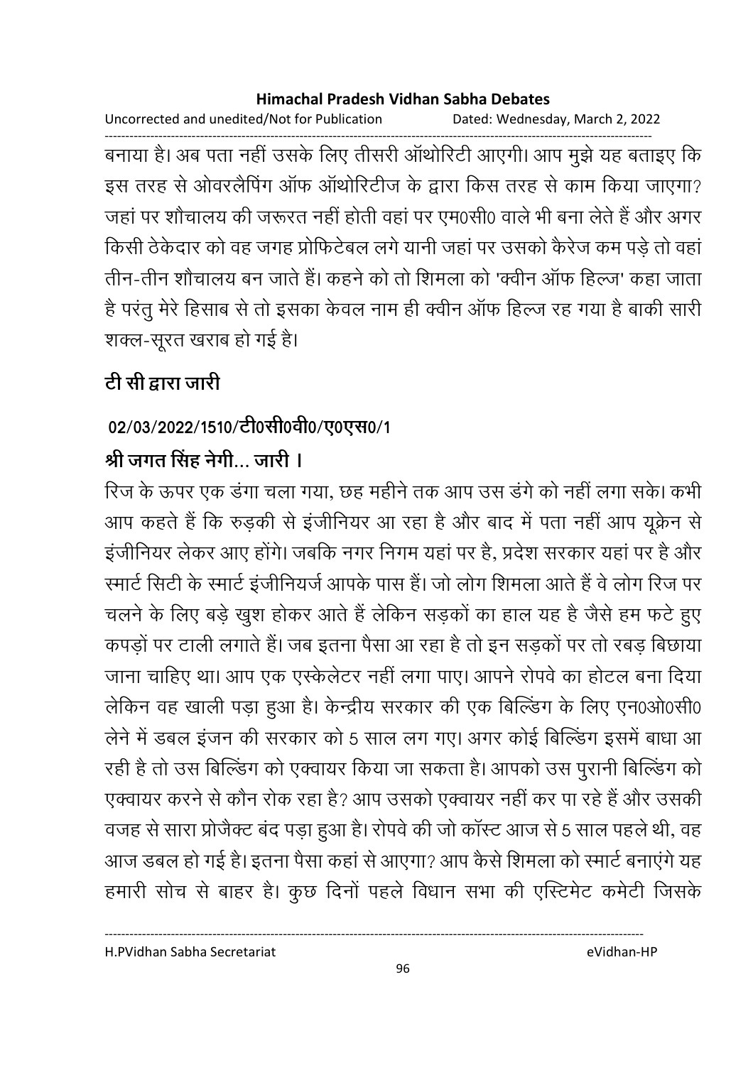बनाया है। अब पता नहीं उसके लिए तीसरी ऑथोरिटी आएगी। आप मुझे यह बताइए कि इस तरह से ओवरलैपिंग ऑफ ऑथोरिटीज के द्वारा किस तरह से काम किया जाएगा? जहां पर शौचालय की जरूरत नहीं होती वहां पर एम0सी0 वाले भी बना लेते हैं और अगर किसी ठेकेदार को वह जगह प्रोफिटेबल लगे यानी जहां पर उसको कैरेज कम पड़े तो वहां तीन-तीन शौचालय बन जाते हैं। कहने को तो शिमला को 'क्वीन ऑफ हिल्ज' कहा जाता है परंतु मेरे हिसाब से तो इसका केवल नाम ही क्वीन ऑफ हिल्ज रह गया है बाकी सारी शक्ल-सूरत खराब हो गई है।

**टी सी द्वारा जारी**

**02/03/2022/1510/टी0सी0वी0/ए0एस0/1**

**श्री जगत सिंह नेगी... जारी ।**

रिज के ऊपर एक डंगा चला गया, छह महीने तक आप उस डंगे को नहीं लगा सके। कभी आप कहते हैं कि रुड़की से इंजीनियर आ रहा है और बाद में पता नहीं आप यूक्रेन से इंजीनियर लेकर आए होंगे। जबकि नगर निगम यहां पर है, प्रदेश सरकार यहां पर है और स्मार्ट सिटी के स्मार्ट इंजीनियर्ज आपके पास हैं। जो लोग शिमला आते हैं वे लोग रिज पर चलने के लिए बड़े खुश होकर आते हैं लेकिन सड़कों का हाल यह है जैसे हम फटे हुए कपड़ों पर टाली लगाते हैं। जब इतना पैसा आ रहा है तो इन सड़कों पर तो रबड़ बिछाया जाना चाहिए था। आप एक एस्केलेटर नहीं लगा पाए। आपने रोपवे का होटल बना दिया लेकिन वह खाली पड़ा हुआ है। केन्द्रीय सरकार की एक बिल्डिंग के लिए एन0ओ0सी0 लेने में डबल इंजन की सरकार को 5 साल लग गए। अगर कोई बिल्डिंग इसमें बाधा आ रही है तो उस बिल्डिंग को एक्वायर किया जा सकता है। आपको उस पुरानी बिल्डिंग को एक्वायर करने से कौन रोक रहा है? आप उसको एक्वायर नहीं कर पा रहे हैं और उसकी वजह से सारा प्रोजैक्ट बंद पड़ा हुआ है। रोपवे की जो कॉस्ट आज से 5 साल पहले थी, वह आज डबल हो गई है। इतना पैसा कहां से आएगा? आप कैसे शिमला को स्मार्ट बनाएंगे यह हमारी सोच से बाहर है। कुछ दिनों पहले विधान सभा की एस्टिमेट कमेटी जिसके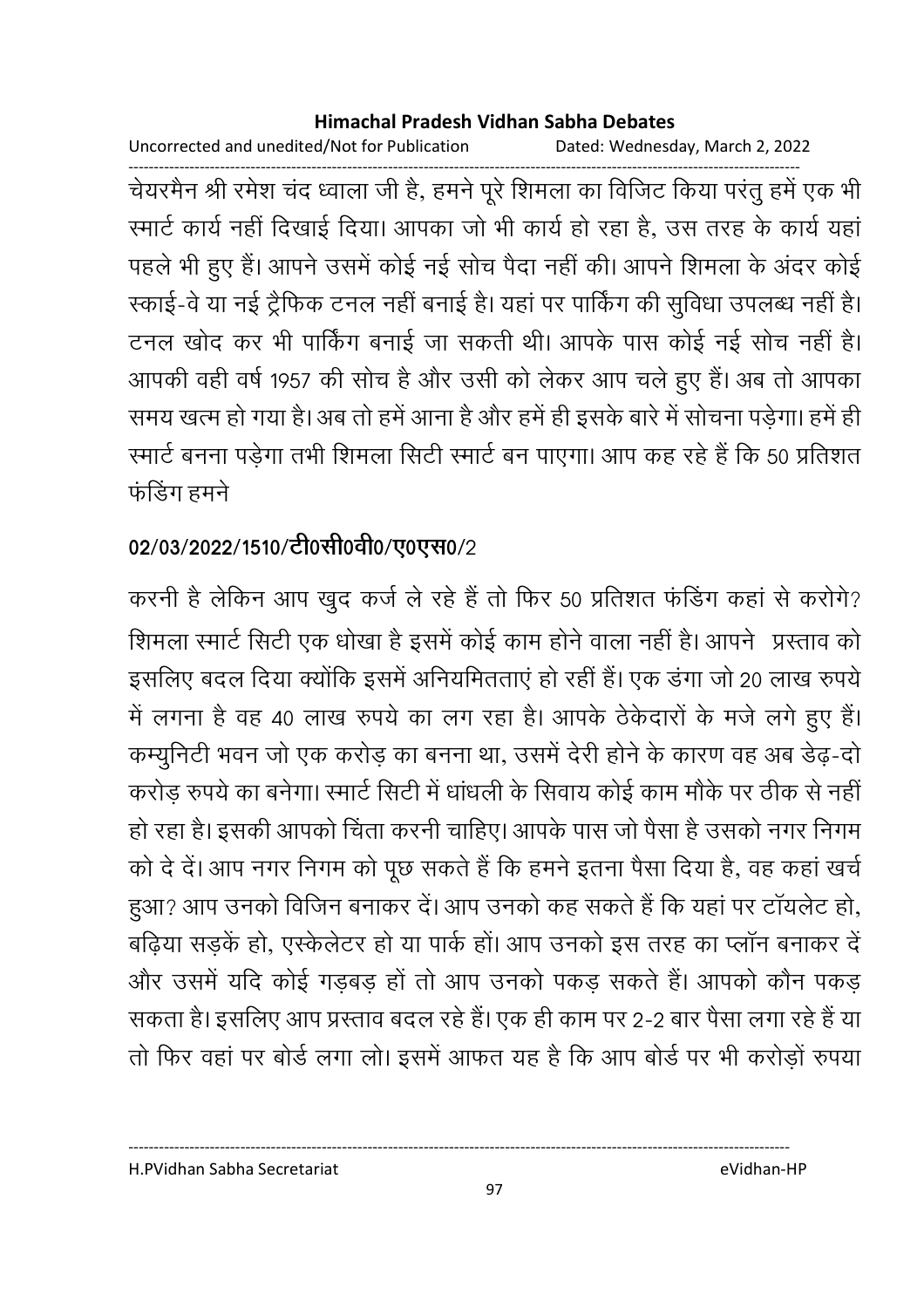चेयरमैन श्री रमेश चंद ध्वाला जी है, हमने पूरे शिमला का विजिट किया परंतु हमें एक भी स्मार्ट कार्य नहीं दिखाई दिया। आपका जो भी कार्य हो रहा है, उस तरह के कार्य यहां पहले भी हुए हैं। आपने उसमें कोई नई सोच पैदा नहीं की। आपने शिमला के अंदर कोई स्काई-वे या नई ट्रैफिक टनल नहीं बनाई है। यहां पर पार्किंग की सुविधा उपलब्ध नहीं है। टनल खोद कर भी पार्किंग बनाई जा सकती थी। आपके पास कोई नई सोच नहीं है। आपकी वही वर्ष 1957 की सोच है और उसी को लेकर आप चले हुए हैं। अब तो आपका समय खत्म हो गया है। अब तो हमें आना है और हमें ही इसके बारे में सोचना पड़ेगा। हमें ही स्मार्ट बनना पड़ेगा तभी शिमला सिटी स्मार्ट बन पाएगा। आप कह रहे हैं कि 50 प्रतिशत फंडिंग हमने

**02/03/2022/1510/टी0सी0वी0/ए0एस0/2**

करनी है लेकिन आप खुद कर्ज ले रहे हैं तो फिर 50 प्रतिशत फंडिंग कहां से करोगे? शिमला स्मार्ट सिटी एक धोखा है इसमें कोई काम होने वाला नहीं है। आपने प्रस्ताव को इसलिए बदल दिया क्योंकि इसमें अनियमितताएं हो रहीं हैं। एक डंगा जो 20 लाख रुपये में लगना है वह 40 लाख रुपये का लग रहा है। आपके ठेकेदारों के मजे लगे हुए हैं। कम्युनिटी भवन जो एक करोड़ का बनना था, उसमें देरी होने के कारण वह अब डेढ़-दो करोड़ रुपये का बनेगा। स्मार्ट सिटी में धांधली के सिवाय कोई काम मौके पर ठीक से नहीं हो रहा है। इसकी आपको चिंता करनी चाहिए। आपके पास जो पैसा है उसको नगर निगम को दे दें। आप नगर निगम को पूछ सकते हैं कि हमने इतना पैसा दिया है, वह कहां खर्च हुआ? आप उनको विजिन बनाकर दें। आप उनको कह सकते हैं कि यहां पर टॉयलेट हो, बढ़िया सड़कें हो, एस्केलेटर हो या पार्क हों। आप उनको इस तरह का प्लॉन बनाकर दें और उसमें यदि कोई गड़बड़ हों तो आप उनको पकड़ सकते हैं। आपको कौन पकड़ सकता है। इसलिए आप प्रस्ताव बदल रहे हैं। एक ही काम पर 2-2 बार पैसा लगा रहे हैं या तो फिर वहां पर बोर्ड लगा लो। इसमें आफत यह है कि आप बोर्ड पर भी करोड़ों रुपया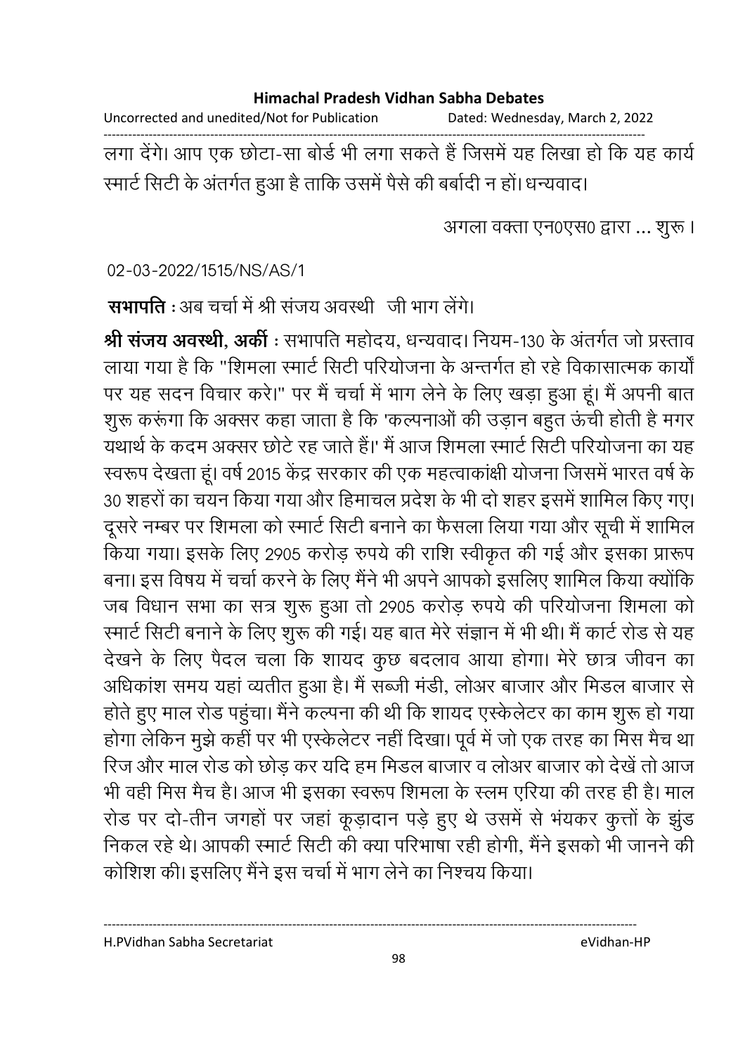लगा देंगे। आप एक छोटा-सा बोर्ड भी लगा सकते हैं जिसमें यह लिखा हो कि यह कार्य स्मार्ट सिटी के अंतर्गत हुआ है ताकि उसमें पैसे की बर्बादी न हों। धन्यवाद।

अगला वक्ता एन0एस0 द्वारा ... शुरू।

02-03-2022/1515/NS/AS/1

**सभापति** : अब चर्चा में श्री संजय अवस्थी जी भाग लेंगे।

**श्री संजय अवस्थी, अर्की** : सभापति महोदय, धन्यवाद। नियम-130 के अंतर्गत जो प्रस्ताव लाया गया है कि "शिमला स्मार्ट सिटी परियोजना के अन्तर्गत हो रहे विकासात्मक कार्यों पर यह सदन विचार करे।" पर मैं चर्चा में भाग लेने के लिए खड़ा हुआ हूं। मैं अपनी बात शुरू करूंगा कि अक्सर कहा जाता है कि 'कल्पनाओं की उड़ान बहुत ऊंची होती है मगर यथार्थ के कदम अक्सर छोटे रह जाते हैं।' मैं आज शिमला स्मार्ट सिटी परियोजना का यह स्वरूप देखता हूं। वर्ष 2015 केंद्र सरकार की एक महत्वाकांक्षी योजना जिसमें भारत वर्ष के 30 शहरों का चयन किया गया और हिमाचल प्रदेश के भी दो शहर इसमें शामिल किए गए। दूसरे नम्बर पर शिमला को स्मार्ट सिटी बनाने का फैसला लिया गया और सूची में शामिल किया गया। इसके लिए 2905 करोड़ रुपये की राशि स्वीकृत की गई और इसका प्रारूप बना। इस विषय में चर्चा करने के लिए मैंने भी अपने आपको इसलिए शामिल किया क्योंकि जब विधान सभा का सत्र शुरू हुआ तो 2905 करोड़ रुपये की परियोजना शिमला को स्मार्ट सिटी बनाने के लिए शुरू की गई। यह बात मेरे संज्ञान में भी थी। मैं कार्ट रोड से यह देखने के लिए पैदल चला कि शायद कुछ बदलाव आया होगा। मेरे छात्र जीवन का अधिकांश समय यहां व्यतीत हुआ है। मैं सब्जी मंडी, लोअर बाजार और मिडल बाजार से होते हुए माल रोड पहुंचा। मैंने कल्पना की थी कि शायद एस्केलेटर का काम शुरू हो गया होगा लेकिन मुझे कहीं पर भी एस्केलेटर नहीं दिखा। पूर्व में जो एक तरह का मिस मैच था रिज और माल रोड को छोड़ कर यदि हम मिडल बाजार व लोअर बाजार को देखें तो आज भी वही मिस मैच है। आज भी इसका स्वरूप शिमला के स्लम एरिया की तरह ही है। माल रोड पर दो-तीन जगहों पर जहां कूड़ादान पड़े हुए थे उसमें से भंयकर कुत्तों के झुंड निकल रहे थे। आपकी स्मार्ट सिटी की क्या परिभाषा रही होगी, मैंने इसको भी जानने की कोशिश की। इसलिए मैंने इस चर्चा में भाग लेने का निश्चय किया।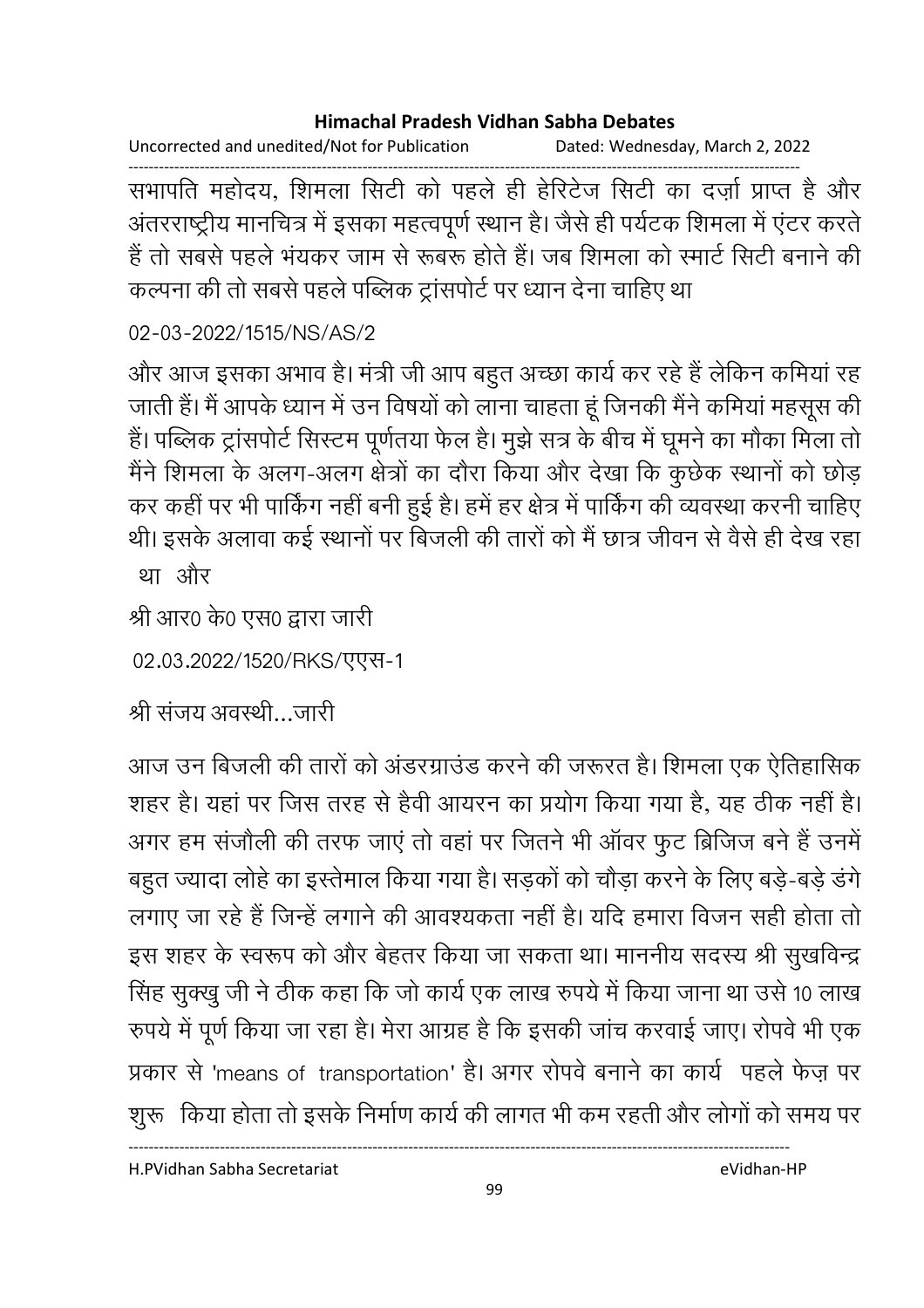सभापति महोदय, शिमला सिटी को पहले ही हेरिटेज सिटी का दर्ज़ा प्राप्त है और अंतरराष्ट्रीय मानचित्र में इसका महत्वपूर्ण स्थान है। जैसे ही पर्यटक शिमला में एंटर करते हैं तो सबसे पहले भंयकर जाम से रूबरू होते हैं। जब शिमला को स्मार्ट सिटी बनाने की कल्पना की तो सबसे पहले पब्लिक ट्रांसपोर्ट पर ध्यान देना चाहिए था

02-03-2022/1515/NS/AS/2

और आज इसका अभाव है। मंत्री जी आप बहुत अच्छा कार्य कर रहे हैं लेकिन कमियां रह जाती हैं। मैं आपके ध्यान में उन विषयों को लाना चाहता हूं जिनकी मैंने कमियां महसूस की हैं। पब्लिक ट्रांसपोर्ट सिस्टम पूर्णतया फेल है। मुझे सत्र के बीच में घूमने का मौका मिला तो मैंने शिमला के अलग-अलग क्षेत्रों का दौरा किया और देखा कि कुछेक स्थानों को छोड़ कर कहीं पर भी पार्किंग नहीं बनी हुई है। हमें हर क्षेत्र में पार्किंग की व्यवस्था करनी चाहिए थी। इसके अलावा कई स्थानों पर बिजली की तारों को मैं छात्र जीवन से वैसे ही देख रहा था और

श्री आर0 के0 एस0 द्वारा जारी

02.03.2022/1520/RKS/एएस-1

श्री संजय अवस्थी...जारी

आज उन बिजली की तारों को अंडरग्राउंड करने की जरूरत है। शिमला एक ऐतिहासिक शहर है। यहां पर जिस तरह से हैवी आयरन का प्रयोग किया गया है, यह ठीक नहीं है। अगर हम संजौली की तरफ जाएं तो वहां पर जितने भी ऑवर फुट ब्रिजिज बने हैं उनमें बहुत ज्यादा लोहे का इस्तेमाल किया गया है। सड़कों को चौड़ा करने के लिए बड़े-बड़े डंगे लगाए जा रहे हैं जिन्हें लगाने की आवश्यकता नहीं है। यदि हमारा विजन सही होता तो इस शहर के स्वरूप को और बेहतर किया जा सकता था। माननीय सदस्य श्री सुखविन्द्र सिंह सुक्खु जी ने ठीक कहा कि जो कार्य एक लाख रुपये में किया जाना था उसे 10 लाख रुपये में पूर्ण किया जा रहा है। मेरा आग्रह है कि इसकी जांच करवाई जाए। रोपवे भी एक प्रकार से 'means of transportation' है। अगर रोपवे बनाने का कार्य पहले फेज़ पर शुरू किया होता तो इसके निर्माण कार्य की लागत भी कम रहती और लोगों को समय पर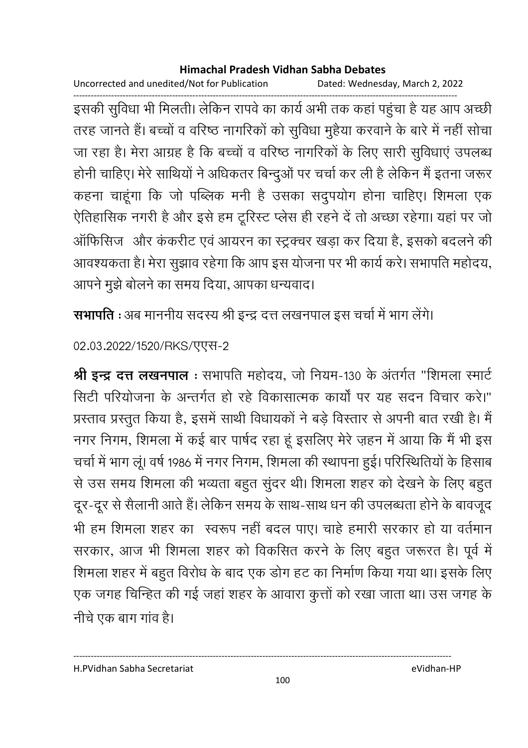इसकी सुविधा भी मिलती। लेकिन रापवे का कार्य अभी तक कहां पहुंचा है यह आप अच्छी तरह जानते हैं। बच्चों व वरिष्ठ नागरिकों को सुविधा मुहैया करवाने के बारे में नहीं सोचा जा रहा है। मेरा आग्रह है कि बच्चों व वरिष्ठ नागरिकों के लिए सारी सुविधाएं उपलब्ध होनी चाहिए। मेरे साथियों ने अधिकतर बिन्दुओं पर चर्चा कर ली है लेकिन मैं इतना जरूर कहना चाहूंगा कि जो पब्लिक मनी है उसका सदुपयोग होना चाहिए। शिमला एक ऐतिहासिक नगरी है और इसे हम टूरिस्ट प्लेस ही रहने दें तो अच्छा रहेगा। यहां पर जो ऑफिसिज और कंकरीट एवं आयरन का स्ट्रक्चर खड़ा कर दिया है, इसको बदलने की आवश्यकता है। मेरा सुझाव रहेगा कि आप इस योजना पर भी कार्य करे। सभापति महोदय, आपने मुझे बोलने का समय दिया, आपका धन्यवाद।

**सभापति** : अब माननीय सदस्य श्री इन्द्र दत्त लखनपाल इस चर्चा में भाग लेंगे।

02.03.2022/1520/RKS/एएस-2

**श्री इन्द्र दत्त लखनपाल** : सभापति महोदय, जो नियम-130 के अंतर्गत "शिमला स्मार्ट सिटी परियोजना के अन्तर्गत हो रहे विकासात्मक कार्यों पर यह सदन विचार करे।" प्रस्ताव प्रस्तुत किया है, इसमें साथी विधायकों ने बड़े विस्तार से अपनी बात रखी है। मैं नगर निगम, शिमला में कई बार पार्षद रहा हूं इसलिए मेरे ज़हन में आया कि मैं भी इस चर्चा में भाग लूं। वर्ष 1986 में नगर निगम, शिमला की स्थापना हुई। परिस्थितियों के हिसाब से उस समय शिमला की भव्यता बहुत सुंदर थी। शिमला शहर को देखने के लिए बहुत दूर-दूर से सैलानी आते हैं। लेकिन समय के साथ-साथ धन की उपलब्धता होने के बावजूद भी हम शिमला शहर का स्वरूप नहीं बदल पाए। चाहे हमारी सरकार हो या वर्तमान सरकार, आज भी शिमला शहर को विकसित करने के लिए बहुत जरूरत है। पूर्व में शिमला शहर में बहुत विरोध के बाद एक डोग हट का निर्माण किया गया था। इसके लिए एक जगह चिन्हित की गई जहां शहर के आवारा कुत्तों को रखा जाता था। उस जगह के नीचे एक बाग गांव है।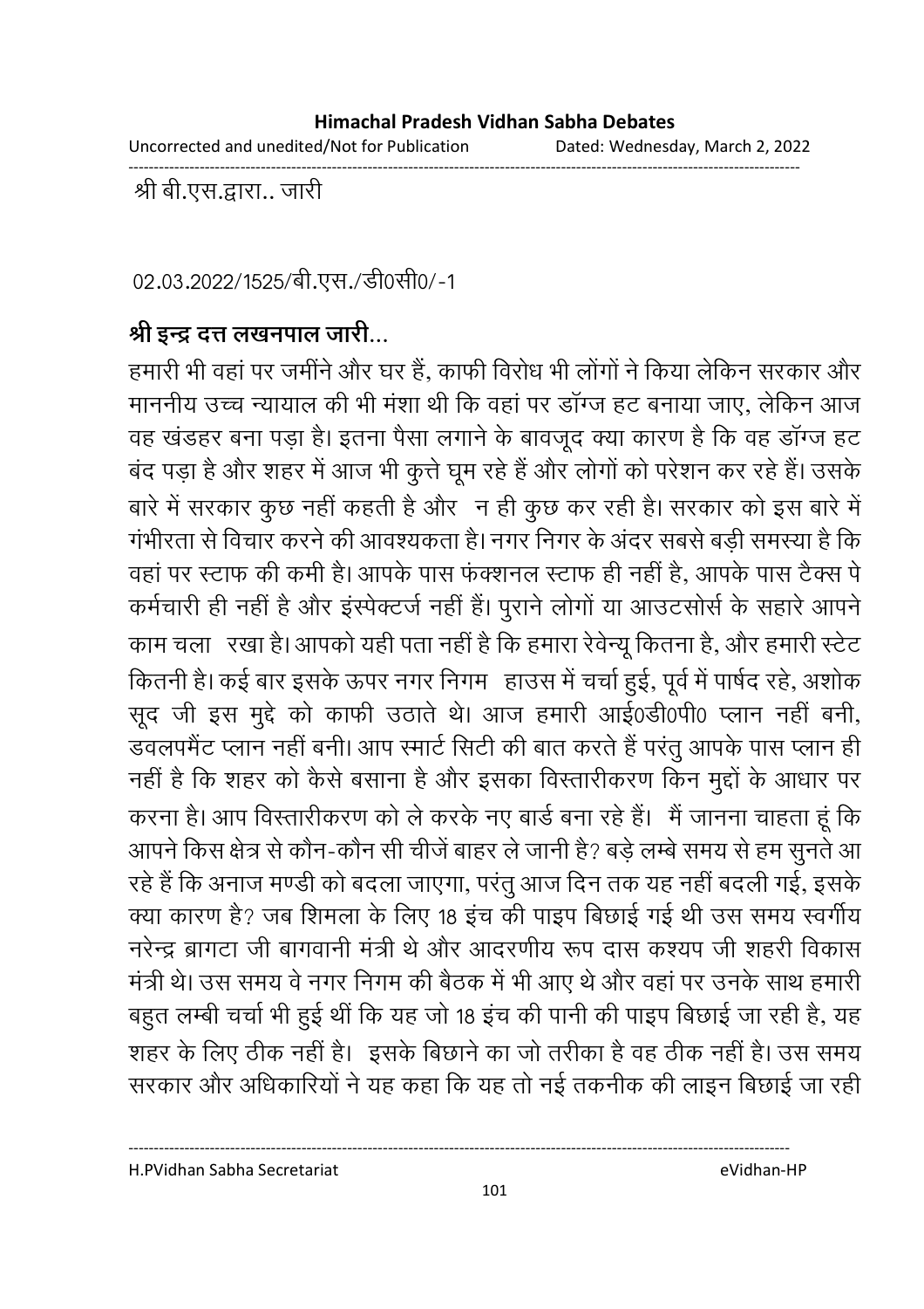श्री बी.एस.द्वारा.. जारी

02.03.2022/1525/बी.एस./डी0सी0/-1

**श्री इन्द्र दत्त लखनपाल जारी...**

हमारी भी वहां पर जमींने और घर हैं, काफी विरोध भी लोंगों ने किया लेकिन सरकार और माननीय उच्च न्यायाल की भी मंशा थी कि वहां पर डॉग्ज हट बनाया जाए, लेकिन आज वह खंडहर बना पड़ा है। इतना पैसा लगाने के बावजूद क्या कारण है कि वह डॉग्ज हट बंद पड़ा है और शहर में आज भी कुत्ते घूम रहे हैं और लोगों को परेशन कर रहे हैं। उसके बारे में सरकार कुछ नहीं कहती है और न ही कुछ कर रही है। सरकार को इस बारे में गंभीरता से विचार करने की आवश्यकता है। नगर निगर के अंदर सबसे बड़ी समस्या है कि वहां पर स्टाफ की कमी है। आपके पास फंक्शनल स्टाफ ही नहीं है, आपके पास टैक्स पे कर्मचारी ही नहीं है और इंस्पेक्टर्ज नहीं हैं। पुराने लोगों या आउटसोर्स के सहारे आपने काम चला रखा है। आपको यही पता नहीं है कि हमारा रेवेन्यू कितना है, और हमारी स्टेट कितनी है। कई बार इसके ऊपर नगर निगम हाउस में चर्चा हुई, पूर्व में पार्षद रहे, अशोक सूद जी इस मुद्दे को काफी उठाते थे। आज हमारी आई0डी0पी0 प्लान नहीं बनी, डवलपमैंट प्लान नहीं बनी। आप स्मार्ट सिटी की बात करते हैं परंतु आपके पास प्लान ही नहीं है कि शहर को कैसे बसाना है और इसका विस्तारीकरण किन मुद्दों के आधार पर करना है। आप विस्तारीकरण को ले करके नए बार्ड बना रहे हैं। मैं जानना चाहता हूं कि आपने किस क्षेत्र से कौन-कौन सी चीजें बाहर ले जानी है? बड़े लम्बे समय से हम सुनते आ रहे हैं कि अनाज मण्डी को बदला जाएगा, परंतु आज दिन तक यह नहीं बदली गई, इसके क्या कारण है? जब शिमला के लिए 18 इंच की पाइप बिछाई गई थी उस समय स्वर्गीय नरेन्द्र ब्रागटा जी बागवानी मंत्री थे और आदरणीय रूप दास कश्यप जी शहरी विकास मंत्री थे। उस समय वे नगर निगम की बैठक में भी आए थे और वहां पर उनके साथ हमारी बहुत लम्बी चर्चा भी हुई थीं कि यह जो 18 इंच की पानी की पाइप बिछाई जा रही है, यह शहर के लिए ठीक नहीं है। इसके बिछाने का जो तरीका है वह ठीक नहीं है। उस समय सरकार और अधिकारियों ने यह कहा कि यह तो नई तकनीक की लाइन बिछाई जा रही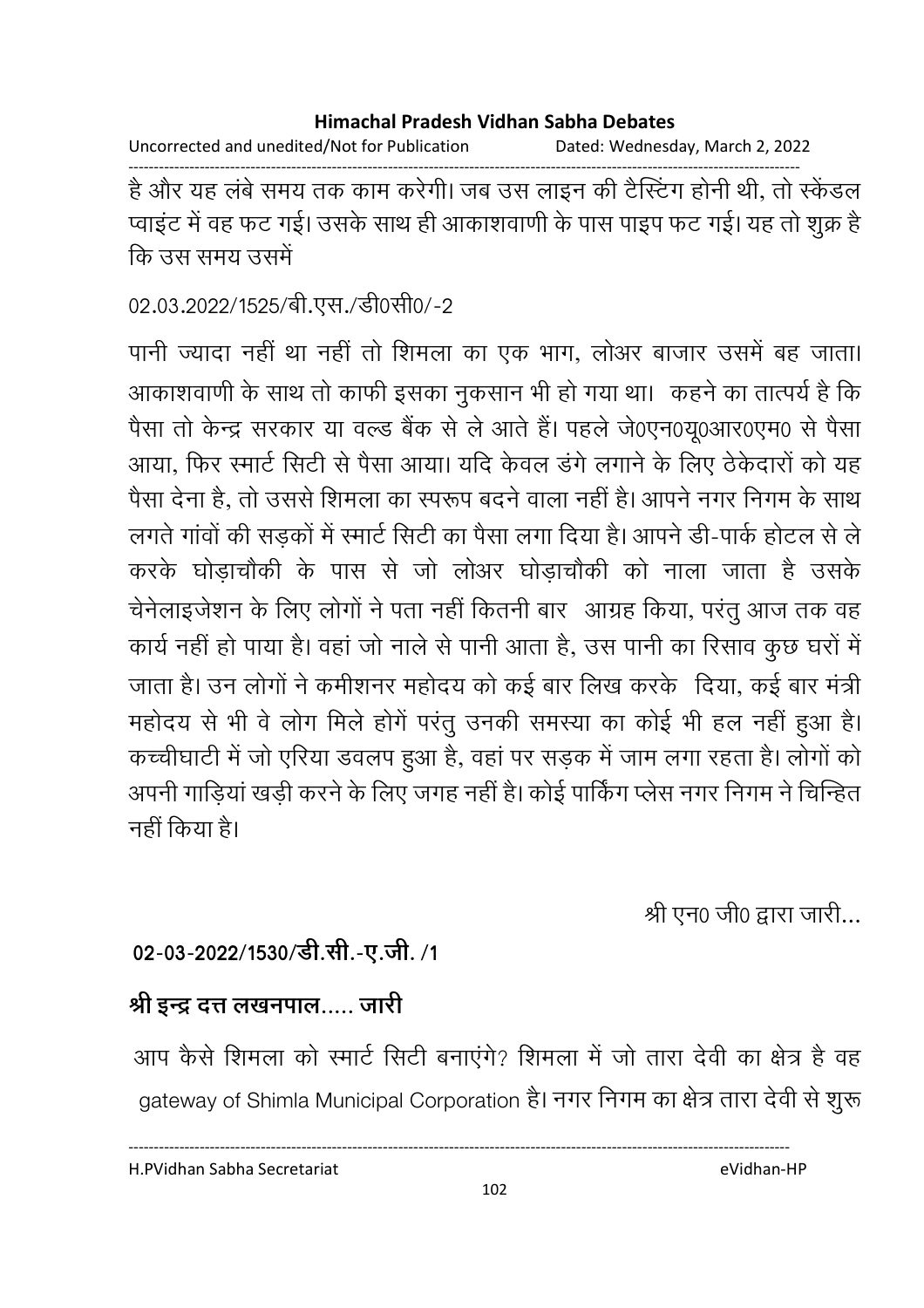है और यह लंबे समय तक काम करेगी। जब उस लाइन की टैस्टिंग होनी थी, तो स्कैंडल प्वाइंट में वह फट गई। उसके साथ ही आकाशवाणी के पास पाइप फट गई। यह तो शुक्र है कि उस समय उसमें

02.03.2022/1525/बी.एस./डी0सी0/-2

पानी ज्यादा नहीं था नहीं तो शिमला का एक भाग, लोअर बाजार उसमें बह जाता। आकाशवाणी के साथ तो काफी इसका नुकसान भी हो गया था। कहने का तात्पर्य है कि पैसा तो केन्द्र सरकार या वर्ल्ड बैंक से ले आते हैं। पहले जे0एन0यू0आर0एम0 से पैसा आया, फिर स्मार्ट सिटी से पैसा आया। यदि केवल डंगे लगाने के लिए ठेकेदारों को यह पैसा देना है, तो उससे शिमला का स्परूप बदने वाला नहीं है। आपने नगर निगम के साथ लगते गांवों की सड़कों में स्मार्ट सिटी का पैसा लगा दिया है। आपने डी-पार्क होटल से ले करके घोड़ाचौकी के पास से जो लोअर घोड़ाचौकी को नाला जाता है उसके चेनेलाइजेशन के लिए लोगों ने पता नहीं कितनी बार आग्रह किया, परंतु आज तक वह कार्य नहीं हो पाया है। वहां जो नाले से पानी आता है, उस पानी का रिसाव कुछ घरों में जाता है। उन लोगों ने कमीशनर महोदय को कई बार लिख करके दिया, कई बार मंत्री महोदय से भी वे लोग मिले होगें परंतु उनकी समस्या का कोई भी हल नहीं हुआ है। कच्चीघाटी में जो एरिया डवलप हुआ है, वहां पर सड़क में जाम लगा रहता है। लोगों को अपनी गाड़ियां खड़ी करने के लिए जगह नहीं है। कोई पार्किंग प्लेस नगर निगम ने चिन्हित नहीं किया है।

श्री एन0 जी0 द्वारा जारी...

**02-03-2022/1530/डी.सी.-ए.जी. /1**

**श्री इन्द्र दत्त लखनपाल..... जारी**

आप कैसे शिमला को स्मार्ट सिटी बनाएंगे? शिमला में जो तारा देवी का क्षेत्र है वह gateway of Shimla Municipal Corporation है। नगर निगम का क्षेत्र तारा देवी से शुरू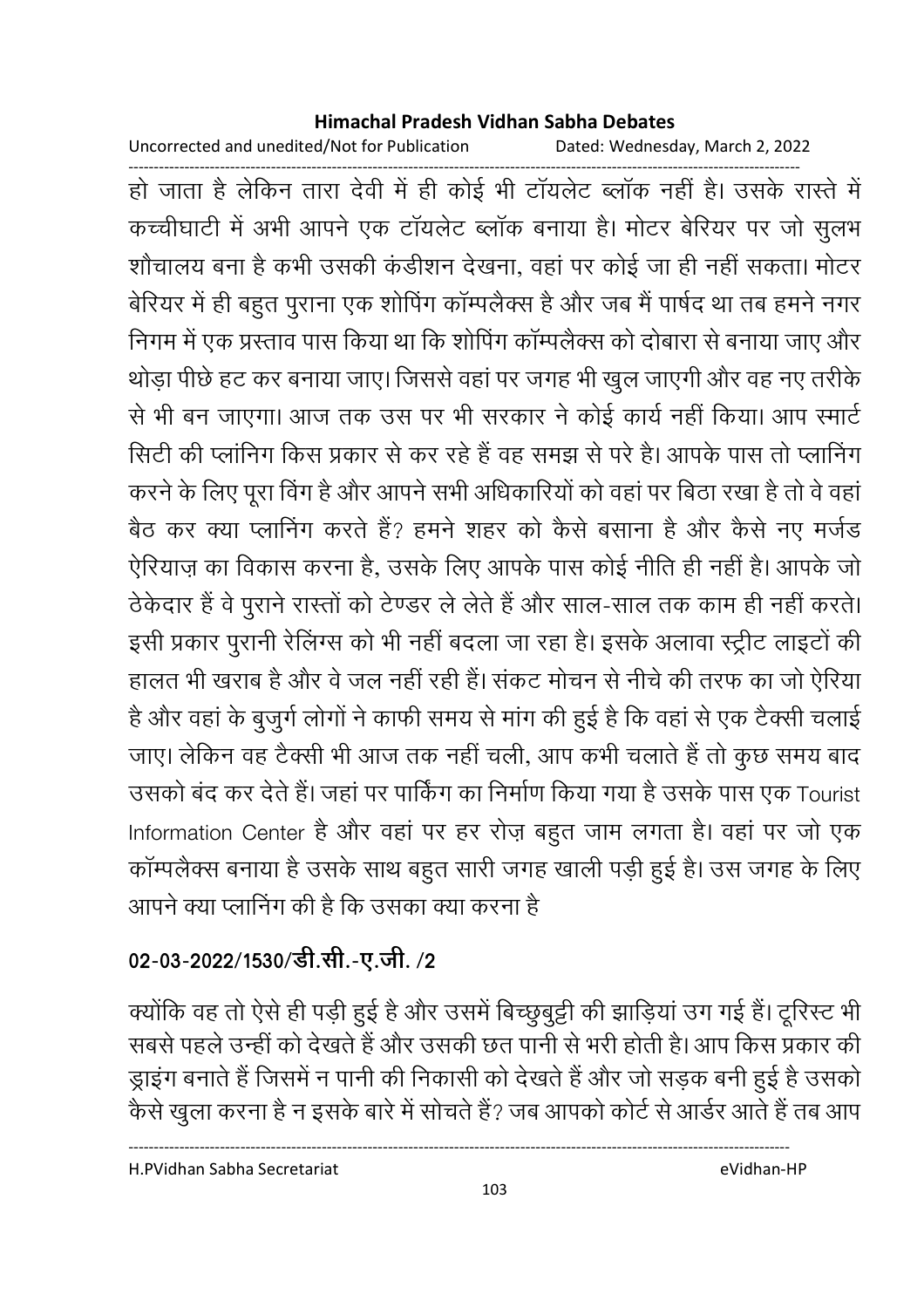हो जाता है लेकिन तारा देवी में ही कोई भी टॉयलेट ब्लॉक नहीं है। उसके रास्ते में कच्चीघाटी में अभी आपने एक टॉयलेट ब्लॉक बनाया है। मोटर बेरियर पर जो सुलभ शौचालय बना है कभी उसकी कंडीशन देखना, वहां पर कोई जा ही नहीं सकता। मोटर बेरियर में ही बहुत पुराना एक शोपिंग कॉम्पलैक्स है और जब मैं पार्षद था तब हमने नगर निगम में एक प्रस्ताव पास किया था कि शोपिंग कॉम्पलैक्स को दोबारा से बनाया जाए और थोड़ा पीछे हट कर बनाया जाए। जिससे वहां पर जगह भी खुल जाएगी और वह नए तरीके से भी बन जाएगा। आज तक उस पर भी सरकार ने कोई कार्य नहीं किया। आप स्मार्ट सिटी की प्लांनिग किस प्रकार से कर रहे हैं वह समझ से परे है। आपके पास तो प्लानिंग करने के लिए पूरा विंग है और आपने सभी अधिकारियों को वहां पर बिठा रखा है तो वे वहां बैठ कर क्या प्लानिंग करते हैं? हमने शहर को कैसे बसाना है और कैसे नए मर्जड ऐरियाज़ का विकास करना है, उसके लिए आपके पास कोई नीति ही नहीं है। आपके जो ठेकेदार हैं वे पुराने रास्तों को टेण्डर ले लेते हैं और साल-साल तक काम ही नहीं करते। इसी प्रकार पुरानी रेलिंग्स को भी नहीं बदला जा रहा है। इसके अलावा स्ट्रीट लाइटों की हालत भी खराब है और वे जल नहीं रही हैं। संकट मोचन से नीचे की तरफ का जो ऐरिया है और वहां के बुजुर्ग लोगों ने काफी समय से मांग की हुई है कि वहां से एक टैक्सी चलाई जाए। लेकिन वह टैक्सी भी आज तक नहीं चली, आप कभी चलाते हैं तो कुछ समय बाद उसको बंद कर देते हैं। जहां पर पार्किंग का निर्माण किया गया है उसके पास एक Tourist Information Center है और वहां पर हर रोज़ बहुत जाम लगता है। वहां पर जो एक कॉम्पलैक्स बनाया है उसके साथ बहुत सारी जगह खाली पड़ी हुई है। उस जगह के लिए आपने क्या प्लानिंग की है कि उसका क्या करना है

**02-03-2022/1530/डी.सी.-ए.जी. /2**

क्योंकि वह तो ऐसे ही पड़ी हुई है और उसमें बिच्छुबुट्टी की झाड़ियां उग गई हैं। टूरिस्ट भी सबसे पहले उन्हीं को देखते हैं और उसकी छत पानी से भरी होती है। आप किस प्रकार की ड्राइंग बनाते हैं जिसमें न पानी की निकासी को देखते हैं और जो सड़क बनी हुई है उसको कैसे खुला करना है न इसके बारे में सोचते हैं? जब आपको कोर्ट से आर्डर आते हैं तब आप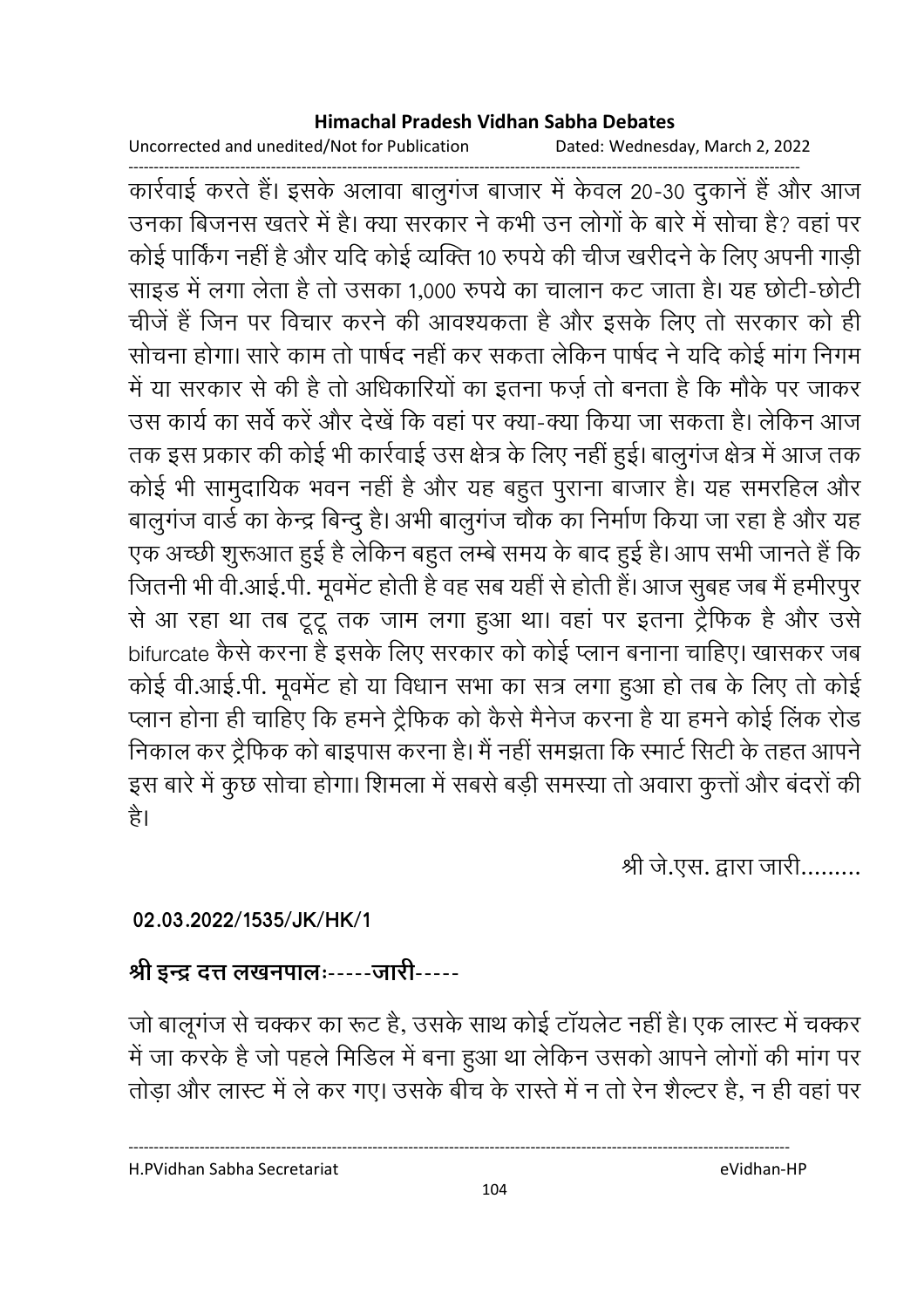कार्रवाई करते हैं। इसके अलावा बालुगंज बाजार में केवल 20-30 दुकानें हैं और आज उनका बिजनस खतरे में है। क्या सरकार ने कभी उन लोगों के बारे में सोचा है? वहां पर कोई पार्किंग नहीं है और यदि कोई व्यक्ति 10 रुपये की चीज खरीदने के लिए अपनी गाड़ी साइड में लगा लेता है तो उसका 1,000 रुपये का चालान कट जाता है। यह छोटी-छोटी चीजें हैं जिन पर विचार करने की आवश्यकता है और इसके लिए तो सरकार को ही सोचना होगा। सारे काम तो पार्षद नहीं कर सकता लेकिन पार्षद ने यदि कोई मांग निगम में या सरकार से की है तो अधिकारियों का इतना फर्ज़ तो बनता है कि मौके पर जाकर उस कार्य का सर्वे करें और देखें कि वहां पर क्या-क्या किया जा सकता है। लेकिन आज तक इस प्रकार की कोई भी कार्रवाई उस क्षेत्र के लिए नहीं हुई। बालुगंज क्षेत्र में आज तक कोई भी सामुदायिक भवन नहीं है और यह बहुत पुराना बाजार है। यह समरहिल और बालुगंज वार्ड का केन्द्र बिन्दु है। अभी बालुगंज चौक का निर्माण किया जा रहा है और यह एक अच्छी शुरूआत हुई है लेकिन बहुत लम्बे समय के बाद हुई है। आप सभी जानते हैं कि जितनी भी वी.आई.पी. मूवमेंट होती है वह सब यहीं से होती हैं। आज सुबह जब मैं हमीरपुर से आ रहा था तब टूटू तक जाम लगा हुआ था। वहां पर इतना ट्रैफिक है और उसे bifurcate कैसे करना है इसके लिए सरकार को कोई प्लान बनाना चाहिए। खासकर जब कोई वी.आई.पी. मूवमेंट हो या विधान सभा का सत्र लगा हुआ हो तब के लिए तो कोई प्लान होना ही चाहिए कि हमने ट्रैफिक को कैसे मैनेज करना है या हमने कोई लिंक रोड निकाल कर ट्रैफिक को बाइपास करना है। मैं नहीं समझता कि स्मार्ट सिटी के तहत आपने इस बारे में कुछ सोचा होगा। शिमला में सबसे बड़ी समस्या तो अवारा कुत्तों और बंदरों की है।

श्री जे.एस. द्वारा जारी.........

**02.03.2022/1535/JK/HK/1**

**श्री इन्द्र दत्त लखनपालः-----जारी-----**

जो बालूगंज से चक्कर का रूट है, उसके साथ कोई टॉयलेट नहीं है। एक लास्ट में चक्कर में जा करके है जो पहले मिडिल में बना हुआ था लेकिन उसको आपने लोगों की मांग पर तोड़ा और लास्ट में ले कर गए। उसके बीच के रास्ते में न तो रेन शैल्टर है, न ही वहां पर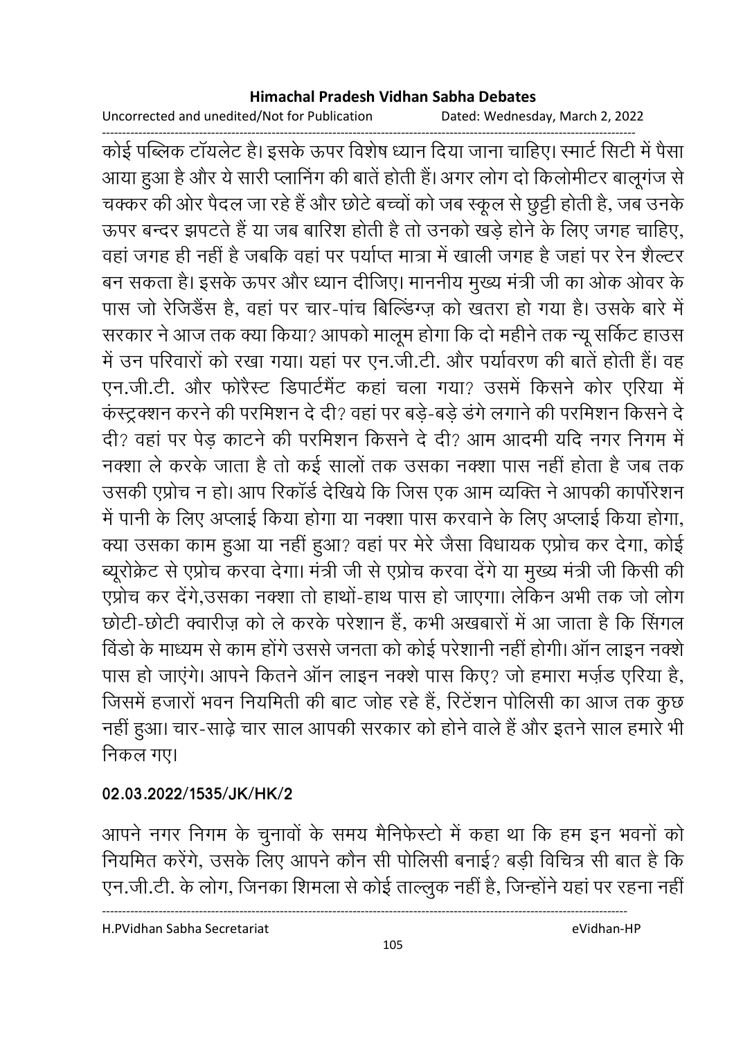कोई पब्लिक टॉयलेट है। इसके ऊपर विशेष ध्यान दिया जाना चाहिए। स्मार्ट सिटी में पैसा आया हुआ है और ये सारी प्लानिंग की बातें होती हैं। अगर लोग दो किलोमीटर बालूगंज से चक्कर की ओर पैदल जा रहे हैं और छोटे बच्चों को जब स्कूल से छुट्टी होती है, जब उनके ऊपर बन्दर झपटते हैं या जब बारिश होती है तो उनको खड़े होने के लिए जगह चाहिए, वहां जगह ही नहीं है जबकि वहां पर पर्याप्त मात्रा में खाली जगह है जहां पर रेन शैल्टर बन सकता है। इसके ऊपर और ध्यान दीजिए। माननीय मुख्य मंत्री जी का ओक ओवर के पास जो रेजिडैंस है, वहां पर चार-पांच बिल्डिंग्ज़ को खतरा हो गया है। उसके बारे में सरकार ने आज तक क्या किया? आपको मालूम होगा कि दो महीने तक न्यू सर्किट हाउस में उन परिवारों को रखा गया। यहां पर एन.जी.टी. और पर्यावरण की बातें होती हैं। वह एन.जी.टी. और फोरैस्ट डिपार्टमैंट कहां चला गया? उसमें किसने कोर एरिया में कंस्ट्रक्शन करने की परमिशन दे दी? वहां पर बड़े-बड़े डंगे लगाने की परमिशन किसने दे दी? वहां पर पेड़ काटने की परमिशन किसने दे दी? आम आदमी यदि नगर निगम में नक्शा ले करके जाता है तो कई सालों तक उसका नक्शा पास नहीं होता है जब तक उसकी एप्रोच न हो। आप रिकॉर्ड देखिये कि जिस एक आम व्यक्ति ने आपकी कार्पोरेशन में पानी के लिए अप्लाई किया होगा या नक्शा पास करवाने के लिए अप्लाई किया होगा, क्या उसका काम हुआ या नहीं हुआ? वहां पर मेरे जैसा विधायक एप्रोच कर देगा, कोई ब्यूरोक्रेट से एप्रोच करवा देगा। मंत्री जी से एप्रोच करवा देंगे या मुख्य मंत्री जी किसी की एप्रोच कर देंगे,उसका नक्शा तो हाथों-हाथ पास हो जाएगा। लेकिन अभी तक जो लोग छोटी-छोटी क्वारीज़ को ले करके परेशान हैं, कभी अखबारों में आ जाता है कि सिंगल विंडो के माध्यम से काम होंगे उससे जनता को कोई परेशानी नहीं होगी। ऑन लाइन नक्शे पास हो जाएंगे। आपने कितने ऑन लाइन नक्शे पास किए? जो हमारा मर्ज़ड एरिया है, जिसमें हजारों भवन नियमिती की बाट जोह रहे हैं, रिटेंशन पोलिसी का आज तक कुछ नहीं हुआ। चार-साढ़े चार साल आपकी सरकार को होने वाले हैं और इतने साल हमारे भी निकल गए।

**02.03.2022/1535/JK/HK/2**

आपने नगर निगम के चुनावों के समय मैनिफेस्टो में कहा था कि हम इन भवनों को नियमित करेंगे, उसके लिए आपने कौन सी पोलिसी बनाई? बड़ी विचित्र सी बात है कि एन.जी.टी. के लोग, जिनका शिमला से कोई ताल्लुक नहीं है, जिन्होंने यहां पर रहना नहीं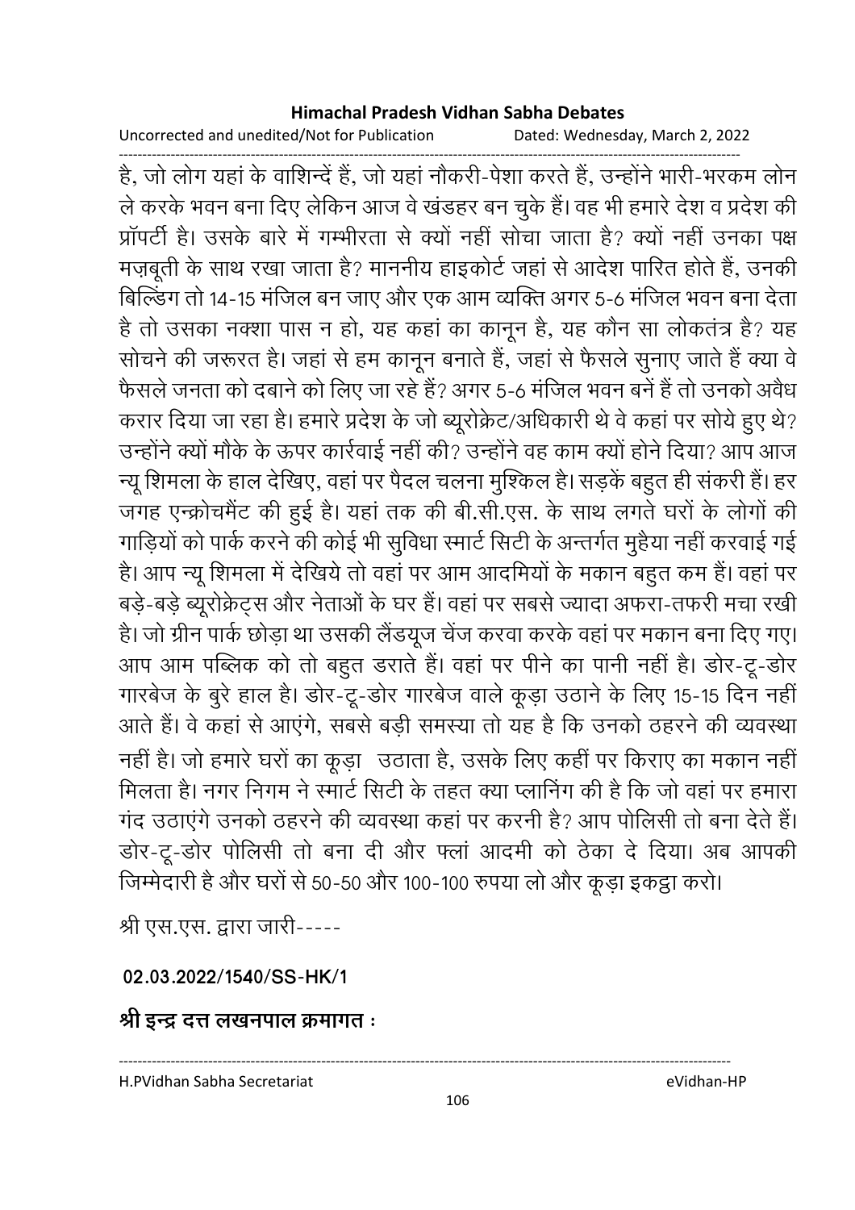है, जो लोग यहां के वाशिन्दें हैं, जो यहां नौकरी-पेशा करते हैं, उन्होंने भारी-भरकम लोन ले करके भवन बना दिए लेकिन आज वे खंडहर बन चुके हैं। वह भी हमारे देश व प्रदेश की प्रॉपर्टी है। उसके बारे में गम्भीरता से क्यों नहीं सोचा जाता है? क्यों नहीं उनका पक्ष मज़बूती के साथ रखा जाता है? माननीय हाइकोर्ट जहां से आदेश पारित होते हैं, उनकी बिल्डिंग तो 14-15 मंजिल बन जाए और एक आम व्यक्ति अगर 5-6 मंजिल भवन बना देता है तो उसका नक्शा पास न हो, यह कहां का कानून है, यह कौन सा लोकतंत्र है? यह सोचने की जरूरत है। जहां से हम कानून बनाते हैं, जहां से फैसले सुनाए जाते हैं क्या वे फैसले जनता को दबाने को लिए जा रहे हैं? अगर 5-6 मंजिल भवन बनें हैं तो उनको अवैध करार दिया जा रहा है। हमारे प्रदेश के जो ब्यूरोक्रेट/अधिकारी थे वे कहां पर सोये हुए थे? उन्होंने क्यों मौके के ऊपर कार्रवाई नहीं की? उन्होंने वह काम क्यों होने दिया? आप आज न्यू शिमला के हाल देखिए, वहां पर पैदल चलना मुश्किल है। सड़कें बहुत ही संकरी हैं। हर जगह एन्क्रोचमैंट की हुई है। यहां तक की बी.सी.एस. के साथ लगते घरों के लोगों की गाड़ियों को पार्क करने की कोई भी सुविधा स्मार्ट सिटी के अन्तर्गत मुहैया नहीं करवाई गई है। आप न्यू शिमला में देखिये तो वहां पर आम आदमियों के मकान बहुत कम हैं। वहां पर बड़े-बड़े ब्यूरोक्रेट्स और नेताओं के घर हैं। वहां पर सबसे ज्यादा अफरा-तफरी मचा रखी है। जो ग्रीन पार्क छोड़ा था उसकी लैंडयूज चेंज करवा करके वहां पर मकान बना दिए गए। आप आम पब्लिक को तो बहुत डराते हैं। वहां पर पीने का पानी नहीं है। डोर-टू-डोर गारबेज के बुरे हाल है। डोर-टू-डोर गारबेज वाले कूड़ा उठाने के लिए 15-15 दिन नहीं आते हैं। वे कहां से आएंगे, सबसे बड़ी समस्या तो यह है कि उनको ठहरने की व्यवस्था नहीं है। जो हमारे घरों का कूड़ा उठाता है, उसके लिए कहीं पर किराए का मकान नहीं मिलता है। नगर निगम ने स्मार्ट सिटी के तहत क्या प्लानिंग की है कि जो वहां पर हमारा गंद उठाएंगे उनको ठहरने की व्यवस्था कहां पर करनी है? आप पोलिसी तो बना देते हैं। डोर-टू-डोर पोलिसी तो बना दी और फ्लां आदमी को ठेका दे दिया। अब आपकी जिम्मेदारी है और घरों से 50-50 और 100-100 रुपया लो और कूड़ा इकट्ठा करो।

श्री एस.एस. द्वारा जारी-----

**02.03.2022/1540/SS-HK/1**

**श्री इन्द्र दत्त लखनपाल क्रमागत :**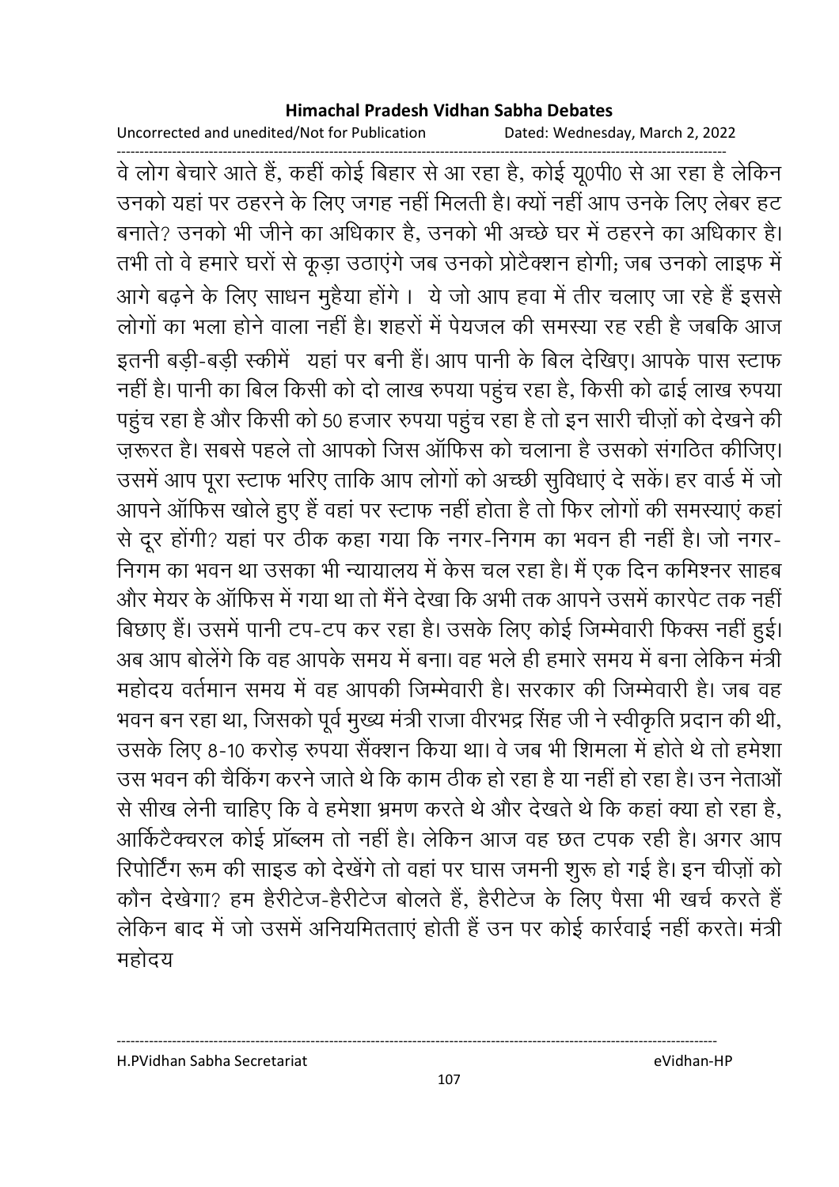वे लोग बेचारे आते हैं, कहीं कोई बिहार से आ रहा है, कोई यू0पी0 से आ रहा है लेकिन उनको यहां पर ठहरने के लिए जगह नहीं मिलती है। क्यों नहीं आप उनके लिए लेबर हट बनाते? उनको भी जीने का अधिकार है, उनको भी अच्छे घर में ठहरने का अधिकार है। तभी तो वे हमारे घरों से कूड़ा उठाएंगे जब उनको प्रोटैक्शन होगी; जब उनको लाइफ में आगे बढ़ने के लिए साधन मुहैया होंगे । ये जो आप हवा में तीर चलाए जा रहे हैं इससे लोगों का भला होने वाला नहीं है। शहरों में पेयजल की समस्या रह रही है जबकि आज इतनी बड़ी-बड़ी स्कीमें यहां पर बनी हैं। आप पानी के बिल देखिए। आपके पास स्टाफ नहीं है। पानी का बिल किसी को दो लाख रुपया पहुंच रहा है, किसी को ढाई लाख रुपया पहुंच रहा है और किसी को 50 हजार रुपया पहुंच रहा है तो इन सारी चीज़ों को देखने की ज़रूरत है। सबसे पहले तो आपको जिस ऑफिस को चलाना है उसको संगठित कीजिए। उसमें आप पूरा स्टाफ भरिए ताकि आप लोगों को अच्छी सुविधाएं दे सकें। हर वार्ड में जो आपने ऑफिस खोले हुए हैं वहां पर स्टाफ नहीं होता है तो फिर लोगों की समस्याएं कहां से दूर होंगी? यहां पर ठीक कहा गया कि नगर-निगम का भवन ही नहीं है। जो नगर-निगम का भवन था उसका भी न्यायालय में केस चल रहा है। मैं एक दिन कमिश्नर साहब और मेयर के ऑफिस में गया था तो मैंने देखा कि अभी तक आपने उसमें कारपेट तक नहीं बिछाए हैं। उसमें पानी टप-टप कर रहा है। उसके लिए कोई जिम्मेवारी फिक्स नहीं हुई। अब आप बोलेंगे कि वह आपके समय में बना। वह भले ही हमारे समय में बना लेकिन मंत्री महोदय वर्तमान समय में वह आपकी जिम्मेवारी है। सरकार की जिम्मेवारी है। जब वह भवन बन रहा था, जिसको पूर्व मुख्य मंत्री राजा वीरभद्र सिंह जी ने स्वीकृति प्रदान की थी, उसके लिए 8-10 करोड़ रुपया सैंक्शन किया था। वे जब भी शिमला में होते थे तो हमेशा उस भवन की चैकिंग करने जाते थे कि काम ठीक हो रहा है या नहीं हो रहा है। उन नेताओं से सीख लेनी चाहिए कि वे हमेशा भ्रमण करते थे और देखते थे कि कहां क्या हो रहा है, आर्किटैक्चरल कोई प्रॉब्लम तो नहीं है। लेकिन आज वह छत टपक रही है। अगर आप रिपोर्टिंग रूम की साइड को देखेंगे तो वहां पर घास जमनी शुरू हो गई है। इन चीज़ों को कौन देखेगा? हम हैरीटेज-हैरीटेज बोलते हैं, हैरीटेज के लिए पैसा भी खर्च करते हैं लेकिन बाद में जो उसमें अनियमितताएं होती हैं उन पर कोई कार्रवाई नहीं करते। मंत्री महोदय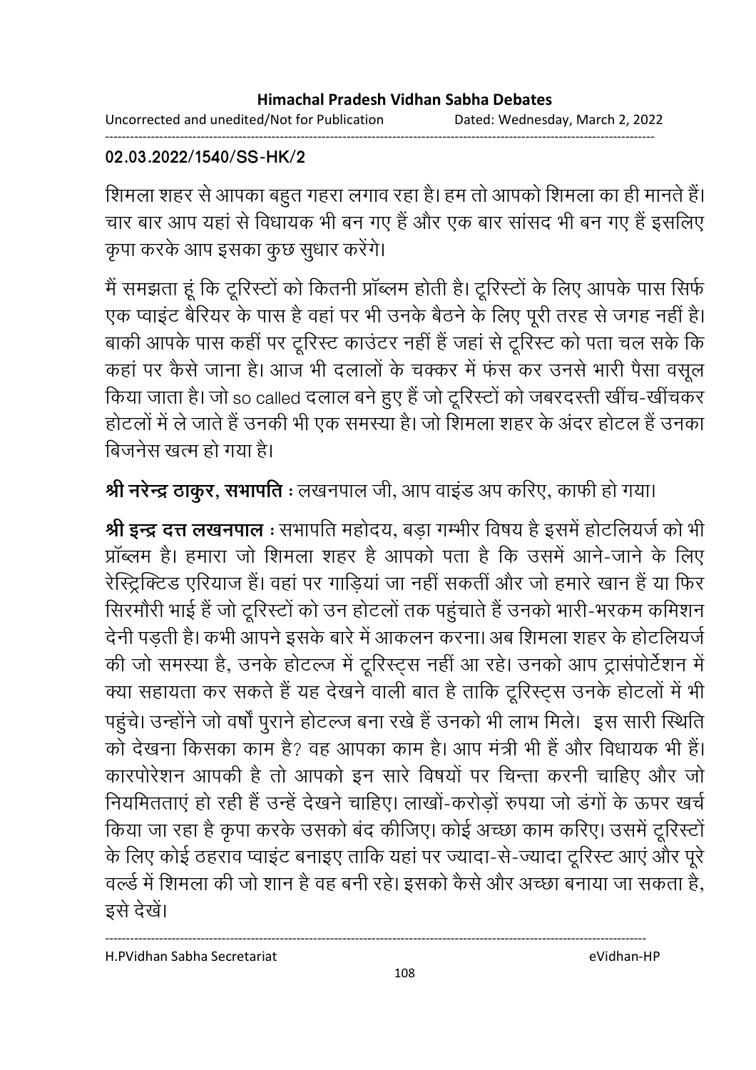**02.03.2022/1540/SS-HK/2**

शिमला शहर से आपका बहुत गहरा लगाव रहा है। हम तो आपको शिमला का ही मानते हैं। चार बार आप यहां से विधायक भी बन गए हैं और एक बार सांसद भी बन गए हैं इसलिए कृपा करके आप इसका कुछ सुधार करेंगे।

मैं समझता हूं कि टूरिस्टों को कितनी प्रॉब्लम होती है। टूरिस्टों के लिए आपके पास सिर्फ एक प्वाइंट बैरियर के पास है वहां पर भी उनके बैठने के लिए पूरी तरह से जगह नहीं है। बाकी आपके पास कहीं पर टूरिस्ट काउंटर नहीं हैं जहां से टूरिस्ट को पता चल सके कि कहां पर कैसे जाना है। आज भी दलालों के चक्कर में फंस कर उनसे भारी पैसा वसूल किया जाता है। जो so called दलाल बने हुए हैं जो टूरिस्टों को जबरदस्ती खींच-खींचकर होटलों में ले जाते हैं उनकी भी एक समस्या है। जो शिमला शहर के अंदर होटल हैं उनका बिजनेस खत्म हो गया है।

**श्री नरेन्द्र ठाकुर, सभापति** : लखनपाल जी, आप वाइंड अप करिए, काफी हो गया।

**श्री इन्द्र दत्त लखनपाल** : सभापति महोदय, बड़ा गम्भीर विषय है इसमें होटलियर्ज को भी प्रॉब्लम है। हमारा जो शिमला शहर है आपको पता है कि उसमें आने-जाने के लिए रेस्ट्रिक्टिड एरियाज हैं। वहां पर गाड़ियां जा नहीं सकतीं और जो हमारे खान हैं या फिर सिरमौरी भाई हैं जो टूरिस्टों को उन होटलों तक पहुंचाते हैं उनको भारी-भरकम कमिशन देनी पड़ती है। कभी आपने इसके बारे में आकलन करना। अब शिमला शहर के होटलियर्ज की जो समस्या है, उनके होटल्ज में टूरिस्ट्स नहीं आ रहे। उनको आप ट्रासंपोर्टेशन में क्या सहायता कर सकते हैं यह देखने वाली बात है ताकि टूरिस्ट्स उनके होटलों में भी पहुंचे। उन्होंने जो वर्षों पुराने होटल्ज बना रखे हैं उनको भी लाभ मिले। इस सारी स्थिति को देखना किसका काम है? वह आपका काम है। आप मंत्री भी हैं और विधायक भी हैं। कारपोरेशन आपकी है तो आपको इन सारे विषयों पर चिन्ता करनी चाहिए और जो नियमितताएं हो रही हैं उन्हें देखने चाहिए। लाखों-करोड़ों रुपया जो डंगों के ऊपर खर्च किया जा रहा है कृपा करके उसको बंद कीजिए। कोई अच्छा काम करिए। उसमें टूरिस्टों के लिए कोई ठहराव प्वाइंट बनाइए ताकि यहां पर ज्यादा-से-ज्यादा टूरिस्ट आएं और पूरे वर्ल्ड में शिमला की जो शान है वह बनी रहे। इसको कैसे और अच्छा बनाया जा सकता है, इसे देखें।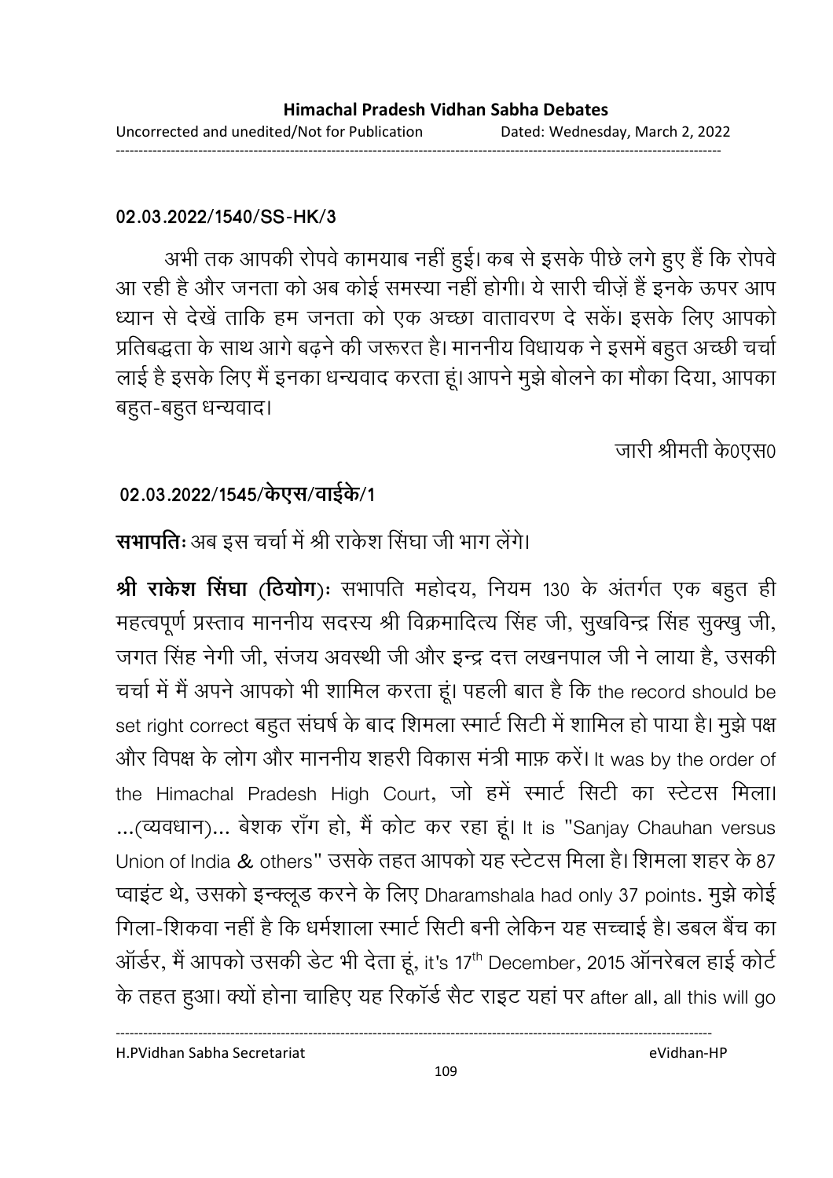**02.03.2022/1540/SS-HK/3**

अभी तक आपकी रोपवे कामयाब नहीं हुई। कब से इसके पीछे लगे हुए हैं कि रोपवे आ रही है और जनता को अब कोई समस्या नहीं होगी। ये सारी चीज़ें हैं इनके ऊपर आप ध्यान से देखें ताकि हम जनता को एक अच्छा वातावरण दे सकें। इसके लिए आपको प्रतिबद्धता के साथ आगे बढ़ने की जरूरत है। माननीय विधायक ने इसमें बहुत अच्छी चर्चा लाई है इसके लिए मैं इनका धन्यवाद करता हूं। आपने मुझे बोलने का मौका दिया, आपका बहुत-बहुत धन्यवाद।

जारी श्रीमती के0एस0

**02.03.2022/1545/केएस/वाईके/1**

**सभापतिः** अब इस चर्चा में श्री राकेश सिंघा जी भाग लेंगे।

**श्री राकेश सिंघा (ठियोग)ः** सभापति महोदय, नियम 130 के अंतर्गत एक बहुत ही महत्वपूर्ण प्रस्ताव माननीय सदस्य श्री विक्रमादित्य सिंह जी, सुखविन्द्र सिंह सुक्खु जी, जगत सिंह नेगी जी, संजय अवस्थी जी और इन्द्र दत्त लखनपाल जी ने लाया है, उसकी चर्चा में मैं अपने आपको भी शामिल करता हूं। पहली बात है कि the record should be set right correct बहुत संघर्ष के बाद शिमला स्मार्ट सिटी में शामिल हो पाया है। मुझे पक्ष और विपक्ष के लोग और माननीय शहरी विकास मंत्री माफ़ करें। It was by the order of the Himachal Pradesh High Court, जो हमें स्मार्ट सिटी का स्टेटस मिला। ...(व्यवधान)... बेशक रॉंग हो, मैं कोट कर रहा हूं। It is "Sanjay Chauhan versus Union of India & others" उसके तहत आपको यह स्टेटस मिला है। शिमला शहर के 87 प्वाइंट थे, उसको इन्क्लूड करने के लिए Dharamshala had only 37 points. मुझे कोई गिला-शिकवा नहीं है कि धर्मशाला स्मार्ट सिटी बनी लेकिन यह सच्चाई है। डबल बैंच का ऑर्डर, मैं आपको उसकी डेट भी देता हूं, it's 17th December, 2015 ऑनरेबल हाई कोर्ट के तहत हुआ। क्यों होना चाहिए यह रिकॉर्ड सैट राइट यहां पर after all, all this will go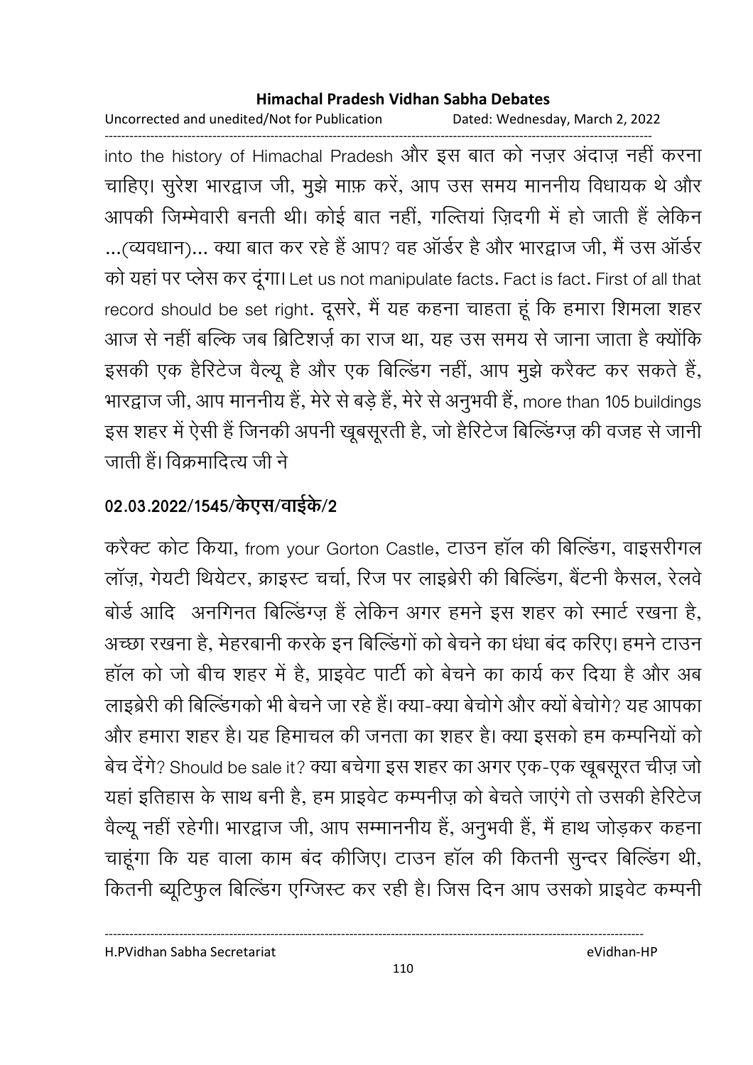into the history of Himachal Pradesh और इस बात को नज़र अंदाज़ नहीं करना चाहिए। सुरेश भारद्वाज जी, मुझे माफ़ करें, आप उस समय माननीय विधायक थे और आपकी जिम्मेवारी बनती थी। कोई बात नहीं, गल्तियां ज़िदगी में हो जाती हैं लेकिन ...(व्यवधान)... क्या बात कर रहे हैं आप? वह ऑर्डर है और भारद्वाज जी, मैं उस ऑर्डर को यहां पर प्लेस कर दूंगा। Let us not manipulate facts. Fact is fact. First of all that record should be set right. दूसरे, मैं यह कहना चाहता हूं कि हमारा शिमला शहर आज से नहीं बल्कि जब ब्रिटिशर्ज़ का राज था, यह उस समय से जाना जाता है क्योंकि इसकी एक हैरिटेज वैल्यू है और एक बिल्डिंग नहीं, आप मुझे करैक्ट कर सकते हैं, भारद्वाज जी, आप माननीय हैं, मेरे से बड़े हैं, मेरे से अनुभवी हैं, more than 105 buildings इस शहर में ऐसी हैं जिनकी अपनी खूबसूरती है, जो हैरिटेज बिल्डिंग्ज़ की वजह से जानी जाती हैं। विक्रमादित्य जी ने

**02.03.2022/1545/केएस/वाईके/2**

करैक्ट कोट किया, from your Gorton Castle, टाउन हॉल की बिल्डिंग, वाइसरीगल लॉज़, गेयटी थियेटर, क्राइस्ट चर्चा, रिज पर लाइब्रेरी की बिल्डिंग, बैंटनी कैसल, रेलवे बोर्ड आदि अनगिनत बिल्डिंग्ज़ हैं लेकिन अगर हमने इस शहर को स्मार्ट रखना है, अच्छा रखना है, मेहरबानी करके इन बिल्डिंगों को बेचने का धंधा बंद करिए। हमने टाउन हॉल को जो बीच शहर में है, प्राइवेट पार्टी को बेचने का कार्य कर दिया है और अब लाइब्रेरी की बिल्डिंगको भी बेचने जा रहे हैं। क्या-क्या बेचोगे और क्यों बेचोगे? यह आपका और हमारा शहर है। यह हिमाचल की जनता का शहर है। क्या इसको हम कम्पनियों को बेच देंगे? Should be sale it? क्या बचेगा इस शहर का अगर एक-एक खूबसूरत चीज़ जो यहां इतिहास के साथ बनी है, हम प्राइवेट कम्पनीज़ को बेचते जाएंगे तो उसकी हेरिटेज वैल्यू नहीं रहेगी। भारद्वाज जी, आप सम्माननीय हैं, अनुभवी हैं, मैं हाथ जोड़कर कहना चाहूंगा कि यह वाला काम बंद कीजिए। टाउन हॉल की कितनी सुन्दर बिल्डिंग थी, कितनी ब्यूटिफुल बिल्डिंग एग्जिस्ट कर रही है। जिस दिन आप उसको प्राइवेट कम्पनी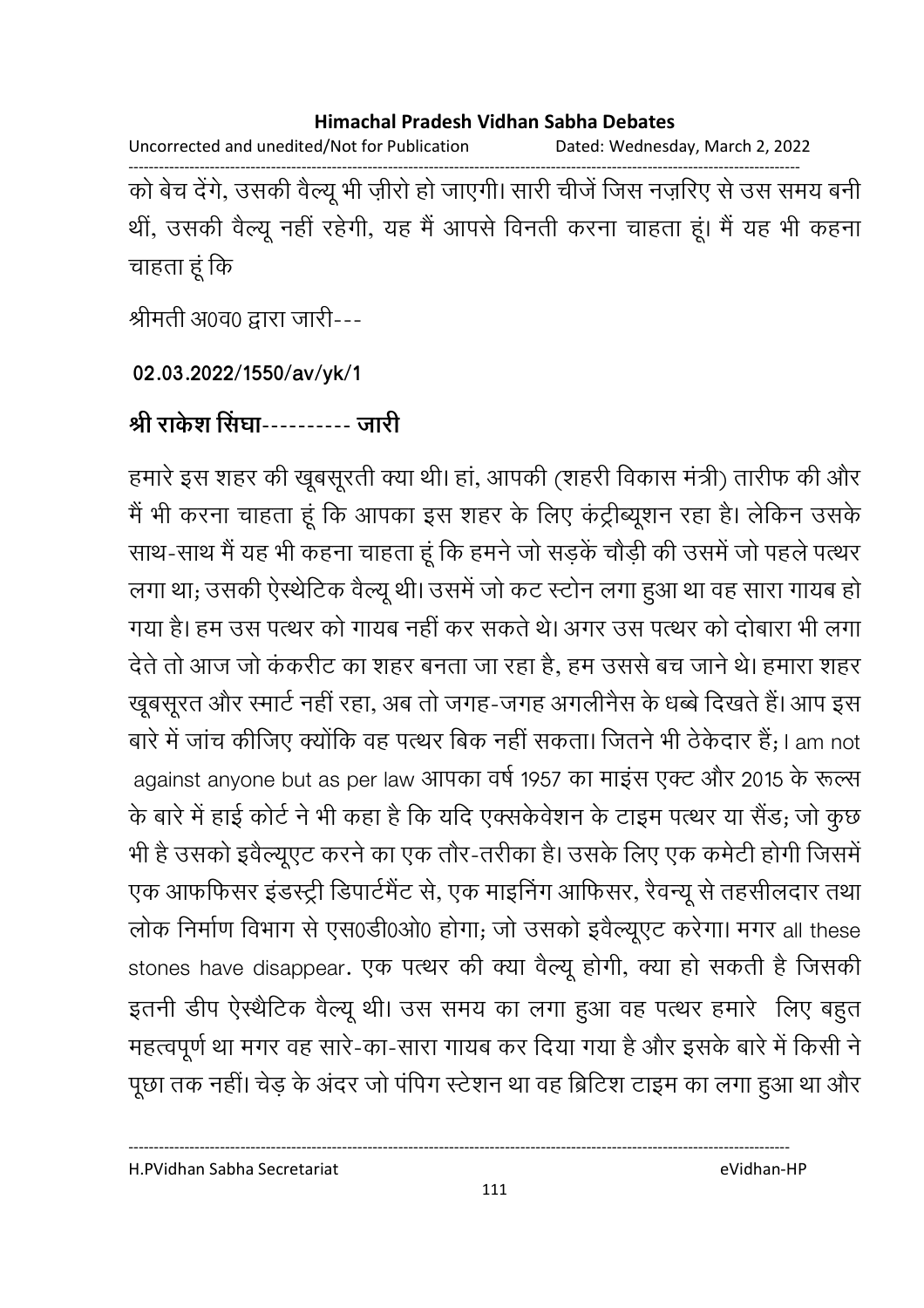को बेच देंगे, उसकी वैल्यू भी ज़ीरो हो जाएगी। सारी चीजें जिस नज़रिए से उस समय बनी थीं, उसकी वैल्यू नहीं रहेगी, यह मैं आपसे विनती करना चाहता हूं। मैं यह भी कहना चाहता हूं कि

श्रीमती अ0व0 द्वारा जारी---

**02.03.2022/1550/av/yk/1**

**श्री राकेश सिंघा---------- जारी**

हमारे इस शहर की खूबसूरती क्या थी। हां, आपकी (शहरी विकास मंत्री) तारीफ की और मैं भी करना चाहता हूं कि आपका इस शहर के लिए कंट्रीब्यूशन रहा है। लेकिन उसके साथ-साथ मैं यह भी कहना चाहता हूं कि हमने जो सड़कें चौड़ी की उसमें जो पहले पत्थर लगा था; उसकी ऐस्थेटिक वैल्यू थी। उसमें जो कट स्टोन लगा हुआ था वह सारा गायब हो गया है। हम उस पत्थर को गायब नहीं कर सकते थे। अगर उस पत्थर को दोबारा भी लगा देते तो आज जो कंकरीट का शहर बनता जा रहा है, हम उससे बच जाने थे। हमारा शहर खूबसूरत और स्मार्ट नहीं रहा, अब तो जगह-जगह अगलीनैस के धब्बे दिखते हैं। आप इस बारे में जांच कीजिए क्योंकि वह पत्थर बिक नहीं सकता। जितने भी ठेकेदार हैं; I am not against anyone but as per law आपका वर्ष 1957 का माइंस एक्ट और 2015 के रूल्स के बारे में हाई कोर्ट ने भी कहा है कि यदि एक्सकेवेशन के टाइम पत्थर या सैंड; जो कुछ भी है उसको इवैल्यूएट करने का एक तौर-तरीका है। उसके लिए एक कमेटी होगी जिसमें एक आफफिसर इंडस्ट्री डिपार्टमैंट से, एक माइनिंग आफिसर, रैवन्यू से तहसीलदार तथा लोक निर्माण विभाग से एस0डी0ओ0 होगा; जो उसको इवैल्यूएट करेगा। मगर all these stones have disappear. एक पत्थर की क्या वैल्यू होगी, क्या हो सकती है जिसकी इतनी डीप ऐस्थैटिक वैल्यू थी। उस समय का लगा हुआ वह पत्थर हमारे लिए बहुत महत्वपूर्ण था मगर वह सारे-का-सारा गायब कर दिया गया है और इसके बारे में किसी ने पूछा तक नहीं। चेड़ के अंदर जो पंपिग स्टेशन था वह ब्रिटिश टाइम का लगा हुआ था और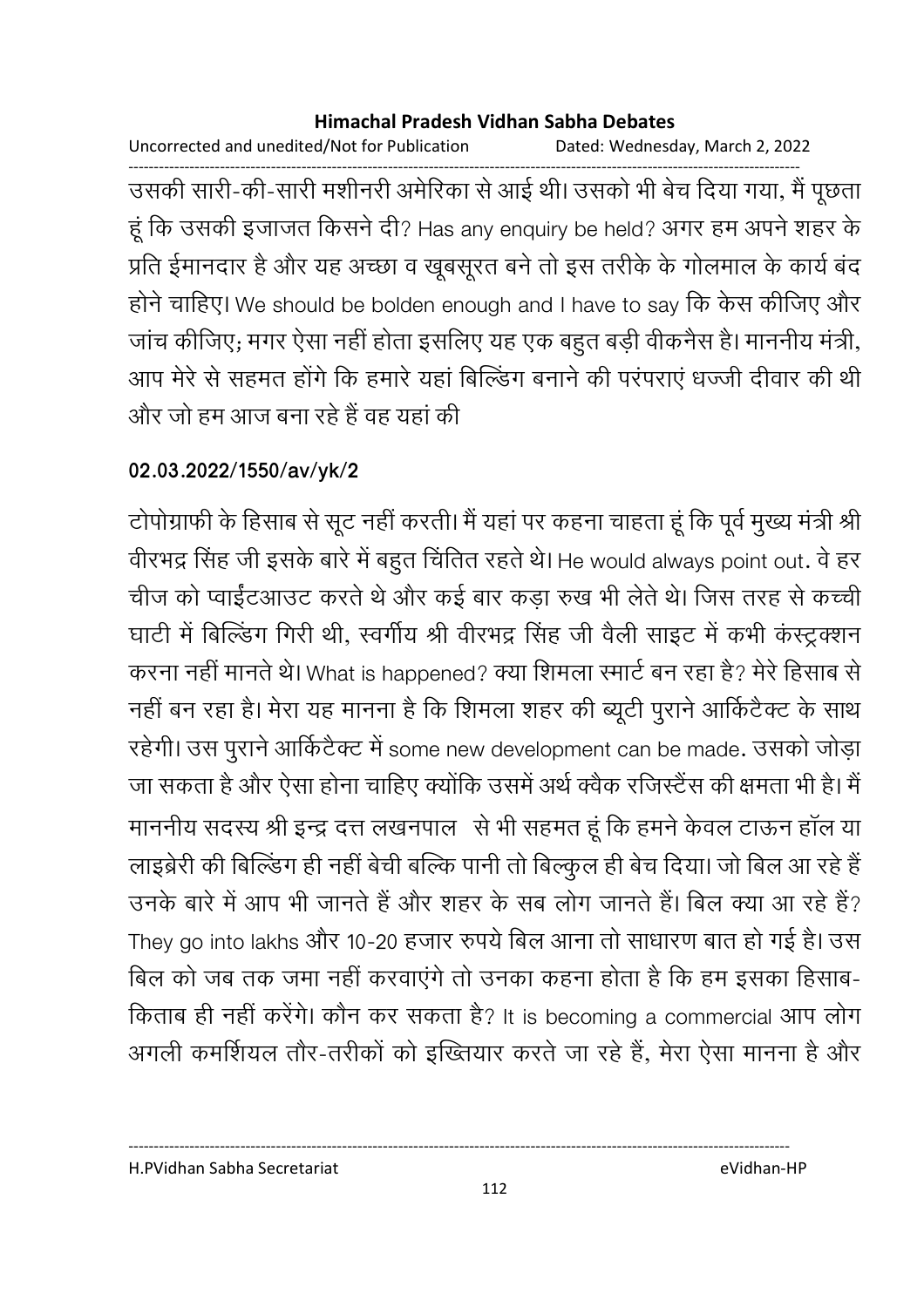उसकी सारी-की-सारी मशीनरी अमेरिका से आई थी। उसको भी बेच दिया गया, मैं पूछता हूं कि उसकी इजाजत किसने दी? Has any enquiry be held? अगर हम अपने शहर के प्रति ईमानदार है और यह अच्छा व खूबसूरत बने तो इस तरीके के गोलमाल के कार्य बंद होने चाहिए। We should be bolden enough and I have to say कि केस कीजिए और जांच कीजिए; मगर ऐसा नहीं होता इसलिए यह एक बहुत बड़ी वीकनैस है। माननीय मंत्री, आप मेरे से सहमत होंगे कि हमारे यहां बिल्डिंग बनाने की परंपराएं धज्जी दीवार की थी और जो हम आज बना रहे हैं वह यहां की

**02.03.2022/1550/av/yk/2**

टोपोग्राफी के हिसाब से सूट नहीं करती। मैं यहां पर कहना चाहता हूं कि पूर्व मुख्य मंत्री श्री वीरभद्र सिंह जी इसके बारे में बहुत चिंतित रहते थे। He would always point out. वे हर चीज को प्वाईंटआउट करते थे और कई बार कड़ा रुख भी लेते थे। जिस तरह से कच्ची घाटी में बिल्डिंग गिरी थी, स्वर्गीय श्री वीरभद्र सिंह जी वैली साइट में कभी कंस्ट्रक्शन करना नहीं मानते थे। What is happened? क्या शिमला स्मार्ट बन रहा है? मेरे हिसाब से नहीं बन रहा है। मेरा यह मानना है कि शिमला शहर की ब्यूटी पुराने आर्किटैक्ट के साथ रहेगी। उस पुराने आर्किटैक्ट में some new development can be made. उसको जोड़ा जा सकता है और ऐसा होना चाहिए क्योंकि उसमें अर्थ क्वैक रजिस्टैंस की क्षमता भी है। मैं माननीय सदस्य श्री इन्द्र दत्त लखनपाल से भी सहमत हूं कि हमने केवल टाऊन हॉल या लाइब्रेरी की बिल्डिंग ही नहीं बेची बल्कि पानी तो बिल्कुल ही बेच दिया। जो बिल आ रहे हैं उनके बारे में आप भी जानते हैं और शहर के सब लोग जानते हैं। बिल क्या आ रहे हैं? They go into lakhs और 10-20 हजार रुपये बिल आना तो साधारण बात हो गई है। उस बिल को जब तक जमा नहीं करवाएंगे तो उनका कहना होता है कि हम इसका हिसाब-किताब ही नहीं करेंगे। कौन कर सकता है? It is becoming a commercial आप लोग अगली कमर्शियल तौर-तरीकों को इख्तियार करते जा रहे हैं, मेरा ऐसा मानना है और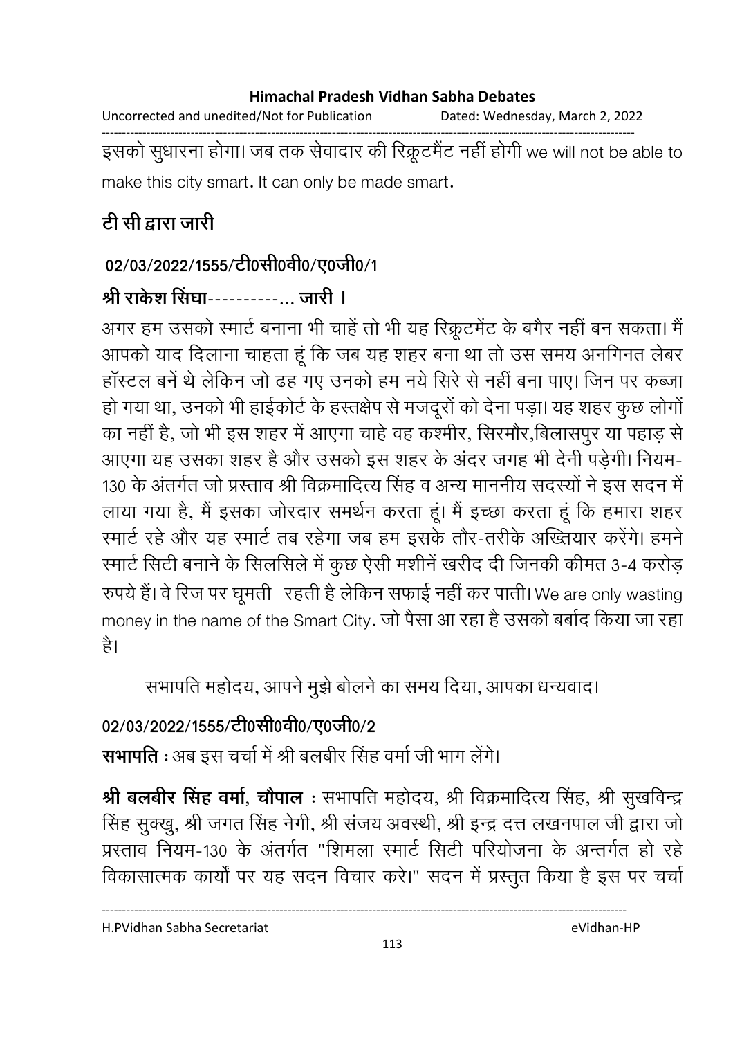इसको सुधारना होगा। जब तक सेवादार की रिक्रूटमैंट नहीं होगी we will not be able to make this city smart. It can only be made smart.

**टी सी द्वारा जारी**

**02/03/2022/1555/टी0सी0वी0/ए0जी0/1**

**श्री राकेश सिंघा----------... जारी ।**

अगर हम उसको स्मार्ट बनाना भी चाहें तो भी यह रिक्रूटमेंट के बगैर नहीं बन सकता। मैं आपको याद दिलाना चाहता हूं कि जब यह शहर बना था तो उस समय अनगिनत लेबर हॉस्टल बनें थे लेकिन जो ढह गए उनको हम नये सिरे से नहीं बना पाए। जिन पर कब्जा हो गया था, उनको भी हाईकोर्ट के हस्तक्षेप से मजदूरों को देना पड़ा। यह शहर कुछ लोगों का नहीं है, जो भी इस शहर में आएगा चाहे वह कश्मीर, सिरमौर,बिलासपुर या पहाड़ से आएगा यह उसका शहर है और उसको इस शहर के अंदर जगह भी देनी पड़ेगी। नियम-130 के अंतर्गत जो प्रस्ताव श्री विक्रमादित्य सिंह व अन्य माननीय सदस्यों ने इस सदन में लाया गया है, मैं इसका जोरदार समर्थन करता हूं। मैं इच्छा करता हूं कि हमारा शहर स्मार्ट रहे और यह स्मार्ट तब रहेगा जब हम इसके तौर-तरीके अख्तियार करेंगे। हमने स्मार्ट सिटी बनाने के सिलसिले में कुछ ऐसी मशीनें खरीद दी जिनकी कीमत 3-4 करोड़ रुपये हैं। वे रिज पर घूमती रहती है लेकिन सफाई नहीं कर पाती। We are only wasting money in the name of the Smart City. जो पैसा आ रहा है उसको बर्बाद किया जा रहा है।

सभापति महोदय, आपने मुझे बोलने का समय दिया, आपका धन्यवाद।

**02/03/2022/1555/टी0सी0वी0/ए0जी0/2**

**सभापति :** अब इस चर्चा में श्री बलबीर सिंह वर्मा जी भाग लेंगे।

**श्री बलबीर सिंह वर्मा, चौपाल :** सभापति महोदय, श्री विक्रमादित्य सिंह, श्री सुखविन्द्र सिंह सुक्खु, श्री जगत सिंह नेगी, श्री संजय अवस्थी, श्री इन्द्र दत्त लखनपाल जी द्वारा जो प्रस्ताव नियम-130 के अंतर्गत "शिमला स्मार्ट सिटी परियोजना के अन्तर्गत हो रहे विकासात्मक कार्यों पर यह सदन विचार करे।" सदन में प्रस्तुत किया है इस पर चर्चा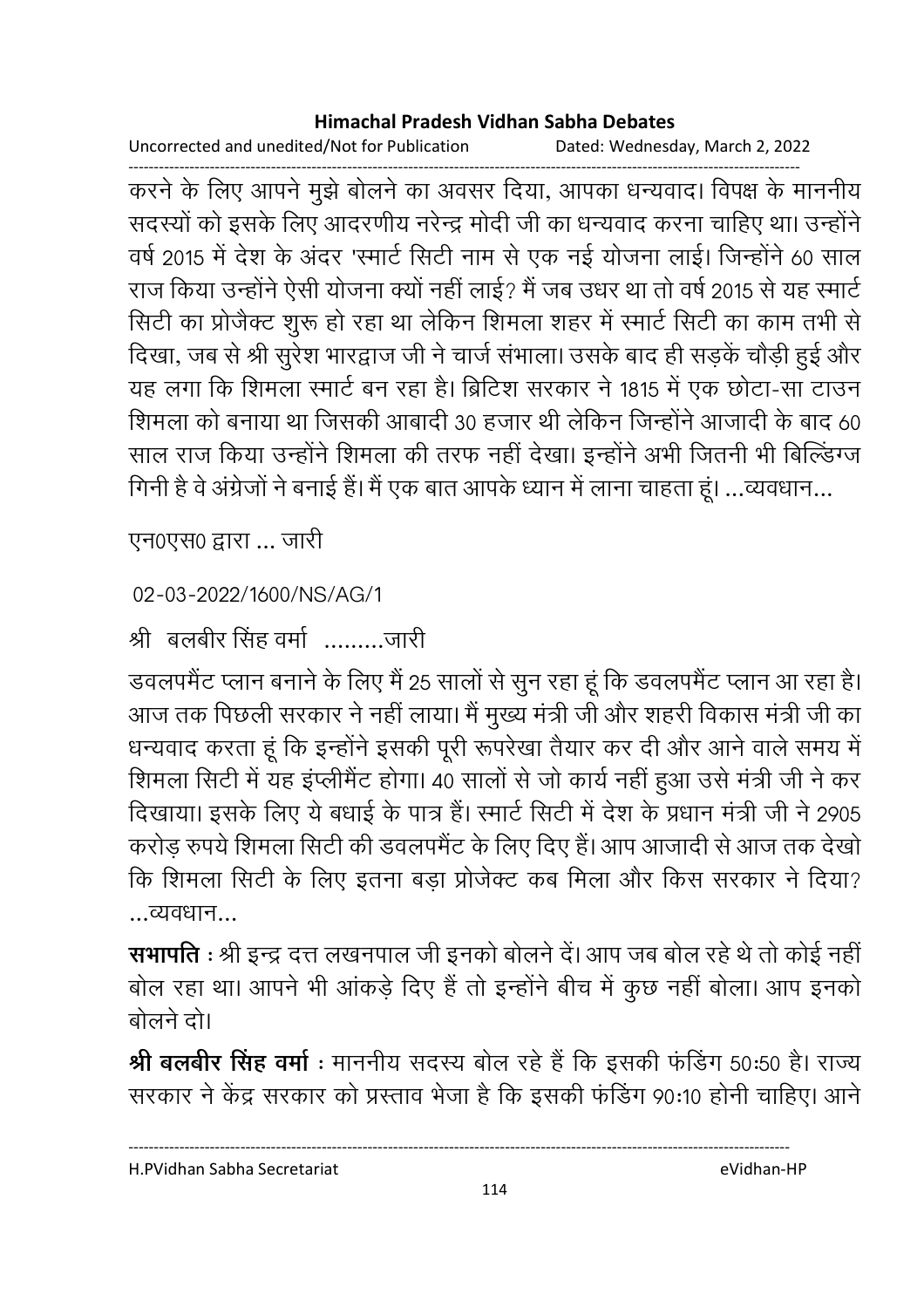करने के लिए आपने मुझे बोलने का अवसर दिया, आपका धन्यवाद। विपक्ष के माननीय सदस्यों को इसके लिए आदरणीय नरेन्द्र मोदी जी का धन्यवाद करना चाहिए था। उन्होंने वर्ष 2015 में देश के अंदर 'स्मार्ट सिटी नाम से एक नई योजना लाई। जिन्होंने 60 साल राज किया उन्होंने ऐसी योजना क्यों नहीं लाई? मैं जब उधर था तो वर्ष 2015 से यह स्मार्ट सिटी का प्रोजैक्ट शुरू हो रहा था लेकिन शिमला शहर में स्मार्ट सिटी का काम तभी से दिखा, जब से श्री सुरेश भारद्वाज जी ने चार्ज संभाला। उसके बाद ही सड़कें चौड़ी हुई और यह लगा कि शिमला स्मार्ट बन रहा है। ब्रिटिश सरकार ने 1815 में एक छोटा-सा टाउन शिमला को बनाया था जिसकी आबादी 30 हजार थी लेकिन जिन्होंने आजादी के बाद 60 साल राज किया उन्होंने शिमला की तरफ नहीं देखा। इन्होंने अभी जितनी भी बिल्डिंग्ज गिनी है वे अंग्रेजों ने बनाई हैं। मैं एक बात आपके ध्यान में लाना चाहता हूं। ...व्यवधान...

एन0एस0 द्वारा ... जारी

02-03-2022/1600/NS/AG/1

श्री बलबीर सिंह वर्मा .........जारी

डवलपमैंट प्लान बनाने के लिए मैं 25 सालों से सुन रहा हूं कि डवलपमैंट प्लान आ रहा है। आज तक पिछली सरकार ने नहीं लाया। मैं मुख्य मंत्री जी और शहरी विकास मंत्री जी का धन्यवाद करता हूं कि इन्होंने इसकी पूरी रूपरेखा तैयार कर दी और आने वाले समय में शिमला सिटी में यह इंप्लीमैंट होगा। 40 सालों से जो कार्य नहीं हुआ उसे मंत्री जी ने कर दिखाया। इसके लिए ये बधाई के पात्र हैं। स्मार्ट सिटी में देश के प्रधान मंत्री जी ने 2905 करोड़ रुपये शिमला सिटी की डवलपमैंट के लिए दिए हैं। आप आजादी से आज तक देखो कि शिमला सिटी के लिए इतना बड़ा प्रोजेक्ट कब मिला और किस सरकार ने दिया? ...व्यवधान...

**सभापति** : श्री इन्द्र दत्त लखनपाल जी इनको बोलने दें। आप जब बोल रहे थे तो कोई नहीं बोल रहा था। आपने भी आंकड़े दिए हैं तो इन्होंने बीच में कुछ नहीं बोला। आप इनको बोलने दो।

**श्री बलबीर सिंह वर्मा** : माननीय सदस्य बोल रहे हैं कि इसकी फंडिंग 50:50 है। राज्य सरकार ने केंद्र सरकार को प्रस्ताव भेजा है कि इसकी फंडिंग 90:10 होनी चाहिए। आने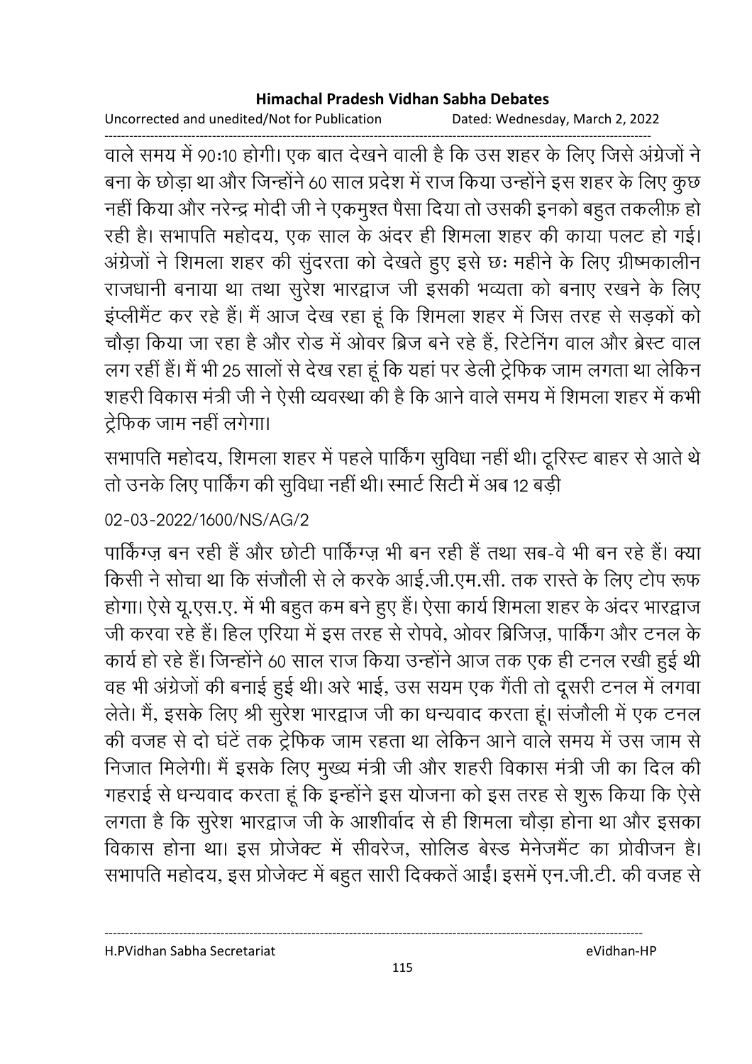वाले समय में 90:10 होगी। एक बात देखने वाली है कि उस शहर के लिए जिसे अंग्रेजों ने बना के छोड़ा था और जिन्होंने 60 साल प्रदेश में राज किया उन्होंने इस शहर के लिए कुछ नहीं किया और नरेन्द्र मोदी जी ने एकमुश्त पैसा दिया तो उसकी इनको बहुत तकलीफ़ हो रही है। सभापति महोदय, एक साल के अंदर ही शिमला शहर की काया पलट हो गई। अंग्रेजों ने शिमला शहर की सुंदरता को देखते हुए इसे छः महीने के लिए ग्रीष्मकालीन राजधानी बनाया था तथा सुरेश भारद्वाज जी इसकी भव्यता को बनाए रखने के लिए इंप्लीमैंट कर रहे हैं। मैं आज देख रहा हूं कि शिमला शहर में जिस तरह से सड़कों को चौड़ा किया जा रहा है और रोड में ओवर ब्रिज बने रहे हैं, रिटेनिंग वाल और ब्रेस्ट वाल लग रहीं हैं। मैं भी 25 सालों से देख रहा हूं कि यहां पर डेली ट्रेफिक जाम लगता था लेकिन शहरी विकास मंत्री जी ने ऐसी व्यवस्था की है कि आने वाले समय में शिमला शहर में कभी ट्रेफिक जाम नहीं लगेगा।

सभापति महोदय, शिमला शहर में पहले पार्किंग सुविधा नहीं थी। टूरिस्ट बाहर से आते थे तो उनके लिए पार्किंग की सुविधा नहीं थी। स्मार्ट सिटी में अब 12 बड़ी

02-03-2022/1600/NS/AG/2

पार्किंग्ज़ बन रही हैं और छोटी पार्किंग्ज़ भी बन रही हैं तथा सब-वे भी बन रहे हैं। क्या किसी ने सोचा था कि संजौली से ले करके आई.जी.एम.सी. तक रास्ते के लिए टोप रूफ होगा। ऐसे यू.एस.ए. में भी बहुत कम बने हुए हैं। ऐसा कार्य शिमला शहर के अंदर भारद्वाज जी करवा रहे हैं। हिल एरिया में इस तरह से रोपवे, ओवर ब्रिजिज़, पार्किंग और टनल के कार्य हो रहे हैं। जिन्होंने 60 साल राज किया उन्होंने आज तक एक ही टनल रखी हुई थी वह भी अंग्रेजों की बनाई हुई थी। अरे भाई, उस सयम एक गैंती तो दूसरी टनल में लगवा लेते। मैं, इसके लिए श्री सुरेश भारद्वाज जी का धन्यवाद करता हूं। संजौली में एक टनल की वजह से दो घंटें तक ट्रेफिक जाम रहता था लेकिन आने वाले समय में उस जाम से निजात मिलेगी। मैं इसके लिए मुख्य मंत्री जी और शहरी विकास मंत्री जी का दिल की गहराई से धन्यवाद करता हूं कि इन्होंने इस योजना को इस तरह से शुरू किया कि ऐसे लगता है कि सुरेश भारद्वाज जी के आशीर्वाद से ही शिमला चौड़ा होना था और इसका विकास होना था। इस प्रोजेक्ट में सीवरेज, सोलिड बेस्ड मेनेजमैंट का प्रोवीजन है। सभापति महोदय, इस प्रोजेक्ट में बहुत सारी दिक्कतें आईं। इसमें एन.जी.टी. की वजह से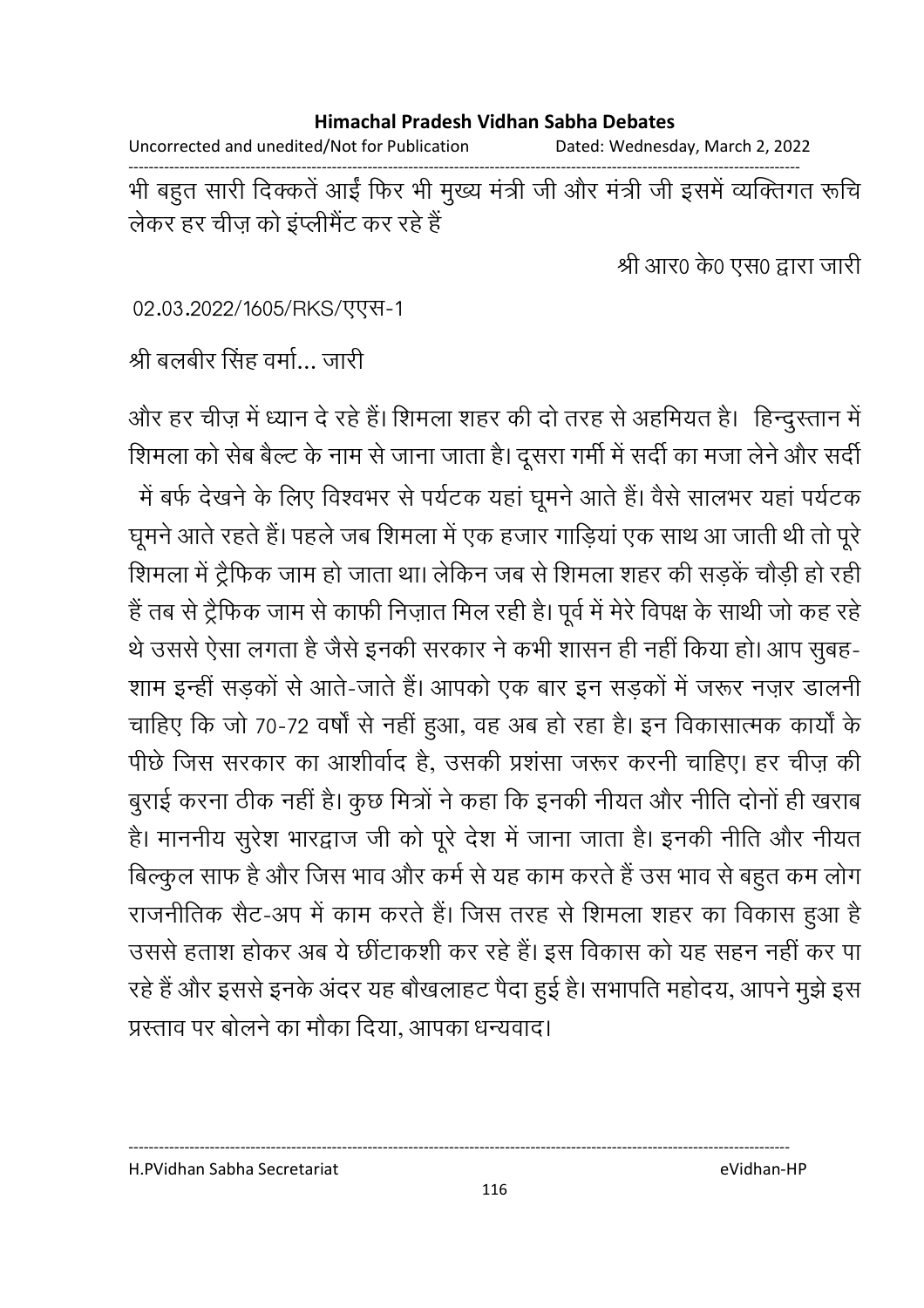भी बहुत सारी दिक्कतें आईं फिर भी मुख्य मंत्री जी और मंत्री जी इसमें व्यक्तिगत रूचि लेकर हर चीज़ को इंप्लीमैंट कर रहे हैं

श्री आर0 के0 एस0 द्वारा जारी

02.03.2022/1605/RKS/एएस-1

श्री बलबीर सिंह वर्मा... जारी

और हर चीज़ में ध्यान दे रहे हैं। शिमला शहर की दो तरह से अहमियत है। हिन्दुस्तान में शिमला को सेब बैल्ट के नाम से जाना जाता है। दूसरा गर्मी में सर्दी का मजा लेने और सर्दी में बर्फ देखने के लिए विश्वभर से पर्यटक यहां घूमने आते हैं। वैसे सालभर यहां पर्यटक घूमने आते रहते हैं। पहले जब शिमला में एक हजार गाड़ियां एक साथ आ जाती थी तो पूरे शिमला में ट्रैफिक जाम हो जाता था। लेकिन जब से शिमला शहर की सड़कें चौड़ी हो रही हैं तब से ट्रैफिक जाम से काफी निज़ात मिल रही है। पूर्व में मेरे विपक्ष के साथी जो कह रहे थे उससे ऐसा लगता है जैसे इनकी सरकार ने कभी शासन ही नहीं किया हो। आप सुबह-शाम इन्हीं सड़कों से आते-जाते हैं। आपको एक बार इन सड़कों में जरूर नज़र डालनी चाहिए कि जो 70-72 वर्षों से नहीं हुआ, वह अब हो रहा है। इन विकासात्मक कार्यों के पीछे जिस सरकार का आशीर्वाद है, उसकी प्रशंसा जरूर करनी चाहिए। हर चीज़ की बुराई करना ठीक नहीं है। कुछ मित्रों ने कहा कि इनकी नीयत और नीति दोनों ही खराब है। माननीय सुरेश भारद्वाज जी को पूरे देश में जाना जाता है। इनकी नीति और नीयत बिल्कुल साफ है और जिस भाव और कर्म से यह काम करते हैं उस भाव से बहुत कम लोग राजनीतिक सैट-अप में काम करते हैं। जिस तरह से शिमला शहर का विकास हुआ है उससे हताश होकर अब ये छींटाकशी कर रहे हैं। इस विकास को यह सहन नहीं कर पा रहे हैं और इससे इनके अंदर यह बौखलाहट पैदा हुई है। सभापति महोदय, आपने मुझे इस प्रस्ताव पर बोलने का मौका दिया, आपका धन्यवाद।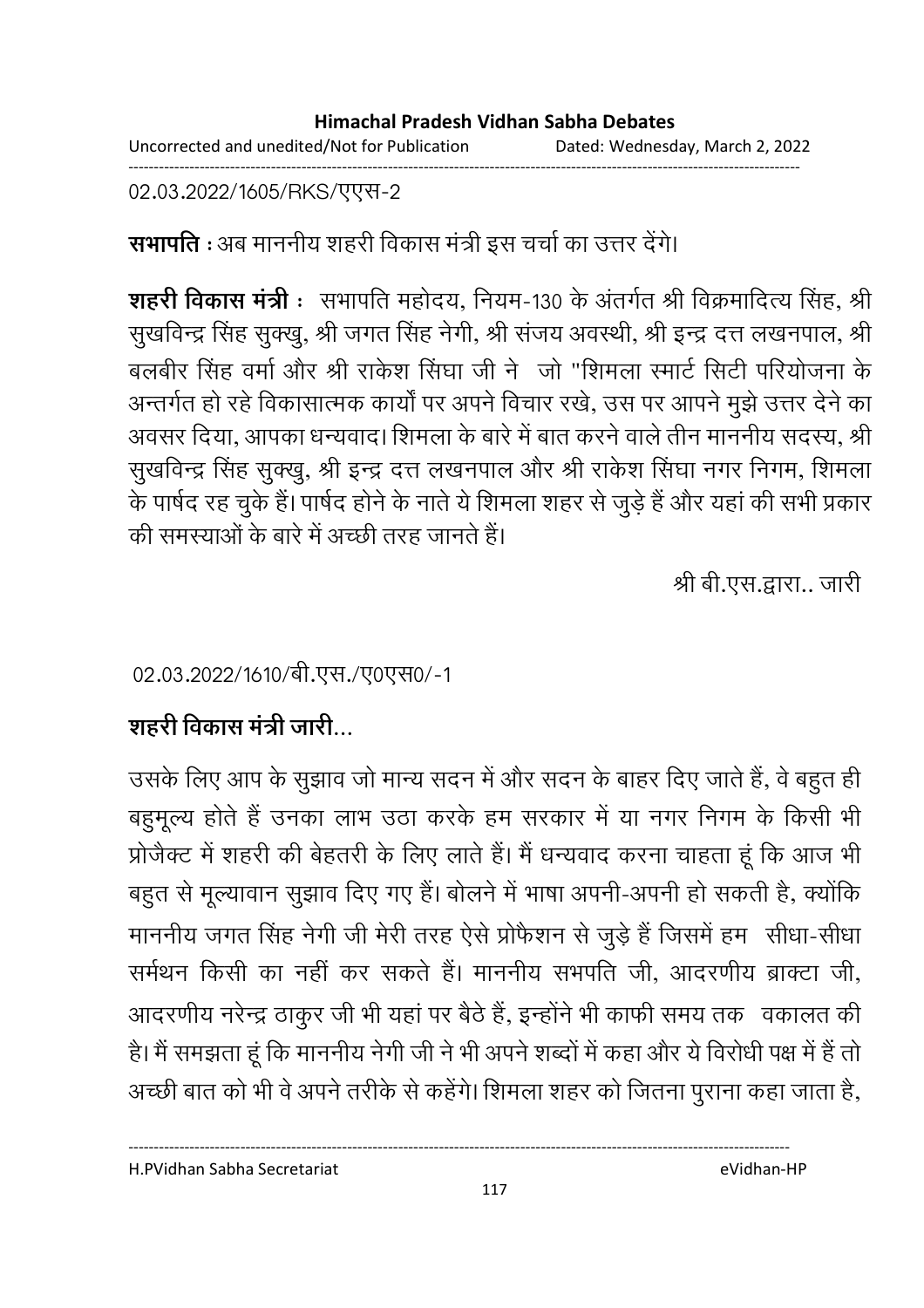02.03.2022/1605/RKS/एएस-2

**सभापति** : अब माननीय शहरी विकास मंत्री इस चर्चा का उत्तर देंगे।

**शहरी विकास मंत्री** : सभापति महोदय, नियम-130 के अंतर्गत श्री विक्रमादित्य सिंह, श्री सुखविन्द्र सिंह सुक्खु, श्री जगत सिंह नेगी, श्री संजय अवस्थी, श्री इन्द्र दत्त लखनपाल, श्री बलबीर सिंह वर्मा और श्री राकेश सिंघा जी ने जो "शिमला स्मार्ट सिटी परियोजना के अन्तर्गत हो रहे विकासात्मक कार्यों पर अपने विचार रखे, उस पर आपने मुझे उत्तर देने का अवसर दिया, आपका धन्यवाद। शिमला के बारे में बात करने वाले तीन माननीय सदस्य, श्री सुखविन्द्र सिंह सुक्खु, श्री इन्द्र दत्त लखनपाल और श्री राकेश सिंघा नगर निगम, शिमला के पार्षद रह चुके हैं। पार्षद होने के नाते ये शिमला शहर से जुड़े हैं और यहां की सभी प्रकार की समस्याओं के बारे में अच्छी तरह जानते हैं।

श्री बी.एस.द्वारा.. जारी

02.03.2022/1610/बी.एस./ए0एस0/-1

**शहरी विकास मंत्री जारी...**

उसके लिए आप के सुझाव जो मान्य सदन में और सदन के बाहर दिए जाते हैं, वे बहुत ही बहुमूल्य होते हैं उनका लाभ उठा करके हम सरकार में या नगर निगम के किसी भी प्रोजैक्ट में शहरी की बेहतरी के लिए लाते हैं। मैं धन्यवाद करना चाहता हूं कि आज भी बहुत से मूल्यावान सुझाव दिए गए हैं। बोलने में भाषा अपनी-अपनी हो सकती है, क्योंकि माननीय जगत सिंह नेगी जी मेरी तरह ऐसे प्रोफैशन से जुड़े हैं जिसमें हम सीधा-सीधा सर्मथन किसी का नहीं कर सकते हैं। माननीय सभपति जी, आदरणीय ब्राक्टा जी, आदरणीय नरेन्द्र ठाकुर जी भी यहां पर बैठे हैं, इन्होंने भी काफी समय तक वकालत की है। मैं समझता हूं कि माननीय नेगी जी ने भी अपने शब्दों में कहा और ये विरोधी पक्ष में हैं तो अच्छी बात को भी वे अपने तरीके से कहेंगे। शिमला शहर को जितना पुराना कहा जाता है,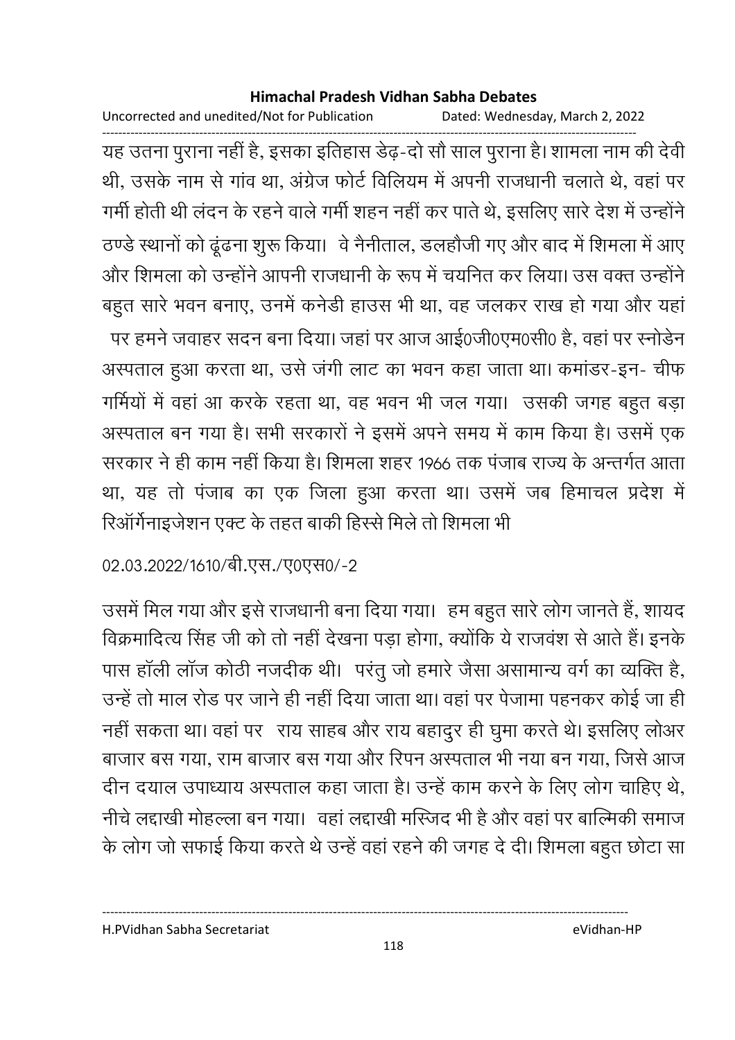यह उतना पुराना नहीं है, इसका इतिहास डेढ़-दो सौ साल पुराना है। शामला नाम की देवी थी, उसके नाम से गांव था, अंग्रेज फोर्ट विलियम में अपनी राजधानी चलाते थे, वहां पर गर्मी होती थी लंदन के रहने वाले गर्मी शहन नहीं कर पाते थे, इसलिए सारे देश में उन्होंने ठण्डे स्थानों को ढूंढना शुरू किया। वे नैनीताल, डलहौजी गए और बाद में शिमला में आए और शिमला को उन्होंने आपनी राजधानी के रूप में चयनित कर लिया। उस वक्त उन्होंने बहुत सारे भवन बनाए, उनमें कनेडी हाउस भी था, वह जलकर राख हो गया और यहां पर हमने जवाहर सदन बना दिया। जहां पर आज आई0जी0एम0सी0 है, वहां पर स्नोडेन अस्पताल हुआ करता था, उसे जंगी लाट का भवन कहा जाता था। कमांडर-इन- चीफ गर्मियों में वहां आ करके रहता था, वह भवन भी जल गया। उसकी जगह बहुत बड़ा अस्पताल बन गया है। सभी सरकारों ने इसमें अपने समय में काम किया है। उसमें एक सरकार ने ही काम नहीं किया है। शिमला शहर 1966 तक पंजाब राज्य के अन्तर्गत आता था, यह तो पंजाब का एक जिला हुआ करता था। उसमें जब हिमाचल प्रदेश में रिऑर्गेनाइजेशन एक्ट के तहत बाकी हिस्से मिले तो शिमला भी

02.03.2022/1610/बी.एस./ए0एस0/-2

उसमें मिल गया और इसे राजधानी बना दिया गया। हम बहुत सारे लोग जानते हैं, शायद विक्रमादित्य सिंह जी को तो नहीं देखना पड़ा होगा, क्योंकि ये राजवंश से आते हैं। इनके पास हॉली लॉज कोठी नजदीक थी। परंतु जो हमारे जैसा असामान्य वर्ग का व्यक्ति है, उन्हें तो माल रोड पर जाने ही नहीं दिया जाता था। वहां पर पेजामा पहनकर कोई जा ही नहीं सकता था। वहां पर राय साहब और राय बहादुर ही घुमा करते थे। इसलिए लोअर बाजार बस गया, राम बाजार बस गया और रिपन अस्पताल भी नया बन गया, जिसे आज दीन दयाल उपाध्याय अस्पताल कहा जाता है। उन्हें काम करने के लिए लोग चाहिए थे, नीचे लद्दाखी मोहल्ला बन गया। वहां लद्दाखी मस्जिद भी है और वहां पर बाल्मिकी समाज के लोग जो सफाई किया करते थे उन्हें वहां रहने की जगह दे दी। शिमला बहुत छोटा सा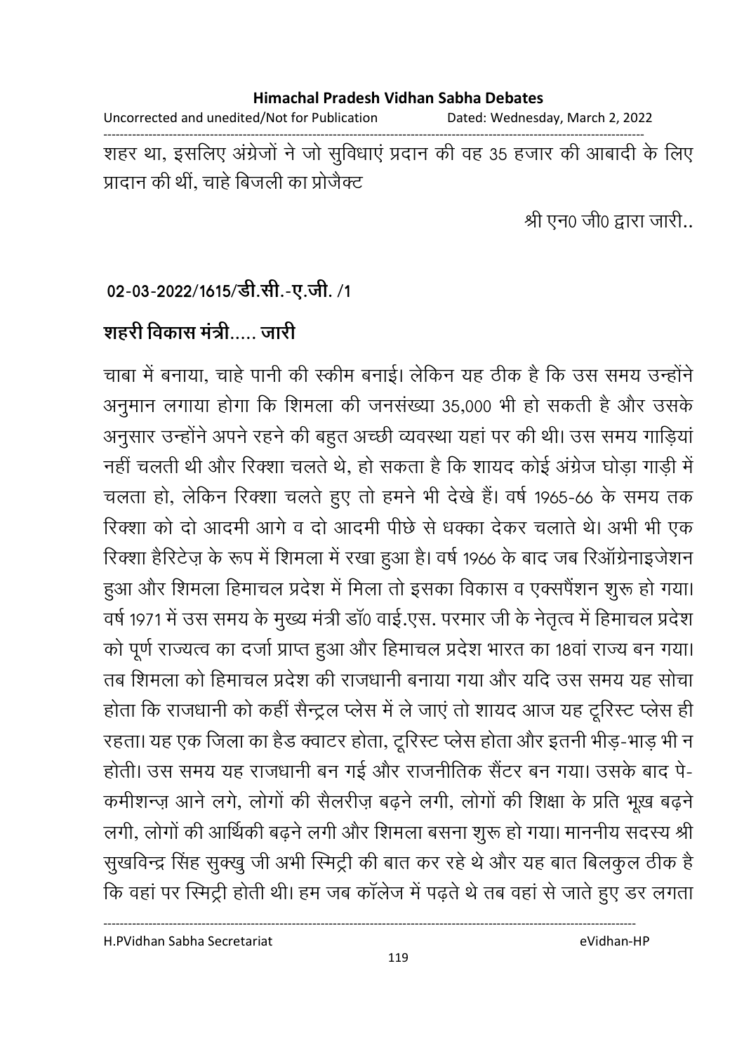शहर था, इसलिए अंग्रेजों ने जो सुविधाएं प्रदान की वह 35 हजार की आबादी के लिए प्रादान की थीं, चाहे बिजली का प्रोजैक्ट

श्री एन0 जी0 द्वारा जारी..

**02-03-2022/1615/डी.सी.-ए.जी. /1**

**शहरी विकास मंत्री..... जारी**

चाबा में बनाया, चाहे पानी की स्कीम बनाई। लेकिन यह ठीक है कि उस समय उन्होंने अनुमान लगाया होगा कि शिमला की जनसंख्या 35,000 भी हो सकती है और उसके अनुसार उन्होंने अपने रहने की बहुत अच्छी व्यवस्था यहां पर की थी। उस समय गाड़ियां नहीं चलती थी और रिक्शा चलते थे, हो सकता है कि शायद कोई अंग्रेज घोड़ा गाड़ी में चलता हो, लेकिन रिक्शा चलते हुए तो हमने भी देखे हैं। वर्ष 1965-66 के समय तक रिक्शा को दो आदमी आगे व दो आदमी पीछे से धक्का देकर चलाते थे। अभी भी एक रिक्शा हैरिटेज़ के रूप में शिमला में रखा हुआ है। वर्ष 1966 के बाद जब रिऑग्रेनाइजेशन हुआ और शिमला हिमाचल प्रदेश में मिला तो इसका विकास व एक्सपैंशन शुरू हो गया। वर्ष 1971 में उस समय के मुख्य मंत्री डॉ0 वाई.एस. परमार जी के नेतृत्व में हिमाचल प्रदेश को पूर्ण राज्यत्व का दर्जा प्राप्त हुआ और हिमाचल प्रदेश भारत का 18वां राज्य बन गया। तब शिमला को हिमाचल प्रदेश की राजधानी बनाया गया और यदि उस समय यह सोचा होता कि राजधानी को कहीं सैन्ट्रल प्लेस में ले जाएं तो शायद आज यह टूरिस्ट प्लेस ही रहता। यह एक जिला का हैड क्वाटर होता, टूरिस्ट प्लेस होता और इतनी भीड़-भाड़ भी न होती। उस समय यह राजधानी बन गई और राजनीतिक सैंटर बन गया। उसके बाद पे-कमीशन्ज़ आने लगे, लोगों की सैलरीज़ बढ़ने लगी, लोगों की शिक्षा के प्रति भूख बढ़ने लगी, लोगों की आर्थिकी बढ़ने लगी और शिमला बसना शुरू हो गया। माननीय सदस्य श्री सुखविन्द्र सिंह सुक्खु जी अभी स्मिट्री की बात कर रहे थे और यह बात बिलकुल ठीक है कि वहां पर स्मिट्री होती थी। हम जब कॉलेज में पढ़ते थे तब वहां से जाते हुए डर लगता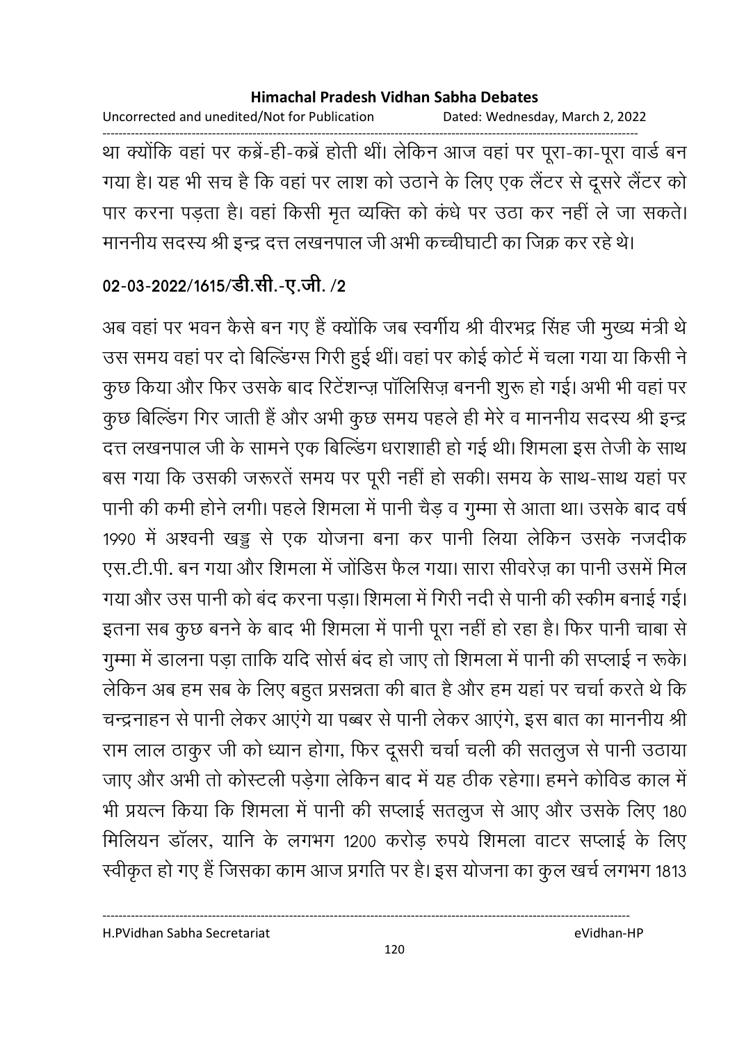था क्योंकि वहां पर कब्रें-ही-कब्रें होती थीं। लेकिन आज वहां पर पूरा-का-पूरा वार्ड बन गया है। यह भी सच है कि वहां पर लाश को उठाने के लिए एक लैंटर से दूसरे लैंटर को पार करना पड़ता है। वहां किसी मृत व्यक्ति को कंधे पर उठा कर नहीं ले जा सकते। माननीय सदस्य श्री इन्द्र दत्त लखनपाल जी अभी कच्चीघाटी का जिक्र कर रहे थे।

**02-03-2022/1615/डी.सी.-ए.जी. /2**

अब वहां पर भवन कैसे बन गए हैं क्योंकि जब स्वर्गीय श्री वीरभद्र सिंह जी मुख्य मंत्री थे उस समय वहां पर दो बिल्डिंग्स गिरी हुई थीं। वहां पर कोई कोर्ट में चला गया या किसी ने कुछ किया और फिर उसके बाद रिटेंशन्ज़ पॉलिसिज़ बननी शुरू हो गई। अभी भी वहां पर कुछ बिल्डिंग गिर जाती हैं और अभी कुछ समय पहले ही मेरे व माननीय सदस्य श्री इन्द्र दत्त लखनपाल जी के सामने एक बिल्डिंग धराशाही हो गई थी। शिमला इस तेजी के साथ बस गया कि उसकी जरूरतें समय पर पूरी नहीं हो सकी। समय के साथ-साथ यहां पर पानी की कमी होने लगी। पहले शिमला में पानी चैड़ व गुम्मा से आता था। उसके बाद वर्ष 1990 में अश्वनी खड्ड से एक योजना बना कर पानी लिया लेकिन उसके नजदीक एस.टी.पी. बन गया और शिमला में जोंडिस फैल गया। सारा सीवरेज़ का पानी उसमें मिल गया और उस पानी को बंद करना पड़ा। शिमला में गिरी नदी से पानी की स्कीम बनाई गई। इतना सब कुछ बनने के बाद भी शिमला में पानी पूरा नहीं हो रहा है। फिर पानी चाबा से गुम्मा में डालना पड़ा ताकि यदि सोर्स बंद हो जाए तो शिमला में पानी की सप्लाई न रूके। लेकिन अब हम सब के लिए बहुत प्रसन्नता की बात है और हम यहां पर चर्चा करते थे कि चन्द्रनाहन से पानी लेकर आएंगे या पब्बर से पानी लेकर आएंगे, इस बात का माननीय श्री राम लाल ठाकुर जी को ध्यान होगा, फिर दूसरी चर्चा चली की सतलुज से पानी उठाया जाए और अभी तो कोस्टली पड़ेगा लेकिन बाद में यह ठीक रहेगा। हमने कोविड काल में भी प्रयत्न किया कि शिमला में पानी की सप्लाई सतलुज से आए और उसके लिए 180 मिलियन डॉलर, यानि के लगभग 1200 करोड़ रुपये शिमला वाटर सप्लाई के लिए स्वीकृत हो गए हैं जिसका काम आज प्रगति पर है। इस योजना का कुल खर्च लगभग 1813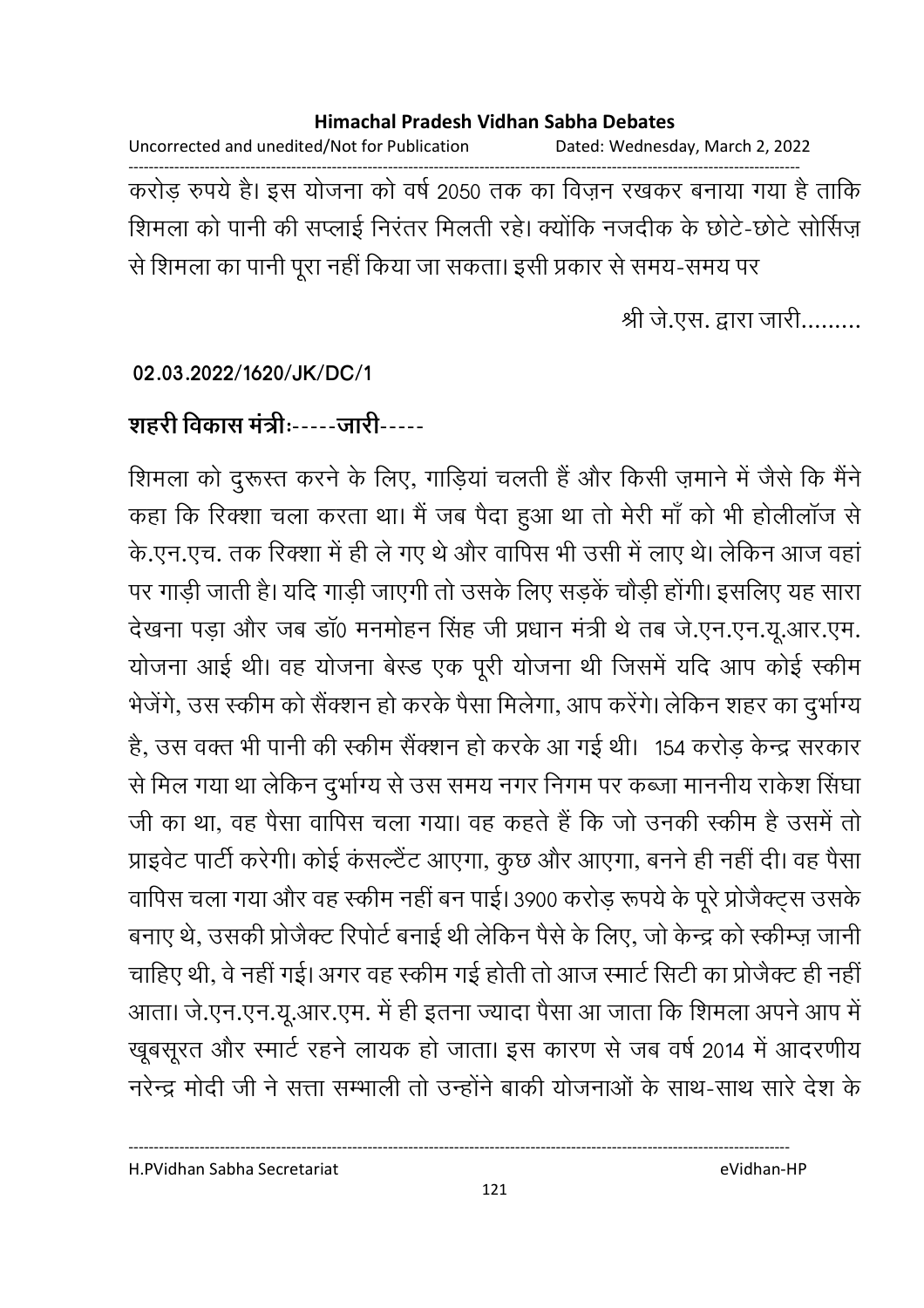करोड़ रुपये है। इस योजना को वर्ष 2050 तक का विज़न रखकर बनाया गया है ताकि शिमला को पानी की सप्लाई निरंतर मिलती रहे। क्योंकि नजदीक के छोटे-छोटे सोर्सिज़ से शिमला का पानी पूरा नहीं किया जा सकता। इसी प्रकार से समय-समय पर

श्री जे.एस. द्वारा जारी.........

**02.03.2022/1620/JK/DC/1**

**शहरी विकास मंत्रीः-----जारी-----**

शिमला को दुरूस्त करने के लिए, गाड़ियां चलती हैं और किसी ज़माने में जैसे कि मैंने कहा कि रिक्शा चला करता था। मैं जब पैदा हुआ था तो मेरी माँ को भी होलीलॉज से के.एन.एच. तक रिक्शा में ही ले गए थे और वापिस भी उसी में लाए थे। लेकिन आज वहां पर गाड़ी जाती है। यदि गाड़ी जाएगी तो उसके लिए सड़कें चौड़ी होंगी। इसलिए यह सारा देखना पड़ा और जब डॉ0 मनमोहन सिंह जी प्रधान मंत्री थे तब जे.एन.एन.यू.आर.एम. योजना आई थी। वह योजना बेस्ड एक पूरी योजना थी जिसमें यदि आप कोई स्कीम भेजेंगे, उस स्कीम को सैंक्शन हो करके पैसा मिलेगा, आप करेंगे। लेकिन शहर का दुर्भाग्य है, उस वक्त भी पानी की स्कीम सैंक्शन हो करके आ गई थी। 154 करोड़ केन्द्र सरकार से मिल गया था लेकिन दुर्भाग्य से उस समय नगर निगम पर कब्जा माननीय राकेश सिंघा जी का था, वह पैसा वापिस चला गया। वह कहते हैं कि जो उनकी स्कीम है उसमें तो प्राइवेट पार्टी करेगी। कोई कंसल्टैंट आएगा, कुछ और आएगा, बनने ही नहीं दी। वह पैसा वापिस चला गया और वह स्कीम नहीं बन पाई। 3900 करोड़ रूपये के पूरे प्रोजैक्ट्स उसके बनाए थे, उसकी प्रोजैक्ट रिपोर्ट बनाई थी लेकिन पैसे के लिए, जो केन्द्र को स्कीम्ज़ जानी चाहिए थी, वे नहीं गई। अगर वह स्कीम गई होती तो आज स्मार्ट सिटी का प्रोजैक्ट ही नहीं आता। जे.एन.एन.यू.आर.एम. में ही इतना ज्यादा पैसा आ जाता कि शिमला अपने आप में खूबसूरत और स्मार्ट रहने लायक हो जाता। इस कारण से जब वर्ष 2014 में आदरणीय नरेन्द्र मोदी जी ने सत्ता सम्भाली तो उन्होंने बाकी योजनाओं के साथ-साथ सारे देश के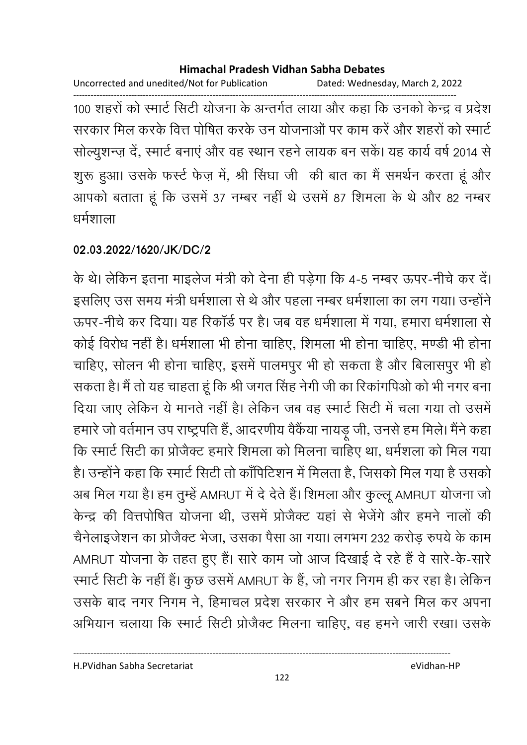100 शहरों को स्मार्ट सिटी योजना के अन्तर्गत लाया और कहा कि उनको केन्द्र व प्रदेश सरकार मिल करके वित्त पोषित करके उन योजनाओं पर काम करें और शहरों को स्मार्ट सोल्युशन्ज़ दें, स्मार्ट बनाएं और वह स्थान रहने लायक बन सकें। यह कार्य वर्ष 2014 से शुरू हुआ। उसके फर्स्ट फेज़ में, श्री सिंघा जी की बात का मैं समर्थन करता हूं और आपको बताता हूं कि उसमें 37 नम्बर नहीं थे उसमें 87 शिमला के थे और 82 नम्बर धर्मशाला

**02.03.2022/1620/JK/DC/2**

के थे। लेकिन इतना माइलेज मंत्री को देना ही पड़ेगा कि 4-5 नम्बर ऊपर-नीचे कर दें। इसलिए उस समय मंत्री धर्मशाला से थे और पहला नम्बर धर्मशाला का लग गया। उन्होंने ऊपर-नीचे कर दिया। यह रिकॉर्ड पर है। जब वह धर्मशाला में गया, हमारा धर्मशाला से कोई विरोध नहीं है। धर्मशाला भी होना चाहिए, शिमला भी होना चाहिए, मण्डी भी होना चाहिए, सोलन भी होना चाहिए, इसमें पालमपुर भी हो सकता है और बिलासपुर भी हो सकता है। मैं तो यह चाहता हूं कि श्री जगत सिंह नेगी जी का रिकांगपिओ को भी नगर बना दिया जाए लेकिन ये मानते नहीं है। लेकिन जब वह स्मार्ट सिटी में चला गया तो उसमें हमारे जो वर्तमान उप राष्ट्रपति हैं, आदरणीय वैंकेया नायडू जी, उनसे हम मिले। मैंने कहा कि स्मार्ट सिटी का प्रोजैक्ट हमारे शिमला को मिलना चाहिए था, धर्मशला को मिल गया है। उन्होंने कहा कि स्मार्ट सिटी तो कॉंपिटिशन में मिलता है, जिसको मिल गया है उसको अब मिल गया है। हम तुम्हें AMRUT में दे देते हैं। शिमला और कुल्लू AMRUT योजना जो केन्द्र की वित्तपोषित योजना थी, उसमें प्रोजैक्ट यहां से भेजेंगे और हमने नालों की चैनेलाइजेशन का प्रोजैक्ट भेजा, उसका पैसा आ गया। लगभग 232 करोड़ रुपये के काम AMRUT योजना के तहत हुए हैं। सारे काम जो आज दिखाई दे रहे हैं वे सारे-के-सारे स्मार्ट सिटी के नहीं हैं। कुछ उसमें AMRUT के हैं, जो नगर निगम ही कर रहा है। लेकिन उसके बाद नगर निगम ने, हिमाचल प्रदेश सरकार ने और हम सबने मिल कर अपना अभियान चलाया कि स्मार्ट सिटी प्रोजैक्ट मिलना चाहिए, वह हमने जारी रखा। उसके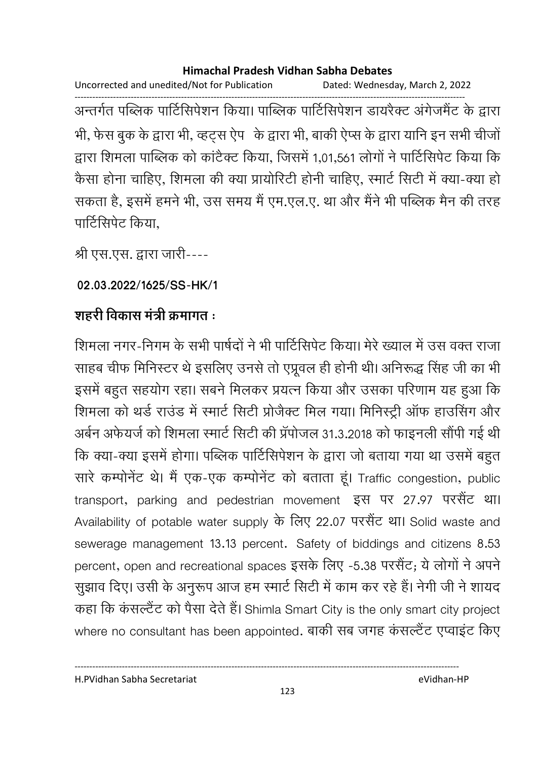अन्तर्गत पब्लिक पार्टिसिपेशन किया। पाब्लिक पार्टिसिपेशन डायरैक्ट अंगेजमैंट के द्वारा भी, फेस बुक के द्वारा भी, व्हट्स ऐप के द्वारा भी, बाकी ऐप्स के द्वारा यानि इन सभी चीजों द्वारा शिमला पाब्लिक को कांटैक्ट किया, जिसमें 1,01,561 लोगों ने पार्टिसिपेट किया कि कैसा होना चाहिए, शिमला की क्या प्रायोरिटी होनी चाहिए, स्मार्ट सिटी में क्या-क्या हो सकता है, इसमें हमने भी, उस समय मैं एम.एल.ए. था और मैंने भी पब्लिक मैन की तरह पार्टिसिपेट किया,

श्री एस.एस. द्वारा जारी----

**02.03.2022/1625/SS-HK/1**

**शहरी विकास मंत्री क्रमागत :**

शिमला नगर-निगम के सभी पार्षदों ने भी पार्टिसिपेट किया। मेरे ख्याल में उस वक्त राजा साहब चीफ मिनिस्टर थे इसलिए उनसे तो एप्रूवल ही होनी थी। अनिरूद्ध सिंह जी का भी इसमें बहुत सहयोग रहा। सबने मिलकर प्रयत्न किया और उसका परिणाम यह हुआ कि शिमला को थर्ड राउंड में स्मार्ट सिटी प्रोजैक्ट मिल गया। मिनिस्ट्री ऑफ हाउसिंग और अर्बन अफेयर्ज को शिमला स्मार्ट सिटी की प्रॅपोजल 31.3.2018 को फाइनली सौंपी गई थी कि क्या-क्या इसमें होगा। पब्लिक पार्टिसिपेशन के द्वारा जो बताया गया था उसमें बहुत सारे कम्पोनेंट थे। मैं एक-एक कम्पोनेंट को बताता हूं। Traffic congestion, public transport, parking and pedestrian movement इस पर 27.97 परसैंट था। Availability of potable water supply के लिए 22.07 परसैंट था। Solid waste and sewerage management 13.13 percent. Safety of biddings and citizens 8.53 percent, open and recreational spaces इसके लिए -5.38 परसैंट; ये लोगों ने अपने सुझाव दिए। उसी के अनुरूप आज हम स्मार्ट सिटी में काम कर रहे हैं। नेगी जी ने शायद कहा कि कंसल्टैंट को पैसा देते हैं। Shimla Smart City is the only smart city project where no consultant has been appointed. बाकी सब जगह कंसल्टैंट एप्वाइंट किए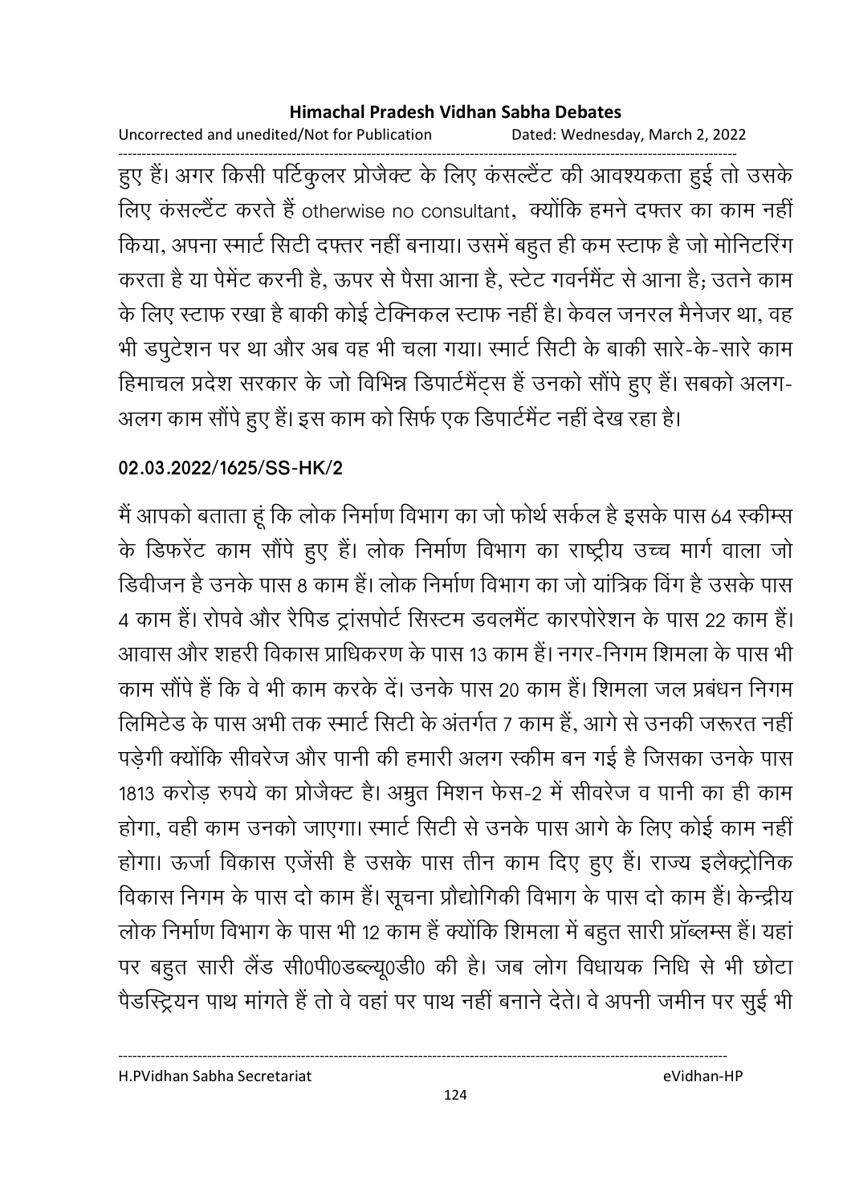हुए हैं। अगर किसी पर्टिकुलर प्रोजैक्ट के लिए कंसल्टैंट की आवश्यकता हुई तो उसके लिए कंसल्टैंट करते हैं otherwise no consultant, क्योंकि हमने दफ्तर का काम नहीं किया, अपना स्मार्ट सिटी दफ्तर नहीं बनाया। उसमें बहुत ही कम स्टाफ है जो मोनिटरिंग करता है या पेमेंट करनी है, ऊपर से पैसा आना है, स्टेट गवर्नमेंट से आना है; उतने काम के लिए स्टाफ रखा है बाकी कोई टेक्निकल स्टाफ नहीं है। केवल जनरल मैनेजर था, वह भी डपुटेशन पर था और अब वह भी चला गया। स्मार्ट सिटी के बाकी सारे-के-सारे काम हिमाचल प्रदेश सरकार के जो विभिन्न डिपार्टमैंट्स हैं उनको सौंपे हुए हैं। सबको अलग-अलग काम सौंपे हुए हैं। इस काम को सिर्फ एक डिपार्टमैंट नहीं देख रहा है।

**02.03.2022/1625/SS-HK/2**

मैं आपको बताता हूं कि लोक निर्माण विभाग का जो फोर्थ सर्कल है इसके पास 64 स्कीम्स के डिफरेंट काम सौंपे हुए हैं। लोक निर्माण विभाग का राष्ट्रीय उच्च मार्ग वाला जो डिवीजन है उनके पास 8 काम हैं। लोक निर्माण विभाग का जो यांत्रिक विंग है उसके पास 4 काम हैं। रोपवे और रैपिड ट्रांसपोर्ट सिस्टम डवलमैंट कारपोरेशन के पास 22 काम हैं। आवास और शहरी विकास प्राधिकरण के पास 13 काम हैं। नगर-निगम शिमला के पास भी काम सौंपे हैं कि वे भी काम करके दें। उनके पास 20 काम हैं। शिमला जल प्रबंधन निगम लिमिटेड के पास अभी तक स्मार्ट सिटी के अंतर्गत 7 काम हैं, आगे से उनकी जरूरत नहीं पड़ेगी क्योंकि सीवरेज और पानी की हमारी अलग स्कीम बन गई है जिसका उनके पास 1813 करोड़ रुपये का प्रोजैक्ट है। अम्रुत मिशन फेस-2 में सीवरेज व पानी का ही काम होगा, वही काम उनको जाएगा। स्मार्ट सिटी से उनके पास आगे के लिए कोई काम नहीं होगा। ऊर्जा विकास एजेंसी है उसके पास तीन काम दिए हुए हैं। राज्य इलैक्ट्रोनिक विकास निगम के पास दो काम हैं। सूचना प्रौद्योगिकी विभाग के पास दो काम हैं। केन्द्रीय लोक निर्माण विभाग के पास भी 12 काम हैं क्योंकि शिमला में बहुत सारी प्रॉब्लम्स हैं। यहां पर बहुत सारी लैंड सी0पी0डब्ल्यू0डी0 की है। जब लोग विधायक निधि से भी छोटा पैडस्ट्रियन पाथ मांगते हैं तो वे वहां पर पाथ नहीं बनाने देते। वे अपनी जमीन पर सुई भी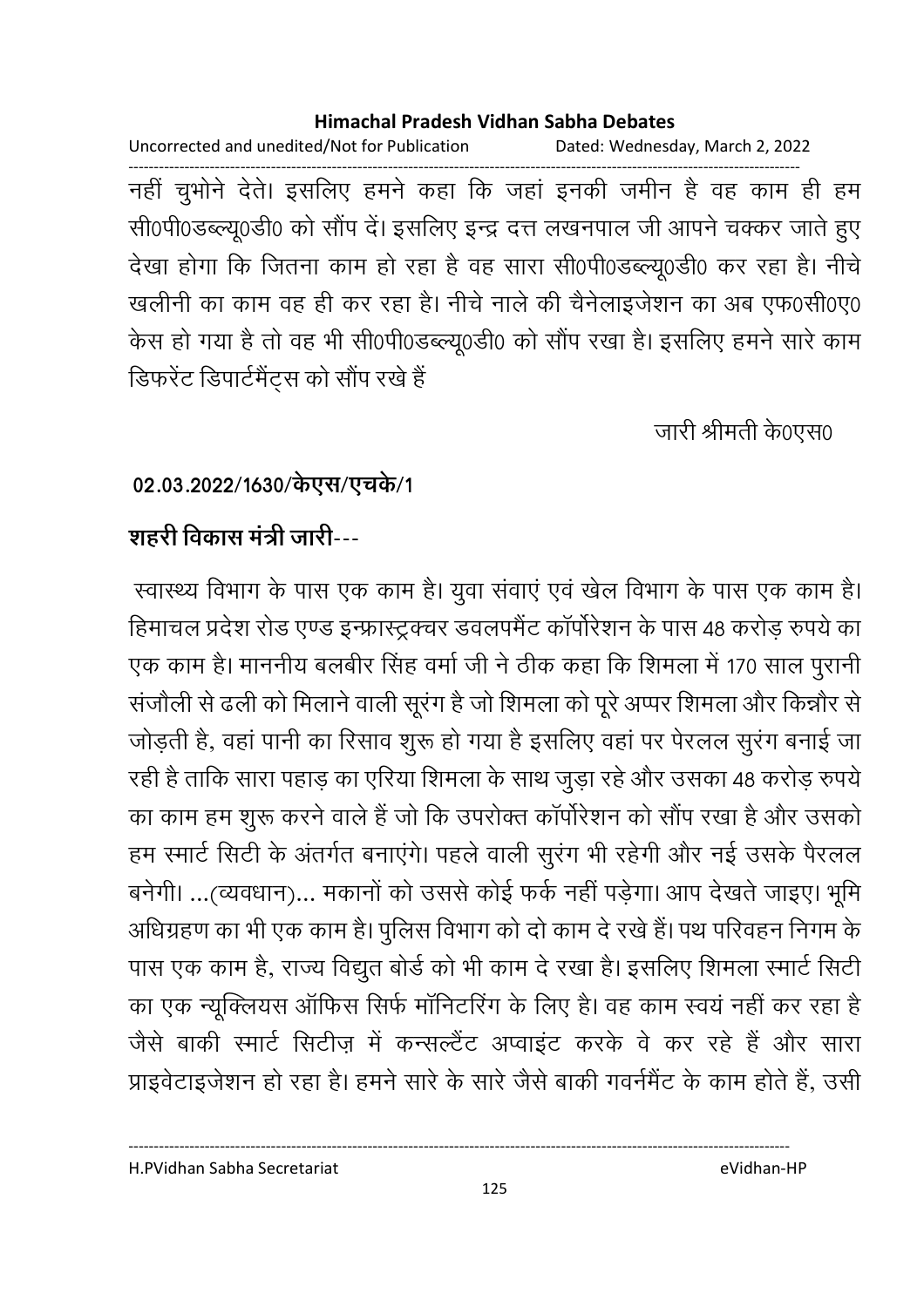नहीं चुभोने देते। इसलिए हमने कहा कि जहां इनकी जमीन है वह काम ही हम सी0पी0डब्ल्यू0डी0 को सौंप दें। इसलिए इन्द्र दत्त लखनपाल जी आपने चक्कर जाते हुए देखा होगा कि जितना काम हो रहा है वह सारा सी0पी0डब्ल्यू0डी0 कर रहा है। नीचे खलीनी का काम वह ही कर रहा है। नीचे नाले की चैनेलाइजेशन का अब एफ0सी0ए0 केस हो गया है तो वह भी सी0पी0डब्ल्यू0डी0 को सौंप रखा है। इसलिए हमने सारे काम डिफरेंट डिपार्टमैंट्स को सौंप रखे हैं

जारी श्रीमती के0एस0

**02.03.2022/1630/केएस/एचके/1**

**शहरी विकास मंत्री जारी---**

स्वास्थ्य विभाग के पास एक काम है। युवा संवाएं एवं खेल विभाग के पास एक काम है। हिमाचल प्रदेश रोड एण्ड इन्फ्रास्ट्रक्चर डवलपमैंट कॉर्पोरेशन के पास 48 करोड़ रुपये का एक काम है। माननीय बलबीर सिंह वर्मा जी ने ठीक कहा कि शिमला में 170 साल पुरानी संजौली से ढली को मिलाने वाली सूरंग है जो शिमला को पूरे अप्पर शिमला और किन्नौर से जोड़ती है, वहां पानी का रिसाव शुरू हो गया है इसलिए वहां पर पेरलल सुरंग बनाई जा रही है ताकि सारा पहाड़ का एरिया शिमला के साथ जुड़ा रहे और उसका 48 करोड़ रुपये का काम हम शुरू करने वाले हैं जो कि उपरोक्त कॉर्पोरेशन को सौंप रखा है और उसको हम स्मार्ट सिटी के अंतर्गत बनाएंगे। पहले वाली सुरंग भी रहेगी और नई उसके पैरलल बनेगी। ...(व्यवधान)... मकानों को उससे कोई फर्क नहीं पड़ेगा। आप देखते जाइए। भूमि अधिग्रहण का भी एक काम है। पुलिस विभाग को दो काम दे रखे हैं। पथ परिवहन निगम के पास एक काम है, राज्य विद्युत बोर्ड को भी काम दे रखा है। इसलिए शिमला स्मार्ट सिटी का एक न्यूक्लियस ऑफिस सिर्फ मॉनिटरिंग के लिए है। वह काम स्वयं नहीं कर रहा है जैसे बाकी स्मार्ट सिटीज़ में कन्सल्टेंट अप्वाइंट करके वे कर रहे हैं और सारा प्राइवेटाइजेशन हो रहा है। हमने सारे के सारे जैसे बाकी गवर्नमैंट के काम होते हैं, उसी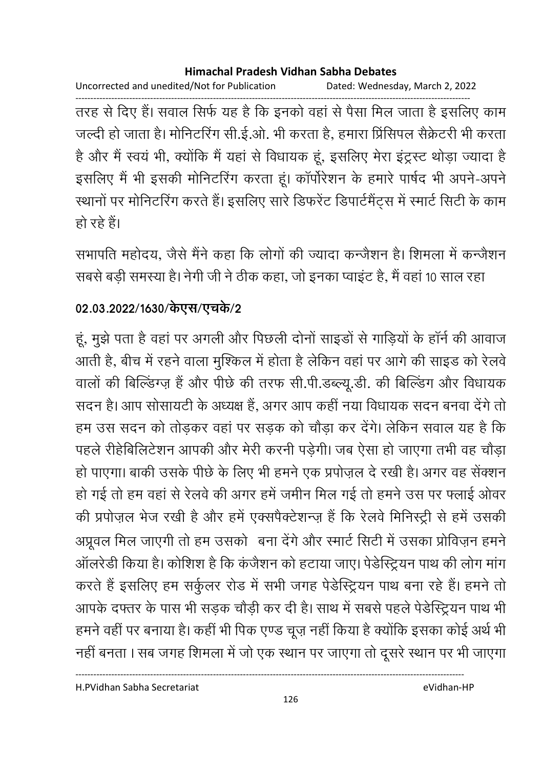तरह से दिए हैं। सवाल सिर्फ यह है कि इनको वहां से पैसा मिल जाता है इसलिए काम जल्दी हो जाता है। मोनिटरिंग सी.ई.ओ. भी करता है, हमारा प्रिंसिपल सैक्रेटरी भी करता है और मैं स्वयं भी, क्योंकि मैं यहां से विधायक हूं, इसलिए मेरा इंट्रस्ट थोड़ा ज्यादा है इसलिए मैं भी इसकी मोनिटरिंग करता हूं। कॉर्पोरेशन के हमारे पार्षद भी अपने-अपने स्थानों पर मोनिटरिंग करते हैं। इसलिए सारे डिफरेंट डिपार्टमैंट्स में स्मार्ट सिटी के काम हो रहे हैं।

सभापति महोदय, जैसे मैंने कहा कि लोगों की ज्यादा कन्जैशन है। शिमला में कन्जैशन सबसे बड़ी समस्या है। नेगी जी ने ठीक कहा, जो इनका प्वाइंट है, मैं वहां 10 साल रहा

**02.03.2022/1630/केएस/एचके/2**

हूं, मुझे पता है वहां पर अगली और पिछली दोनों साइडों से गाड़ियों के हॉर्न की आवाज आती है, बीच में रहने वाला मुश्किल में होता है लेकिन वहां पर आगे की साइड को रेलवे वालों की बिल्डिंग्ज़ हैं और पीछे की तरफ सी.पी.डब्ल्यू.डी. की बिल्डिंग और विधायक सदन है। आप सोसायटी के अध्यक्ष हैं, अगर आप कहीं नया विधायक सदन बनवा देंगे तो हम उस सदन को तोड़कर वहां पर सड़क को चौड़ा कर देंगे। लेकिन सवाल यह है कि पहले रीहेबिलिटेशन आपकी और मेरी करनी पड़ेगी। जब ऐसा हो जाएगा तभी वह चौड़ा हो पाएगा। बाकी उसके पीछे के लिए भी हमने एक प्रपोज़ल दे रखी है। अगर वह सेंक्शन हो गई तो हम वहां से रेलवे की अगर हमें जमीन मिल गई तो हमने उस पर फ्लाई ओवर की प्रपोज़ल भेज रखी है और हमें एक्सपैक्टेशन्ज़ हैं कि रेलवे मिनिस्ट्री से हमें उसकी अप्रूवल मिल जाएगी तो हम उसको बना देंगे और स्मार्ट सिटी में उसका प्रोविज़न हमने ऑलरेडी किया है। कोशिश है कि कंजैशन को हटाया जाए। पेडेस्ट्रियन पाथ की लोग मांग करते हैं इसलिए हम सर्कुलर रोड में सभी जगह पेडेस्ट्रियन पाथ बना रहे हैं। हमने तो आपके दफ्तर के पास भी सड़क चौड़ी कर दी है। साथ में सबसे पहले पेडेस्ट्रियन पाथ भी हमने वहीं पर बनाया है। कहीं भी पिक एण्ड चूज़ नहीं किया है क्योंकि इसका कोई अर्थ भी नहीं बनता । सब जगह शिमला में जो एक स्थान पर जाएगा तो दूसरे स्थान पर भी जाएगा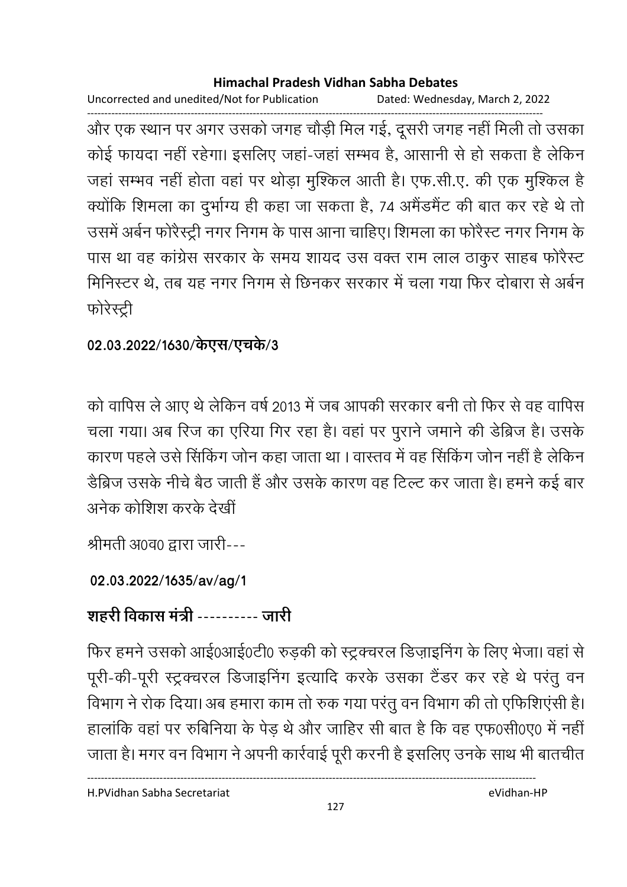और एक स्थान पर अगर उसको जगह चौड़ी मिल गई, दूसरी जगह नहीं मिली तो उसका कोई फायदा नहीं रहेगा। इसलिए जहां-जहां सम्भव है, आसानी से हो सकता है लेकिन जहां सम्भव नहीं होता वहां पर थोड़ा मुश्किल आती है। एफ.सी.ए. की एक मुश्किल है क्योंकि शिमला का दुर्भाग्य ही कहा जा सकता है, 74 अमैंडमैंट की बात कर रहे थे तो उसमें अर्बन फोरैस्ट्री नगर निगम के पास आना चाहिए। शिमला का फोरैस्ट नगर निगम के पास था वह कांग्रेस सरकार के समय शायद उस वक्त राम लाल ठाकुर साहब फोरैस्ट मिनिस्टर थे, तब यह नगर निगम से छिनकर सरकार में चला गया फिर दोबारा से अर्बन फोरेस्ट्री

**02.03.2022/1630/केएस/एचके/3**

को वापिस ले आए थे लेकिन वर्ष 2013 में जब आपकी सरकार बनी तो फिर से वह वापिस चला गया। अब रिज का एरिया गिर रहा है। वहां पर पुराने जमाने की डेब्रिज है। उसके कारण पहले उसे सिंकिंग जोन कहा जाता था। वास्तव में वह सिंकिंग जोन नहीं है लेकिन डैब्रिज उसके नीचे बैठ जाती हैं और उसके कारण वह टिल्ट कर जाता है। हमने कई बार अनेक कोशिश करके देखीं

श्रीमती अ0व0 द्वारा जारी---

**02.03.2022/1635/av/ag/1**

**शहरी विकास मंत्री ---------- जारी**

फिर हमने उसको आई0आई0टी0 रुड़की को स्ट्रक्चरल डिज़ाइनिंग के लिए भेजा। वहां से पूरी-की-पूरी स्ट्रक्चरल डिजाइनिंग इत्यादि करके उसका टैंडर कर रहे थे परंतु वन विभाग ने रोक दिया। अब हमारा काम तो रुक गया परंतु वन विभाग की तो एफिशिएंसी है। हालांकि वहां पर रुबिनिया के पेड़ थे और जाहिर सी बात है कि वह एफ0सी0ए0 में नहीं जाता है। मगर वन विभाग ने अपनी कार्रवाई पूरी करनी है इसलिए उनके साथ भी बातचीत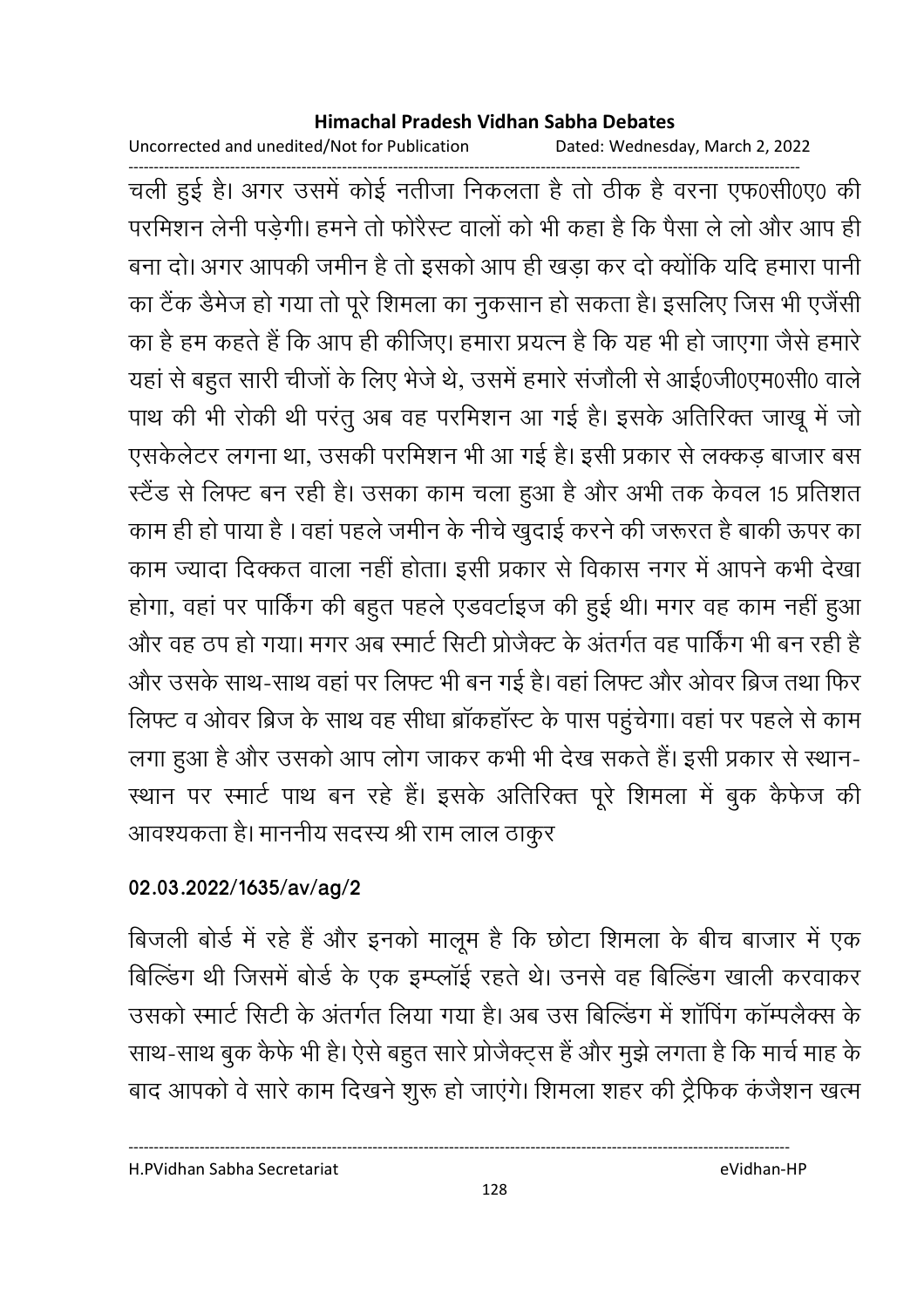चली हुई है। अगर उसमें कोई नतीजा निकलता है तो ठीक है वरना एफ0सी0ए0 की परमिशन लेनी पड़ेगी। हमने तो फोरैस्ट वालों को भी कहा है कि पैसा ले लो और आप ही बना दो। अगर आपकी जमीन है तो इसको आप ही खड़ा कर दो क्योंकि यदि हमारा पानी का टैंक डैमेज हो गया तो पूरे शिमला का नुकसान हो सकता है। इसलिए जिस भी एजेंसी का है हम कहते हैं कि आप ही कीजिए। हमारा प्रयत्न है कि यह भी हो जाएगा जैसे हमारे यहां से बहुत सारी चीजों के लिए भेजे थे, उसमें हमारे संजौली से आई0जी0एम0सी0 वाले पाथ की भी रोकी थी परंतु अब वह परमिशन आ गई है। इसके अतिरिक्त जाखू में जो एसकेलेटर लगना था, उसकी परमिशन भी आ गई है। इसी प्रकार से लक्कड़ बाजार बस स्टैंड से लिफ्ट बन रही है। उसका काम चला हुआ है और अभी तक केवल 15 प्रतिशत काम ही हो पाया है । वहां पहले जमीन के नीचे खुदाई करने की जरूरत है बाकी ऊपर का काम ज्यादा दिक्कत वाला नहीं होता। इसी प्रकार से विकास नगर में आपने कभी देखा होगा, वहां पर पार्किंग की बहुत पहले एडवर्टाइज की हुई थी। मगर वह काम नहीं हुआ और वह ठप हो गया। मगर अब स्मार्ट सिटी प्रोजैक्ट के अंतर्गत वह पार्किंग भी बन रही है और उसके साथ-साथ वहां पर लिफ्ट भी बन गई है। वहां लिफ्ट और ओवर ब्रिज तथा फिर लिफ्ट व ओवर ब्रिज के साथ वह सीधा ब्रॉकहॉस्ट के पास पहुंचेगा। वहां पर पहले से काम लगा हुआ है और उसको आप लोग जाकर कभी भी देख सकते हैं। इसी प्रकार से स्थान-स्थान पर स्मार्ट पाथ बन रहे हैं। इसके अतिरिक्त पूरे शिमला में बुक कैफेज की आवश्यकता है। माननीय सदस्य श्री राम लाल ठाकुर

**02.03.2022/1635/av/ag/2**

बिजली बोर्ड में रहे हैं और इनको मालूम है कि छोटा शिमला के बीच बाजार में एक बिल्डिंग थी जिसमें बोर्ड के एक इम्प्लॉई रहते थे। उनसे वह बिल्डिंग खाली करवाकर उसको स्मार्ट सिटी के अंतर्गत लिया गया है। अब उस बिल्डिंग में शॉपिंग कॉम्पलैक्स के साथ-साथ बुक कैफे भी है। ऐसे बहुत सारे प्रोजैक्ट्स हैं और मुझे लगता है कि मार्च माह के बाद आपको वे सारे काम दिखने शुरू हो जाएंगे। शिमला शहर की ट्रैफिक कंजैशन खत्म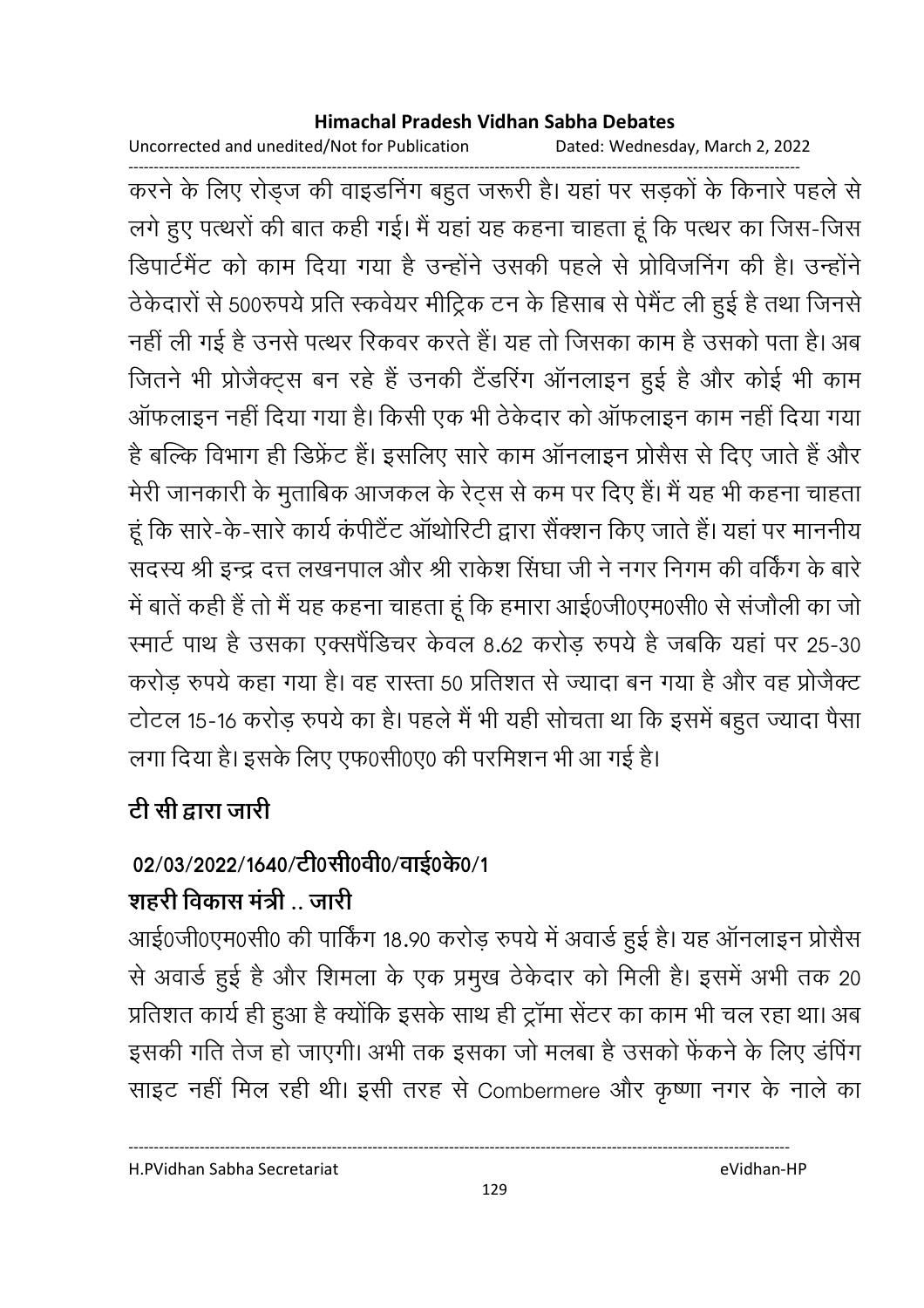करने के लिए रोड्ज की वाइडनिंग बहुत जरूरी है। यहां पर सड़कों के किनारे पहले से लगे हुए पत्थरों की बात कही गई। मैं यहां यह कहना चाहता हूं कि पत्थर का जिस-जिस डिपार्टमैंट को काम दिया गया है उन्होंने उसकी पहले से प्रोविजनिंग की है। उन्होंने ठेकेदारों से 500रुपये प्रति स्कवेयर मीट्रिक टन के हिसाब से पेमैंट ली हुई है तथा जिनसे नहीं ली गई है उनसे पत्थर रिकवर करते हैं। यह तो जिसका काम है उसको पता है। अब जितने भी प्रोजैक्ट्स बन रहे हैं उनकी टैंडरिंग ऑनलाइन हुई है और कोई भी काम ऑफलाइन नहीं दिया गया है। किसी एक भी ठेकेदार को ऑफलाइन काम नहीं दिया गया है बल्कि विभाग ही डिफ्रेंट हैं। इसलिए सारे काम ऑनलाइन प्रोसैस से दिए जाते हैं और मेरी जानकारी के मुताबिक आजकल के रेट्स से कम पर दिए हैं। मैं यह भी कहना चाहता हूं कि सारे-के-सारे कार्य कंपीटैंट ऑथोरिटी द्वारा सैंक्शन किए जाते हैं। यहां पर माननीय सदस्य श्री इन्द्र दत्त लखनपाल और श्री राकेश सिंघा जी ने नगर निगम की वर्किंग के बारे में बातें कही हैं तो मैं यह कहना चाहता हूं कि हमारा आई0जी0एम0सी0 से संजौली का जो स्मार्ट पाथ है उसका एक्सपैंडिचर केवल 8.62 करोड़ रुपये है जबकि यहां पर 25-30 करोड़ रुपये कहा गया है। वह रास्ता 50 प्रतिशत से ज्यादा बन गया है और वह प्रोजैक्ट टोटल 15-16 करोड़ रुपये का है। पहले मैं भी यही सोचता था कि इसमें बहुत ज्यादा पैसा लगा दिया है। इसके लिए एफ0सी0ए0 की परमिशन भी आ गई है।

**टी सी द्वारा जारी**

**02/03/2022/1640/टी0सी0वी0/वाई0के0/1**

**शहरी विकास मंत्री .. जारी**

आई0जी0एम0सी0 की पार्किंग 18.90 करोड़ रुपये में अवार्ड हुई है। यह ऑनलाइन प्रोसैस से अवार्ड हुई है और शिमला के एक प्रमुख ठेकेदार को मिली है। इसमें अभी तक 20 प्रतिशत कार्य ही हुआ है क्योंकि इसके साथ ही ट्रॉमा सेंटर का काम भी चल रहा था। अब इसकी गति तेज हो जाएगी। अभी तक इसका जो मलबा है उसको फेंकने के लिए डंपिंग साइट नहीं मिल रही थी। इसी तरह से Combermere और कृष्णा नगर के नाले का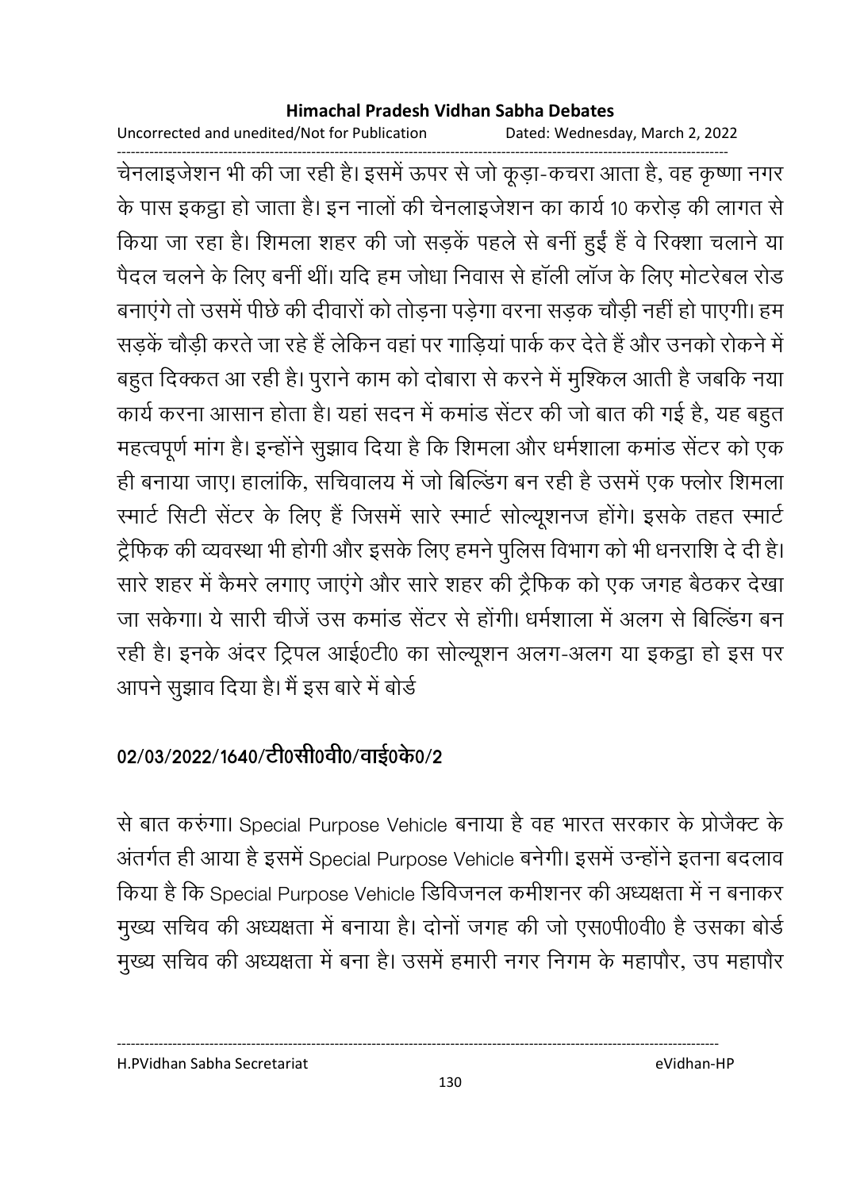चेनलाइजेशन भी की जा रही है। इसमें ऊपर से जो कूड़ा-कचरा आता है, वह कृष्णा नगर के पास इकट्ठा हो जाता है। इन नालों की चेनलाइजेशन का कार्य 10 करोड़ की लागत से किया जा रहा है। शिमला शहर की जो सड़कें पहले से बनीं हुईं हैं वे रिक्शा चलाने या पैदल चलने के लिए बनीं थीं। यदि हम जोधा निवास से हॉली लॉज के लिए मोटरेबल रोड बनाएंगे तो उसमें पीछे की दीवारों को तोड़ना पड़ेगा वरना सड़क चौड़ी नहीं हो पाएगी। हम सड़कें चौड़ी करते जा रहे हैं लेकिन वहां पर गाड़ियां पार्क कर देते हैं और उनको रोकने में बहुत दिक्कत आ रही है। पुराने काम को दोबारा से करने में मुश्किल आती है जबकि नया कार्य करना आसान होता है। यहां सदन में कमांड सेंटर की जो बात की गई है, यह बहुत महत्वपूर्ण मांग है। इन्होंने सुझाव दिया है कि शिमला और धर्मशाला कमांड सेंटर को एक ही बनाया जाए। हालांकि, सचिवालय में जो बिल्डिंग बन रही है उसमें एक फ्लोर शिमला स्मार्ट सिटी सेंटर के लिए हैं जिसमें सारे स्मार्ट सोल्यूशनज होंगे। इसके तहत स्मार्ट ट्रैफिक की व्यवस्था भी होगी और इसके लिए हमने पुलिस विभाग को भी धनराशि दे दी है। सारे शहर में कैमरे लगाए जाएंगे और सारे शहर की ट्रैफिक को एक जगह बैठकर देखा जा सकेगा। ये सारी चीजें उस कमांड सेंटर से होंगी। धर्मशाला में अलग से बिल्डिंग बन रही है। इनके अंदर ट्रिपल आई0टी0 का सोल्यूशन अलग-अलग या इकट्ठा हो इस पर आपने सुझाव दिया है। मैं इस बारे में बोर्ड

**02/03/2022/1640/टी0सी0वी0/वाई0के0/2**

से बात करुंगा। Special Purpose Vehicle बनाया है वह भारत सरकार के प्रोजैक्ट के अंतर्गत ही आया है इसमें Special Purpose Vehicle बनेगी। इसमें उन्होंने इतना बदलाव किया है कि Special Purpose Vehicle डिविजनल कमीशनर की अध्यक्षता में न बनाकर मुख्य सचिव की अध्यक्षता में बनाया है। दोनों जगह की जो एस0पी0वी0 है उसका बोर्ड मुख्य सचिव की अध्यक्षता में बना है। उसमें हमारी नगर निगम के महापौर, उप महापौर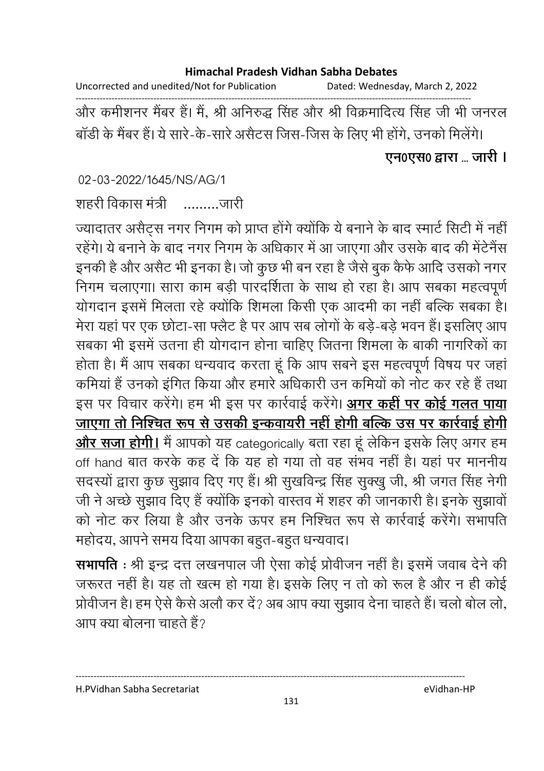और कमीशनर मैंबर हैं। मैं, श्री अनिरुद्ध सिंह और श्री विक्रमादित्य सिंह जी भी जनरल बॉडी के मैंबर हैं। ये सारे-के-सारे असैटस जिस-जिस के लिए भी होंगे, उनको मिलेंगे।

**एन0एस0 द्वारा ... जारी ।**

02-03-2022/1645/NS/AG/1

शहरी विकास मंत्री .........जारी

ज्यादातर असैट्स नगर निगम को प्राप्त होंगे क्योंकि ये बनाने के बाद स्मार्ट सिटी में नहीं रहेंगे। ये बनाने के बाद नगर निगम के अधिकार में आ जाएगा और उसके बाद की मेंटेनैंस इनकी है और असैट भी इनका है। जो कुछ भी बन रहा है जैसे बुक कैफे आदि उसको नगर निगम चलाएगा। सारा काम बड़ी पारदर्शिता के साथ हो रहा है। आप सबका महत्वपूर्ण योगदान इसमें मिलता रहे क्योंकि शिमला किसी एक आदमी का नहीं बल्कि सबका है। मेरा यहां पर एक छोटा-सा फ्लैट है पर आप सब लोगों के बड़े-बड़े भवन हैं। इसलिए आप सबका भी इसमें उतना ही योगदान होना चाहिए जितना शिमला के बाकी नागरिकों का होता है। मैं आप सबका धन्यवाद करता हूं कि आप सबने इस महत्वपूर्ण विषय पर जहां कमियां हैं उनको इंगित किया और हमारे अधिकारी उन कमियों को नोट कर रहे हैं तथा इस पर विचार करेंगे। हम भी इस पर कार्रवाई करेंगे। **<u>अगर कहीं पर कोई गलत पाया जाएगा तो निश्चित रूप से उसकी इन्कवायरी नहीं होगी बल्कि उस पर कार्रवाई होगी और सजा होगी।</u>** मैं आपको यह categorically बता रहा हूं लेकिन इसके लिए अगर हम off hand बात करके कह दें कि यह हो गया तो वह संभव नहीं है। यहां पर माननीय सदस्यों द्वारा कुछ सुझाव दिए गए हैं। श्री सुखविन्द्र सिंह सुक्खु जी, श्री जगत सिंह नेगी जी ने अच्छे सुझाव दिए हैं क्योंकि इनको वास्तव में शहर की जानकारी है। इनके सुझावों को नोट कर लिया है और उनके ऊपर हम निश्चित रूप से कार्रवाई करेंगे। सभापति महोदय, आपने समय दिया आपका बहुत-बहुत धन्यवाद।

**सभापति** : श्री इन्द्र दत्त लखनपाल जी ऐसा कोई प्रोवीजन नहीं है। इसमें जवाब देने की जरूरत नहीं है। यह तो खत्म हो गया है। इसके लिए न तो को रूल है और न ही कोई प्रोवीजन है। हम ऐसे कैसे अलौ कर दें? अब आप क्या सुझाव देना चाहते हैं। चलो बोल लो, आप क्या बोलना चाहते हैं?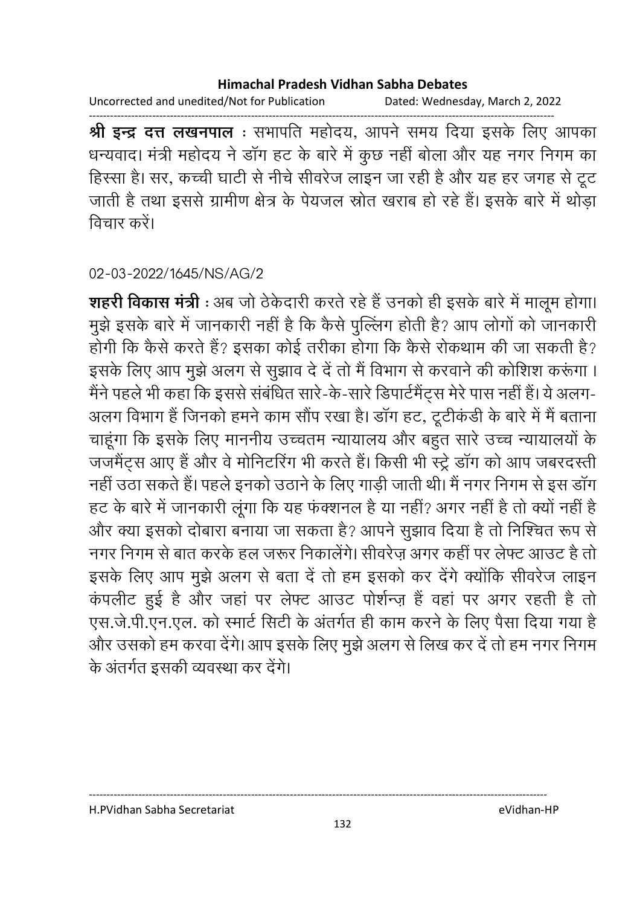**श्री इन्द्र दत्त लखनपाल** : सभापति महोदय, आपने समय दिया इसके लिए आपका धन्यवाद। मंत्री महोदय ने डॉग हट के बारे में कुछ नहीं बोला और यह नगर निगम का हिस्सा है। सर, कच्ची घाटी से नीचे सीवरेज लाइन जा रही है और यह हर जगह से टूट जाती है तथा इससे ग्रामीण क्षेत्र के पेयजल स्रोत खराब हो रहे हैं। इसके बारे में थोड़ा विचार करें।

02-03-2022/1645/NS/AG/2

**शहरी विकास मंत्री** : अब जो ठेकेदारी करते रहे हैं उनको ही इसके बारे में मालूम होगा। मुझे इसके बारे में जानकारी नहीं है कि कैसे पुल्लिंग होती है? आप लोगों को जानकारी होगी कि कैसे करते हैं? इसका कोई तरीका होगा कि कैसे रोकथाम की जा सकती है? इसके लिए आप मुझे अलग से सुझाव दे दें तो मैं विभाग से करवाने की कोशिश करूंगा। मैंने पहले भी कहा कि इससे संबंधित सारे-के-सारे डिपार्टमैंट्स मेरे पास नहीं हैं। ये अलग-अलग विभाग हैं जिनको हमने काम सौंप रखा है। डॉग हट, टूटीकंडी के बारे में मैं बताना चाहूंगा कि इसके लिए माननीय उच्चतम न्यायालय और बहुत सारे उच्च न्यायालयों के जजमैंट्स आए हैं और वे मोनिटरिंग भी करते हैं। किसी भी स्ट्रे डॉग को आप जबरदस्ती नहीं उठा सकते हैं। पहले इनको उठाने के लिए गाड़ी जाती थी। मैं नगर निगम से इस डॉग हट के बारे में जानकारी लूंगा कि यह फंक्शनल है या नहीं? अगर नहीं है तो क्यों नहीं है और क्या इसको दोबारा बनाया जा सकता है? आपने सुझाव दिया है तो निश्चित रूप से नगर निगम से बात करके हल जरूर निकालेंगे। सीवरेज़ अगर कहीं पर लेफ्ट आउट है तो इसके लिए आप मुझे अलग से बता दें तो हम इसको कर देंगे क्योंकि सीवरेज लाइन कंपलीट हुई है और जहां पर लेफ्ट आउट पोर्शन्ज़ हैं वहां पर अगर रहती है तो एस.जे.पी.एन.एल. को स्मार्ट सिटी के अंतर्गत ही काम करने के लिए पैसा दिया गया है और उसको हम करवा देंगे। आप इसके लिए मुझे अलग से लिख कर दें तो हम नगर निगम के अंतर्गत इसकी व्यवस्था कर देंगे।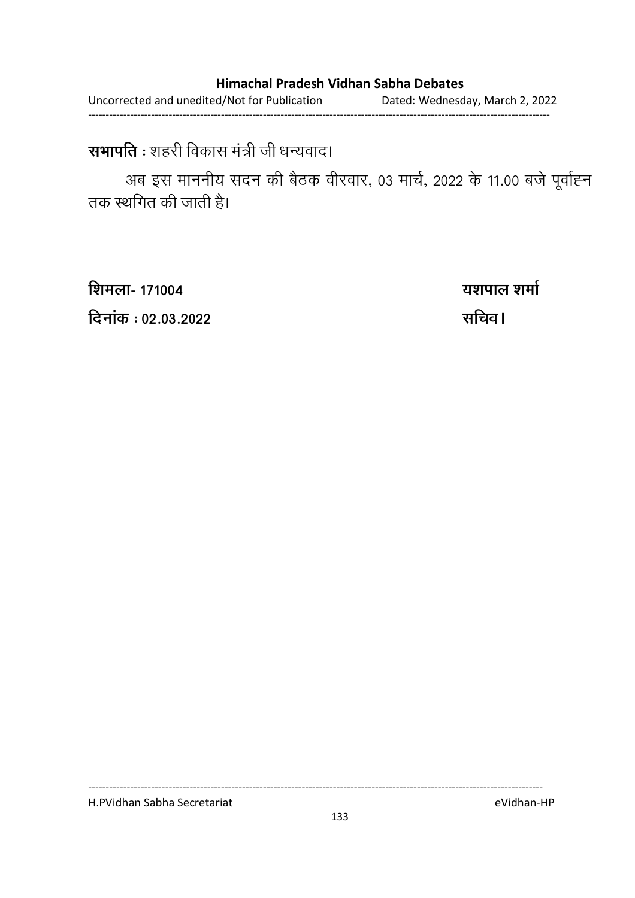**सभापति** : शहरी विकास मंत्री जी धन्यवाद।

अब इस माननीय सदन की बैठक वीरवार, 03 मार्च, 2022 के 11.00 बजे पूर्वाह्न तक स्थगित की जाती है।

**शिमला- 171004** **यशपाल शर्मा**

**दिनांक : 02.03.2022** **सचिव।**